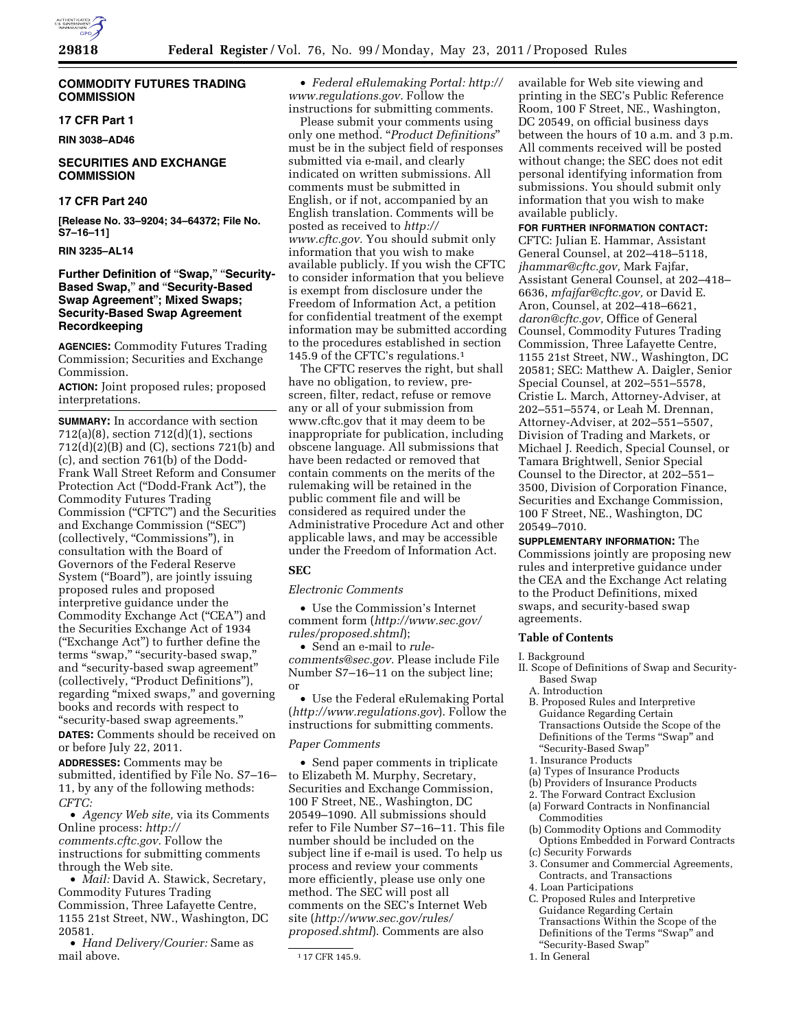# COMMODITY FUTURES TRADING COMMISSION

## 17 CFR Part 1

**RIN 3038–AD46**

# SECURITIES AND EXCHANGE COMMISSION

## 17 CFR Part 240

**[Release No. 33–9204; 34–64372; File No. S7–16–11]**

**RIN 3235–AL14**

# Further Definition of "Swap," "Security-Based Swap," and "Security-Based Swap Agreement"; Mixed Swaps; Security-Based Swap Agreement Recordkeeping

**AGENCIES:** Commodity Futures Trading Commission; Securities and Exchange Commission.

**ACTION:** Joint proposed rules; proposed interpretations.

**SUMMARY:** In accordance with section 712(a)(8), section 712(d)(1), sections 712(d)(2)(B) and (C), sections 721(b) and (c), and section 761(b) of the Dodd-Frank Wall Street Reform and Consumer Protection Act ("Dodd-Frank Act"), the Commodity Futures Trading Commission ("CFTC") and the Securities and Exchange Commission ("SEC") (collectively, "Commissions"), in consultation with the Board of Governors of the Federal Reserve System ("Board"), are jointly issuing proposed rules and proposed interpretive guidance under the Commodity Exchange Act ("CEA") and the Securities Exchange Act of 1934 ("Exchange Act") to further define the terms "swap," "security-based swap," and "security-based swap agreement" (collectively, "Product Definitions"), regarding "mixed swaps," and governing books and records with respect to "security-based swap agreements."

**DATES:** Comments should be received on or before July 22, 2011.

**ADDRESSES:** Comments may be submitted, identified by File No. S7–16–11, by any of the following methods:

*CFTC:*

- *Agency Web site,* via its Comments Online process: *http://comments.cftc.gov.* Follow the instructions for submitting comments through the Web site.
- *Mail:* David A. Stawick, Secretary, Commodity Futures Trading Commission, Three Lafayette Centre, 1155 21st Street, NW., Washington, DC 20581.
- *Hand Delivery/Courier:* Same as mail above.
- *Federal eRulemaking Portal: http://www.regulations.gov.* Follow the instructions for submitting comments.

Please submit your comments using only one method. "*Product Definitions*" must be in the subject field of responses submitted via e-mail, and clearly indicated on written submissions. All comments must be submitted in English, or if not, accompanied by an English translation. Comments will be posted as received to *http://www.cftc.gov.* You should submit only information that you wish to make available publicly. If you wish the CFTC to consider information that you believe is exempt from disclosure under the Freedom of Information Act, a petition for confidential treatment of the exempt information may be submitted according to the procedures established in section 145.9 of the CFTC's regulations.[1]

The CFTC reserves the right, but shall have no obligation, to review, pre-screen, filter, redact, refuse or remove any or all of your submission from www.cftc.gov that it may deem to be inappropriate for publication, including obscene language. All submissions that have been redacted or removed that contain comments on the merits of the rulemaking will be retained in the public comment file and will be considered as required under the Administrative Procedure Act and other applicable laws, and may be accessible under the Freedom of Information Act.

### SEC

*Electronic Comments*

- Use the Commission's Internet comment form (*http://www.sec.gov/rules/proposed.shtml*);
- Send an e-mail to *rule-comments@sec.gov.* Please include File Number S7–16–11 on the subject line; or
- Use the Federal eRulemaking Portal (*http://www.regulations.gov*). Follow the instructions for submitting comments.

*Paper Comments*

- Send paper comments in triplicate to Elizabeth M. Murphy, Secretary, Securities and Exchange Commission, 100 F Street, NE., Washington, DC 20549–1090. All submissions should refer to File Number S7–16–11. This file number should be included on the subject line if e-mail is used. To help us process and review your comments more efficiently, please use only one method. The SEC will post all comments on the SEC's Internet Web site (*http://www.sec.gov/rules/proposed.shtml*). Comments are also available for Web site viewing and printing in the SEC's Public Reference Room, 100 F Street, NE., Washington, DC 20549, on official business days between the hours of 10 a.m. and 3 p.m. All comments received will be posted without change; the SEC does not edit personal identifying information from submissions. You should submit only information that you wish to make available publicly.

**FOR FURTHER INFORMATION CONTACT:** CFTC: Julian E. Hammar, Assistant General Counsel, at 202–418–5118, *jhammar@cftc.gov,* Mark Fajfar, Assistant General Counsel, at 202–418–6636, *mfajfar@cftc.gov,* or David E. Aron, Counsel, at 202–418–6621, *daron@cftc.gov,* Office of General Counsel, Commodity Futures Trading Commission, Three Lafayette Centre, 1155 21st Street, NW., Washington, DC 20581; SEC: Matthew A. Daigler, Senior Special Counsel, at 202–551–5578, Cristie L. March, Attorney-Adviser, at 202–551–5574, or Leah M. Drennan, Attorney-Adviser, at 202–551–5507, Division of Trading and Markets, or Michael J. Reedich, Special Counsel, or Tamara Brightwell, Senior Special Counsel to the Director, at 202–551–3500, Division of Corporation Finance, Securities and Exchange Commission, 100 F Street, NE., Washington, DC 20549–7010.

**SUPPLEMENTARY INFORMATION:** The Commissions jointly are proposing new rules and interpretive guidance under the CEA and the Exchange Act relating to the Product Definitions, mixed swaps, and security-based swap agreements.

### Table of Contents

I. Background
II. Scope of Definitions of Swap and Security-Based Swap
  A. Introduction
  B. Proposed Rules and Interpretive Guidance Regarding Certain Transactions Outside the Scope of the Definitions of the Terms "Swap" and "Security-Based Swap"
  1. Insurance Products
  (a) Types of Insurance Products
  (b) Providers of Insurance Products
  2. The Forward Contract Exclusion
  (a) Forward Contracts in Nonfinancial Commodities
  (b) Commodity Options and Commodity Options Embedded in Forward Contracts
  (c) Security Forwards
  3. Consumer and Commercial Agreements, Contracts, and Transactions
  4. Loan Participations
  C. Proposed Rules and Interpretive Guidance Regarding Certain Transactions Within the Scope of the Definitions of the Terms "Swap" and "Security-Based Swap"
  1. In General

[1] 17 CFR 145.9.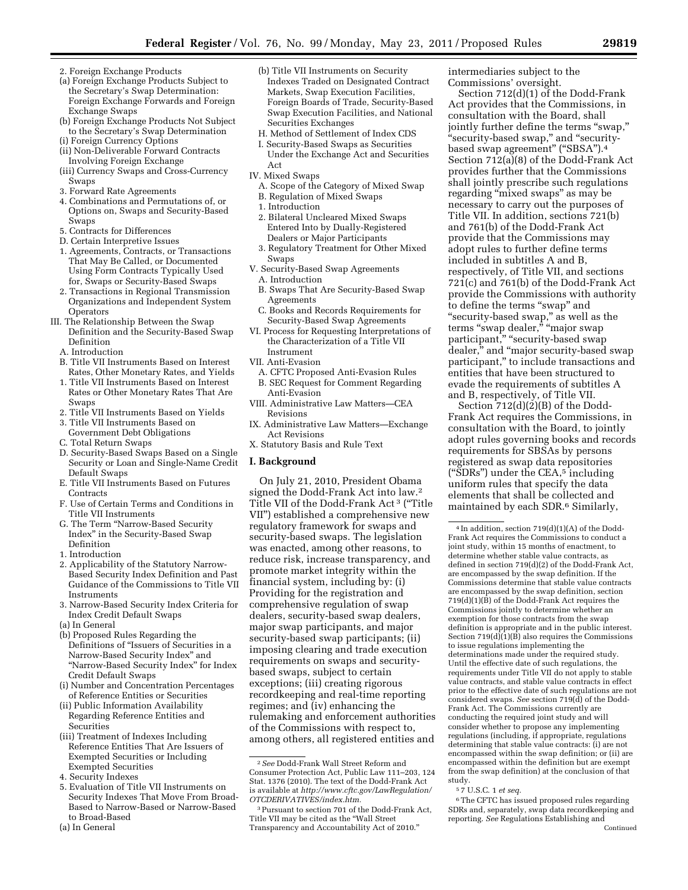2. Foreign Exchange Products
(a) Foreign Exchange Products Subject to the Secretary's Swap Determination: Foreign Exchange Forwards and Foreign Exchange Swaps
(b) Foreign Exchange Products Not Subject to the Secretary's Swap Determination
(i) Foreign Currency Options
(ii) Non-Deliverable Forward Contracts Involving Foreign Exchange
(iii) Currency Swaps and Cross-Currency Swaps
3. Forward Rate Agreements
4. Combinations and Permutations of, or Options on, Swaps and Security-Based Swaps
5. Contracts for Differences
D. Certain Interpretive Issues
1. Agreements, Contracts, or Transactions That May Be Called, or Documented Using Form Contracts Typically Used for, Swaps or Security-Based Swaps
2. Transactions in Regional Transmission Organizations and Independent System Operators
III. The Relationship Between the Swap Definition and the Security-Based Swap Definition
A. Introduction
B. Title VII Instruments Based on Interest Rates, Other Monetary Rates, and Yields
1. Title VII Instruments Based on Interest Rates or Other Monetary Rates That Are Swaps
2. Title VII Instruments Based on Yields
3. Title VII Instruments Based on Government Debt Obligations
C. Total Return Swaps
D. Security-Based Swaps Based on a Single Security or Loan and Single-Name Credit Default Swaps
E. Title VII Instruments Based on Futures Contracts
F. Use of Certain Terms and Conditions in Title VII Instruments
G. The Term "Narrow-Based Security Index" in the Security-Based Swap Definition
1. Introduction
2. Applicability of the Statutory Narrow-Based Security Index Definition and Past Guidance of the Commissions to Title VII Instruments
3. Narrow-Based Security Index Criteria for Index Credit Default Swaps
(a) In General
(b) Proposed Rules Regarding the Definitions of "Issuers of Securities in a Narrow-Based Security Index" and "Narrow-Based Security Index" for Index Credit Default Swaps
(i) Number and Concentration Percentages of Reference Entities or Securities
(ii) Public Information Availability Regarding Reference Entities and Securities
(iii) Treatment of Indexes Including Reference Entities That Are Issuers of Exempted Securities or Including Exempted Securities
4. Security Indexes
5. Evaluation of Title VII Instruments on Security Indexes That Move From Broad-Based to Narrow-Based or Narrow-Based to Broad-Based
(a) In General
(b) Title VII Instruments on Security Indexes Traded on Designated Contract Markets, Swap Execution Facilities, Foreign Boards of Trade, Security-Based Swap Execution Facilities, and National Securities Exchanges
H. Method of Settlement of Index CDS
I. Security-Based Swaps as Securities Under the Exchange Act and Securities Act
IV. Mixed Swaps
A. Scope of the Category of Mixed Swap
B. Regulation of Mixed Swaps
1. Introduction
2. Bilateral Uncleared Mixed Swaps Entered Into by Dually-Registered Dealers or Major Participants
3. Regulatory Treatment for Other Mixed Swaps
V. Security-Based Swap Agreements
A. Introduction
B. Swaps That Are Security-Based Swap Agreements
C. Books and Records Requirements for Security-Based Swap Agreements
VI. Process for Requesting Interpretations of the Characterization of a Title VII Instrument
VII. Anti-Evasion
A. CFTC Proposed Anti-Evasion Rules
B. SEC Request for Comment Regarding Anti-Evasion
VIII. Administrative Law Matters—CEA Revisions
IX. Administrative Law Matters—Exchange Act Revisions
X. Statutory Basis and Rule Text

## I. Background

On July 21, 2010, President Obama signed the Dodd-Frank Act into law.[2] Title VII of the Dodd-Frank Act [3] ("Title VII") established a comprehensive new regulatory framework for swaps and security-based swaps. The legislation was enacted, among other reasons, to reduce risk, increase transparency, and promote market integrity within the financial system, including by: (i) Providing for the registration and comprehensive regulation of swap dealers, security-based swap dealers, major swap participants, and major security-based swap participants; (ii) imposing clearing and trade execution requirements on swaps and security-based swaps, subject to certain exceptions; (iii) creating rigorous recordkeeping and real-time reporting regimes; and (iv) enhancing the rulemaking and enforcement authorities of the Commissions with respect to, among others, all registered entities and intermediaries subject to the Commissions' oversight.

Section 712(d)(1) of the Dodd-Frank Act provides that the Commissions, in consultation with the Board, shall jointly further define the terms "swap," "security-based swap," and "security-based swap agreement" ("SBSA").[4] Section 712(a)(8) of the Dodd-Frank Act provides further that the Commissions shall jointly prescribe such regulations regarding "mixed swaps" as may be necessary to carry out the purposes of Title VII. In addition, sections 721(b) and 761(b) of the Dodd-Frank Act provide that the Commissions may adopt rules to further define terms included in subtitles A and B, respectively, of Title VII, and sections 721(c) and 761(b) of the Dodd-Frank Act provide the Commissions with authority to define the terms "swap" and "security-based swap," as well as the terms "swap dealer," "major swap participant," "security-based swap dealer," and "major security-based swap participant," to include transactions and entities that have been structured to evade the requirements of subtitles A and B, respectively, of Title VII.

Section 712(d)(2)(B) of the Dodd-Frank Act requires the Commissions, in consultation with the Board, to jointly adopt rules governing books and records requirements for SBSAs by persons registered as swap data repositories ("SDRs") under the CEA,[5] including uniform rules that specify the data elements that shall be collected and maintained by each SDR.[6] Similarly,

---

[2] *See* Dodd-Frank Wall Street Reform and Consumer Protection Act, Public Law 111–203, 124 Stat. 1376 (2010). The text of the Dodd-Frank Act is available at *http://www.cftc.gov/LawRegulation/OTCDERIVATIVES/index.htm.*

[3] Pursuant to section 701 of the Dodd-Frank Act, Title VII may be cited as the "Wall Street Transparency and Accountability Act of 2010."

[4] In addition, section 719(d)(1)(A) of the Dodd-Frank Act requires the Commissions to conduct a joint study, within 15 months of enactment, to determine whether stable value contracts, as defined in section 719(d)(2) of the Dodd-Frank Act, are encompassed by the swap definition. If the Commissions determine that stable value contracts are encompassed by the swap definition, section 719(d)(1)(B) of the Dodd-Frank Act requires the Commissions jointly to determine whether an exemption for those contracts from the swap definition is appropriate and in the public interest. Section 719(d)(1)(B) also requires the Commissions to issue regulations implementing the determinations made under the required study. Until the effective date of such regulations, the requirements under Title VII do not apply to stable value contracts, and stable value contracts in effect prior to the effective date of such regulations are not considered swaps. *See* section 719(d) of the Dodd-Frank Act. The Commissions currently are conducting the required joint study and will consider whether to propose any implementing regulations (including, if appropriate, regulations determining that stable value contracts: (i) are not encompassed within the swap definition; or (ii) are encompassed within the definition but are exempt from the swap definition) at the conclusion of that study.

[5] 7 U.S.C. 1 *et seq.*

[6] The CFTC has issued proposed rules regarding SDRs and, separately, swap data recordkeeping and reporting. *See* Regulations Establishing and

Continued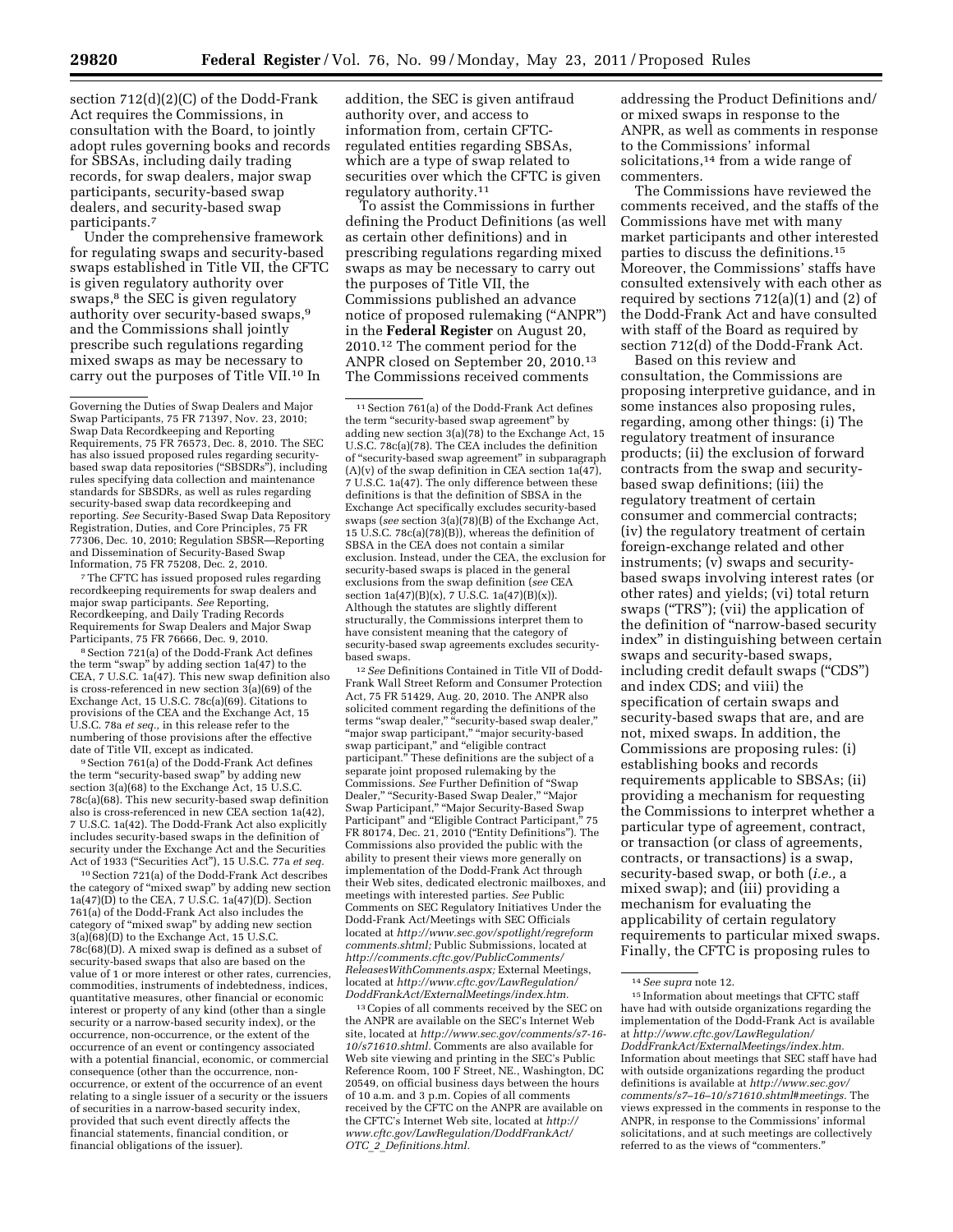section 712(d)(2)(C) of the Dodd-Frank Act requires the Commissions, in consultation with the Board, to jointly adopt rules governing books and records for SBSAs, including daily trading records, for swap dealers, major swap participants, security-based swap dealers, and security-based swap participants.[7]

Under the comprehensive framework for regulating swaps and security-based swaps established in Title VII, the CFTC is given regulatory authority over swaps,[8] the SEC is given regulatory authority over security-based swaps,[9] and the Commissions shall jointly prescribe such regulations regarding mixed swaps as may be necessary to carry out the purposes of Title VII.[10] In addition, the SEC is given antifraud authority over, and access to information from, certain CFTC-regulated entities regarding SBSAs, which are a type of swap related to securities over which the CFTC is given regulatory authority.[11]

To assist the Commissions in further defining the Product Definitions (as well as certain other definitions) and in prescribing regulations regarding mixed swaps as may be necessary to carry out the purposes of Title VII, the Commissions published an advance notice of proposed rulemaking ("ANPR") in the **Federal Register** on August 20, 2010.[12] The comment period for the ANPR closed on September 20, 2010.[13] The Commissions received comments addressing the Product Definitions and/or mixed swaps in response to the ANPR, as well as comments in response to the Commissions' informal solicitations,[14] from a wide range of commenters.

The Commissions have reviewed the comments received, and the staffs of the Commissions have met with many market participants and other interested parties to discuss the definitions.[15] Moreover, the Commissions' staffs have consulted extensively with each other as required by sections 712(a)(1) and (2) of the Dodd-Frank Act and have consulted with staff of the Board as required by section 712(d) of the Dodd-Frank Act.

Based on this review and consultation, the Commissions are proposing interpretive guidance, and in some instances also proposing rules, regarding, among other things: (i) The regulatory treatment of insurance products; (ii) the exclusion of forward contracts from the swap and security-based swap definitions; (iii) the regulatory treatment of certain consumer and commercial contracts; (iv) the regulatory treatment of certain foreign-exchange related and other instruments; (v) swaps and security-based swaps involving interest rates (or other rates) and yields; (vi) total return swaps ("TRS"); (vii) the application of the definition of "narrow-based security index" in distinguishing between certain swaps and security-based swaps, including credit default swaps ("CDS") and index CDS; and viii) the specification of certain swaps and security-based swaps that are, and are not, mixed swaps. In addition, the Commissions are proposing rules: (i) establishing books and records requirements applicable to SBSAs; (ii) providing a mechanism for requesting the Commissions to interpret whether a particular type of agreement, contract, or transaction (or class of agreements, contracts, or transactions) is a swap, security-based swap, or both (*i.e.,* a mixed swap); and (iii) providing a mechanism for evaluating the applicability of certain regulatory requirements to particular mixed swaps. Finally, the CFTC is proposing rules to

---

Governing the Duties of Swap Dealers and Major Swap Participants, 75 FR 71397, Nov. 23, 2010; Swap Data Recordkeeping and Reporting Requirements, 75 FR 76573, Dec. 8, 2010. The SEC has also issued proposed rules regarding security-based swap data repositories ("SBSDRs"), including rules specifying data collection and maintenance standards for SBSDRs, as well as rules regarding security-based swap data recordkeeping and reporting. *See* Security-Based Swap Data Repository Registration, Duties, and Core Principles, 75 FR 77306, Dec. 10, 2010; Regulation SBSR—Reporting and Dissemination of Security-Based Swap Information, 75 FR 75208, Dec. 2, 2010.

[7] The CFTC has issued proposed rules regarding recordkeeping requirements for swap dealers and major swap participants. *See* Reporting, Recordkeeping, and Daily Trading Records Requirements for Swap Dealers and Major Swap Participants, 75 FR 76666, Dec. 9, 2010.

[8] Section 721(a) of the Dodd-Frank Act defines the term "swap" by adding section 1a(47) to the CEA, 7 U.S.C. 1a(47). This new swap definition also is cross-referenced in new section 3(a)(69) of the Exchange Act, 15 U.S.C. 78c(a)(69). Citations to provisions of the CEA and the Exchange Act, 15 U.S.C. 78a *et seq.,* in this release refer to the numbering of those provisions after the effective date of Title VII, except as indicated.

[9] Section 761(a) of the Dodd-Frank Act defines the term "security-based swap" by adding new section 3(a)(68) to the Exchange Act, 15 U.S.C. 78c(a)(68). This new security-based swap definition also is cross-referenced in new CEA section 1a(42), 7 U.S.C. 1a(42). The Dodd-Frank Act also explicitly includes security-based swaps in the definition of security under the Exchange Act and the Securities Act of 1933 ("Securities Act"), 15 U.S.C. 77a *et seq.*

[10] Section 721(a) of the Dodd-Frank Act describes the category of "mixed swap" by adding new section 1a(47)(D) to the CEA, 7 U.S.C. 1a(47)(D). Section 761(a) of the Dodd-Frank Act also includes the category of "mixed swap" by adding new section 3(a)(68)(D) to the Exchange Act, 15 U.S.C. 78c(68)(D). A mixed swap is defined as a subset of security-based swaps that also are based on the value of 1 or more interest or other rates, currencies, commodities, instruments of indebtedness, indices, quantitative measures, other financial or economic interest or property of any kind (other than a single security or a narrow-based security index), or the occurrence, non-occurrence, or the extent of the occurrence of an event or contingency associated with a potential financial, economic, or commercial consequence (other than the occurrence, non-occurrence, or extent of the occurrence of an event relating to a single issuer of a security or the issuers of securities in a narrow-based security index, provided that such event directly affects the financial statements, financial condition, or financial obligations of the issuer).

[11] Section 761(a) of the Dodd-Frank Act defines the term "security-based swap agreement" by adding new section 3(a)(78) to the Exchange Act, 15 U.S.C. 78c(a)(78). The CEA includes the definition of "security-based swap agreement" in subparagraph (A)(v) of the swap definition in CEA section 1a(47), 7 U.S.C. 1a(47). The only difference between these definitions is that the definition of SBSA in the Exchange Act specifically excludes security-based swaps (*see* section 3(a)(78)(B) of the Exchange Act, 15 U.S.C. 78c(a)(78)(B)), whereas the definition of SBSA in the CEA does not contain a similar exclusion. Instead, under the CEA, the exclusion for security-based swaps is placed in the general exclusions from the swap definition (*see* CEA section 1a(47)(B)(x), 7 U.S.C. 1a(47)(B)(x)). Although the statutes are slightly different structurally, the Commissions interpret them to have consistent meaning that the category of security-based swap agreements excludes security-based swaps.

[12] *See* Definitions Contained in Title VII of Dodd-Frank Wall Street Reform and Consumer Protection Act, 75 FR 51429, Aug. 20, 2010. The ANPR also solicited comment regarding the definitions of the terms "swap dealer," "security-based swap dealer," "major swap participant," "major security-based swap participant," and "eligible contract participant." These definitions are the subject of a separate joint proposed rulemaking by the Commissions. *See* Further Definition of "Swap Dealer," "Security-Based Swap Dealer," "Major Swap Participant," "Major Security-Based Swap Participant" and "Eligible Contract Participant," 75 FR 80174, Dec. 21, 2010 ("Entity Definitions"). The Commissions also provided the public with the ability to present their views more generally on implementation of the Dodd-Frank Act through their Web sites, dedicated electronic mailboxes, and meetings with interested parties. *See* Public Comments on SEC Regulatory Initiatives Under the Dodd-Frank Act/Meetings with SEC Officials located at *http://www.sec.gov/spotlight/regreform comments.shtml;* Public Submissions, located at *http://comments.cftc.gov/PublicComments/ReleasesWithComments.aspx;* External Meetings, located at *http://www.cftc.gov/LawRegulation/DoddFrankAct/ExternalMeetings/index.htm.*

[13] Copies of all comments received by the SEC on the ANPR are available on the SEC's Internet Web site, located at *http://www.sec.gov/comments/s7-16-10/s71610.shtml.* Comments are also available for Web site viewing and printing in the SEC's Public Reference Room, 100 F Street, NE., Washington, DC 20549, on official business days between the hours of 10 a.m. and 3 p.m. Copies of all comments received by the CFTC on the ANPR are available on the CFTC's Internet Web site, located at *http://www.cftc.gov/LawRegulation/DoddFrankAct/OTC_2_Definitions.html.*

[14] *See supra* note 12.

[15] Information about meetings that CFTC staff have had with outside organizations regarding the implementation of the Dodd-Frank Act is available at *http://www.cftc.gov/LawRegulation/DoddFrankAct/ExternalMeetings/index.htm.* Information about meetings that SEC staff have had with outside organizations regarding the product definitions is available at *http://www.sec.gov/comments/s7–16–10/s71610.shtml#meetings.* The views expressed in the comments in response to the ANPR, in response to the Commissions' informal solicitations, and at such meetings are collectively referred to as the views of "commenters."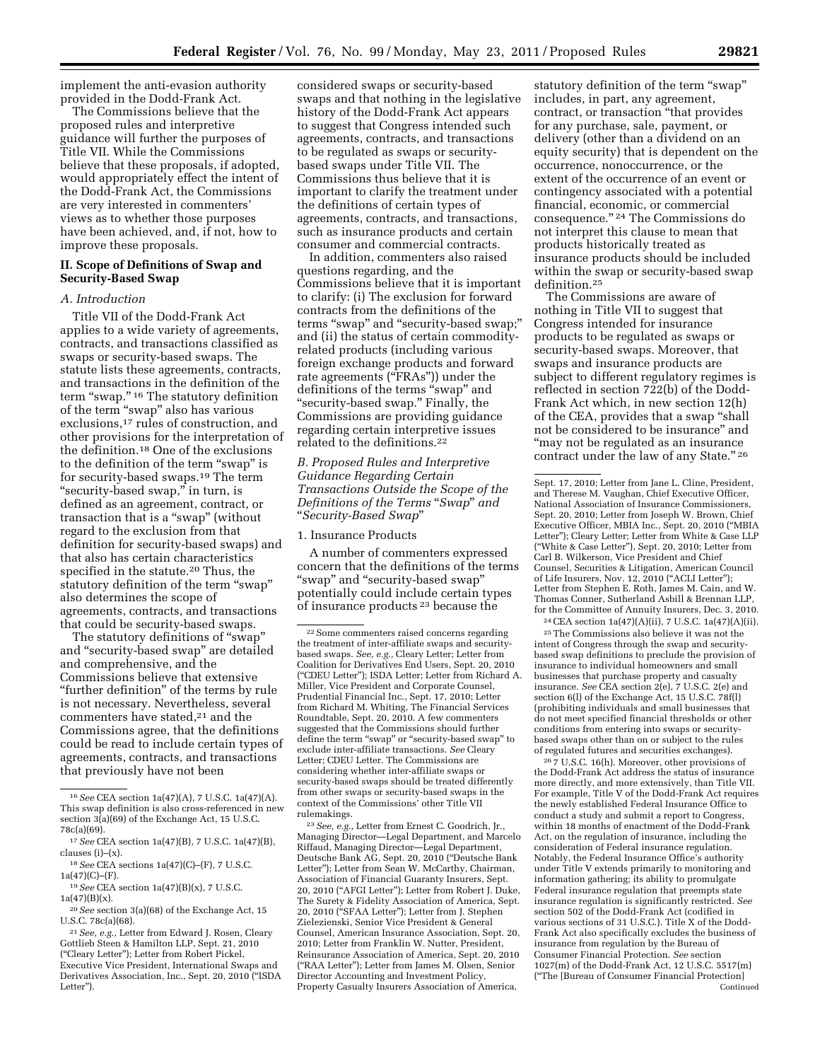implement the anti-evasion authority provided in the Dodd-Frank Act.

The Commissions believe that the proposed rules and interpretive guidance will further the purposes of Title VII. While the Commissions believe that these proposals, if adopted, would appropriately effect the intent of the Dodd-Frank Act, the Commissions are very interested in commenters' views as to whether those purposes have been achieved, and, if not, how to improve these proposals.

## II. Scope of Definitions of Swap and Security-Based Swap

### A. Introduction

Title VII of the Dodd-Frank Act applies to a wide variety of agreements, contracts, and transactions classified as swaps or security-based swaps. The statute lists these agreements, contracts, and transactions in the definition of the term "swap." [16] The statutory definition of the term "swap" also has various exclusions,[17] rules of construction, and other provisions for the interpretation of the definition.[18] One of the exclusions to the definition of the term "swap" is for security-based swaps.[19] The term "security-based swap," in turn, is defined as an agreement, contract, or transaction that is a "swap" (without regard to the exclusion from that definition for security-based swaps) and that also has certain characteristics specified in the statute.[20] Thus, the statutory definition of the term "swap" also determines the scope of agreements, contracts, and transactions that could be security-based swaps.

The statutory definitions of "swap" and "security-based swap" are detailed and comprehensive, and the Commissions believe that extensive "further definition" of the terms by rule is not necessary. Nevertheless, several commenters have stated,[21] and the Commissions agree, that the definitions could be read to include certain types of agreements, contracts, and transactions that previously have not been considered swaps or security-based swaps and that nothing in the legislative history of the Dodd-Frank Act appears to suggest that Congress intended such agreements, contracts, and transactions to be regulated as swaps or security-based swaps under Title VII. The Commissions thus believe that it is important to clarify the treatment under the definitions of certain types of agreements, contracts, and transactions, such as insurance products and certain consumer and commercial contracts.

In addition, commenters also raised questions regarding, and the Commissions believe that it is important to clarify: (i) The exclusion for forward contracts from the definitions of the terms "swap" and "security-based swap;" and (ii) the status of certain commodity-related products (including various foreign exchange products and forward rate agreements ("FRAs")) under the definitions of the terms "swap" and "security-based swap." Finally, the Commissions are providing guidance regarding certain interpretive issues related to the definitions.[22]

### B. Proposed Rules and Interpretive Guidance Regarding Certain Transactions Outside the Scope of the Definitions of the Terms "*Swap*" and "*Security-Based Swap*"

#### 1. Insurance Products

A number of commenters expressed concern that the definitions of the terms "swap" and "security-based swap" potentially could include certain types of insurance products [23] because the statutory definition of the term "swap" includes, in part, any agreement, contract, or transaction "that provides for any purchase, sale, payment, or delivery (other than a dividend on an equity security) that is dependent on the occurrence, nonoccurrence, or the extent of the occurrence of an event or contingency associated with a potential financial, economic, or commercial consequence." [24] The Commissions do not interpret this clause to mean that products historically treated as insurance products should be included within the swap or security-based swap definition.[25]

The Commissions are aware of nothing in Title VII to suggest that Congress intended for insurance products to be regulated as swaps or security-based swaps. Moreover, that swaps and insurance products are subject to different regulatory regimes is reflected in section 722(b) of the Dodd-Frank Act which, in new section 12(h) of the CEA, provides that a swap "shall not be considered to be insurance" and "may not be regulated as an insurance contract under the law of any State." [26]

---

[16] *See* CEA section 1a(47)(A), 7 U.S.C. 1a(47)(A). This swap definition is also cross-referenced in new section 3(a)(69) of the Exchange Act, 15 U.S.C. 78c(a)(69).

[17] *See* CEA section 1a(47)(B), 7 U.S.C. 1a(47)(B), clauses (i)–(x).

[18] *See* CEA sections 1a(47)(C)–(F), 7 U.S.C. 1a(47)(C)–(F).

[19] *See* CEA section 1a(47)(B)(x), 7 U.S.C. 1a(47)(B)(x).

[20] *See* section 3(a)(68) of the Exchange Act, 15 U.S.C. 78c(a)(68).

[21] *See, e.g.,* Letter from Edward J. Rosen, Cleary Gottlieb Steen & Hamilton LLP, Sept. 21, 2010 ("Cleary Letter"); Letter from Robert Pickel, Executive Vice President, International Swaps and Derivatives Association, Inc., Sept. 20, 2010 ("ISDA Letter").

[22] Some commenters raised concerns regarding the treatment of inter-affiliate swaps and security-based swaps. *See, e.g.,* Cleary Letter; Letter from Coalition for Derivatives End Users, Sept. 20, 2010 ("CDEU Letter"); ISDA Letter; Letter from Richard A. Miller, Vice President and Corporate Counsel, Prudential Financial Inc., Sept. 17, 2010; Letter from Richard M. Whiting, The Financial Services Roundtable, Sept. 20, 2010. A few commenters suggested that the Commissions should further define the term "swap" or "security-based swap" to exclude inter-affiliate transactions. *See* Cleary Letter; CDEU Letter. The Commissions are considering whether inter-affiliate swaps or security-based swaps should be treated differently from other swaps or security-based swaps in the context of the Commissions' other Title VII rulemakings.

[23] *See, e.g.,* Letter from Ernest C. Goodrich, Jr., Managing Director—Legal Department, and Marcelo Riffaud, Managing Director—Legal Department, Deutsche Bank AG, Sept. 20, 2010 ("Deutsche Bank Letter"); Letter from Sean W. McCarthy, Chairman, Association of Financial Guaranty Insurers, Sept. 20, 2010 ("AFGI Letter"); Letter from Robert J. Duke, The Surety & Fidelity Association of America, Sept. 20, 2010 ("SFAA Letter"); Letter from J. Stephen Zielezienski, Senior Vice President & General Counsel, American Insurance Association, Sept. 20, 2010; Letter from Franklin W. Nutter, President, Reinsurance Association of America, Sept. 20, 2010 ("RAA Letter"); Letter from James M. Olsen, Senior Director Accounting and Investment Policy, Property Casualty Insurers Association of America, Sept. 17, 2010; Letter from Jane L. Cline, President, and Therese M. Vaughan, Chief Executive Officer, National Association of Insurance Commissioners, Sept. 20, 2010; Letter from Joseph W. Brown, Chief Executive Officer, MBIA Inc., Sept. 20, 2010 ("MBIA Letter"); Cleary Letter; Letter from White & Case LLP ("White & Case Letter"), Sept. 20, 2010; Letter from Carl B. Wilkerson, Vice President and Chief Counsel, Securities & Litigation, American Council of Life Insurers, Nov. 12, 2010 ("ACLI Letter"); Letter from Stephen E. Roth, James M. Cain, and W. Thomas Conner, Sutherland Asbill & Brennan LLP, for the Committee of Annuity Insurers, Dec. 3, 2010.

[24] CEA section 1a(47)(A)(ii), 7 U.S.C. 1a(47)(A)(ii).

[25] The Commissions also believe it was not the intent of Congress through the swap and security-based swap definitions to preclude the provision of insurance to individual homeowners and small businesses that purchase property and casualty insurance. *See* CEA section 2(e), 7 U.S.C. 2(e) and section 6(l) of the Exchange Act, 15 U.S.C. 78f(l) (prohibiting individuals and small businesses that do not meet specified financial thresholds or other conditions from entering into swaps or security-based swaps other than on or subject to the rules of regulated futures and securities exchanges).

[26] 7 U.S.C. 16(h). Moreover, other provisions of the Dodd-Frank Act address the status of insurance more directly, and more extensively, than Title VII. For example, Title V of the Dodd-Frank Act requires the newly established Federal Insurance Office to conduct a study and submit a report to Congress, within 18 months of enactment of the Dodd-Frank Act, on the regulation of insurance, including the consideration of Federal insurance regulation. Notably, the Federal Insurance Office's authority under Title V extends primarily to monitoring and information gathering; its ability to promulgate Federal insurance regulation that preempts state insurance regulation is significantly restricted. *See* section 502 of the Dodd-Frank Act (codified in various sections of 31 U.S.C.). Title X of the Dodd-Frank Act also specifically excludes the business of insurance from regulation by the Bureau of Consumer Financial Protection. *See* section 1027(m) of the Dodd-Frank Act, 12 U.S.C. 5517(m) ("The [Bureau of Consumer Financial Protection] Continued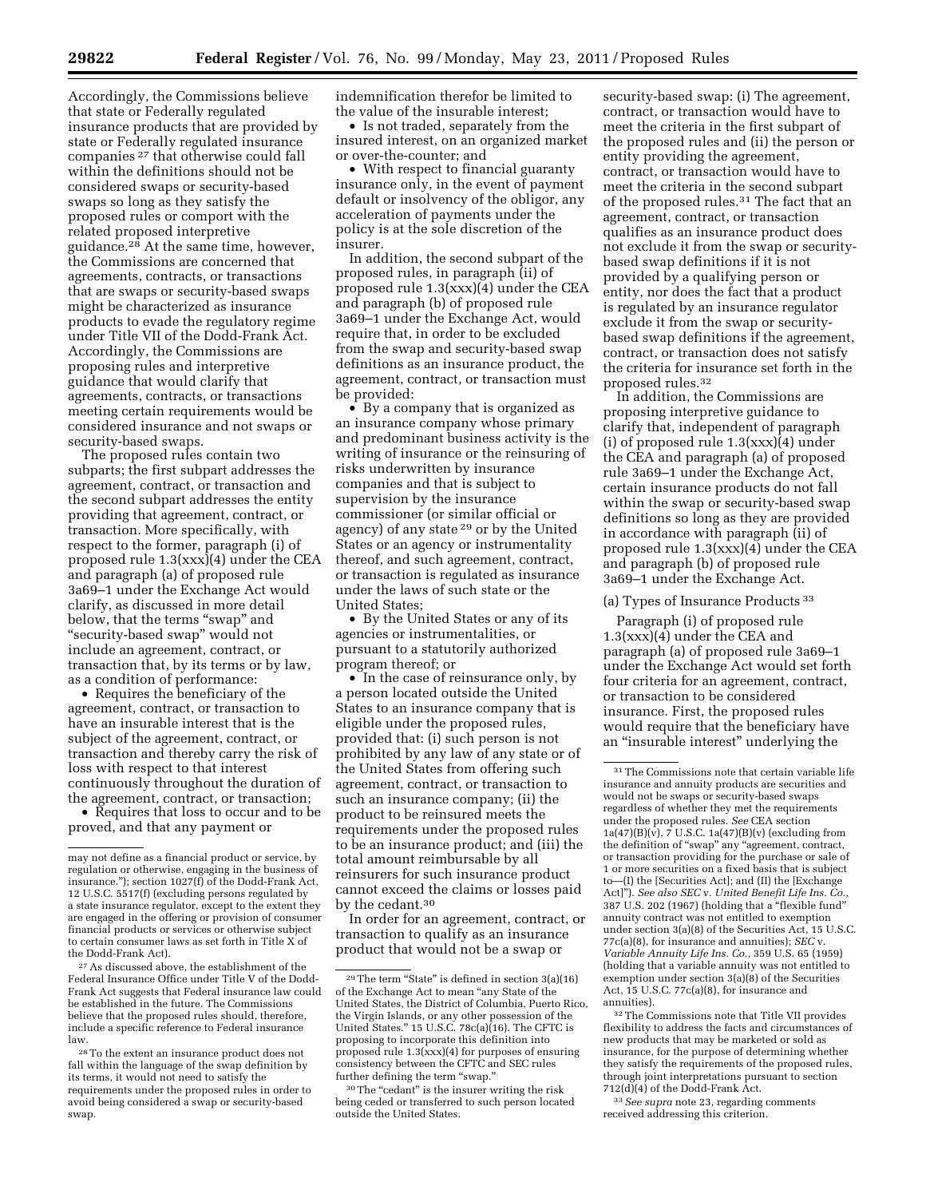Accordingly, the Commissions believe that state or Federally regulated insurance products that are provided by state or Federally regulated insurance companies [27] that otherwise could fall within the definitions should not be considered swaps or security-based swaps so long as they satisfy the proposed rules or comport with the related proposed interpretive guidance.[28] At the same time, however, the Commissions are concerned that agreements, contracts, or transactions that are swaps or security-based swaps might be characterized as insurance products to evade the regulatory regime under Title VII of the Dodd-Frank Act. Accordingly, the Commissions are proposing rules and interpretive guidance that would clarify that agreements, contracts, or transactions meeting certain requirements would be considered insurance and not swaps or security-based swaps.

The proposed rules contain two subparts; the first subpart addresses the agreement, contract, or transaction and the second subpart addresses the entity providing that agreement, contract, or transaction. More specifically, with respect to the former, paragraph (i) of proposed rule 1.3(xxx)(4) under the CEA and paragraph (a) of proposed rule 3a69–1 under the Exchange Act would clarify, as discussed in more detail below, that the terms "swap" and "security-based swap" would not include an agreement, contract, or transaction that, by its terms or by law, as a condition of performance:

- Requires the beneficiary of the agreement, contract, or transaction to have an insurable interest that is the subject of the agreement, contract, or transaction and thereby carry the risk of loss with respect to that interest continuously throughout the duration of the agreement, contract, or transaction;
- Requires that loss to occur and to be proved, and that any payment or indemnification therefor be limited to the value of the insurable interest;
- Is not traded, separately from the insured interest, on an organized market or over-the-counter; and
- With respect to financial guaranty insurance only, in the event of payment default or insolvency of the obligor, any acceleration of payments under the policy is at the sole discretion of the insurer.

In addition, the second subpart of the proposed rules, in paragraph (ii) of proposed rule 1.3(xxx)(4) under the CEA and paragraph (b) of proposed rule 3a69–1 under the Exchange Act, would require that, in order to be excluded from the swap and security-based swap definitions as an insurance product, the agreement, contract, or transaction must be provided:

- By a company that is organized as an insurance company whose primary and predominant business activity is the writing of insurance or the reinsuring of risks underwritten by insurance companies and that is subject to supervision by the insurance commissioner (or similar official or agency) of any state [29] or by the United States or an agency or instrumentality thereof, and such agreement, contract, or transaction is regulated as insurance under the laws of such state or the United States;
- By the United States or any of its agencies or instrumentalities, or pursuant to a statutorily authorized program thereof; or
- In the case of reinsurance only, by a person located outside the United States to an insurance company that is eligible under the proposed rules, provided that: (i) such person is not prohibited by any law of any state or of the United States from offering such agreement, contract, or transaction to such an insurance company; (ii) the product to be reinsured meets the requirements under the proposed rules to be an insurance product; and (iii) the total amount reimbursable by all reinsurers for such insurance product cannot exceed the claims or losses paid by the cedant.[30]

In order for an agreement, contract, or transaction to qualify as an insurance product that would not be a swap or security-based swap: (i) The agreement, contract, or transaction would have to meet the criteria in the first subpart of the proposed rules and (ii) the person or entity providing the agreement, contract, or transaction would have to meet the criteria in the second subpart of the proposed rules.[31] The fact that an agreement, contract, or transaction qualifies as an insurance product does not exclude it from the swap or security-based swap definitions if it is not provided by a qualifying person or entity, nor does the fact that a product is regulated by an insurance regulator exclude it from the swap or security-based swap definitions if the agreement, contract, or transaction does not satisfy the criteria for insurance set forth in the proposed rules.[32]

In addition, the Commissions are proposing interpretive guidance to clarify that, independent of paragraph (i) of proposed rule 1.3(xxx)(4) under the CEA and paragraph (a) of proposed rule 3a69–1 under the Exchange Act, certain insurance products do not fall within the swap or security-based swap definitions so long as they are provided in accordance with paragraph (ii) of proposed rule 1.3(xxx)(4) under the CEA and paragraph (b) of proposed rule 3a69–1 under the Exchange Act.

### (a) Types of Insurance Products [33]

Paragraph (i) of proposed rule 1.3(xxx)(4) under the CEA and paragraph (a) of proposed rule 3a69–1 under the Exchange Act would set forth four criteria for an agreement, contract, or transaction to be considered insurance. First, the proposed rules would require that the beneficiary have an "insurable interest" underlying the

---

may not define as a financial product or service, by regulation or otherwise, engaging in the business of insurance."); section 1027(f) of the Dodd-Frank Act, 12 U.S.C. 5517(f) (excluding persons regulated by a state insurance regulator, except to the extent they are engaged in the offering or provision of consumer financial products or services or otherwise subject to certain consumer laws as set forth in Title X of the Dodd-Frank Act).

[27] As discussed above, the establishment of the Federal Insurance Office under Title V of the Dodd-Frank Act suggests that Federal insurance law could be established in the future. The Commissions believe that the proposed rules should, therefore, include a specific reference to Federal insurance law.

[28] To the extent an insurance product does not fall within the language of the swap definition by its terms, it would not need to satisfy the requirements under the proposed rules in order to avoid being considered a swap or security-based swap.

[29] The term "State" is defined in section 3(a)(16) of the Exchange Act to mean "any State of the United States, the District of Columbia, Puerto Rico, the Virgin Islands, or any other possession of the United States." 15 U.S.C. 78c(a)(16). The CFTC is proposing to incorporate this definition into proposed rule 1.3(xxx)(4) for purposes of ensuring consistency between the CFTC and SEC rules further defining the term "swap."

[30] The "cedant" is the insurer writing the risk being ceded or transferred to such person located outside the United States.

[31] The Commissions note that certain variable life insurance and annuity products are securities and would not be swaps or security-based swaps regardless of whether they met the requirements under the proposed rules. *See* CEA section 1a(47)(B)(v), 7 U.S.C. 1a(47)(B)(v) (excluding from the definition of "swap" any "agreement, contract, or transaction providing for the purchase or sale of 1 or more securities on a fixed basis that is subject to—(I) the [Securities Act]; and (II) the [Exchange Act]"). *See also SEC* v. *United Benefit Life Ins. Co.*, 387 U.S. 202 (1967) (holding that a "flexible fund" annuity contract was not entitled to exemption under section 3(a)(8) of the Securities Act, 15 U.S.C. 77c(a)(8), for insurance and annuities); *SEC* v. *Variable Annuity Life Ins. Co.*, 359 U.S. 65 (1959) (holding that a variable annuity was not entitled to exemption under section 3(a)(8) of the Securities Act, 15 U.S.C. 77c(a)(8), for insurance and annuities).

[32] The Commissions note that Title VII provides flexibility to address the facts and circumstances of new products that may be marketed or sold as insurance, for the purpose of determining whether they satisfy the requirements of the proposed rules, through joint interpretations pursuant to section 712(d)(4) of the Dodd-Frank Act.

[33] *See supra* note 23, regarding comments received addressing this criterion.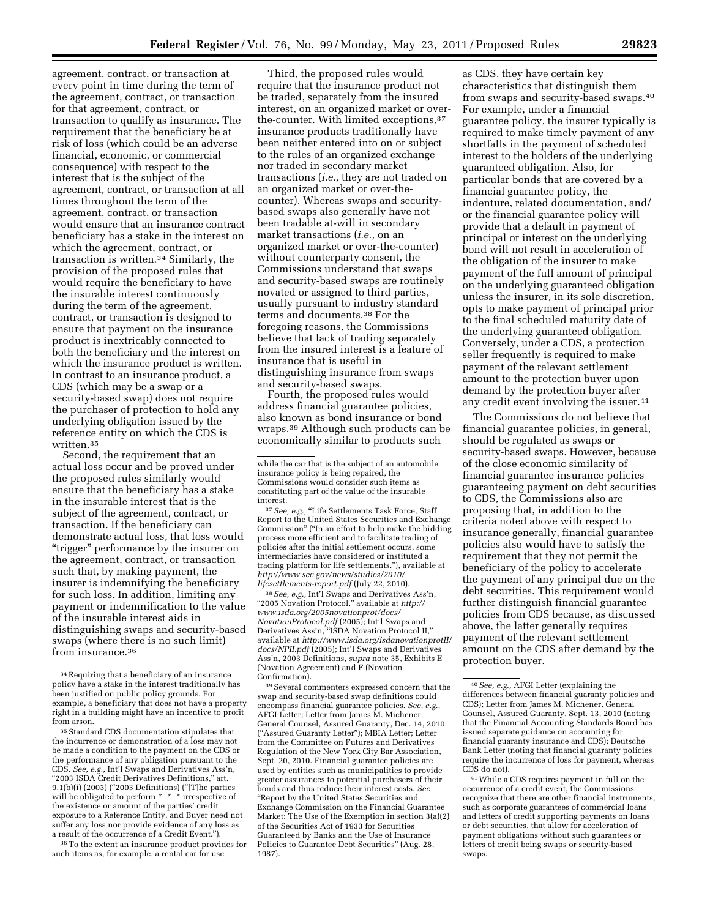agreement, contract, or transaction at every point in time during the term of the agreement, contract, or transaction for that agreement, contract, or transaction to qualify as insurance. The requirement that the beneficiary be at risk of loss (which could be an adverse financial, economic, or commercial consequence) with respect to the interest that is the subject of the agreement, contract, or transaction at all times throughout the term of the agreement, contract, or transaction would ensure that an insurance contract beneficiary has a stake in the interest on which the agreement, contract, or transaction is written.[34] Similarly, the provision of the proposed rules that would require the beneficiary to have the insurable interest continuously during the term of the agreement, contract, or transaction is designed to ensure that payment on the insurance product is inextricably connected to both the beneficiary and the interest on which the insurance product is written. In contrast to an insurance product, a CDS (which may be a swap or a security-based swap) does not require the purchaser of protection to hold any underlying obligation issued by the reference entity on which the CDS is written.[35]

Second, the requirement that an actual loss occur and be proved under the proposed rules similarly would ensure that the beneficiary has a stake in the insurable interest that is the subject of the agreement, contract, or transaction. If the beneficiary can demonstrate actual loss, that loss would "trigger" performance by the insurer on the agreement, contract, or transaction such that, by making payment, the insurer is indemnifying the beneficiary for such loss. In addition, limiting any payment or indemnification to the value of the insurable interest aids in distinguishing swaps and security-based swaps (where there is no such limit) from insurance.[36]

Third, the proposed rules would require that the insurance product not be traded, separately from the insured interest, on an organized market or over-the-counter. With limited exceptions,[37] insurance products traditionally have been neither entered into on or subject to the rules of an organized exchange nor traded in secondary market transactions (*i.e.,* they are not traded on an organized market or over-the-counter). Whereas swaps and security-based swaps also generally have not been tradable at-will in secondary market transactions (*i.e.,* on an organized market or over-the-counter) without counterparty consent, the Commissions understand that swaps and security-based swaps are routinely novated or assigned to third parties, usually pursuant to industry standard terms and documents.[38] For the foregoing reasons, the Commissions believe that lack of trading separately from the insured interest is a feature of insurance that is useful in distinguishing insurance from swaps and security-based swaps.

Fourth, the proposed rules would address financial guarantee policies, also known as bond insurance or bond wraps.[39] Although such products can be economically similar to products such as CDS, they have certain key characteristics that distinguish them from swaps and security-based swaps.[40] For example, under a financial guarantee policy, the insurer typically is required to make timely payment of any shortfalls in the payment of scheduled interest to the holders of the underlying guaranteed obligation. Also, for particular bonds that are covered by a financial guarantee policy, the indenture, related documentation, and/or the financial guarantee policy will provide that a default in payment of principal or interest on the underlying bond will not result in acceleration of the obligation of the insurer to make payment of the full amount of principal on the underlying guaranteed obligation unless the insurer, in its sole discretion, opts to make payment of principal prior to the final scheduled maturity date of the underlying guaranteed obligation. Conversely, under a CDS, a protection seller frequently is required to make payment of the relevant settlement amount to the protection buyer upon demand by the protection buyer after any credit event involving the issuer.[41]

The Commissions do not believe that financial guarantee policies, in general, should be regulated as swaps or security-based swaps. However, because of the close economic similarity of financial guarantee insurance policies guaranteeing payment on debt securities to CDS, the Commissions also are proposing that, in addition to the criteria noted above with respect to insurance generally, financial guarantee policies also would have to satisfy the requirement that they not permit the beneficiary of the policy to accelerate the payment of any principal due on the debt securities. This requirement would further distinguish financial guarantee policies from CDS because, as discussed above, the latter generally requires payment of the relevant settlement amount on the CDS after demand by the protection buyer.

---

[34] Requiring that a beneficiary of an insurance policy have a stake in the interest traditionally has been justified on public policy grounds. For example, a beneficiary that does not have a property right in a building might have an incentive to profit from arson.

[35] Standard CDS documentation stipulates that the incurrence or demonstration of a loss may not be made a condition to the payment on the CDS or the performance of any obligation pursuant to the CDS. *See, e.g.,* Int'l Swaps and Derivatives Ass'n, "2003 ISDA Credit Derivatives Definitions," art. 9.1(b)(i) (2003) ("2003 Definitions) ("[T]he parties will be obligated to perform * * * irrespective of the existence or amount of the parties' credit exposure to a Reference Entity, and Buyer need not suffer any loss nor provide evidence of any loss as a result of the occurrence of a Credit Event.").

[36] To the extent an insurance product provides for such items as, for example, a rental car for use while the car that is the subject of an automobile insurance policy is being repaired, the Commissions would consider such items as constituting part of the value of the insurable interest.

[37] *See, e.g.,* "Life Settlements Task Force, Staff Report to the United States Securities and Exchange Commission" ("In an effort to help make the bidding process more efficient and to facilitate trading of policies after the initial settlement occurs, some intermediaries have considered or instituted a trading platform for life settlements."), available at *http://www.sec.gov/news/studies/2010/lifesettlements-report.pdf* (July 22, 2010).

[38] *See, e.g.,* Int'l Swaps and Derivatives Ass'n, "2005 Novation Protocol," available at *http://www.isda.org/2005novationprot/docs/NovationProtocol.pdf* (2005); Int'l Swaps and Derivatives Ass'n, "ISDA Novation Protocol II," available at *http://www.isda.org/isdanovationprotII/docs/NPII.pdf* (2005); Int'l Swaps and Derivatives Ass'n, 2003 Definitions, *supra* note 35, Exhibits E (Novation Agreement) and F (Novation Confirmation).

[39] Several commenters expressed concern that the swap and security-based swap definitions could encompass financial guarantee policies. *See, e.g.,* AFGI Letter; Letter from James M. Michener, General Counsel, Assured Guaranty, Dec. 14, 2010 ("Assured Guaranty Letter"); MBIA Letter; Letter from the Committee on Futures and Derivatives Regulation of the New York City Bar Association, Sept. 20, 2010. Financial guarantee policies are used by entities such as municipalities to provide greater assurances to potential purchasers of their bonds and thus reduce their interest costs. *See* "Report by the United States Securities and Exchange Commission on the Financial Guarantee Market: The Use of the Exemption in section 3(a)(2) of the Securities Act of 1933 for Securities Guaranteed by Banks and the Use of Insurance Policies to Guarantee Debt Securities" (Aug. 28, 1987).

[40] *See, e.g.,* AFGI Letter (explaining the differences between financial guaranty policies and CDS); Letter from James M. Michener, General Counsel, Assured Guaranty, Sept. 13, 2010 (noting that the Financial Accounting Standards Board has issued separate guidance on accounting for financial guaranty insurance and CDS); Deutsche Bank Letter (noting that financial guaranty policies require the incurrence of loss for payment, whereas CDS do not).

[41] While a CDS requires payment in full on the occurrence of a credit event, the Commissions recognize that there are other financial instruments, such as corporate guarantees of commercial loans and letters of credit supporting payments on loans or debt securities, that allow for acceleration of payment obligations without such guarantees or letters of credit being swaps or security-based swaps.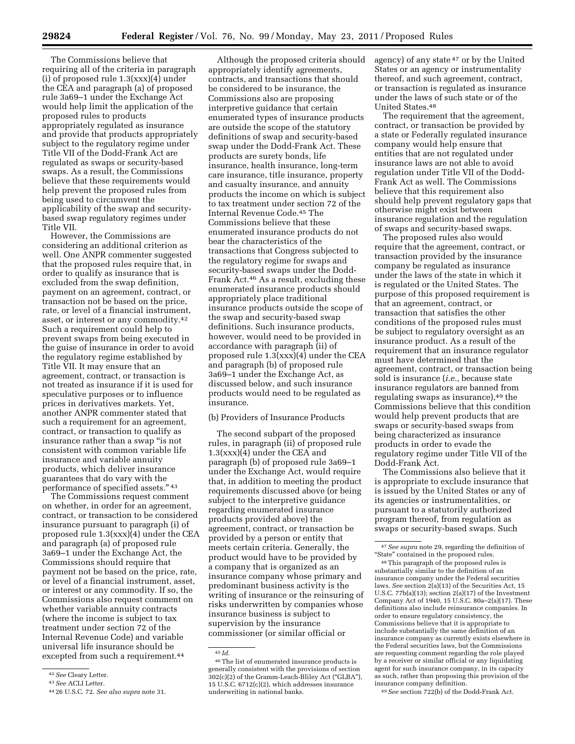The Commissions believe that requiring all of the criteria in paragraph (i) of proposed rule 1.3(xxx)(4) under the CEA and paragraph (a) of proposed rule 3a69–1 under the Exchange Act would help limit the application of the proposed rules to products appropriately regulated as insurance and provide that products appropriately subject to the regulatory regime under Title VII of the Dodd-Frank Act are regulated as swaps or security-based swaps. As a result, the Commissions believe that these requirements would help prevent the proposed rules from being used to circumvent the applicability of the swap and security-based swap regulatory regimes under Title VII.

However, the Commissions are considering an additional criterion as well. One ANPR commenter suggested that the proposed rules require that, in order to qualify as insurance that is excluded from the swap definition, payment on an agreement, contract, or transaction not be based on the price, rate, or level of a financial instrument, asset, or interest or any commodity.[42] Such a requirement could help to prevent swaps from being executed in the guise of insurance in order to avoid the regulatory regime established by Title VII. It may ensure that an agreement, contract, or transaction is not treated as insurance if it is used for speculative purposes or to influence prices in derivatives markets. Yet, another ANPR commenter stated that such a requirement for an agreement, contract, or transaction to qualify as insurance rather than a swap "is not consistent with common variable life insurance and variable annuity products, which deliver insurance guarantees that do vary with the performance of specified assets."[43]

The Commissions request comment on whether, in order for an agreement, contract, or transaction to be considered insurance pursuant to paragraph (i) of proposed rule 1.3(xxx)(4) under the CEA and paragraph (a) of proposed rule 3a69–1 under the Exchange Act, the Commissions should require that payment not be based on the price, rate, or level of a financial instrument, asset, or interest or any commodity. If so, the Commissions also request comment on whether variable annuity contracts (where the income is subject to tax treatment under section 72 of the Internal Revenue Code) and variable universal life insurance should be excepted from such a requirement.[44]

Although the proposed criteria should appropriately identify agreements, contracts, and transactions that should be considered to be insurance, the Commissions also are proposing interpretive guidance that certain enumerated types of insurance products are outside the scope of the statutory definitions of swap and security-based swap under the Dodd-Frank Act. These products are surety bonds, life insurance, health insurance, long-term care insurance, title insurance, property and casualty insurance, and annuity products the income on which is subject to tax treatment under section 72 of the Internal Revenue Code.[45] The Commissions believe that these enumerated insurance products do not bear the characteristics of the transactions that Congress subjected to the regulatory regime for swaps and security-based swaps under the Dodd-Frank Act.[46] As a result, excluding these enumerated insurance products should appropriately place traditional insurance products outside the scope of the swap and security-based swap definitions. Such insurance products, however, would need to be provided in accordance with paragraph (ii) of proposed rule 1.3(xxx)(4) under the CEA and paragraph (b) of proposed rule 3a69–1 under the Exchange Act, as discussed below, and such insurance products would need to be regulated as insurance.

(b) Providers of Insurance Products

The second subpart of the proposed rules, in paragraph (ii) of proposed rule 1.3(xxx)(4) under the CEA and paragraph (b) of proposed rule 3a69–1 under the Exchange Act, would require that, in addition to meeting the product requirements discussed above (or being subject to the interpretive guidance regarding enumerated insurance products provided above) the agreement, contract, or transaction be provided by a person or entity that meets certain criteria. Generally, the product would have to be provided by a company that is organized as an insurance company whose primary and predominant business activity is the writing of insurance or the reinsuring of risks underwritten by companies whose insurance business is subject to supervision by the insurance commissioner (or similar official or agency) of any state[47] or by the United States or an agency or instrumentality thereof, and such agreement, contract, or transaction is regulated as insurance under the laws of such state or of the United States.[48]

The requirement that the agreement, contract, or transaction be provided by a state or Federally regulated insurance company would help ensure that entities that are not regulated under insurance laws are not able to avoid regulation under Title VII of the Dodd-Frank Act as well. The Commissions believe that this requirement also should help prevent regulatory gaps that otherwise might exist between insurance regulation and the regulation of swaps and security-based swaps.

The proposed rules also would require that the agreement, contract, or transaction provided by the insurance company be regulated as insurance under the laws of the state in which it is regulated or the United States. The purpose of this proposed requirement is that an agreement, contract, or transaction that satisfies the other conditions of the proposed rules must be subject to regulatory oversight as an insurance product. As a result of the requirement that an insurance regulator must have determined that the agreement, contract, or transaction being sold is insurance (*i.e.,* because state insurance regulators are banned from regulating swaps as insurance),[49] the Commissions believe that this condition would help prevent products that are swaps or security-based swaps from being characterized as insurance products in order to evade the regulatory regime under Title VII of the Dodd-Frank Act.

The Commissions also believe that it is appropriate to exclude insurance that is issued by the United States or any of its agencies or instrumentalities, or pursuant to a statutorily authorized program thereof, from regulation as swaps or security-based swaps. Such

---

[42] *See* Cleary Letter.

[43] *See* ACLI Letter.

[44] 26 U.S.C. 72. *See also supra* note 31.

[45] *Id.*

[46] The list of enumerated insurance products is generally consistent with the provisions of section 302(c)(2) of the Gramm-Leach-Bliley Act ("GLBA"), 15 U.S.C. 6712(c)(2), which addresses insurance underwriting in national banks.

[47] *See supra* note 29, regarding the definition of "State" contained in the proposed rules.

[48] This paragraph of the proposed rules is substantially similar to the definition of an insurance company under the Federal securities laws. *See* section 2(a)(13) of the Securities Act, 15 U.S.C. 77b(a)(13); section 2(a)(17) of the Investment Company Act of 1940, 15 U.S.C. 80a–2(a)(17). These definitions also include reinsurance companies. In order to ensure regulatory consistency, the Commissions believe that it is appropriate to include substantially the same definition of an insurance company as currently exists elsewhere in the Federal securities laws, but the Commissions are requesting comment regarding the role played by a receiver or similar official or any liquidating agent for such insurance company, in its capacity as such, rather than proposing this provision of the insurance company definition.

[49] *See* section 722(b) of the Dodd-Frank Act.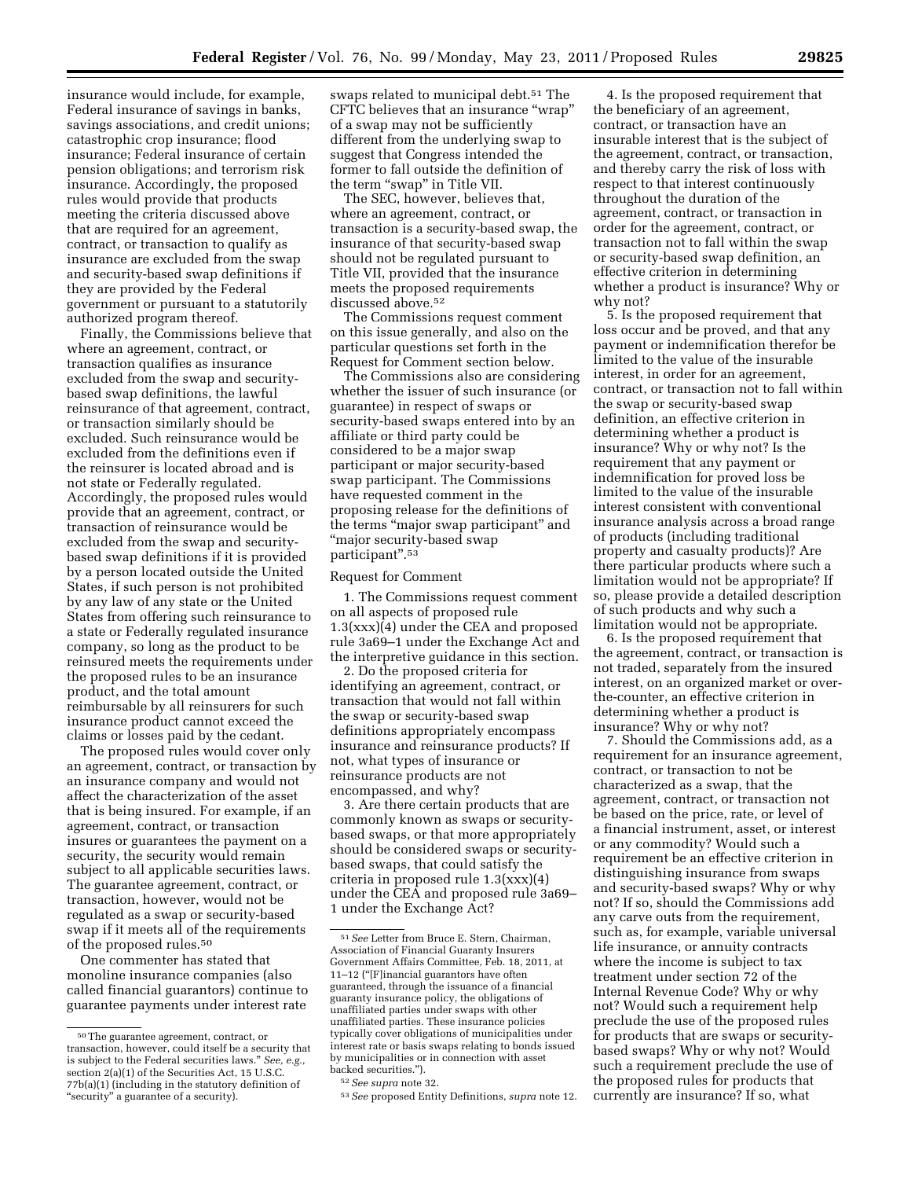insurance would include, for example, Federal insurance of savings in banks, savings associations, and credit unions; catastrophic crop insurance; flood insurance; Federal insurance of certain pension obligations; and terrorism risk insurance. Accordingly, the proposed rules would provide that products meeting the criteria discussed above that are required for an agreement, contract, or transaction to qualify as insurance are excluded from the swap and security-based swap definitions if they are provided by the Federal government or pursuant to a statutorily authorized program thereof.

Finally, the Commissions believe that where an agreement, contract, or transaction qualifies as insurance excluded from the swap and security-based swap definitions, the lawful reinsurance of that agreement, contract, or transaction similarly should be excluded. Such reinsurance would be excluded from the definitions even if the reinsurer is located abroad and is not state or Federally regulated. Accordingly, the proposed rules would provide that an agreement, contract, or transaction of reinsurance would be excluded from the swap and security-based swap definitions if it is provided by a person located outside the United States, if such person is not prohibited by any law of any state or the United States from offering such reinsurance to a state or Federally regulated insurance company, so long as the product to be reinsured meets the requirements under the proposed rules to be an insurance product, and the total amount reimbursable by all reinsurers for such insurance product cannot exceed the claims or losses paid by the cedant.

The proposed rules would cover only an agreement, contract, or transaction by an insurance company and would not affect the characterization of the asset that is being insured. For example, if an agreement, contract, or transaction insures or guarantees the payment on a security, the security would remain subject to all applicable securities laws. The guarantee agreement, contract, or transaction, however, would not be regulated as a swap or security-based swap if it meets all of the requirements of the proposed rules.[50]

One commenter has stated that monoline insurance companies (also called financial guarantors) continue to guarantee payments under interest rate swaps related to municipal debt.[51] The CFTC believes that an insurance "wrap" of a swap may not be sufficiently different from the underlying swap to suggest that Congress intended the former to fall outside the definition of the term "swap" in Title VII.

The SEC, however, believes that, where an agreement, contract, or transaction is a security-based swap, the insurance of that security-based swap should not be regulated pursuant to Title VII, provided that the insurance meets the proposed requirements discussed above.[52]

The Commissions request comment on this issue generally, and also on the particular questions set forth in the Request for Comment section below.

The Commissions also are considering whether the issuer of such insurance (or guarantee) in respect of swaps or security-based swaps entered into by an affiliate or third party could be considered to be a major swap participant or major security-based swap participant. The Commissions have requested comment in the proposing release for the definitions of the terms "major swap participant" and "major security-based swap participant".[53]

Request for Comment

1. The Commissions request comment on all aspects of proposed rule 1.3(xxx)(4) under the CEA and proposed rule 3a69–1 under the Exchange Act and the interpretive guidance in this section.

2. Do the proposed criteria for identifying an agreement, contract, or transaction that would not fall within the swap or security-based swap definitions appropriately encompass insurance and reinsurance products? If not, what types of insurance or reinsurance products are not encompassed, and why?

3. Are there certain products that are commonly known as swaps or security-based swaps, or that more appropriately should be considered swaps or security-based swaps, that could satisfy the criteria in proposed rule 1.3(xxx)(4) under the CEA and proposed rule 3a69–1 under the Exchange Act?

4. Is the proposed requirement that the beneficiary of an agreement, contract, or transaction have an insurable interest that is the subject of the agreement, contract, or transaction, and thereby carry the risk of loss with respect to that interest continuously throughout the duration of the agreement, contract, or transaction in order for the agreement, contract, or transaction not to fall within the swap or security-based swap definition, an effective criterion in determining whether a product is insurance? Why or why not?

5. Is the proposed requirement that loss occur and be proved, and that any payment or indemnification therefor be limited to the value of the insurable interest, in order for an agreement, contract, or transaction not to fall within the swap or security-based swap definition, an effective criterion in determining whether a product is insurance? Why or why not? Is the requirement that any payment or indemnification for proved loss be limited to the value of the insurable interest consistent with conventional insurance analysis across a broad range of products (including traditional property and casualty products)? Are there particular products where such a limitation would not be appropriate? If so, please provide a detailed description of such products and why such a limitation would not be appropriate.

6. Is the proposed requirement that the agreement, contract, or transaction is not traded, separately from the insured interest, on an organized market or over-the-counter, an effective criterion in determining whether a product is insurance? Why or why not?

7. Should the Commissions add, as a requirement for an insurance agreement, contract, or transaction to not be characterized as a swap, that the agreement, contract, or transaction not be based on the price, rate, or level of a financial instrument, asset, or interest or any commodity? Would such a requirement be an effective criterion in distinguishing insurance from swaps and security-based swaps? Why or why not? If so, should the Commissions add any carve outs from the requirement, such as, for example, variable universal life insurance, or annuity contracts where the income is subject to tax treatment under section 72 of the Internal Revenue Code? Why or why not? Would such a requirement help preclude the use of the proposed rules for products that are swaps or security-based swaps? Why or why not? Would such a requirement preclude the use of the proposed rules for products that currently are insurance? If so, what

---

[50] The guarantee agreement, contract, or transaction, however, could itself be a security that is subject to the Federal securities laws." *See, e.g.,* section 2(a)(1) of the Securities Act, 15 U.S.C. 77b(a)(1) (including in the statutory definition of "security" a guarantee of a security).

[51] *See* Letter from Bruce E. Stern, Chairman, Association of Financial Guaranty Insurers Government Affairs Committee, Feb. 18, 2011, at 11–12 ("[F]inancial guarantors have often guaranteed, through the issuance of a financial guaranty insurance policy, the obligations of unaffiliated parties under swaps with other unaffiliated parties. These insurance policies typically cover obligations of municipalities under interest rate or basis swaps relating to bonds issued by municipalities or in connection with asset backed securities.").

[52] *See supra* note 32.

[53] *See* proposed Entity Definitions, *supra* note 12.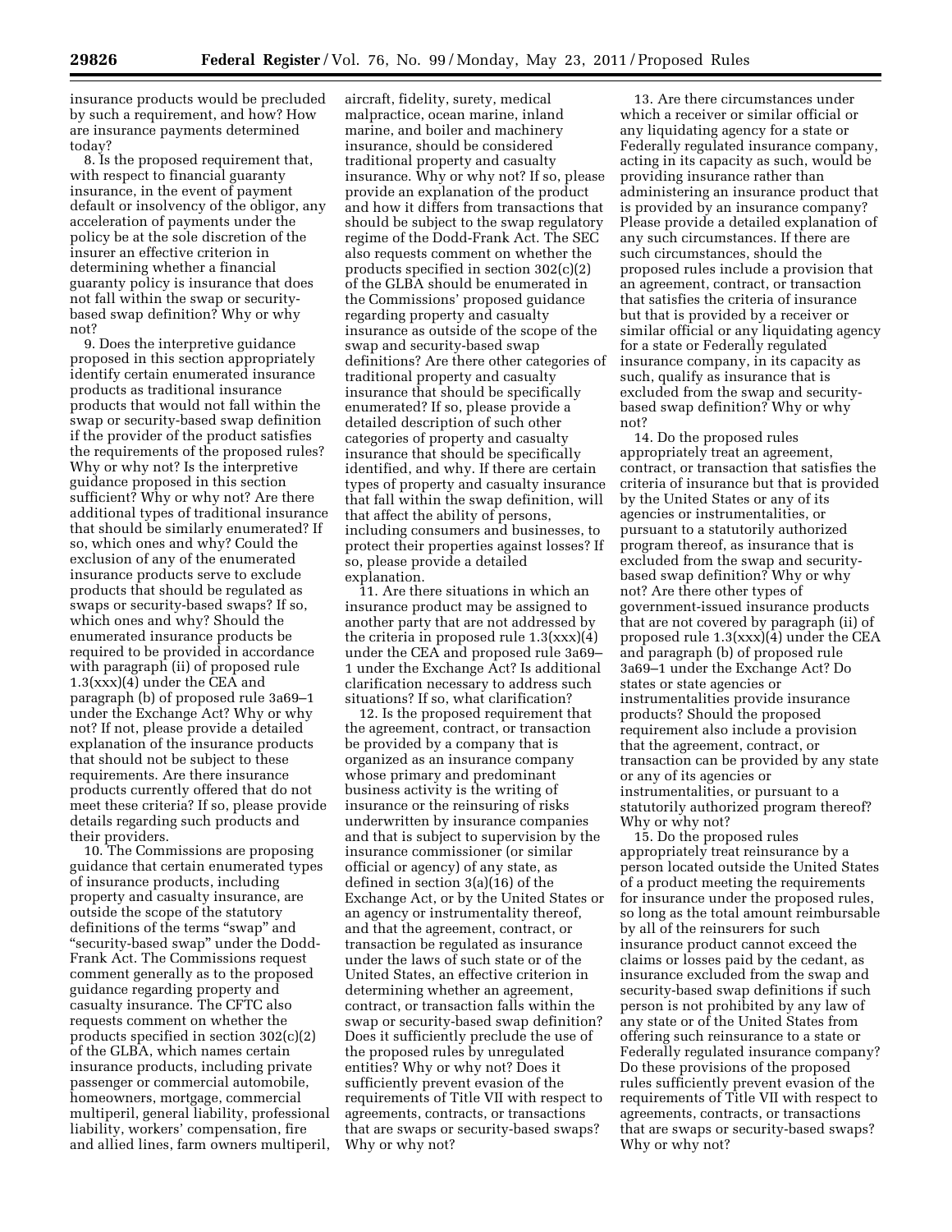insurance products would be precluded by such a requirement, and how? How are insurance payments determined today?

8. Is the proposed requirement that, with respect to financial guaranty insurance, in the event of payment default or insolvency of the obligor, any acceleration of payments under the policy be at the sole discretion of the insurer an effective criterion in determining whether a financial guaranty policy is insurance that does not fall within the swap or security-based swap definition? Why or why not?

9. Does the interpretive guidance proposed in this section appropriately identify certain enumerated insurance products as traditional insurance products that would not fall within the swap or security-based swap definition if the provider of the product satisfies the requirements of the proposed rules? Why or why not? Is the interpretive guidance proposed in this section sufficient? Why or why not? Are there additional types of traditional insurance that should be similarly enumerated? If so, which ones and why? Could the exclusion of any of the enumerated insurance products serve to exclude products that should be regulated as swaps or security-based swaps? If so, which ones and why? Should the enumerated insurance products be required to be provided in accordance with paragraph (ii) of proposed rule 1.3(xxx)(4) under the CEA and paragraph (b) of proposed rule 3a69–1 under the Exchange Act? Why or why not? If not, please provide a detailed explanation of the insurance products that should not be subject to these requirements. Are there insurance products currently offered that do not meet these criteria? If so, please provide details regarding such products and their providers.

10. The Commissions are proposing guidance that certain enumerated types of insurance products, including property and casualty insurance, are outside the scope of the statutory definitions of the terms "swap" and "security-based swap" under the Dodd-Frank Act. The Commissions request comment generally as to the proposed guidance regarding property and casualty insurance. The CFTC also requests comment on whether the products specified in section 302(c)(2) of the GLBA, which names certain insurance products, including private passenger or commercial automobile, homeowners, mortgage, commercial multiperil, general liability, professional liability, workers' compensation, fire and allied lines, farm owners multiperil, aircraft, fidelity, surety, medical malpractice, ocean marine, inland marine, and boiler and machinery insurance, should be considered traditional property and casualty insurance. Why or why not? If so, please provide an explanation of the product and how it differs from transactions that should be subject to the swap regulatory regime of the Dodd-Frank Act. The SEC also requests comment on whether the products specified in section 302(c)(2) of the GLBA should be enumerated in the Commissions' proposed guidance regarding property and casualty insurance as outside of the scope of the swap and security-based swap definitions? Are there other categories of traditional property and casualty insurance that should be specifically enumerated? If so, please provide a detailed description of such other categories of property and casualty insurance that should be specifically identified, and why. If there are certain types of property and casualty insurance that fall within the swap definition, will that affect the ability of persons, including consumers and businesses, to protect their properties against losses? If so, please provide a detailed explanation.

11. Are there situations in which an insurance product may be assigned to another party that are not addressed by the criteria in proposed rule 1.3(xxx)(4) under the CEA and proposed rule 3a69–1 under the Exchange Act? Is additional clarification necessary to address such situations? If so, what clarification?

12. Is the proposed requirement that the agreement, contract, or transaction be provided by a company that is organized as an insurance company whose primary and predominant business activity is the writing of insurance or the reinsuring of risks underwritten by insurance companies and that is subject to supervision by the insurance commissioner (or similar official or agency) of any state, as defined in section 3(a)(16) of the Exchange Act, or by the United States or an agency or instrumentality thereof, and that the agreement, contract, or transaction be regulated as insurance under the laws of such state or of the United States, an effective criterion in determining whether an agreement, contract, or transaction falls within the swap or security-based swap definition? Does it sufficiently preclude the use of the proposed rules by unregulated entities? Why or why not? Does it sufficiently prevent evasion of the requirements of Title VII with respect to agreements, contracts, or transactions that are swaps or security-based swaps? Why or why not?

13. Are there circumstances under which a receiver or similar official or any liquidating agency for a state or Federally regulated insurance company, acting in its capacity as such, would be providing insurance rather than administering an insurance product that is provided by an insurance company? Please provide a detailed explanation of any such circumstances. If there are such circumstances, should the proposed rules include a provision that an agreement, contract, or transaction that satisfies the criteria of insurance but that is provided by a receiver or similar official or any liquidating agency for a state or Federally regulated insurance company, in its capacity as such, qualify as insurance that is excluded from the swap and security-based swap definition? Why or why not?

14. Do the proposed rules appropriately treat an agreement, contract, or transaction that satisfies the criteria of insurance but that is provided by the United States or any of its agencies or instrumentalities, or pursuant to a statutorily authorized program thereof, as insurance that is excluded from the swap and security-based swap definition? Why or why not? Are there other types of government-issued insurance products that are not covered by paragraph (ii) of proposed rule 1.3(xxx)(4) under the CEA and paragraph (b) of proposed rule 3a69–1 under the Exchange Act? Do states or state agencies or instrumentalities provide insurance products? Should the proposed requirement also include a provision that the agreement, contract, or transaction can be provided by any state or any of its agencies or instrumentalities, or pursuant to a statutorily authorized program thereof? Why or why not?

15. Do the proposed rules appropriately treat reinsurance by a person located outside the United States of a product meeting the requirements for insurance under the proposed rules, so long as the total amount reimbursable by all of the reinsurers for such insurance product cannot exceed the claims or losses paid by the cedant, as insurance excluded from the swap and security-based swap definitions if such person is not prohibited by any law of any state or of the United States from offering such reinsurance to a state or Federally regulated insurance company? Do these provisions of the proposed rules sufficiently prevent evasion of the requirements of Title VII with respect to agreements, contracts, or transactions that are swaps or security-based swaps? Why or why not?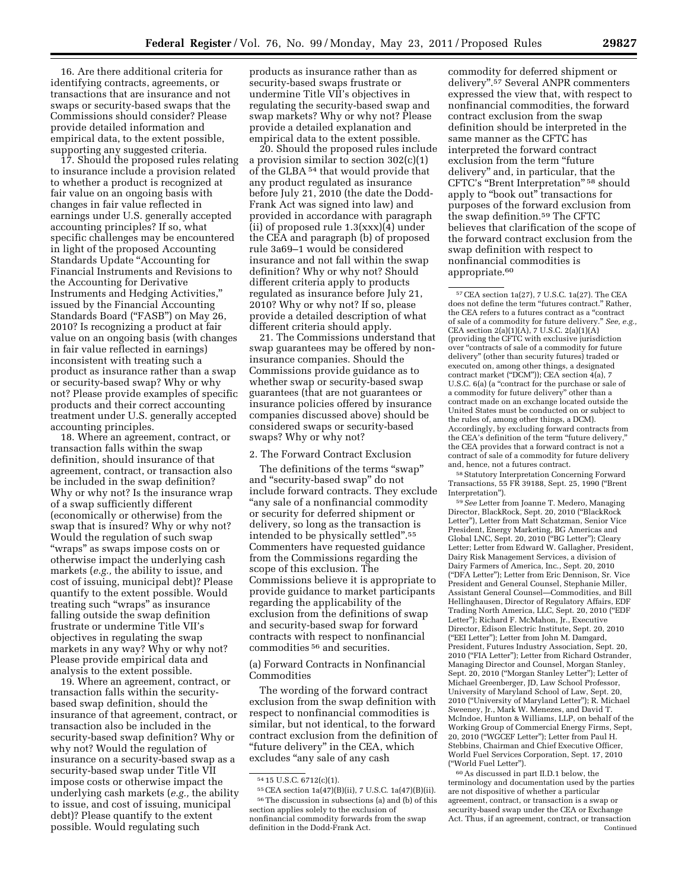16. Are there additional criteria for identifying contracts, agreements, or transactions that are insurance and not swaps or security-based swaps that the Commissions should consider? Please provide detailed information and empirical data, to the extent possible, supporting any suggested criteria.

17. Should the proposed rules relating to insurance include a provision related to whether a product is recognized at fair value on an ongoing basis with changes in fair value reflected in earnings under U.S. generally accepted accounting principles? If so, what specific challenges may be encountered in light of the proposed Accounting Standards Update "Accounting for Financial Instruments and Revisions to the Accounting for Derivative Instruments and Hedging Activities," issued by the Financial Accounting Standards Board ("FASB") on May 26, 2010? Is recognizing a product at fair value on an ongoing basis (with changes in fair value reflected in earnings) inconsistent with treating such a product as insurance rather than a swap or security-based swap? Why or why not? Please provide examples of specific products and their correct accounting treatment under U.S. generally accepted accounting principles.

18. Where an agreement, contract, or transaction falls within the swap definition, should insurance of that agreement, contract, or transaction also be included in the swap definition? Why or why not? Is the insurance wrap of a swap sufficiently different (economically or otherwise) from the swap that is insured? Why or why not? Would the regulation of such swap "wraps" as swaps impose costs on or otherwise impact the underlying cash markets (*e.g.,* the ability to issue, and cost of issuing, municipal debt)? Please quantify to the extent possible. Would treating such "wraps" as insurance falling outside the swap definition frustrate or undermine Title VII's objectives in regulating the swap markets in any way? Why or why not? Please provide empirical data and analysis to the extent possible.

19. Where an agreement, contract, or transaction falls within the security-based swap definition, should the insurance of that agreement, contract, or transaction also be included in the security-based swap definition? Why or why not? Would the regulation of insurance on a security-based swap as a security-based swap under Title VII impose costs or otherwise impact the underlying cash markets (*e.g.,* the ability to issue, and cost of issuing, municipal debt)? Please quantify to the extent possible. Would regulating such products as insurance rather than as security-based swaps frustrate or undermine Title VII's objectives in regulating the security-based swap and swap markets? Why or why not? Please provide a detailed explanation and empirical data to the extent possible.

20. Should the proposed rules include a provision similar to section 302(c)(1) of the GLBA [54] that would provide that any product regulated as insurance before July 21, 2010 (the date the Dodd-Frank Act was signed into law) and provided in accordance with paragraph (ii) of proposed rule 1.3(xxx)(4) under the CEA and paragraph (b) of proposed rule 3a69–1 would be considered insurance and not fall within the swap definition? Why or why not? Should different criteria apply to products regulated as insurance before July 21, 2010? Why or why not? If so, please provide a detailed description of what different criteria should apply.

21. The Commissions understand that swap guarantees may be offered by non-insurance companies. Should the Commissions provide guidance as to whether swap or security-based swap guarantees (that are not guarantees or insurance policies offered by insurance companies discussed above) should be considered swaps or security-based swaps? Why or why not?

### 2. The Forward Contract Exclusion

The definitions of the terms "swap" and "security-based swap" do not include forward contracts. They exclude "any sale of a nonfinancial commodity or security for deferred shipment or delivery, so long as the transaction is intended to be physically settled".[55] Commenters have requested guidance from the Commissions regarding the scope of this exclusion. The Commissions believe it is appropriate to provide guidance to market participants regarding the applicability of the exclusion from the definitions of swap and security-based swap for forward contracts with respect to nonfinancial commodities [56] and securities.

#### (a) Forward Contracts in Nonfinancial Commodities

The wording of the forward contract exclusion from the swap definition with respect to nonfinancial commodities is similar, but not identical, to the forward contract exclusion from the definition of "future delivery" in the CEA, which excludes "any sale of any cash commodity for deferred shipment or delivery".[57] Several ANPR commenters expressed the view that, with respect to nonfinancial commodities, the forward contract exclusion from the swap definition should be interpreted in the same manner as the CFTC has interpreted the forward contract exclusion from the term "future delivery" and, in particular, that the CFTC's "Brent Interpretation" [58] should apply to "book out" transactions for purposes of the forward exclusion from the swap definition.[59] The CFTC believes that clarification of the scope of the forward contract exclusion from the swap definition with respect to nonfinancial commodities is appropriate.[60]

---

[54] 15 U.S.C. 6712(c)(1).

[55] CEA section 1a(47)(B)(ii), 7 U.S.C. 1a(47)(B)(ii).

[56] The discussion in subsections (a) and (b) of this section applies solely to the exclusion of nonfinancial commodity forwards from the swap definition in the Dodd-Frank Act.

[57] CEA section 1a(27), 7 U.S.C. 1a(27). The CEA does not define the term "futures contract." Rather, the CEA refers to a futures contract as a "contract of sale of a commodity for future delivery." *See, e.g.,* CEA section 2(a)(1)(A), 7 U.S.C. 2(a)(1)(A) (providing the CFTC with exclusive jurisdiction over "contracts of sale of a commodity for future delivery" (other than security futures) traded or executed on, among other things, a designated contract market ("DCM")); CEA section 4(a), 7 U.S.C. 6(a) (a "contract for the purchase or sale of a commodity for future delivery" other than a contract made on an exchange located outside the United States must be conducted on or subject to the rules of, among other things, a DCM). Accordingly, by excluding forward contracts from the CEA's definition of the term "future delivery," the CEA provides that a forward contract is not a contract of sale of a commodity for future delivery and, hence, not a futures contract.

[58] Statutory Interpretation Concerning Forward Transactions, 55 FR 39188, Sept. 25, 1990 ("Brent Interpretation").

[59] *See* Letter from Joanne T. Medero, Managing Director, BlackRock, Sept. 20, 2010 ("BlackRock Letter"), Letter from Matt Schatzman, Senior Vice President, Energy Marketing, BG Americas and Global LNC, Sept. 20, 2010 ("BG Letter"); Cleary Letter; Letter from Edward W. Gallagher, President, Dairy Risk Management Services, a division of Dairy Farmers of America, Inc., Sept. 20, 2010 ("DFA Letter"); Letter from Eric Dennison, Sr. Vice President and General Counsel, Stephanie Miller, Assistant General Counsel—Commodities, and Bill Hellinghausen, Director of Regulatory Affairs, EDF Trading North America, LLC, Sept. 20, 2010 ("EDF Letter"); Richard F. McMahon, Jr., Executive Director, Edison Electric Institute, Sept. 20, 2010 ("EEI Letter"); Letter from John M. Damgard, President, Futures Industry Association, Sept. 20, 2010 ("FIA Letter"); Letter from Richard Ostrander, Managing Director and Counsel, Morgan Stanley, Sept. 20, 2010 ("Morgan Stanley Letter"); Letter of Michael Greenberger, JD, Law School Professor, University of Maryland School of Law, Sept. 20, 2010 ("University of Maryland Letter"); R. Michael Sweeney, Jr., Mark W. Menezes, and David T. McIndoe, Hunton & Williams, LLP, on behalf of the Working Group of Commercial Energy Firms, Sept, 20, 2010 ("WGCEF Letter"); Letter from Paul H. Stebbins, Chairman and Chief Executive Officer, World Fuel Services Corporation, Sept. 17, 2010 ("World Fuel Letter").

[60] As discussed in part II.D.1 below, the terminology and documentation used by the parties are not dispositive of whether a particular agreement, contract, or transaction is a swap or security-based swap under the CEA or Exchange Act. Thus, if an agreement, contract, or transaction
Continued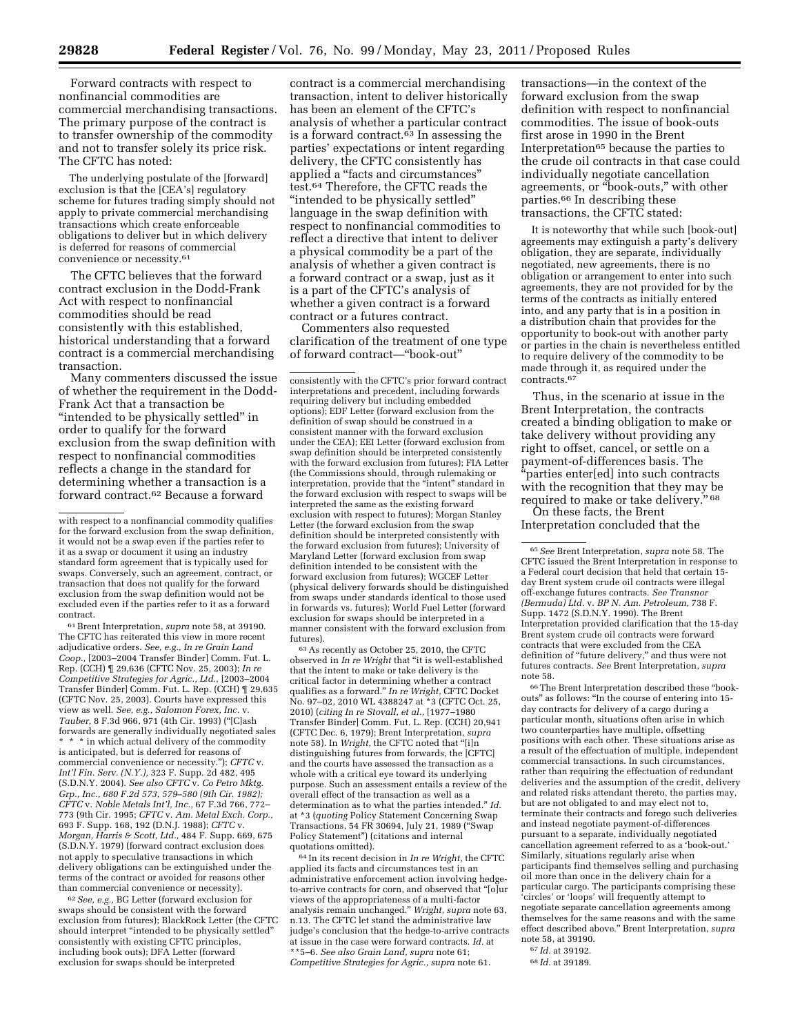Forward contracts with respect to nonfinancial commodities are commercial merchandising transactions. The primary purpose of the contract is to transfer ownership of the commodity and not to transfer solely its price risk. The CFTC has noted:

> The underlying postulate of the [forward] exclusion is that the [CEA's] regulatory scheme for futures trading simply should not apply to private commercial merchandising transactions which create enforceable obligations to deliver but in which delivery is deferred for reasons of commercial convenience or necessity.[61]

The CFTC believes that the forward contract exclusion in the Dodd-Frank Act with respect to nonfinancial commodities should be read consistently with this established, historical understanding that a forward contract is a commercial merchandising transaction.

Many commenters discussed the issue of whether the requirement in the Dodd-Frank Act that a transaction be "intended to be physically settled" in order to qualify for the forward exclusion from the swap definition with respect to nonfinancial commodities reflects a change in the standard for determining whether a transaction is a forward contract.[62] Because a forward contract is a commercial merchandising transaction, intent to deliver historically has been an element of the CFTC's analysis of whether a particular contract is a forward contract.[63] In assessing the parties' expectations or intent regarding delivery, the CFTC consistently has applied a "facts and circumstances" test.[64] Therefore, the CFTC reads the "intended to be physically settled" language in the swap definition with respect to nonfinancial commodities to reflect a directive that intent to deliver a physical commodity be a part of the analysis of whether a given contract is a forward contract or a swap, just as it is a part of the CFTC's analysis of whether a given contract is a forward contract or a futures contract.

Commenters also requested clarification of the treatment of one type of forward contract—"book-out" transactions—in the context of the forward exclusion from the swap definition with respect to nonfinancial commodities. The issue of book-outs first arose in 1990 in the Brent Interpretation[65] because the parties to the crude oil contracts in that case could individually negotiate cancellation agreements, or "book-outs," with other parties.[66] In describing these transactions, the CFTC stated:

> It is noteworthy that while such [book-out] agreements may extinguish a party's delivery obligation, they are separate, individually negotiated, new agreements, there is no obligation or arrangement to enter into such agreements, they are not provided for by the terms of the contracts as initially entered into, and any party that is in a position in a distribution chain that provides for the opportunity to book-out with another party or parties in the chain is nevertheless entitled to require delivery of the commodity to be made through it, as required under the contracts.[67]

Thus, in the scenario at issue in the Brent Interpretation, the contracts created a binding obligation to make or take delivery without providing any right to offset, cancel, or settle on a payment-of-differences basis. The "parties enter[ed] into such contracts with the recognition that they may be required to make or take delivery." [68]

On these facts, the Brent Interpretation concluded that the

---

with respect to a nonfinancial commodity qualifies for the forward exclusion from the swap definition, it would not be a swap even if the parties refer to it as a swap or document it using an industry standard form agreement that is typically used for swaps. Conversely, such an agreement, contract, or transaction that does not qualify for the forward exclusion from the swap definition would not be excluded even if the parties refer to it as a forward contract.

[61] Brent Interpretation, *supra* note 58, at 39190. The CFTC has reiterated this view in more recent adjudicative orders. *See, e.g., In re Grain Land Coop.,* [2003–2004 Transfer Binder] Comm. Fut. L. Rep. (CCH) ¶ 29,636 (CFTC Nov. 25, 2003); *In re Competitive Strategies for Agric., Ltd.,* [2003–2004 Transfer Binder] Comm. Fut. L. Rep. (CCH) ¶ 29,635 (CFTC Nov. 25, 2003). Courts have expressed this view as well. *See, e.g., Salomon Forex, Inc.* v. *Tauber,* 8 F.3d 966, 971 (4th Cir. 1993) ("[C]ash forwards are generally individually negotiated sales * * * in which actual delivery of the commodity is anticipated, but is deferred for reasons of commercial convenience or necessity."); *CFTC* v. *Int'l Fin. Serv. (N.Y.),* 323 F. Supp. 2d 482, 495 (S.D.N.Y. 2004). *See also CFTC* v. *Co Petro Mktg. Grp., Inc., 680 F.2d 573, 579–580 (9th Cir. 1982); CFTC* v. *Noble Metals Int'l, Inc.,* 67 F.3d 766, 772–773 (9th Cir. 1995; *CFTC* v. *Am. Metal Exch. Corp.,* 693 F. Supp. 168, 192 (D.N.J. 1988); *CFTC* v. *Morgan, Harris & Scott, Ltd.,* 484 F. Supp. 669, 675 (S.D.N.Y. 1979) (forward contract exclusion does not apply to speculative transactions in which delivery obligations can be extinguished under the terms of the contract or avoided for reasons other than commercial convenience or necessity).

[62] *See, e.g.,* BG Letter (forward exclusion for swaps should be consistent with the forward exclusion from futures); BlackRock Letter (the CFTC should interpret "intended to be physically settled" consistently with existing CFTC principles, including book outs); DFA Letter (forward exclusion for swaps should be interpreted consistently with the CFTC's prior forward contract interpretations and precedent, including forwards requiring delivery but including embedded options); EDF Letter (forward exclusion from the definition of swap should be construed in a consistent manner with the forward exclusion under the CEA); EEI Letter (forward exclusion from swap definition should be interpreted consistently with the forward exclusion from futures); FIA Letter (the Commissions should, through rulemaking or interpretation, provide that the "intent" standard in the forward exclusion with respect to swaps will be interpreted the same as the existing forward exclusion with respect to futures); Morgan Stanley Letter (the forward exclusion from the swap definition should be interpreted consistently with the forward exclusion from futures); University of Maryland Letter (forward exclusion from swap definition intended to be consistent with the forward exclusion from futures); WGCEF Letter (physical delivery forwards should be distinguished from swaps under standards identical to those used in forwards vs. futures); World Fuel Letter (forward exclusion for swaps should be interpreted in a manner consistent with the forward exclusion from futures).

[63] As recently as October 25, 2010, the CFTC observed in *In re Wright* that "it is well-established that the intent to make or take delivery is the critical factor in determining whether a contract qualifies as a forward." *In re Wright,* CFTC Docket No. 97–02, 2010 WL 4388247 at *3 (CFTC Oct. 25, 2010) (*citing In re Stovall, et al.,* [1977–1980 Transfer Binder] Comm. Fut. L. Rep. (CCH) 20,941 (CFTC Dec. 6, 1979); Brent Interpretation, *supra* note 58). In *Wright,* the CFTC noted that "[i]n distinguishing futures from forwards, the [CFTC] and the courts have assessed the transaction as a whole with a critical eye toward its underlying purpose. Such an assessment entails a review of the overall effect of the transaction as well as a determination as to what the parties intended." *Id.* at *3 (*quoting* Policy Statement Concerning Swap Transactions, 54 FR 30694, July 21, 1989 ("Swap Policy Statement") (citations and internal quotations omitted).

[64] In its recent decision in *In re Wright,* the CFTC applied its facts and circumstances test in an administrative enforcement action involving hedge-to-arrive contracts for corn, and observed that "[o]ur views of the appropriateness of a multi-factor analysis remain unchanged." *Wright, supra* note 63, n.13. The CFTC let stand the administrative law judge's conclusion that the hedge-to-arrive contracts at issue in the case were forward contracts. *Id.* at **5–6. *See also Grain Land, supra* note 61; *Competitive Strategies for Agric., supra* note 61.

[65] *See* Brent Interpretation, *supra* note 58. The CFTC issued the Brent Interpretation in response to a Federal court decision that held that certain 15-day Brent system crude oil contracts were illegal off-exchange futures contracts. *See Transnor (Bermuda) Ltd.* v. *BP N. Am. Petroleum,* 738 F. Supp. 1472 (S.D.N.Y. 1990). The Brent Interpretation provided clarification that the 15-day Brent system crude oil contracts were forward contracts that were excluded from the CEA definition of "future delivery," and thus were not futures contracts. *See* Brent Interpretation, *supra* note 58.

[66] The Brent Interpretation described these "book-outs" as follows: "In the course of entering into 15-day contracts for delivery of a cargo during a particular month, situations often arise in which two counterparties have multiple, offsetting positions with each other. These situations arise as a result of the effectuation of multiple, independent commercial transactions. In such circumstances, rather than requiring the effectuation of redundant deliveries and the assumption of the credit, delivery and related risks attendant thereto, the parties may, but are not obligated to and may elect not to, terminate their contracts and forego such deliveries and instead negotiate payment-of-differences pursuant to a separate, individually negotiated cancellation agreement referred to as a 'book-out.' Similarly, situations regularly arise when participants find themselves selling and purchasing oil more than once in the delivery chain for a particular cargo. The participants comprising these 'circles' or 'loops' will frequently attempt to negotiate separate cancellation agreements among themselves for the same reasons and with the same effect described above." Brent Interpretation, *supra* note 58, at 39190.

[67] *Id.* at 39192.

[68] *Id.* at 39189.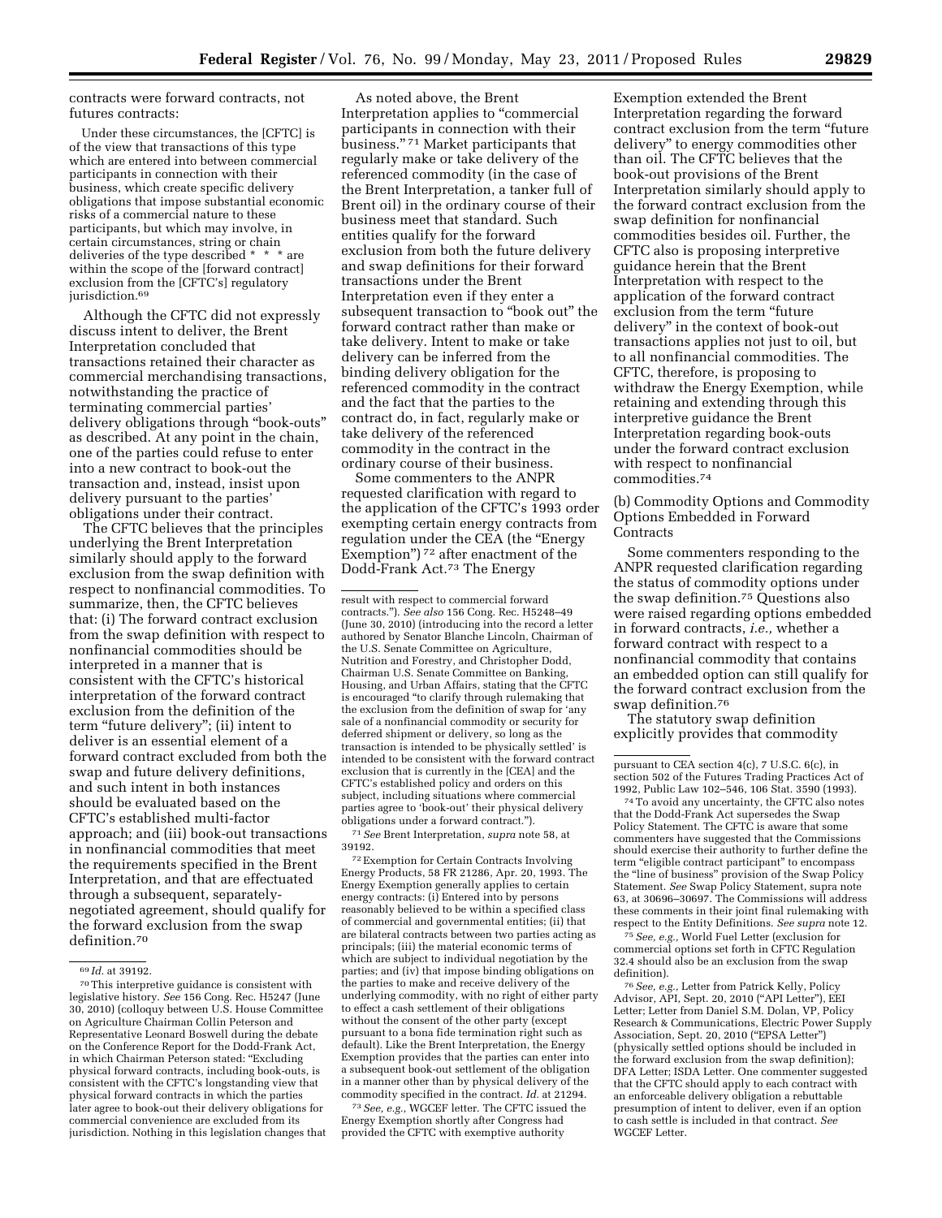contracts were forward contracts, not futures contracts:

> Under these circumstances, the [CFTC] is of the view that transactions of this type which are entered into between commercial participants in connection with their business, which create specific delivery obligations that impose substantial economic risks of a commercial nature to these participants, but which may involve, in certain circumstances, string or chain deliveries of the type described * * * are within the scope of the [forward contract] exclusion from the [CFTC's] regulatory jurisdiction.[69]

Although the CFTC did not expressly discuss intent to deliver, the Brent Interpretation concluded that transactions retained their character as commercial merchandising transactions, notwithstanding the practice of terminating commercial parties' delivery obligations through "book-outs" as described. At any point in the chain, one of the parties could refuse to enter into a new contract to book-out the transaction and, instead, insist upon delivery pursuant to the parties' obligations under their contract.

The CFTC believes that the principles underlying the Brent Interpretation similarly should apply to the forward exclusion from the swap definition with respect to nonfinancial commodities. To summarize, then, the CFTC believes that: (i) The forward contract exclusion from the swap definition with respect to nonfinancial commodities should be interpreted in a manner that is consistent with the CFTC's historical interpretation of the forward contract exclusion from the definition of the term "future delivery"; (ii) intent to deliver is an essential element of a forward contract excluded from both the swap and future delivery definitions, and such intent in both instances should be evaluated based on the CFTC's established multi-factor approach; and (iii) book-out transactions in nonfinancial commodities that meet the requirements specified in the Brent Interpretation, and that are effectuated through a subsequent, separately-negotiated agreement, should qualify for the forward exclusion from the swap definition.[70]

As noted above, the Brent Interpretation applies to "commercial participants in connection with their business."[71] Market participants that regularly make or take delivery of the referenced commodity (in the case of the Brent Interpretation, a tanker full of Brent oil) in the ordinary course of their business meet that standard. Such entities qualify for the forward exclusion from both the future delivery and swap definitions for their forward transactions under the Brent Interpretation even if they enter a subsequent transaction to "book out" the forward contract rather than make or take delivery. Intent to make or take delivery can be inferred from the binding delivery obligation for the referenced commodity in the contract and the fact that the parties to the contract do, in fact, regularly make or take delivery of the referenced commodity in the contract in the ordinary course of their business.

Some commenters to the ANPR requested clarification with regard to the application of the CFTC's 1993 order exempting certain energy contracts from regulation under the CEA (the "Energy Exemption")[72] after enactment of the Dodd-Frank Act.[73] The Energy Exemption extended the Brent Interpretation regarding the forward contract exclusion from the term "future delivery" to energy commodities other than oil. The CFTC believes that the book-out provisions of the Brent Interpretation similarly should apply to the forward contract exclusion from the swap definition for nonfinancial commodities besides oil. Further, the CFTC also is proposing interpretive guidance herein that the Brent Interpretation with respect to the application of the forward contract exclusion from the term "future delivery" in the context of book-out transactions applies not just to oil, but to all nonfinancial commodities. The CFTC, therefore, is proposing to withdraw the Energy Exemption, while retaining and extending through this interpretive guidance the Brent Interpretation regarding book-outs under the forward contract exclusion with respect to nonfinancial commodities.[74]

### (b) Commodity Options and Commodity Options Embedded in Forward Contracts

Some commenters responding to the ANPR requested clarification regarding the status of commodity options under the swap definition.[75] Questions also were raised regarding options embedded in forward contracts, *i.e.,* whether a forward contract with respect to a nonfinancial commodity that contains an embedded option can still qualify for the forward contract exclusion from the swap definition.[76]

The statutory swap definition explicitly provides that commodity

---

[69] *Id.* at 39192.

[70] This interpretive guidance is consistent with legislative history. *See* 156 Cong. Rec. H5247 (June 30, 2010) (colloquy between U.S. House Committee on Agriculture Chairman Collin Peterson and Representative Leonard Boswell during the debate on the Conference Report for the Dodd-Frank Act, in which Chairman Peterson stated: "Excluding physical forward contracts, including book-outs, is consistent with the CFTC's longstanding view that physical forward contracts in which the parties later agree to book-out their delivery obligations for commercial convenience are excluded from its jurisdiction. Nothing in this legislation changes that result with respect to commercial forward contracts."). *See also* 156 Cong. Rec. H5248–49 (June 30, 2010) (introducing into the record a letter authored by Senator Blanche Lincoln, Chairman of the U.S. Senate Committee on Agriculture, Nutrition and Forestry, and Christopher Dodd, Chairman U.S. Senate Committee on Banking, Housing, and Urban Affairs, stating that the CFTC is encouraged "to clarify through rulemaking that the exclusion from the definition of swap for 'any sale of a nonfinancial commodity or security for deferred shipment or delivery, so long as the transaction is intended to be physically settled' is intended to be consistent with the forward contract exclusion that is currently in the [CEA] and the CFTC's established policy and orders on this subject, including situations where commercial parties agree to 'book-out' their physical delivery obligations under a forward contract.").

[71] *See* Brent Interpretation, *supra* note 58, at 39192.

[72] Exemption for Certain Contracts Involving Energy Products, 58 FR 21286, Apr. 20, 1993. The Energy Exemption generally applies to certain energy contracts: (i) Entered into by persons reasonably believed to be within a specified class of commercial and governmental entities; (ii) that are bilateral contracts between two parties acting as principals; (iii) the material economic terms of which are subject to individual negotiation by the parties; and (iv) that impose binding obligations on the parties to make and receive delivery of the underlying commodity, with no right of either party to effect a cash settlement of their obligations without the consent of the other party (except pursuant to a bona fide termination right such as default). Like the Brent Interpretation, the Energy Exemption provides that the parties can enter into a subsequent book-out settlement of the obligation in a manner other than by physical delivery of the commodity specified in the contract. *Id.* at 21294.

[73] *See, e.g.,* WGCEF letter. The CFTC issued the Energy Exemption shortly after Congress had provided the CFTC with exemptive authority pursuant to CEA section 4(c), 7 U.S.C. 6(c), in section 502 of the Futures Trading Practices Act of 1992, Public Law 102–546, 106 Stat. 3590 (1993).

[74] To avoid any uncertainty, the CFTC also notes that the Dodd-Frank Act supersedes the Swap Policy Statement. The CFTC is aware that some commenters have suggested that the Commissions should exercise their authority to further define the term "eligible contract participant" to encompass the "line of business" provision of the Swap Policy Statement. *See* Swap Policy Statement, supra note 63, at 30696–30697. The Commissions will address these comments in their joint final rulemaking with respect to the Entity Definitions. *See supra* note 12.

[75] *See, e.g.,* World Fuel Letter (exclusion for commercial options set forth in CFTC Regulation 32.4 should also be an exclusion from the swap definition).

[76] *See, e.g.,* Letter from Patrick Kelly, Policy Advisor, API, Sept. 20, 2010 ("API Letter"), EEI Letter; Letter from Daniel S.M. Dolan, VP, Policy Research & Communications, Electric Power Supply Association, Sept. 20, 2010 ("EPSA Letter") (physically settled options should be included in the forward exclusion from the swap definition); DFA Letter; ISDA Letter. One commenter suggested that the CFTC should apply to each contract with an enforceable delivery obligation a rebuttable presumption of intent to deliver, even if an option to cash settle is included in that contract. *See* WGCEF Letter.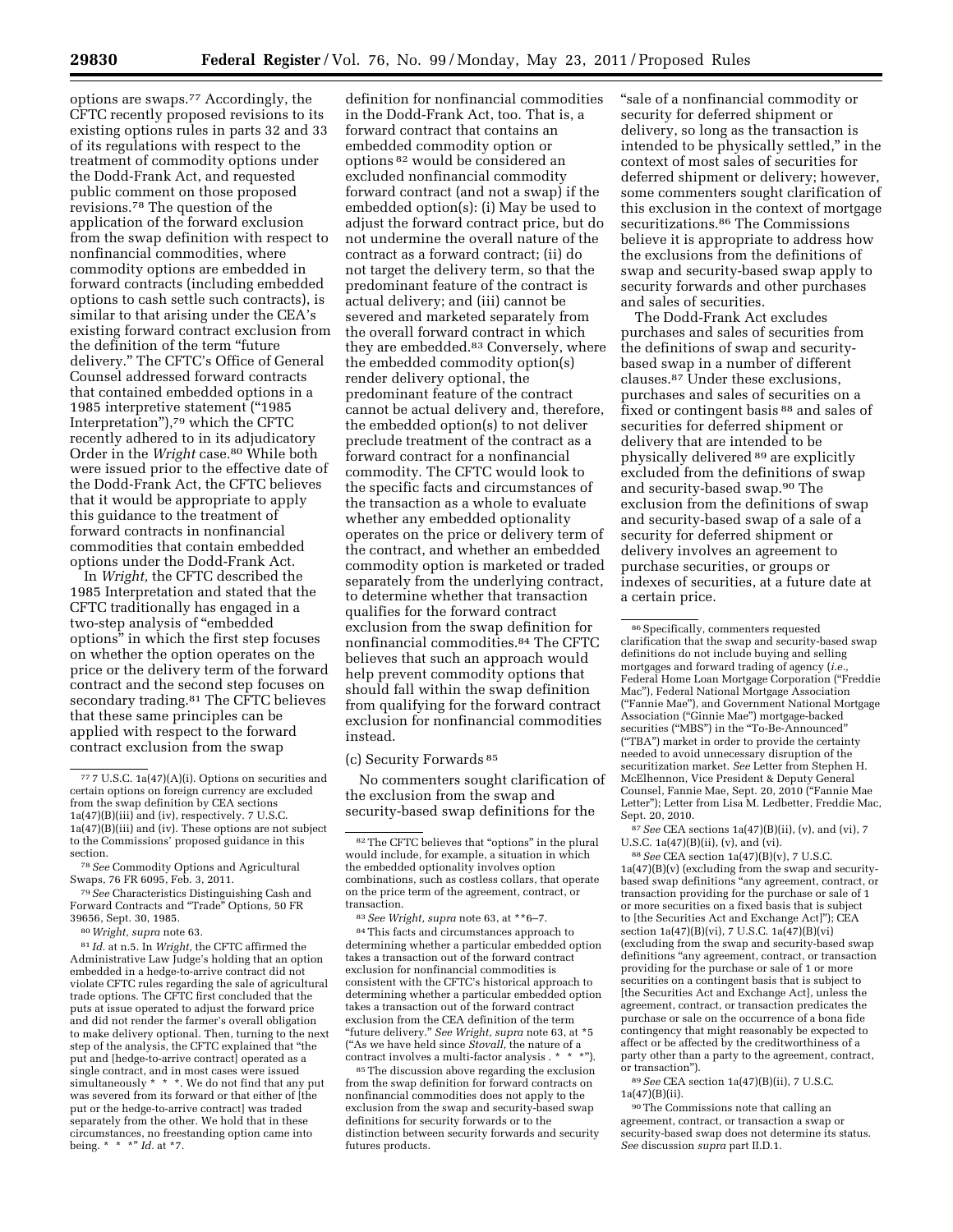options are swaps.[77] Accordingly, the CFTC recently proposed revisions to its existing options rules in parts 32 and 33 of its regulations with respect to the treatment of commodity options under the Dodd-Frank Act, and requested public comment on those proposed revisions.[78] The question of the application of the forward exclusion from the swap definition with respect to nonfinancial commodities, where commodity options are embedded in forward contracts (including embedded options to cash settle such contracts), is similar to that arising under the CEA's existing forward contract exclusion from the definition of the term "future delivery." The CFTC's Office of General Counsel addressed forward contracts that contained embedded options in a 1985 interpretive statement ("1985 Interpretation"),[79] which the CFTC recently adhered to in its adjudicatory Order in the *Wright* case.[80] While both were issued prior to the effective date of the Dodd-Frank Act, the CFTC believes that it would be appropriate to apply this guidance to the treatment of forward contracts in nonfinancial commodities that contain embedded options under the Dodd-Frank Act.

In *Wright,* the CFTC described the 1985 Interpretation and stated that the CFTC traditionally has engaged in a two-step analysis of "embedded options" in which the first step focuses on whether the option operates on the price or the delivery term of the forward contract and the second step focuses on secondary trading.[81] The CFTC believes that these same principles can be applied with respect to the forward contract exclusion from the swap definition for nonfinancial commodities in the Dodd-Frank Act, too. That is, a forward contract that contains an embedded commodity option or options[82] would be considered an excluded nonfinancial commodity forward contract (and not a swap) if the embedded option(s): (i) May be used to adjust the forward contract price, but do not undermine the overall nature of the contract as a forward contract; (ii) do not target the delivery term, so that the predominant feature of the contract is actual delivery; and (iii) cannot be severed and marketed separately from the overall forward contract in which they are embedded.[83] Conversely, where the embedded commodity option(s) render delivery optional, the predominant feature of the contract cannot be actual delivery and, therefore, the embedded option(s) to not deliver preclude treatment of the contract as a forward contract for a nonfinancial commodity. The CFTC would look to the specific facts and circumstances of the transaction as a whole to evaluate whether any embedded optionality operates on the price or delivery term of the contract, and whether an embedded commodity option is marketed or traded separately from the underlying contract, to determine whether that transaction qualifies for the forward contract exclusion from the swap definition for nonfinancial commodities.[84] The CFTC believes that such an approach would help prevent commodity options that should fall within the swap definition from qualifying for the forward contract exclusion for nonfinancial commodities instead.

### (c) Security Forwards[85]

No commenters sought clarification of the exclusion from the swap and security-based swap definitions for the "sale of a nonfinancial commodity or security for deferred shipment or delivery, so long as the transaction is intended to be physically settled," in the context of most sales of securities for deferred shipment or delivery; however, some commenters sought clarification of this exclusion in the context of mortgage securitizations.[86] The Commissions believe it is appropriate to address how the exclusions from the definitions of swap and security-based swap apply to security forwards and other purchases and sales of securities.

The Dodd-Frank Act excludes purchases and sales of securities from the definitions of swap and security-based swap in a number of different clauses.[87] Under these exclusions, purchases and sales of securities on a fixed or contingent basis[88] and sales of securities for deferred shipment or delivery that are intended to be physically delivered[89] are explicitly excluded from the definitions of swap and security-based swap.[90] The exclusion from the definitions of swap and security-based swap of a sale of a security for deferred shipment or delivery involves an agreement to purchase securities, or groups or indexes of securities, at a future date at a certain price.

---

[77] 7 U.S.C. 1a(47)(A)(i). Options on securities and certain options on foreign currency are excluded from the swap definition by CEA sections 1a(47)(B)(iii) and (iv), respectively. 7 U.S.C. 1a(47)(B)(iii) and (iv). These options are not subject to the Commissions' proposed guidance in this section.

[78] *See* Commodity Options and Agricultural Swaps, 76 FR 6095, Feb. 3, 2011.

[79] *See* Characteristics Distinguishing Cash and Forward Contracts and "Trade" Options, 50 FR 39656, Sept. 30, 1985.

[80] *Wright, supra* note 63.

[81] *Id.* at n.5. In *Wright,* the CFTC affirmed the Administrative Law Judge's holding that an option embedded in a hedge-to-arrive contract did not violate CFTC rules regarding the sale of agricultural trade options. The CFTC first concluded that the puts at issue operated to adjust the forward price and did not render the farmer's overall obligation to make delivery optional. Then, turning to the next step of the analysis, the CFTC explained that "the put and [hedge-to-arrive contract] operated as a single contract, and in most cases were issued simultaneously * * *. We do not find that any put was severed from its forward or that either of [the put or the hedge-to-arrive contract] was traded separately from the other. We hold that in these circumstances, no freestanding option came into being. * * *" *Id.* at *7.

[82] The CFTC believes that "options" in the plural would include, for example, a situation in which the embedded optionality involves option combinations, such as costless collars, that operate on the price term of the agreement, contract, or transaction.

[83] *See Wright, supra* note 63, at **6–7.

[84] This facts and circumstances approach to determining whether a particular embedded option takes a transaction out of the forward contract exclusion for nonfinancial commodities is consistent with the CFTC's historical approach to determining whether a particular embedded option takes a transaction out of the forward contract exclusion from the CEA definition of the term "future delivery." *See Wright, supra* note 63, at *5 ("As we have held since *Stovall,* the nature of a contract involves a multi-factor analysis . * * *").

[85] The discussion above regarding the exclusion from the swap definition for forward contracts on nonfinancial commodities does not apply to the exclusion from the swap and security-based swap definitions for security forwards or to the distinction between security forwards and security futures products.

[86] Specifically, commenters requested clarification that the swap and security-based swap definitions do not include buying and selling mortgages and forward trading of agency (*i.e.,* Federal Home Loan Mortgage Corporation ("Freddie Mac"), Federal National Mortgage Association ("Fannie Mae"), and Government National Mortgage Association ("Ginnie Mae") mortgage-backed securities ("MBS") in the "To-Be-Announced" ("TBA") market in order to provide the certainty needed to avoid unnecessary disruption of the securitization market. *See* Letter from Stephen H. McElhennon, Vice President & Deputy General Counsel, Fannie Mae, Sept. 20, 2010 ("Fannie Mae Letter"); Letter from Lisa M. Ledbetter, Freddie Mac, Sept. 20, 2010.

[87] *See* CEA sections 1a(47)(B)(ii), (v), and (vi), 7 U.S.C. 1a(47)(B)(ii), (v), and (vi).

[88] *See* CEA section 1a(47)(B)(v), 7 U.S.C. 1a(47)(B)(v) (excluding from the swap and security-based swap definitions "any agreement, contract, or transaction providing for the purchase or sale of 1 or more securities on a fixed basis that is subject to [the Securities Act and Exchange Act]"); CEA section 1a(47)(B)(vi), 7 U.S.C. 1a(47)(B)(vi) (excluding from the swap and security-based swap definitions "any agreement, contract, or transaction providing for the purchase or sale of 1 or more securities on a contingent basis that is subject to [the Securities Act and Exchange Act], unless the agreement, contract, or transaction predicates the purchase or sale on the occurrence of a bona fide contingency that might reasonably be expected to affect or be affected by the creditworthiness of a party other than a party to the agreement, contract, or transaction").

[89] *See* CEA section 1a(47)(B)(ii), 7 U.S.C. 1a(47)(B)(ii).

[90] The Commissions note that calling an agreement, contract, or transaction a swap or security-based swap does not determine its status. *See* discussion *supra* part II.D.1.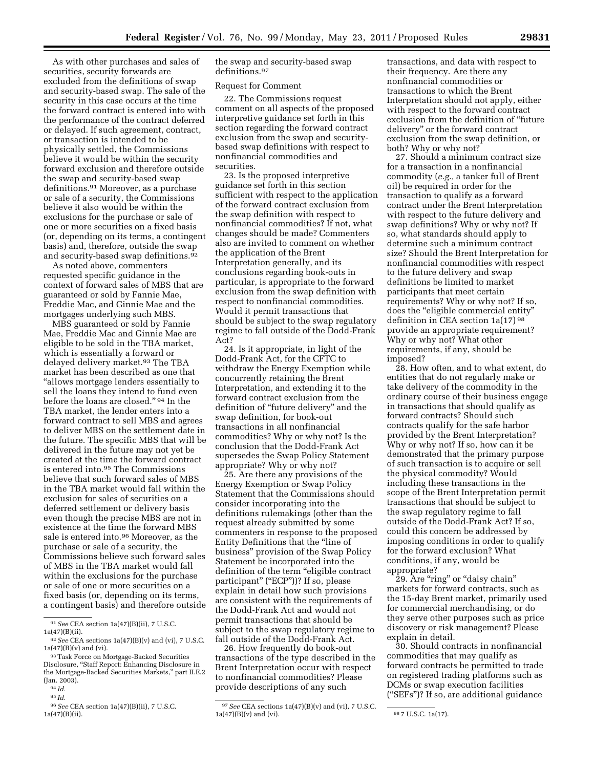As with other purchases and sales of securities, security forwards are excluded from the definitions of swap and security-based swap. The sale of the security in this case occurs at the time the forward contract is entered into with the performance of the contract deferred or delayed. If such agreement, contract, or transaction is intended to be physically settled, the Commissions believe it would be within the security forward exclusion and therefore outside the swap and security-based swap definitions.[91] Moreover, as a purchase or sale of a security, the Commissions believe it also would be within the exclusions for the purchase or sale of one or more securities on a fixed basis (or, depending on its terms, a contingent basis) and, therefore, outside the swap and security-based swap definitions.[92]

As noted above, commenters requested specific guidance in the context of forward sales of MBS that are guaranteed or sold by Fannie Mae, Freddie Mac, and Ginnie Mae and the mortgages underlying such MBS.

MBS guaranteed or sold by Fannie Mae, Freddie Mac and Ginnie Mae are eligible to be sold in the TBA market, which is essentially a forward or delayed delivery market.[93] The TBA market has been described as one that "allows mortgage lenders essentially to sell the loans they intend to fund even before the loans are closed."[94] In the TBA market, the lender enters into a forward contract to sell MBS and agrees to deliver MBS on the settlement date in the future. The specific MBS that will be delivered in the future may not yet be created at the time the forward contract is entered into.[95] The Commissions believe that such forward sales of MBS in the TBA market would fall within the exclusion for sales of securities on a deferred settlement or delivery basis even though the precise MBS are not in existence at the time the forward MBS sale is entered into.[96] Moreover, as the purchase or sale of a security, the Commissions believe such forward sales of MBS in the TBA market would fall within the exclusions for the purchase or sale of one or more securities on a fixed basis (or, depending on its terms, a contingent basis) and therefore outside the swap and security-based swap definitions.[97]

Request for Comment

22. The Commissions request comment on all aspects of the proposed interpretive guidance set forth in this section regarding the forward contract exclusion from the swap and security-based swap definitions with respect to nonfinancial commodities and securities.

23. Is the proposed interpretive guidance set forth in this section sufficient with respect to the application of the forward contract exclusion from the swap definition with respect to nonfinancial commodities? If not, what changes should be made? Commenters also are invited to comment on whether the application of the Brent Interpretation generally, and its conclusions regarding book-outs in particular, is appropriate to the forward exclusion from the swap definition with respect to nonfinancial commodities. Would it permit transactions that should be subject to the swap regulatory regime to fall outside of the Dodd-Frank Act?

24. Is it appropriate, in light of the Dodd-Frank Act, for the CFTC to withdraw the Energy Exemption while concurrently retaining the Brent Interpretation, and extending it to the forward contract exclusion from the definition of "future delivery" and the swap definition, for book-out transactions in all nonfinancial commodities? Why or why not? Is the conclusion that the Dodd-Frank Act supersedes the Swap Policy Statement appropriate? Why or why not?

25. Are there any provisions of the Energy Exemption or Swap Policy Statement that the Commissions should consider incorporating into the definitions rulemakings (other than the request already submitted by some commenters in response to the proposed Entity Definitions that the "line of business" provision of the Swap Policy Statement be incorporated into the definition of the term "eligible contract participant" ("ECP"))? If so, please explain in detail how such provisions are consistent with the requirements of the Dodd-Frank Act and would not permit transactions that should be subject to the swap regulatory regime to fall outside of the Dodd-Frank Act.

26. How frequently do book-out transactions of the type described in the Brent Interpretation occur with respect to nonfinancial commodities? Please provide descriptions of any such transactions, and data with respect to their frequency. Are there any nonfinancial commodities or transactions to which the Brent Interpretation should not apply, either with respect to the forward contract exclusion from the definition of "future delivery" or the forward contract exclusion from the swap definition, or both? Why or why not?

27. Should a minimum contract size for a transaction in a nonfinancial commodity (*e.g.,* a tanker full of Brent oil) be required in order for the transaction to qualify as a forward contract under the Brent Interpretation with respect to the future delivery and swap definitions? Why or why not? If so, what standards should apply to determine such a minimum contract size? Should the Brent Interpretation for nonfinancial commodities with respect to the future delivery and swap definitions be limited to market participants that meet certain requirements? Why or why not? If so, does the "eligible commercial entity" definition in CEA section 1a(17)[98] provide an appropriate requirement? Why or why not? What other requirements, if any, should be imposed?

28. How often, and to what extent, do entities that do not regularly make or take delivery of the commodity in the ordinary course of their business engage in transactions that should qualify as forward contracts? Should such contracts qualify for the safe harbor provided by the Brent Interpretation? Why or why not? If so, how can it be demonstrated that the primary purpose of such transaction is to acquire or sell the physical commodity? Would including these transactions in the scope of the Brent Interpretation permit transactions that should be subject to the swap regulatory regime to fall outside of the Dodd-Frank Act? If so, could this concern be addressed by imposing conditions in order to qualify for the forward exclusion? What conditions, if any, would be appropriate?

29. Are "ring" or "daisy chain" markets for forward contracts, such as the 15-day Brent market, primarily used for commercial merchandising, or do they serve other purposes such as price discovery or risk management? Please explain in detail.

30. Should contracts in nonfinancial commodities that may qualify as forward contracts be permitted to trade on registered trading platforms such as DCMs or swap execution facilities ("SEFs")? If so, are additional guidance

---

[91] *See* CEA section 1a(47)(B)(ii), 7 U.S.C. 1a(47)(B)(ii).

[92] *See* CEA sections 1a(47)(B)(v) and (vi), 7 U.S.C. 1a(47)(B)(v) and (vi).

[93] Task Force on Mortgage-Backed Securities Disclosure, "Staff Report: Enhancing Disclosure in the Mortgage-Backed Securities Markets," part II.E.2 (Jan. 2003).

[94] *Id.*

[95] *Id.*

[96] *See* CEA section 1a(47)(B)(ii), 7 U.S.C. 1a(47)(B)(ii).

[97] *See* CEA sections 1a(47)(B)(v) and (vi), 7 U.S.C. 1a(47)(B)(v) and (vi).

[98] 7 U.S.C. 1a(17).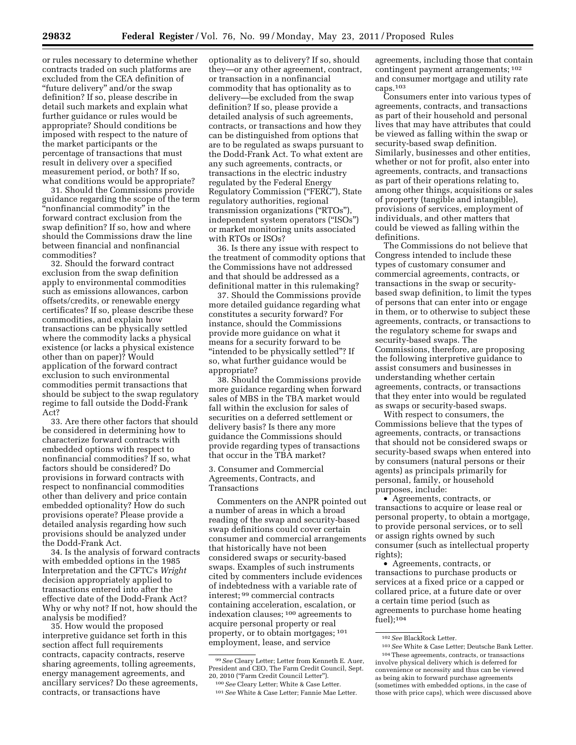or rules necessary to determine whether contracts traded on such platforms are excluded from the CEA definition of "future delivery" and/or the swap definition? If so, please describe in detail such markets and explain what further guidance or rules would be appropriate? Should conditions be imposed with respect to the nature of the market participants or the percentage of transactions that must result in delivery over a specified measurement period, or both? If so, what conditions would be appropriate?

31. Should the Commissions provide guidance regarding the scope of the term "nonfinancial commodity" in the forward contract exclusion from the swap definition? If so, how and where should the Commissions draw the line between financial and nonfinancial commodities?

32. Should the forward contract exclusion from the swap definition apply to environmental commodities such as emissions allowances, carbon offsets/credits, or renewable energy certificates? If so, please describe these commodities, and explain how transactions can be physically settled where the commodity lacks a physical existence (or lacks a physical existence other than on paper)? Would application of the forward contract exclusion to such environmental commodities permit transactions that should be subject to the swap regulatory regime to fall outside the Dodd-Frank Act?

33. Are there other factors that should be considered in determining how to characterize forward contracts with embedded options with respect to nonfinancial commodities? If so, what factors should be considered? Do provisions in forward contracts with respect to nonfinancial commodities other than delivery and price contain embedded optionality? How do such provisions operate? Please provide a detailed analysis regarding how such provisions should be analyzed under the Dodd-Frank Act.

34. Is the analysis of forward contracts with embedded options in the 1985 Interpretation and the CFTC's *Wright* decision appropriately applied to transactions entered into after the effective date of the Dodd-Frank Act? Why or why not? If not, how should the analysis be modified?

35. How would the proposed interpretive guidance set forth in this section affect full requirements contracts, capacity contracts, reserve sharing agreements, tolling agreements, energy management agreements, and ancillary services? Do these agreements, contracts, or transactions have optionality as to delivery? If so, should they—or any other agreement, contract, or transaction in a nonfinancial commodity that has optionality as to delivery—be excluded from the swap definition? If so, please provide a detailed analysis of such agreements, contracts or transactions and how they can be distinguished from options that are to be regulated as swaps pursuant to the Dodd-Frank Act. To what extent are any such agreements, contracts, or transactions in the electric industry regulated by the Federal Energy Regulatory Commission ("FERC"), State regulatory authorities, regional transmission organizations ("RTOs"), independent system operators ("ISOs") or market monitoring units associated with RTOs or ISOs?

36. Is there any issue with respect to the treatment of commodity options that the Commissions have not addressed and that should be addressed as a definitional matter in this rulemaking?

37. Should the Commissions provide more detailed guidance regarding what constitutes a security forward? For instance, should the Commissions provide more guidance on what it means for a security forward to be "intended to be physically settled"? If so, what further guidance would be appropriate?

38. Should the Commissions provide more guidance regarding when forward sales of MBS in the TBA market would fall within the exclusion for sales of securities on a deferred settlement or delivery basis? Is there any more guidance the Commissions should provide regarding types of transactions that occur in the TBA market?

### 3. Consumer and Commercial Agreements, Contracts, and Transactions

Commenters on the ANPR pointed out a number of areas in which a broad reading of the swap and security-based swap definitions could cover certain consumer and commercial arrangements that historically have not been considered swaps or security-based swaps. Examples of such instruments cited by commenters include evidences of indebtedness with a variable rate of interest;[99] commercial contracts containing acceleration, escalation, or indexation clauses;[100] agreements to acquire personal property or real property, or to obtain mortgages;[101] employment, lease, and service agreements, including those that contain contingent payment arrangements;[102] and consumer mortgage and utility rate caps.[103]

Consumers enter into various types of agreements, contracts, and transactions as part of their household and personal lives that may have attributes that could be viewed as falling within the swap or security-based swap definition. Similarly, businesses and other entities, whether or not for profit, also enter into agreements, contracts, and transactions as part of their operations relating to, among other things, acquisitions or sales of property (tangible and intangible), provisions of services, employment of individuals, and other matters that could be viewed as falling within the definitions.

The Commissions do not believe that Congress intended to include these types of customary consumer and commercial agreements, contracts, or transactions in the swap or security-based swap definition, to limit the types of persons that can enter into or engage in them, or to otherwise to subject these agreements, contracts, or transactions to the regulatory scheme for swaps and security-based swaps. The Commissions, therefore, are proposing the following interpretive guidance to assist consumers and businesses in understanding whether certain agreements, contracts, or transactions that they enter into would be regulated as swaps or security-based swaps.

With respect to consumers, the Commissions believe that the types of agreements, contracts, or transactions that should not be considered swaps or security-based swaps when entered into by consumers (natural persons or their agents) as principals primarily for personal, family, or household purposes, include:

- Agreements, contracts, or transactions to acquire or lease real or personal property, to obtain a mortgage, to provide personal services, or to sell or assign rights owned by such consumer (such as intellectual property rights);
- Agreements, contracts, or transactions to purchase products or services at a fixed price or a capped or collared price, at a future date or over a certain time period (such as agreements to purchase home heating fuel);[104]

---

[99] *See* Cleary Letter; Letter from Kenneth E. Auer, President and CEO, The Farm Credit Council, Sept. 20, 2010 ("Farm Credit Council Letter").

[100] *See* Cleary Letter; White & Case Letter.

[101] *See* White & Case Letter; Fannie Mae Letter.

[102] *See* BlackRock Letter.

[103] *See* White & Case Letter; Deutsche Bank Letter.

[104] These agreements, contracts, or transactions involve physical delivery which is deferred for convenience or necessity and thus can be viewed as being akin to forward purchase agreements (sometimes with embedded options, in the case of those with price caps), which were discussed above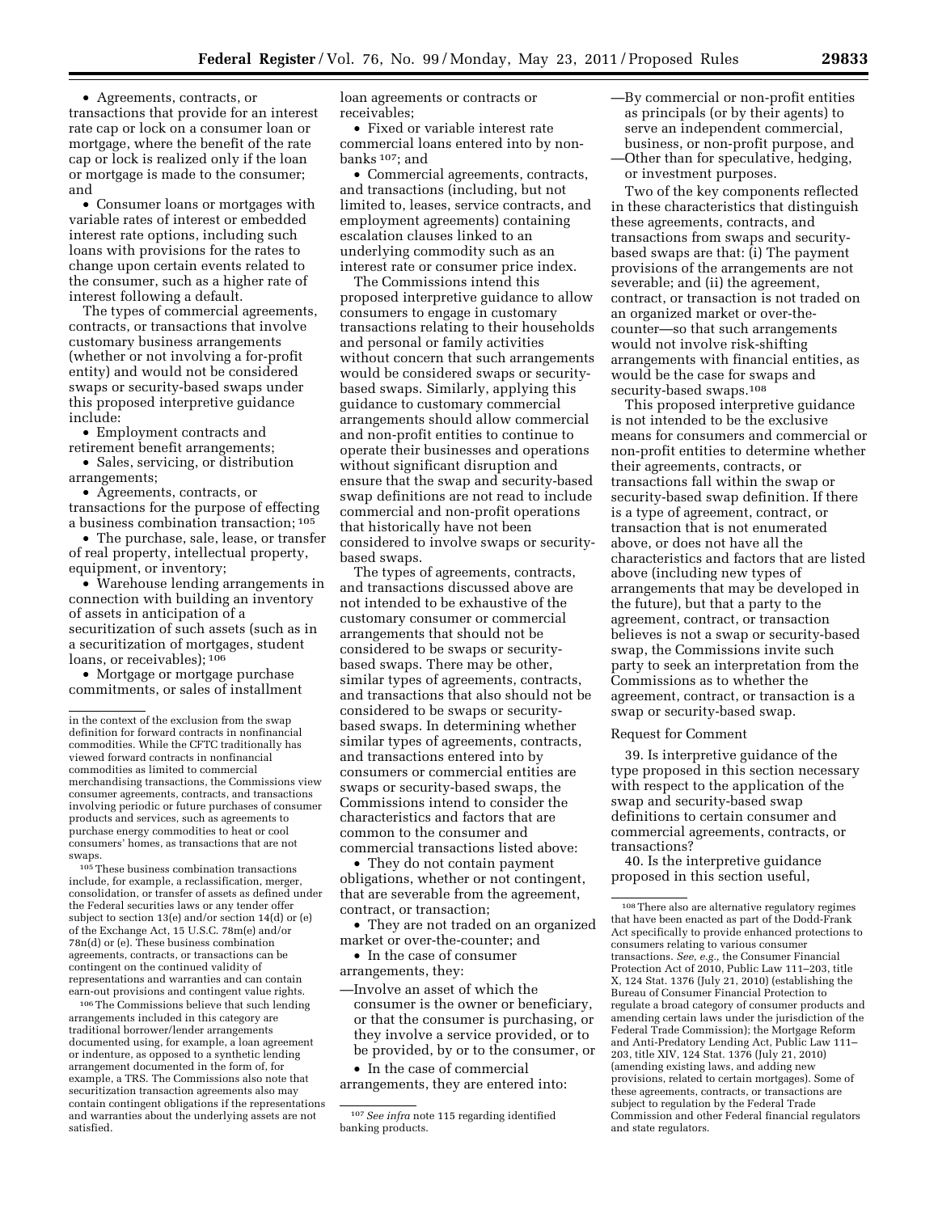• Agreements, contracts, or transactions that provide for an interest rate cap or lock on a consumer loan or mortgage, where the benefit of the rate cap or lock is realized only if the loan or mortgage is made to the consumer; and

• Consumer loans or mortgages with variable rates of interest or embedded interest rate options, including such loans with provisions for the rates to change upon certain events related to the consumer, such as a higher rate of interest following a default.

The types of commercial agreements, contracts, or transactions that involve customary business arrangements (whether or not involving a for-profit entity) and would not be considered swaps or security-based swaps under this proposed interpretive guidance include:

• Employment contracts and retirement benefit arrangements;

• Sales, servicing, or distribution arrangements;

• Agreements, contracts, or transactions for the purpose of effecting a business combination transaction; [105]

• The purchase, sale, lease, or transfer of real property, intellectual property, equipment, or inventory;

• Warehouse lending arrangements in connection with building an inventory of assets in anticipation of a securitization of such assets (such as in a securitization of mortgages, student loans, or receivables); [106]

• Mortgage or mortgage purchase commitments, or sales of installment loan agreements or contracts or receivables;

• Fixed or variable interest rate commercial loans entered into by non-banks [107]; and

• Commercial agreements, contracts, and transactions (including, but not limited to, leases, service contracts, and employment agreements) containing escalation clauses linked to an underlying commodity such as an interest rate or consumer price index.

The Commissions intend this proposed interpretive guidance to allow consumers to engage in customary transactions relating to their households and personal or family activities without concern that such arrangements would be considered swaps or security-based swaps. Similarly, applying this guidance to customary commercial arrangements should allow commercial and non-profit entities to continue to operate their businesses and operations without significant disruption and ensure that the swap and security-based swap definitions are not read to include commercial and non-profit operations that historically have not been considered to involve swaps or security-based swaps.

The types of agreements, contracts, and transactions discussed above are not intended to be exhaustive of the customary consumer or commercial arrangements that should not be considered to be swaps or security-based swaps. There may be other, similar types of agreements, contracts, and transactions that also should not be considered to be swaps or security-based swaps. In determining whether similar types of agreements, contracts, and transactions entered into by consumers or commercial entities are swaps or security-based swaps, the Commissions intend to consider the characteristics and factors that are common to the consumer and commercial transactions listed above:

• They do not contain payment obligations, whether or not contingent, that are severable from the agreement, contract, or transaction;

• They are not traded on an organized market or over-the-counter; and

• In the case of consumer arrangements, they:

—Involve an asset of which the consumer is the owner or beneficiary, or that the consumer is purchasing, or they involve a service provided, or to be provided, by or to the consumer, or

• In the case of commercial arrangements, they are entered into:

—By commercial or non-profit entities as principals (or by their agents) to serve an independent commercial, business, or non-profit purpose, and

—Other than for speculative, hedging, or investment purposes.

Two of the key components reflected in these characteristics that distinguish these agreements, contracts, and transactions from swaps and security-based swaps are that: (i) The payment provisions of the arrangements are not severable; and (ii) the agreement, contract, or transaction is not traded on an organized market or over-the-counter—so that such arrangements would not involve risk-shifting arrangements with financial entities, as would be the case for swaps and security-based swaps.[108]

This proposed interpretive guidance is not intended to be the exclusive means for consumers and commercial or non-profit entities to determine whether their agreements, contracts, or transactions fall within the swap or security-based swap definition. If there is a type of agreement, contract, or transaction that is not enumerated above, or does not have all the characteristics and factors that are listed above (including new types of arrangements that may be developed in the future), but that a party to the agreement, contract, or transaction believes is not a swap or security-based swap, the Commissions invite such party to seek an interpretation from the Commissions as to whether the agreement, contract, or transaction is a swap or security-based swap.

Request for Comment

39. Is interpretive guidance of the type proposed in this section necessary with respect to the application of the swap and security-based swap definitions to certain consumer and commercial agreements, contracts, or transactions?

40. Is the interpretive guidance proposed in this section useful,

---

in the context of the exclusion from the swap definition for forward contracts in nonfinancial commodities. While the CFTC traditionally has viewed forward contracts in nonfinancial commodities as limited to commercial merchandising transactions, the Commissions view consumer agreements, contracts, and transactions involving periodic or future purchases of consumer products and services, such as agreements to purchase energy commodities to heat or cool consumers' homes, as transactions that are not swaps.

[105] These business combination transactions include, for example, a reclassification, merger, consolidation, or transfer of assets as defined under the Federal securities laws or any tender offer subject to section 13(e) and/or section 14(d) or (e) of the Exchange Act, 15 U.S.C. 78m(e) and/or 78n(d) or (e). These business combination agreements, contracts, or transactions can be contingent on the continued validity of representations and warranties and can contain earn-out provisions and contingent value rights.

[106] The Commissions believe that such lending arrangements included in this category are traditional borrower/lender arrangements documented using, for example, a loan agreement or indenture, as opposed to a synthetic lending arrangement documented in the form of, for example, a TRS. The Commissions also note that securitization transaction agreements also may contain contingent obligations if the representations and warranties about the underlying assets are not satisfied.

[107] *See infra* note 115 regarding identified banking products.

[108] There also are alternative regulatory regimes that have been enacted as part of the Dodd-Frank Act specifically to provide enhanced protections to consumers relating to various consumer transactions. *See, e.g.,* the Consumer Financial Protection Act of 2010, Public Law 111–203, title X, 124 Stat. 1376 (July 21, 2010) (establishing the Bureau of Consumer Financial Protection to regulate a broad category of consumer products and amending certain laws under the jurisdiction of the Federal Trade Commission); the Mortgage Reform and Anti-Predatory Lending Act, Public Law 111–203, title XIV, 124 Stat. 1376 (July 21, 2010) (amending existing laws, and adding new provisions, related to certain mortgages). Some of these agreements, contracts, or transactions are subject to regulation by the Federal Trade Commission and other Federal financial regulators and state regulators.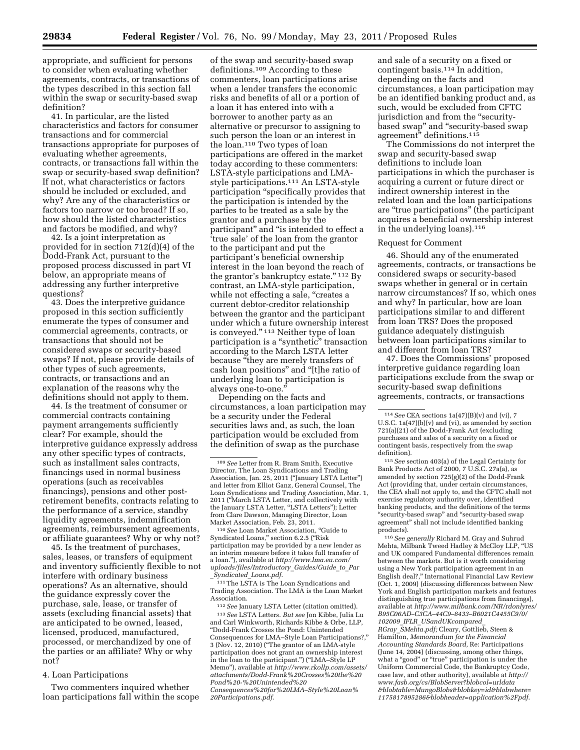appropriate, and sufficient for persons to consider when evaluating whether agreements, contracts, or transactions of the types described in this section fall within the swap or security-based swap definition?

41. In particular, are the listed characteristics and factors for consumer transactions and for commercial transactions appropriate for purposes of evaluating whether agreements, contracts, or transactions fall within the swap or security-based swap definition? If not, what characteristics or factors should be included or excluded, and why? Are any of the characteristics or factors too narrow or too broad? If so, how should the listed characteristics and factors be modified, and why?

42. Is a joint interpretation as provided for in section 712(d)(4) of the Dodd-Frank Act, pursuant to the proposed process discussed in part VI below, an appropriate means of addressing any further interpretive questions?

43. Does the interpretive guidance proposed in this section sufficiently enumerate the types of consumer and commercial agreements, contracts, or transactions that should not be considered swaps or security-based swaps? If not, please provide details of other types of such agreements, contracts, or transactions and an explanation of the reasons why the definitions should not apply to them.

44. Is the treatment of consumer or commercial contracts containing payment arrangements sufficiently clear? For example, should the interpretive guidance expressly address any other specific types of contracts, such as installment sales contracts, financings used in normal business operations (such as receivables financings), pensions and other post-retirement benefits, contracts relating to the performance of a service, standby liquidity agreements, indemnification agreements, reimbursement agreements, or affiliate guarantees? Why or why not?

45. Is the treatment of purchases, sales, leases, or transfers of equipment and inventory sufficiently flexible to not interfere with ordinary business operations? As an alternative, should the guidance expressly cover the purchase, sale, lease, or transfer of assets (excluding financial assets) that are anticipated to be owned, leased, licensed, produced, manufactured, processed, or merchandized by one of the parties or an affiliate? Why or why not?

4. Loan Participations

Two commenters inquired whether loan participations fall within the scope of the swap and security-based swap definitions.[109] According to these commenters, loan participations arise when a lender transfers the economic risks and benefits of all or a portion of a loan it has entered into with a borrower to another party as an alternative or precursor to assigning to such person the loan or an interest in the loan.[110] Two types of loan participations are offered in the market today according to these commenters: LSTA-style participations and LMA-style participations.[111] An LSTA-style participation "specifically provides that the participation is intended by the parties to be treated as a sale by the grantor and a purchase by the participant" and "is intended to effect a 'true sale' of the loan from the grantor to the participant and put the participant's beneficial ownership interest in the loan beyond the reach of the grantor's bankruptcy estate." [112] By contrast, an LMA-style participation, while not effecting a sale, "creates a current debtor-creditor relationship between the grantor and the participant under which a future ownership interest is conveyed." [113] Neither type of loan participation is a "synthetic" transaction according to the March LSTA letter because "they are merely transfers of cash loan positions" and "[t]he ratio of underlying loan to participation is always one-to-one."

Depending on the facts and circumstances, a loan participation may be a security under the Federal securities laws and, as such, the loan participation would be excluded from the definition of swap as the purchase and sale of a security on a fixed or contingent basis.[114] In addition, depending on the facts and circumstances, a loan participation may be an identified banking product and, as such, would be excluded from CFTC jurisdiction and from the "security-based swap" and "security-based swap agreement" definitions.[115]

The Commissions do not interpret the swap and security-based swap definitions to include loan participations in which the purchaser is acquiring a current or future direct or indirect ownership interest in the related loan and the loan participations are "true participations" (the participant acquires a beneficial ownership interest in the underlying loans).[116]

Request for Comment

46. Should any of the enumerated agreements, contracts, or transactions be considered swaps or security-based swaps whether in general or in certain narrow circumstances? If so, which ones and why? In particular, how are loan participations similar to and different from loan TRS? Does the proposed guidance adequately distinguish between loan participations similar to and different from loan TRS?

47. Does the Commissions' proposed interpretive guidance regarding loan participations exclude from the swap or security-based swap definitions agreements, contracts, or transactions

---

[109] *See* Letter from R. Bram Smith, Executive Director, The Loan Syndications and Trading Association, Jan. 25, 2011 ("January LSTA Letter") and letter from Elliot Ganz, General Counsel, The Loan Syndications and Trading Association, Mar. 1, 2011 ("March LSTA Letter, and collectively with the January LSTA Letter, "LSTA Letters"); Letter from Clare Dawson, Managing Director, Loan Market Association, Feb. 23, 2011.

[110] *See* Loan Market Association, "Guide to Syndicated Loans," section 6.2.5 ("Risk participation may be provided by a new lender as an interim measure before it takes full transfer of a loan."), available at *http://www.lma.eu.com/uploads/files/Introductory_Guides/Guide_to_Par_Syndicated_Loans.pdf*.

[111] The LSTA is The Loan Syndications and Trading Association. The LMA is the Loan Market Association.

[112] *See* January LSTA Letter (citation omitted).

[113] *See* LSTA Letters. *But see* Jon Kibbe, Julia Lu and Carl Winkworth, Richards Kibbe & Orbe, LLP, "Dodd-Frank Crosses the Pond: Unintended Consequences for LMA–Style Loan Participations?," 3 (Nov. 12, 2010) ("The grantor of an LMA-style participation does not grant an ownership interest in the loan to the participant.") ("LMA–Style LP Memo"), available at *http://www.rkollp.com/assets/attachments/Dodd-Frank%20Crosses%20the%20Pond%20-%20Unintended%20Consequences%20for%20LMA–Style%20Loan%20Participations.pdf*.

[114] *See* CEA sections 1a(47)(B)(v) and (vi), 7 U.S.C. 1a(47)(b)(v) and (vi), as amended by section 721(a)(21) of the Dodd-Frank Act (excluding purchases and sales of a security on a fixed or contingent basis, respectively from the swap definition).

[115] *See* section 403(a) of the Legal Certainty for Bank Products Act of 2000, 7 U.S.C. 27a(a), as amended by section 725(g)(2) of the Dodd-Frank Act (providing that, under certain circumstances, the CEA shall not apply to, and the CFTC shall not exercise regulatory authority over, identified banking products, and the definitions of the terms "security-based swap" and "security-based swap agreement" shall not include identified banking products).

[116] *See generally* Richard M. Gray and Suhrud Mehta, Milbank Tweed Hadley & McCloy LLP, "US and UK compared Fundamental differences remain between the markets. But is it worth considering using a New York participation agreement in an English deal?," International Financial Law Review (Oct. 1, 2009) (discussing differences between New York and English participation markets and features distinguishing true participations from financings), available at *http://www.milbank.com/NR/rdonlyres/B95C06AD–C3CA–44C9–8433–B6021C4455C9/0/102009_IFLR_USandUKcompared_RGray_SMehta.pdf;* Cleary, Gottlieb, Steen & Hamilton, *Memorandum for the Financial Accounting Standards Board,* Re: Participations (June 14, 2004) (discussing, among other things, what a "good" or "true" participation is under the Uniform Commercial Code, the Bankruptcy Code, case law, and other authority), available at *http://www.fasb.org/cs/BlobServer?blobcol=urldata&blobtable=MungoBlobs&blobkey=id&blobwhere=1175817895286&blobheader=application%2Fpdf*.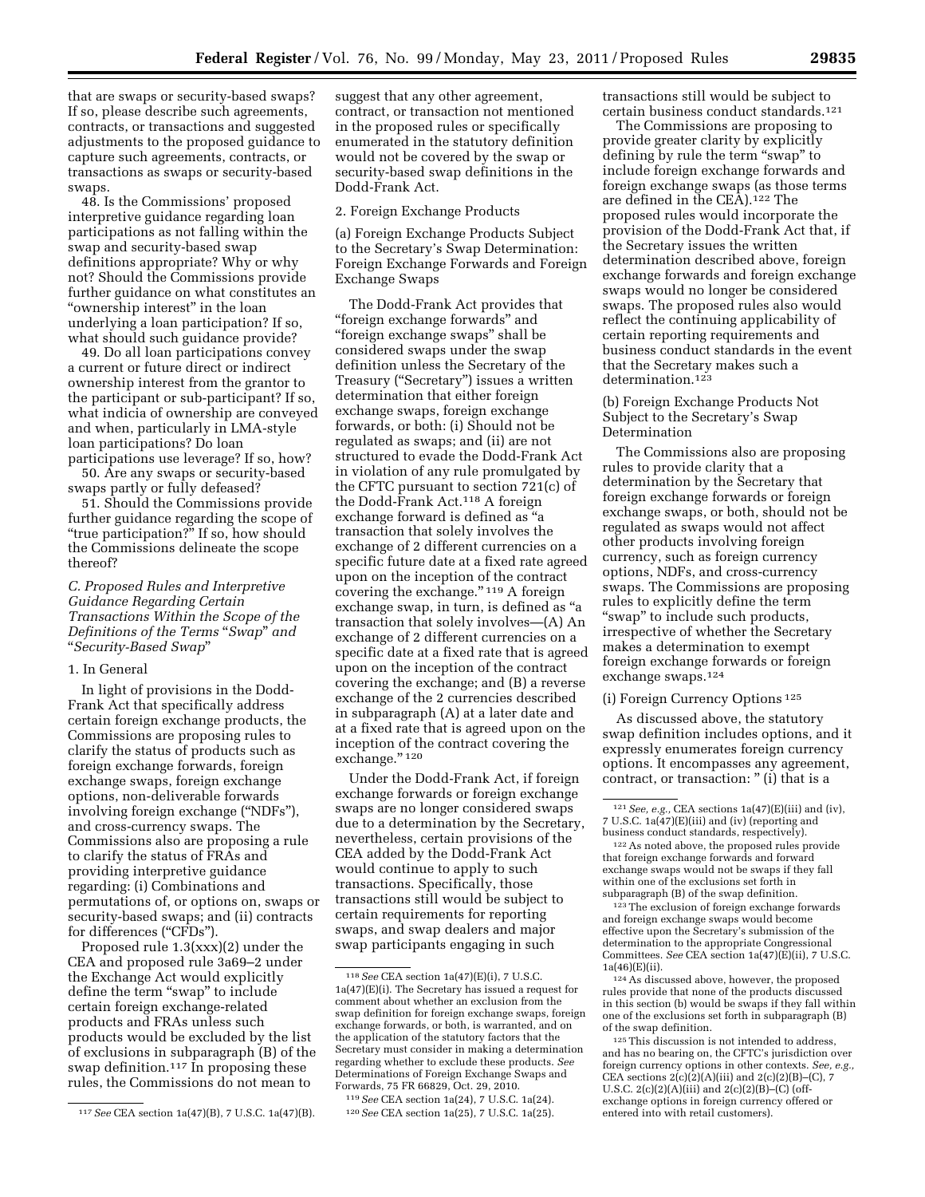that are swaps or security-based swaps? If so, please describe such agreements, contracts, or transactions and suggested adjustments to the proposed guidance to capture such agreements, contracts, or transactions as swaps or security-based swaps.

48. Is the Commissions' proposed interpretive guidance regarding loan participations as not falling within the swap and security-based swap definitions appropriate? Why or why not? Should the Commissions provide further guidance on what constitutes an "ownership interest" in the loan underlying a loan participation? If so, what should such guidance provide?

49. Do all loan participations convey a current or future direct or indirect ownership interest from the grantor to the participant or sub-participant? If so, what indicia of ownership are conveyed and when, particularly in LMA-style loan participations? Do loan participations use leverage? If so, how?

50. Are any swaps or security-based swaps partly or fully defeased?

51. Should the Commissions provide further guidance regarding the scope of "true participation?" If so, how should the Commissions delineate the scope thereof?

### C. Proposed Rules and Interpretive Guidance Regarding Certain Transactions Within the Scope of the Definitions of the Terms "Swap" and "Security-Based Swap"

#### 1. In General

In light of provisions in the Dodd-Frank Act that specifically address certain foreign exchange products, the Commissions are proposing rules to clarify the status of products such as foreign exchange forwards, foreign exchange swaps, foreign exchange options, non-deliverable forwards involving foreign exchange ("NDFs"), and cross-currency swaps. The Commissions also are proposing a rule to clarify the status of FRAs and providing interpretive guidance regarding: (i) Combinations and permutations of, or options on, swaps or security-based swaps; and (ii) contracts for differences ("CFDs").

Proposed rule 1.3(xxx)(2) under the CEA and proposed rule 3a69–2 under the Exchange Act would explicitly define the term "swap" to include certain foreign exchange-related products and FRAs unless such products would be excluded by the list of exclusions in subparagraph (B) of the swap definition.[117] In proposing these rules, the Commissions do not mean to suggest that any other agreement, contract, or transaction not mentioned in the proposed rules or specifically enumerated in the statutory definition would not be covered by the swap or security-based swap definitions in the Dodd-Frank Act.

#### 2. Foreign Exchange Products

##### (a) Foreign Exchange Products Subject to the Secretary's Swap Determination: Foreign Exchange Forwards and Foreign Exchange Swaps

The Dodd-Frank Act provides that "foreign exchange forwards" and "foreign exchange swaps" shall be considered swaps under the swap definition unless the Secretary of the Treasury ("Secretary") issues a written determination that either foreign exchange swaps, foreign exchange forwards, or both: (i) Should not be regulated as swaps; and (ii) are not structured to evade the Dodd-Frank Act in violation of any rule promulgated by the CFTC pursuant to section 721(c) of the Dodd-Frank Act.[118] A foreign exchange forward is defined as "a transaction that solely involves the exchange of 2 different currencies on a specific future date at a fixed rate agreed upon on the inception of the contract covering the exchange."[119] A foreign exchange swap, in turn, is defined as "a transaction that solely involves—(A) An exchange of 2 different currencies on a specific date at a fixed rate that is agreed upon on the inception of the contract covering the exchange; and (B) a reverse exchange of the 2 currencies described in subparagraph (A) at a later date and at a fixed rate that is agreed upon on the inception of the contract covering the exchange."[120]

Under the Dodd-Frank Act, if foreign exchange forwards or foreign exchange swaps are no longer considered swaps due to a determination by the Secretary, nevertheless, certain provisions of the CEA added by the Dodd-Frank Act would continue to apply to such transactions. Specifically, those transactions still would be subject to certain requirements for reporting swaps, and swap dealers and major swap participants engaging in such transactions still would be subject to certain business conduct standards.[121]

The Commissions are proposing to provide greater clarity by explicitly defining by rule the term "swap" to include foreign exchange forwards and foreign exchange swaps (as those terms are defined in the CEA).[122] The proposed rules would incorporate the provision of the Dodd-Frank Act that, if the Secretary issues the written determination described above, foreign exchange forwards and foreign exchange swaps would no longer be considered swaps. The proposed rules also would reflect the continuing applicability of certain reporting requirements and business conduct standards in the event that the Secretary makes such a determination.[123]

##### (b) Foreign Exchange Products Not Subject to the Secretary's Swap Determination

The Commissions also are proposing rules to provide clarity that a determination by the Secretary that foreign exchange forwards or foreign exchange swaps, or both, should not be regulated as swaps would not affect other products involving foreign currency, such as foreign currency options, NDFs, and cross-currency swaps. The Commissions are proposing rules to explicitly define the term "swap" to include such products, irrespective of whether the Secretary makes a determination to exempt foreign exchange forwards or foreign exchange swaps.[124]

###### (i) Foreign Currency Options[125]

As discussed above, the statutory swap definition includes options, and it expressly enumerates foreign currency options. It encompasses any agreement, contract, or transaction: " (i) that is a

---

[117] *See* CEA section 1a(47)(B), 7 U.S.C. 1a(47)(B).

[118] *See* CEA section 1a(47)(E)(i), 7 U.S.C. 1a(47)(E)(i). The Secretary has issued a request for comment about whether an exclusion from the swap definition for foreign exchange swaps, foreign exchange forwards, or both, is warranted, and on the application of the statutory factors that the Secretary must consider in making a determination regarding whether to exclude these products. *See* Determinations of Foreign Exchange Swaps and Forwards, 75 FR 66829, Oct. 29, 2010.

[119] *See* CEA section 1a(24), 7 U.S.C. 1a(24).

[120] *See* CEA section 1a(25), 7 U.S.C. 1a(25).

[121] *See, e.g.,* CEA sections 1a(47)(E)(iii) and (iv), 7 U.S.C. 1a(47)(E)(iii) and (iv) (reporting and business conduct standards, respectively).

[122] As noted above, the proposed rules provide that foreign exchange forwards and forward exchange swaps would not be swaps if they fall within one of the exclusions set forth in subparagraph (B) of the swap definition.

[123] The exclusion of foreign exchange forwards and foreign exchange swaps would become effective upon the Secretary's submission of the determination to the appropriate Congressional Committees. *See* CEA section 1a(47)(E)(ii), 7 U.S.C. 1a(46)(E)(ii).

[124] As discussed above, however, the proposed rules provide that none of the products discussed in this section (b) would be swaps if they fall within one of the exclusions set forth in subparagraph (B) of the swap definition.

[125] This discussion is not intended to address, and has no bearing on, the CFTC's jurisdiction over foreign currency options in other contexts. *See, e.g.,* CEA sections 2(c)(2)(A)(iii) and 2(c)(2)(B)–(C), 7 U.S.C. 2(c)(2)(A)(iii) and 2(c)(2)(B)–(C) (off-exchange options in foreign currency offered or entered into with retail customers).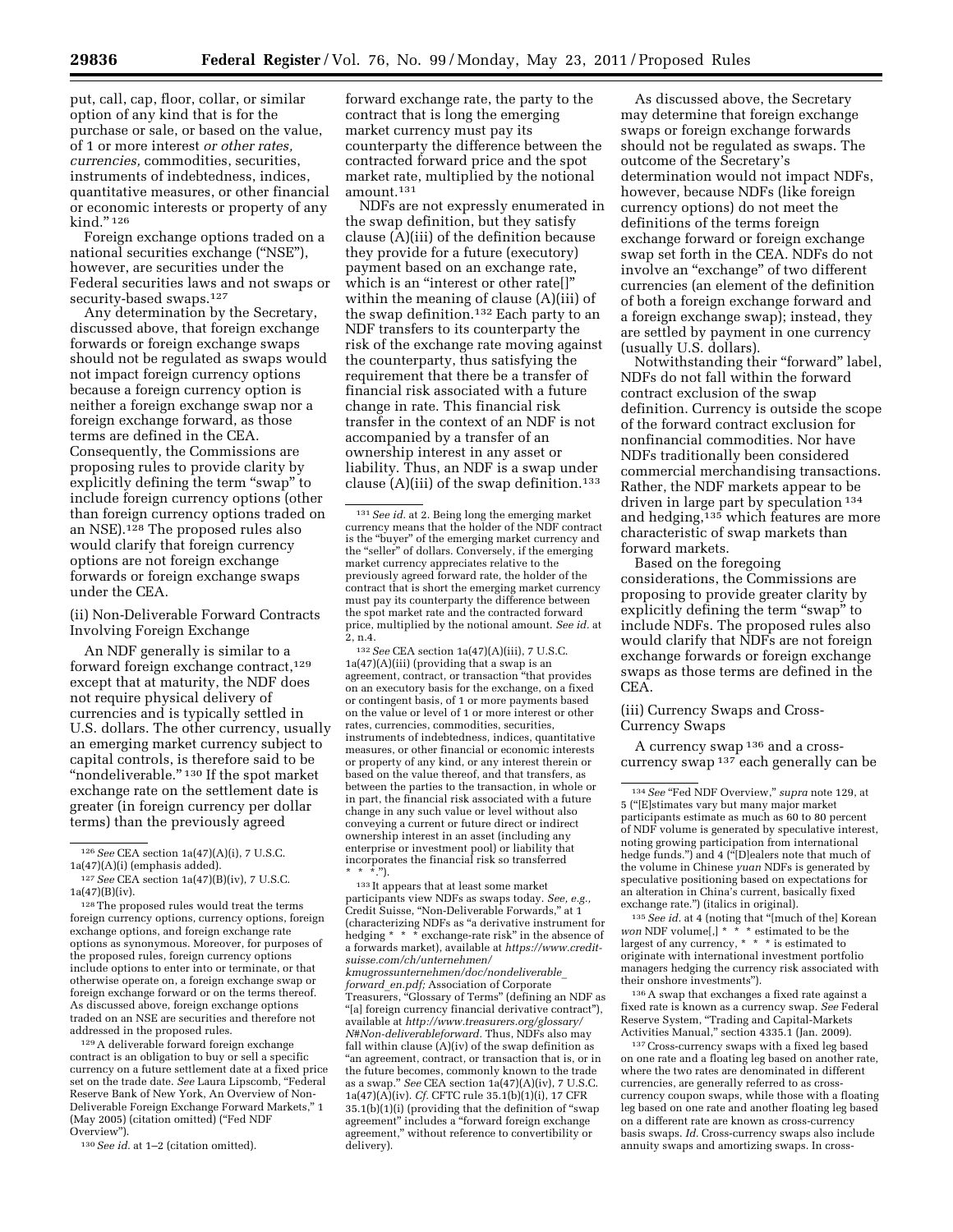put, call, cap, floor, collar, or similar option of any kind that is for the purchase or sale, or based on the value, of 1 or more interest *or other rates, currencies,* commodities, securities, instruments of indebtedness, indices, quantitative measures, or other financial or economic interests or property of any kind." [126]

Foreign exchange options traded on a national securities exchange ("NSE"), however, are securities under the Federal securities laws and not swaps or security-based swaps.[127]

Any determination by the Secretary, discussed above, that foreign exchange forwards or foreign exchange swaps should not be regulated as swaps would not impact foreign currency options because a foreign currency option is neither a foreign exchange swap nor a foreign exchange forward, as those terms are defined in the CEA. Consequently, the Commissions are proposing rules to provide clarity by explicitly defining the term "swap" to include foreign currency options (other than foreign currency options traded on an NSE).[128] The proposed rules also would clarify that foreign currency options are not foreign exchange forwards or foreign exchange swaps under the CEA.

(ii) Non-Deliverable Forward Contracts Involving Foreign Exchange

An NDF generally is similar to a forward foreign exchange contract,[129] except that at maturity, the NDF does not require physical delivery of currencies and is typically settled in U.S. dollars. The other currency, usually an emerging market currency subject to capital controls, is therefore said to be "nondeliverable." [130] If the spot market exchange rate on the settlement date is greater (in foreign currency per dollar terms) than the previously agreed forward exchange rate, the party to the contract that is long the emerging market currency must pay its counterparty the difference between the contracted forward price and the spot market rate, multiplied by the notional amount.[131]

NDFs are not expressly enumerated in the swap definition, but they satisfy clause (A)(iii) of the definition because they provide for a future (executory) payment based on an exchange rate, which is an "interest or other rate[]" within the meaning of clause (A)(iii) of the swap definition.[132] Each party to an NDF transfers to its counterparty the risk of the exchange rate moving against the counterparty, thus satisfying the requirement that there be a transfer of financial risk associated with a future change in rate. This financial risk transfer in the context of an NDF is not accompanied by a transfer of an ownership interest in any asset or liability. Thus, an NDF is a swap under clause (A)(iii) of the swap definition.[133]

As discussed above, the Secretary may determine that foreign exchange swaps or foreign exchange forwards should not be regulated as swaps. The outcome of the Secretary's determination would not impact NDFs, however, because NDFs (like foreign currency options) do not meet the definitions of the terms foreign exchange forward or foreign exchange swap set forth in the CEA. NDFs do not involve an "exchange" of two different currencies (an element of the definition of both a foreign exchange forward and a foreign exchange swap); instead, they are settled by payment in one currency (usually U.S. dollars).

Notwithstanding their "forward" label, NDFs do not fall within the forward contract exclusion of the swap definition. Currency is outside the scope of the forward contract exclusion for nonfinancial commodities. Nor have NDFs traditionally been considered commercial merchandising transactions. Rather, the NDF markets appear to be driven in large part by speculation [134] and hedging,[135] which features are more characteristic of swap markets than forward markets.

Based on the foregoing considerations, the Commissions are proposing to provide greater clarity by explicitly defining the term "swap" to include NDFs. The proposed rules also would clarify that NDFs are not foreign exchange forwards or foreign exchange swaps as those terms are defined in the CEA.

(iii) Currency Swaps and Cross-Currency Swaps

A currency swap [136] and a cross-currency swap [137] each generally can be

---

[126] *See* CEA section 1a(47)(A)(i), 7 U.S.C. 1a(47)(A)(i) (emphasis added).

[127] *See* CEA section 1a(47)(B)(iv), 7 U.S.C. 1a(47)(B)(iv).

[128] The proposed rules would treat the terms foreign currency options, currency options, foreign exchange options, and foreign exchange rate options as synonymous. Moreover, for purposes of the proposed rules, foreign currency options include options to enter into or terminate, or that otherwise operate on, a foreign exchange swap or foreign exchange forward or on the terms thereof. As discussed above, foreign exchange options traded on an NSE are securities and therefore not addressed in the proposed rules.

[129] A deliverable forward foreign exchange contract is an obligation to buy or sell a specific currency on a future settlement date at a fixed price set on the trade date. *See* Laura Lipscomb, "Federal Reserve Bank of New York, An Overview of Non-Deliverable Foreign Exchange Forward Markets," 1 (May 2005) (citation omitted) ("Fed NDF Overview").

[130] *See id.* at 1–2 (citation omitted).

[131] *See id.* at 2. Being long the emerging market currency means that the holder of the NDF contract is the "buyer" of the emerging market currency and the "seller" of dollars. Conversely, if the emerging market currency appreciates relative to the previously agreed forward rate, the holder of the contract that is short the emerging market currency must pay its counterparty the difference between the spot market rate and the contracted forward price, multiplied by the notional amount. *See id.* at 2, n.4.

[132] *See* CEA section 1a(47)(A)(iii), 7 U.S.C. 1a(47)(A)(iii) (providing that a swap is an agreement, contract, or transaction "that provides on an executory basis for the exchange, on a fixed or contingent basis, of 1 or more payments based on the value or level of 1 or more interest or other rates, currencies, commodities, securities, instruments of indebtedness, indices, quantitative measures, or other financial or economic interests or property of any kind, or any interest therein or based on the value thereof, and that transfers, as between the parties to the transaction, in whole or in part, the financial risk associated with a future change in any such value or level without also conveying a current or future direct or indirect ownership interest in an asset (including any enterprise or investment pool) or liability that incorporates the financial risk so transferred * * *.").

[133] It appears that at least some market participants view NDFs as swaps today. *See, e.g.,* Credit Suisse, "Non-Deliverable Forwards," at 1 (characterizing NDFs as "a derivative instrument for hedging * * * exchange-rate risk" in the absence of a forwards market), available at *https://www.credit-suisse.com/ch/unternehmen/kmugrossunternehmen/doc/nondeliverable_forward_en.pdf;* Association of Corporate Treasurers, "Glossary of Terms" (defining an NDF as "[a] foreign currency financial derivative contract"), available at *http://www.treasurers.org/glossary/N#Non-deliverableforward.* Thus, NDFs also may fall within clause (A)(iv) of the swap definition as "an agreement, contract, or transaction that is, or in the future becomes, commonly known to the trade as a swap." *See* CEA section 1a(47)(A)(iv), 7 U.S.C. 1a(47)(A)(iv). *Cf.* CFTC rule 35.1(b)(1)(i), 17 CFR 35.1(b)(1)(i) (providing that the definition of "swap agreement" includes a "forward foreign exchange agreement," without reference to convertibility or delivery).

[134] *See* "Fed NDF Overview," *supra* note 129, at 5 ("[E]stimates vary but many major market participants estimate as much as 60 to 80 percent of NDF volume is generated by speculative interest, noting growing participation from international hedge funds.") and 4 ("[D]ealers note that much of the volume in Chinese *yuan* NDFs is generated by speculative positioning based on expectations for an alteration in China's current, basically fixed exchange rate.") (italics in original).

[135] *See id.* at 4 (noting that "[much of the] Korean *won* NDF volume[,] * * * estimated to be the largest of any currency, * * * is estimated to originate with international investment portfolio managers hedging the currency risk associated with their onshore investments").

[136] A swap that exchanges a fixed rate against a fixed rate is known as a currency swap. *See* Federal Reserve System, "Trading and Capital-Markets Activities Manual," section 4335.1 (Jan. 2009).

[137] Cross-currency swaps with a fixed leg based on one rate and a floating leg based on another rate, where the two rates are denominated in different currencies, are generally referred to as cross-currency coupon swaps, while those with a floating leg based on one rate and another floating leg based on a different rate are known as cross-currency basis swaps. *Id.* Cross-currency swaps also include annuity swaps and amortizing swaps. In cross-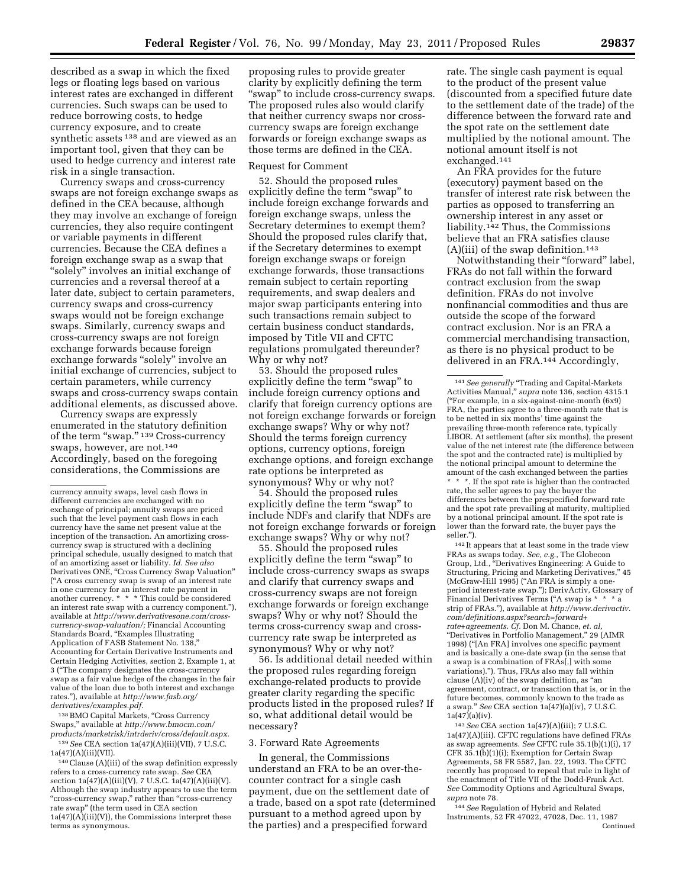described as a swap in which the fixed legs or floating legs based on various interest rates are exchanged in different currencies. Such swaps can be used to reduce borrowing costs, to hedge currency exposure, and to create synthetic assets [138] and are viewed as an important tool, given that they can be used to hedge currency and interest rate risk in a single transaction.

Currency swaps and cross-currency swaps are not foreign exchange swaps as defined in the CEA because, although they may involve an exchange of foreign currencies, they also require contingent or variable payments in different currencies. Because the CEA defines a foreign exchange swap as a swap that "solely" involves an initial exchange of currencies and a reversal thereof at a later date, subject to certain parameters, currency swaps and cross-currency swaps would not be foreign exchange swaps. Similarly, currency swaps and cross-currency swaps are not foreign exchange forwards because foreign exchange forwards "solely" involve an initial exchange of currencies, subject to certain parameters, while currency swaps and cross-currency swaps contain additional elements, as discussed above.

Currency swaps are expressly enumerated in the statutory definition of the term "swap." [139] Cross-currency swaps, however, are not.[140] Accordingly, based on the foregoing considerations, the Commissions are proposing rules to provide greater clarity by explicitly defining the term "swap" to include cross-currency swaps. The proposed rules also would clarify that neither currency swaps nor cross-currency swaps are foreign exchange forwards or foreign exchange swaps as those terms are defined in the CEA.

Request for Comment

52. Should the proposed rules explicitly define the term "swap" to include foreign exchange forwards and foreign exchange swaps, unless the Secretary determines to exempt them? Should the proposed rules clarify that, if the Secretary determines to exempt foreign exchange swaps or foreign exchange forwards, those transactions remain subject to certain reporting requirements, and swap dealers and major swap participants entering into such transactions remain subject to certain business conduct standards, imposed by Title VII and CFTC regulations promulgated thereunder? Why or why not?

53. Should the proposed rules explicitly define the term "swap" to include foreign currency options and clarify that foreign currency options are not foreign exchange forwards or foreign exchange swaps? Why or why not? Should the terms foreign currency options, currency options, foreign exchange options, and foreign exchange rate options be interpreted as synonymous? Why or why not?

54. Should the proposed rules explicitly define the term "swap" to include NDFs and clarify that NDFs are not foreign exchange forwards or foreign exchange swaps? Why or why not?

55. Should the proposed rules explicitly define the term "swap" to include cross-currency swaps as swaps and clarify that currency swaps and cross-currency swaps are not foreign exchange forwards or foreign exchange swaps? Why or why not? Should the terms cross-currency swap and cross-currency rate swap be interpreted as synonymous? Why or why not?

56. Is additional detail needed within the proposed rules regarding foreign exchange-related products to provide greater clarity regarding the specific products listed in the proposed rules? If so, what additional detail would be necessary?

### 3. Forward Rate Agreements

In general, the Commissions understand an FRA to be an over-the-counter contract for a single cash payment, due on the settlement date of a trade, based on a spot rate (determined pursuant to a method agreed upon by the parties) and a prespecified forward rate. The single cash payment is equal to the product of the present value (discounted from a specified future date to the settlement date of the trade) of the difference between the forward rate and the spot rate on the settlement date multiplied by the notional amount. The notional amount itself is not exchanged.[141]

An FRA provides for the future (executory) payment based on the transfer of interest rate risk between the parties as opposed to transferring an ownership interest in any asset or liability.[142] Thus, the Commissions believe that an FRA satisfies clause (A)(iii) of the swap definition.[143]

Notwithstanding their "forward" label, FRAs do not fall within the forward contract exclusion from the swap definition. FRAs do not involve nonfinancial commodities and thus are outside the scope of the forward contract exclusion. Nor is an FRA a commercial merchandising transaction, as there is no physical product to be delivered in an FRA.[144] Accordingly,

---

currency annuity swaps, level cash flows in different currencies are exchanged with no exchange of principal; annuity swaps are priced such that the level payment cash flows in each currency have the same net present value at the inception of the transaction. An amortizing cross-currency swap is structured with a declining principal schedule, usually designed to match that of an amortizing asset or liability. *Id. See also* Derivatives ONE, "Cross Currency Swap Valuation" ("A cross currency swap is swap of an interest rate in one currency for an interest rate payment in another currency. * * * This could be considered an interest rate swap with a currency component."), available at *http://www.derivativesone.com/cross-currency-swap-valuation/;* Financial Accounting Standards Board, "Examples Illustrating Application of FASB Statement No. 138," Accounting for Certain Derivative Instruments and Certain Hedging Activities, section 2, Example 1, at 3 ("The company designates the cross-currency swap as a fair value hedge of the changes in the fair value of the loan due to both interest and exchange rates."), available at *http://www.fasb.org/derivatives/examples.pdf.*

[138] BMO Capital Markets, "Cross Currency Swaps," available at *http://www.bmocm.com/products/marketrisk/intrderiv/cross/default.aspx.*

[139] *See* CEA section 1a(47)(A)(iii)(VII), 7 U.S.C. 1a(47)(A)(iii)(VII).

[140] Clause (A)(iii) of the swap definition expressly refers to a cross-currency rate swap. *See* CEA section 1a(47)(A)(iii)(V), 7 U.S.C. 1a(47)(A)(iii)(V). Although the swap industry appears to use the term "cross-currency swap," rather than "cross-currency rate swap" (the term used in CEA section 1a(47)(A)(iii)(V)), the Commissions interpret these terms as synonymous.

[141] *See generally* "Trading and Capital-Markets Activities Manual," *supra* note 136, section 4315.1 ("For example, in a six-against-nine-month (6x9) FRA, the parties agree to a three-month rate that is to be netted in six months' time against the prevailing three-month reference rate, typically LIBOR. At settlement (after six months), the present value of the net interest rate (the difference between the spot and the contracted rate) is multiplied by the notional principal amount to determine the amount of the cash exchanged between the parties * * *. If the spot rate is higher than the contracted rate, the seller agrees to pay the buyer the differences between the prespecified forward rate and the spot rate prevailing at maturity, multiplied by a notional principal amount. If the spot rate is lower than the forward rate, the buyer pays the seller.").

[142] It appears that at least some in the trade view FRAs as swaps today. *See, e.g.,* The Globecon Group, Ltd., "Derivatives Engineering: A Guide to Structuring, Pricing and Marketing Derivatives," 45 (McGraw-Hill 1995) ("An FRA is simply a one-period interest-rate swap."); DerivActiv, Glossary of Financial Derivatives Terms ("A swap is * * * a strip of FRAs."), available at *http://www.derivactiv.com/definitions.aspx?search=forward+rate+agreements. Cf.* Don M. Chance, *et. al,* "Derivatives in Portfolio Management," 29 (AIMR 1998) ("[An FRA] involves one specific payment and is basically a one-date swap (in the sense that a swap is a combination of FRAs[,] with some variations)."). Thus, FRAs also may fall within clause (A)(iv) of the swap definition, as "an agreement, contract, or transaction that is, or in the future becomes, commonly known to the trade as a swap." *See* CEA section 1a(47)(a)(iv), 7 U.S.C. 1a(47)(a)(iv).

[143] *See* CEA section 1a(47)(A)(iii); 7 U.S.C. 1a(47)(A)(iii). CFTC regulations have defined FRAs as swap agreements. *See* CFTC rule 35.1(b)(1)(i), 17 CFR 35.1(b)(1)(i); Exemption for Certain Swap Agreements, 58 FR 5587, Jan. 22, 1993. The CFTC recently has proposed to repeal that rule in light of the enactment of Title VII of the Dodd-Frank Act. *See* Commodity Options and Agricultural Swaps, *supra* note 78.

[144] *See* Regulation of Hybrid and Related Instruments, 52 FR 47022, 47028, Dec. 11, 1987
Continued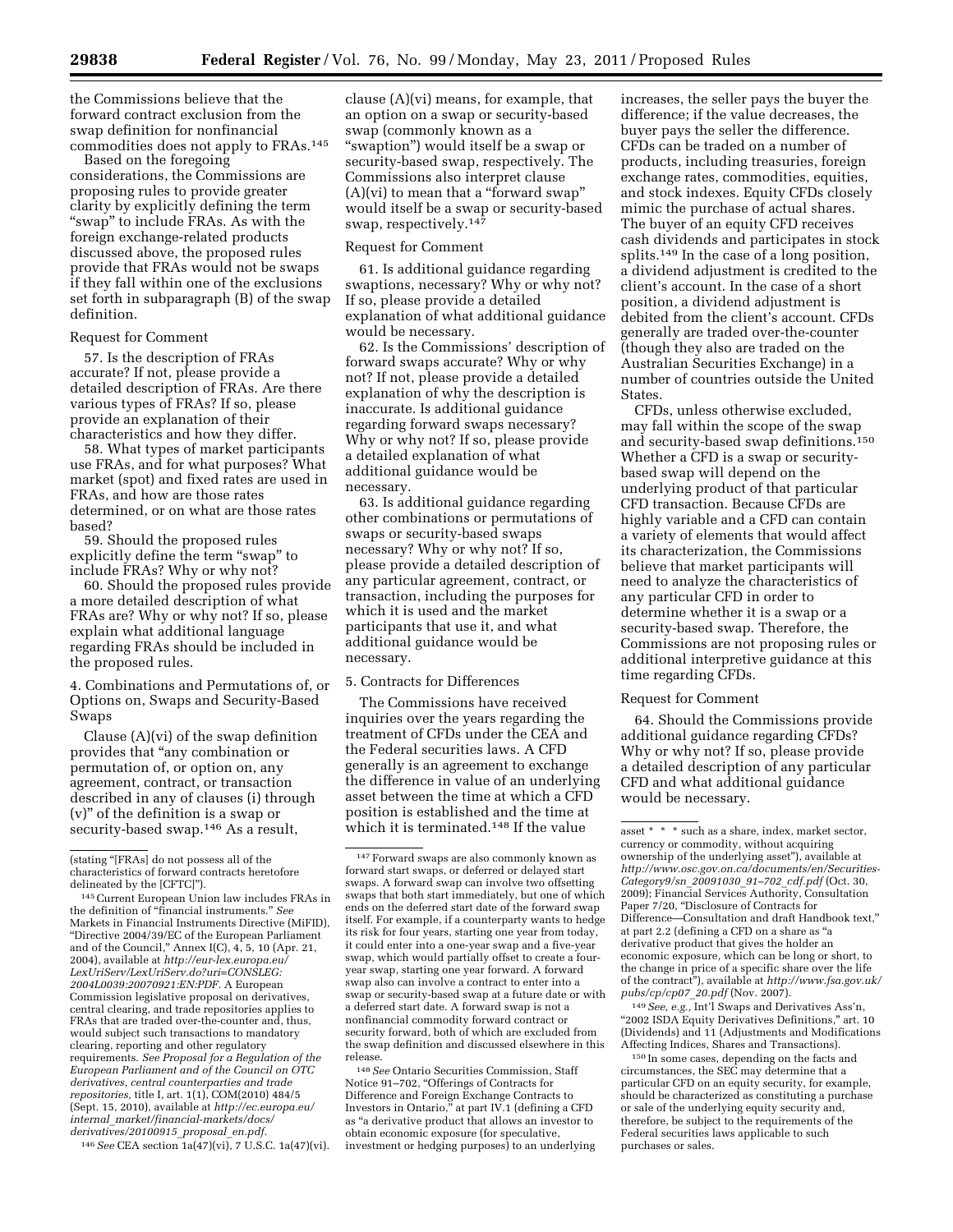the Commissions believe that the forward contract exclusion from the swap definition for nonfinancial commodities does not apply to FRAs.[145]

Based on the foregoing considerations, the Commissions are proposing rules to provide greater clarity by explicitly defining the term "swap" to include FRAs. As with the foreign exchange-related products discussed above, the proposed rules provide that FRAs would not be swaps if they fall within one of the exclusions set forth in subparagraph (B) of the swap definition.

Request for Comment

57. Is the description of FRAs accurate? If not, please provide a detailed description of FRAs. Are there various types of FRAs? If so, please provide an explanation of their characteristics and how they differ.

58. What types of market participants use FRAs, and for what purposes? What market (spot) and fixed rates are used in FRAs, and how are those rates determined, or on what are those rates based?

59. Should the proposed rules explicitly define the term "swap" to include FRAs? Why or why not?

60. Should the proposed rules provide a more detailed description of what FRAs are? Why or why not? If so, please explain what additional language regarding FRAs should be included in the proposed rules.

### 4. Combinations and Permutations of, or Options on, Swaps and Security-Based Swaps

Clause (A)(vi) of the swap definition provides that "any combination or permutation of, or option on, any agreement, contract, or transaction described in any of clauses (i) through (v)" of the definition is a swap or security-based swap.[146] As a result, clause (A)(vi) means, for example, that an option on a swap or security-based swap (commonly known as a "swaption") would itself be a swap or security-based swap, respectively. The Commissions also interpret clause (A)(vi) to mean that a "forward swap" would itself be a swap or security-based swap, respectively.[147]

Request for Comment

61. Is additional guidance regarding swaptions, necessary? Why or why not? If so, please provide a detailed explanation of what additional guidance would be necessary.

62. Is the Commissions' description of forward swaps accurate? Why or why not? If not, please provide a detailed explanation of why the description is inaccurate. Is additional guidance regarding forward swaps necessary? Why or why not? If so, please provide a detailed explanation of what additional guidance would be necessary.

63. Is additional guidance regarding other combinations or permutations of swaps or security-based swaps necessary? Why or why not? If so, please provide a detailed description of any particular agreement, contract, or transaction, including the purposes for which it is used and the market participants that use it, and what additional guidance would be necessary.

### 5. Contracts for Differences

The Commissions have received inquiries over the years regarding the treatment of CFDs under the CEA and the Federal securities laws. A CFD generally is an agreement to exchange the difference in value of an underlying asset between the time at which a CFD position is established and the time at which it is terminated.[148] If the value increases, the seller pays the buyer the difference; if the value decreases, the buyer pays the seller the difference. CFDs can be traded on a number of products, including treasuries, foreign exchange rates, commodities, equities, and stock indexes. Equity CFDs closely mimic the purchase of actual shares. The buyer of an equity CFD receives cash dividends and participates in stock splits.[149] In the case of a long position, a dividend adjustment is credited to the client's account. In the case of a short position, a dividend adjustment is debited from the client's account. CFDs generally are traded over-the-counter (though they also are traded on the Australian Securities Exchange) in a number of countries outside the United States.

CFDs, unless otherwise excluded, may fall within the scope of the swap and security-based swap definitions.[150] Whether a CFD is a swap or security-based swap will depend on the underlying product of that particular CFD transaction. Because CFDs are highly variable and a CFD can contain a variety of elements that would affect its characterization, the Commissions believe that market participants will need to analyze the characteristics of any particular CFD in order to determine whether it is a swap or a security-based swap. Therefore, the Commissions are not proposing rules or additional interpretive guidance at this time regarding CFDs.

Request for Comment

64. Should the Commissions provide additional guidance regarding CFDs? Why or why not? If so, please provide a detailed description of any particular CFD and what additional guidance would be necessary.

---

(stating "[FRAs] do not possess all of the characteristics of forward contracts heretofore delineated by the [CFTC]").

[145] Current European Union law includes FRAs in the definition of "financial instruments." *See* Markets in Financial Instruments Directive (MiFID), "Directive 2004/39/EC of the European Parliament and of the Council," Annex I(C), 4, 5, 10 (Apr. 21, 2004), available at *http://eur-lex.europa.eu/LexUriServ/LexUriServ.do?uri=CONSLEG:2004L0039:20070921:EN:PDF.* A European Commission legislative proposal on derivatives, central clearing, and trade repositories applies to FRAs that are traded over-the-counter and, thus, would subject such transactions to mandatory clearing, reporting and other regulatory requirements. *See Proposal for a Regulation of the European Parliament and of the Council on OTC derivatives, central counterparties and trade repositories,* title I, art. 1(1), COM(2010) 484/5 (Sept. 15, 2010), available at *http://ec.europa.eu/internal_market/financial-markets/docs/derivatives/20100915_proposal_en.pdf.*

[146] *See* CEA section 1a(47)(vi), 7 U.S.C. 1a(47)(vi).

[147] Forward swaps are also commonly known as forward start swaps, or deferred or delayed start swaps. A forward swap can involve two offsetting swaps that both start immediately, but one of which ends on the deferred start date of the forward swap itself. For example, if a counterparty wants to hedge its risk for four years, starting one year from today, it could enter into a one-year swap and a five-year swap, which would partially offset to create a four-year swap, starting one year forward. A forward swap also can involve a contract to enter into a swap or security-based swap at a future date or with a deferred start date. A forward swap is not a nonfinancial commodity forward contract or security forward, both of which are excluded from the swap definition and discussed elsewhere in this release.

[148] *See* Ontario Securities Commission, Staff Notice 91–702, "Offerings of Contracts for Difference and Foreign Exchange Contracts to Investors in Ontario," at part IV.1 (defining a CFD as "a derivative product that allows an investor to obtain economic exposure (for speculative, investment or hedging purposes) to an underlying asset * * * such as a share, index, market sector, currency or commodity, without acquiring ownership of the underlying asset"), available at *http://www.osc.gov.on.ca/documents/en/Securities-Category9/sn_20091030_91–702_cdf.pdf* (Oct. 30, 2009); Financial Services Authority, Consultation Paper 7/20, "Disclosure of Contracts for Difference—Consultation and draft Handbook text," at part 2.2 (defining a CFD on a share as "a derivative product that gives the holder an economic exposure, which can be long or short, to the change in price of a specific share over the life of the contract"), available at *http://www.fsa.gov.uk/pubs/cp/cp07_20.pdf* (Nov. 2007).

[149] *See, e.g.,* Int'l Swaps and Derivatives Ass'n, "2002 ISDA Equity Derivatives Definitions," art. 10 (Dividends) and 11 (Adjustments and Modifications Affecting Indices, Shares and Transactions).

[150] In some cases, depending on the facts and circumstances, the SEC may determine that a particular CFD on an equity security, for example, should be characterized as constituting a purchase or sale of the underlying equity security and, therefore, be subject to the requirements of the Federal securities laws applicable to such purchases or sales.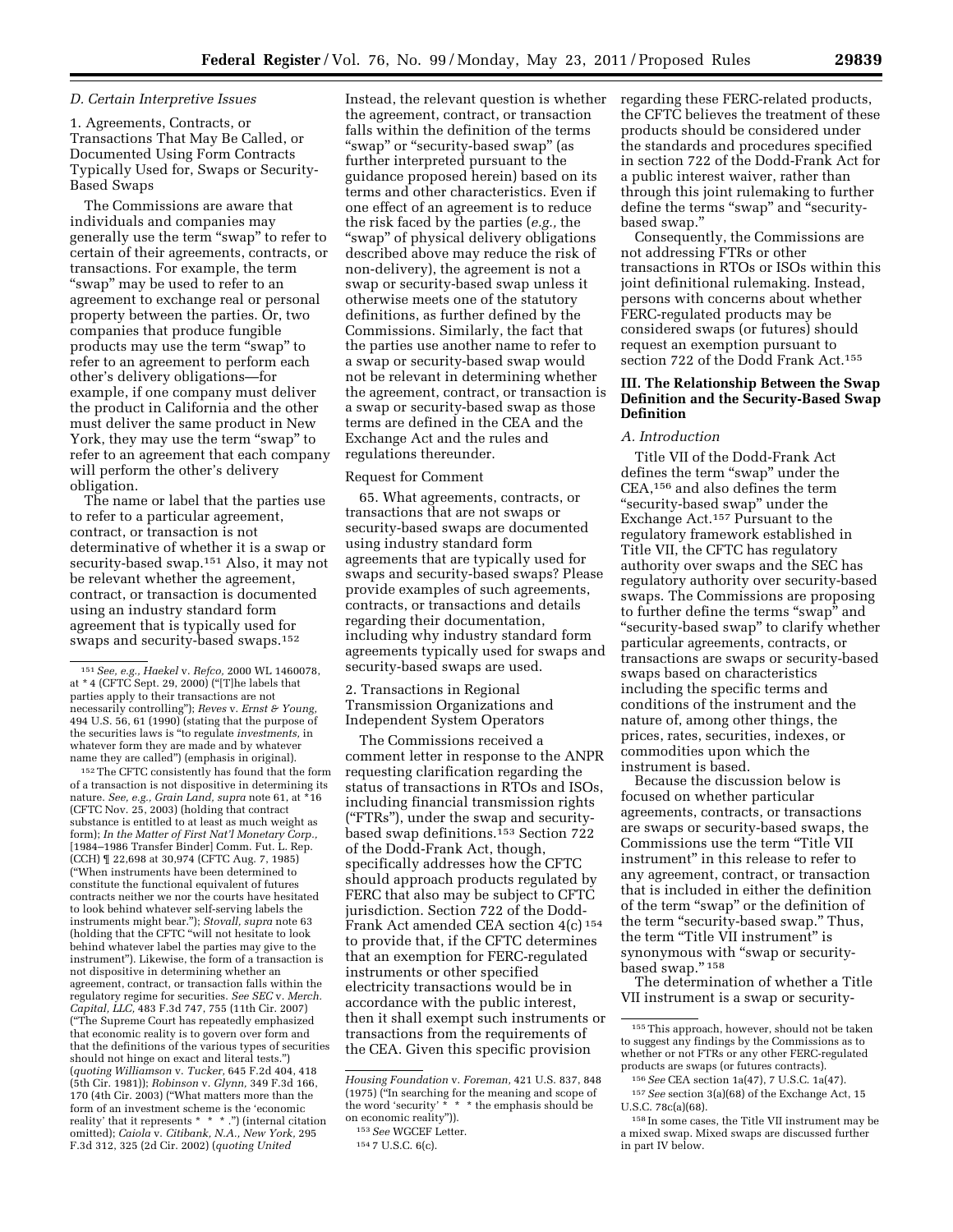### D. Certain Interpretive Issues

1. Agreements, Contracts, or Transactions That May Be Called, or Documented Using Form Contracts Typically Used for, Swaps or Security-Based Swaps

The Commissions are aware that individuals and companies may generally use the term "swap" to refer to certain of their agreements, contracts, or transactions. For example, the term "swap" may be used to refer to an agreement to exchange real or personal property between the parties. Or, two companies that produce fungible products may use the term "swap" to refer to an agreement to perform each other's delivery obligations—for example, if one company must deliver the product in California and the other must deliver the same product in New York, they may use the term "swap" to refer to an agreement that each company will perform the other's delivery obligation.

The name or label that the parties use to refer to a particular agreement, contract, or transaction is not determinative of whether it is a swap or security-based swap.[151] Also, it may not be relevant whether the agreement, contract, or transaction is documented using an industry standard form agreement that is typically used for swaps and security-based swaps.[152] Instead, the relevant question is whether the agreement, contract, or transaction falls within the definition of the terms "swap" or "security-based swap" (as further interpreted pursuant to the guidance proposed herein) based on its terms and other characteristics. Even if one effect of an agreement is to reduce the risk faced by the parties (*e.g.*, the "swap" of physical delivery obligations described above may reduce the risk of non-delivery), the agreement is not a swap or security-based swap unless it otherwise meets one of the statutory definitions, as further defined by the Commissions. Similarly, the fact that the parties use another name to refer to a swap or security-based swap would not be relevant in determining whether the agreement, contract, or transaction is a swap or security-based swap as those terms are defined in the CEA and the Exchange Act and the rules and regulations thereunder.

Request for Comment

65. What agreements, contracts, or transactions that are not swaps or security-based swaps are documented using industry standard form agreements that are typically used for swaps and security-based swaps? Please provide examples of such agreements, contracts, or transactions and details regarding their documentation, including why industry standard form agreements typically used for swaps and security-based swaps are used.

2. Transactions in Regional Transmission Organizations and Independent System Operators

The Commissions received a comment letter in response to the ANPR requesting clarification regarding the status of transactions in RTOs and ISOs, including financial transmission rights ("FTRs"), under the swap and security-based swap definitions.[153] Section 722 of the Dodd-Frank Act, though, specifically addresses how the CFTC should approach products regulated by FERC that also may be subject to CFTC jurisdiction. Section 722 of the Dodd-Frank Act amended CEA section 4(c)[154] to provide that, if the CFTC determines that an exemption for FERC-regulated instruments or other specified electricity transactions would be in accordance with the public interest, then it shall exempt such instruments or transactions from the requirements of the CEA. Given this specific provision regarding these FERC-related products, the CFTC believes the treatment of these products should be considered under the standards and procedures specified in section 722 of the Dodd-Frank Act for a public interest waiver, rather than through this joint rulemaking to further define the terms "swap" and "security-based swap."

Consequently, the Commissions are not addressing FTRs or other transactions in RTOs or ISOs within this joint definitional rulemaking. Instead, persons with concerns about whether FERC-regulated products may be considered swaps (or futures) should request an exemption pursuant to section 722 of the Dodd Frank Act.[155]

## III. The Relationship Between the Swap Definition and the Security-Based Swap Definition

### A. Introduction

Title VII of the Dodd-Frank Act defines the term "swap" under the CEA,[156] and also defines the term "security-based swap" under the Exchange Act.[157] Pursuant to the regulatory framework established in Title VII, the CFTC has regulatory authority over swaps and the SEC has regulatory authority over security-based swaps. The Commissions are proposing to further define the terms "swap" and "security-based swap" to clarify whether particular agreements, contracts, or transactions are swaps or security-based swaps based on characteristics including the specific terms and conditions of the instrument and the nature of, among other things, the prices, rates, securities, indexes, or commodities upon which the instrument is based.

Because the discussion below is focused on whether particular agreements, contracts, or transactions are swaps or security-based swaps, the Commissions use the term "Title VII instrument" in this release to refer to any agreement, contract, or transaction that is included in either the definition of the term "swap" or the definition of the term "security-based swap." Thus, the term "Title VII instrument" is synonymous with "swap or security-based swap."[158]

The determination of whether a Title VII instrument is a swap or security-

---

[151] *See, e.g., Haekel* v. *Refco,* 2000 WL 1460078, at *4 (CFTC Sept. 29, 2000) ("[T]he labels that parties apply to their transactions are not necessarily controlling"); *Reves* v. *Ernst & Young,* 494 U.S. 56, 61 (1990) (stating that the purpose of the securities laws is "to regulate *investments,* in whatever form they are made and by whatever name they are called") (emphasis in original).

[152] The CFTC consistently has found that the form of a transaction is not dispositive in determining its nature. *See, e.g., Grain Land, supra* note 61, at *16 (CFTC Nov. 25, 2003) (holding that contract substance is entitled to at least as much weight as form); *In the Matter of First Nat'l Monetary Corp.,* [1984–1986 Transfer Binder] Comm. Fut. L. Rep. (CCH) ¶ 22,698 at 30,974 (CFTC Aug. 7, 1985) ("When instruments have been determined to constitute the functional equivalent of futures contracts neither we nor the courts have hesitated to look behind whatever self-serving labels the instruments might bear."); *Stovall, supra* note 63 (holding that the CFTC "will not hesitate to look behind whatever label the parties may give to the instrument"). Likewise, the form of a transaction is not dispositive in determining whether an agreement, contract, or transaction falls within the regulatory regime for securities. *See SEC* v. *Merch. Capital, LLC,* 483 F.3d 747, 755 (11th Cir. 2007) ("The Supreme Court has repeatedly emphasized that economic reality is to govern over form and that the definitions of the various types of securities should not hinge on exact and literal tests.") (*quoting Williamson* v. *Tucker,* 645 F.2d 404, 418 (5th Cir. 1981)); *Robinson* v. *Glynn,* 349 F.3d 166, 170 (4th Cir. 2003) ("What matters more than the form of an investment scheme is the 'economic reality' that it represents * * *.") (internal citation omitted); *Caiola* v. *Citibank, N.A., New York,* 295 F.3d 312, 325 (2d Cir. 2002) (*quoting United Housing Foundation* v. *Foreman,* 421 U.S. 837, 848 (1975) ("In searching for the meaning and scope of the word 'security' * * * the emphasis should be on economic reality")).

[153] *See* WGCEF Letter.

[154] 7 U.S.C. 6(c).

[155] This approach, however, should not be taken to suggest any findings by the Commissions as to whether or not FTRs or any other FERC-regulated products are swaps (or futures contracts).

[156] *See* CEA section 1a(47), 7 U.S.C. 1a(47).

[157] *See* section 3(a)(68) of the Exchange Act, 15 U.S.C. 78c(a)(68).

[158] In some cases, the Title VII instrument may be a mixed swap. Mixed swaps are discussed further in part IV below.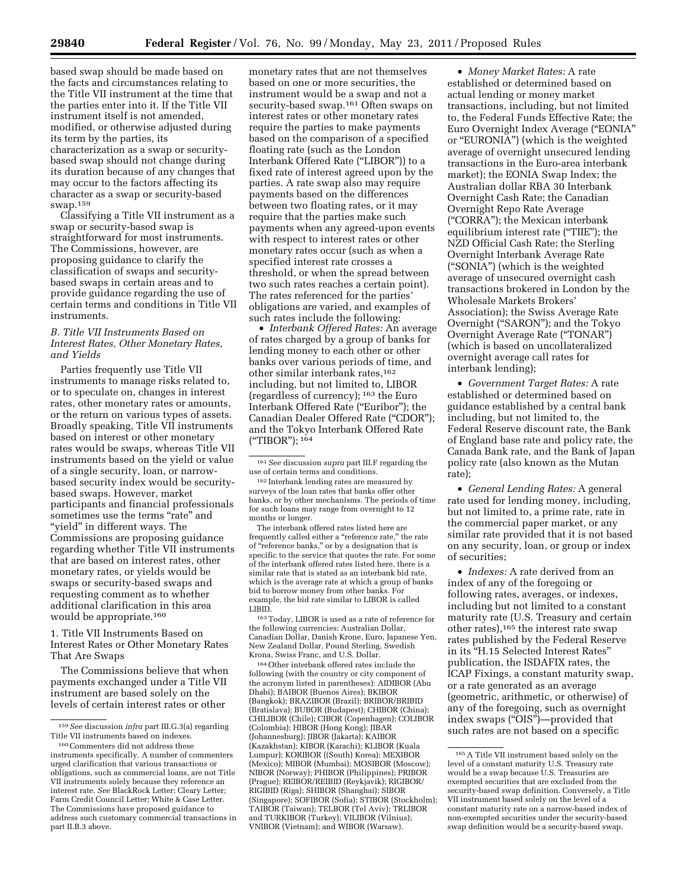based swap should be made based on the facts and circumstances relating to the Title VII instrument at the time that the parties enter into it. If the Title VII instrument itself is not amended, modified, or otherwise adjusted during its term by the parties, its characterization as a swap or security-based swap should not change during its duration because of any changes that may occur to the factors affecting its character as a swap or security-based swap.[159]

Classifying a Title VII instrument as a swap or security-based swap is straightforward for most instruments. The Commissions, however, are proposing guidance to clarify the classification of swaps and security-based swaps in certain areas and to provide guidance regarding the use of certain terms and conditions in Title VII instruments.

### B. Title VII Instruments Based on Interest Rates, Other Monetary Rates, and Yields

Parties frequently use Title VII instruments to manage risks related to, or to speculate on, changes in interest rates, other monetary rates or amounts, or the return on various types of assets. Broadly speaking, Title VII instruments based on interest or other monetary rates would be swaps, whereas Title VII instruments based on the yield or value of a single security, loan, or narrow-based security index would be security-based swaps. However, market participants and financial professionals sometimes use the terms "rate" and "yield" in different ways. The Commissions are proposing guidance regarding whether Title VII instruments that are based on interest rates, other monetary rates, or yields would be swaps or security-based swaps and requesting comment as to whether additional clarification in this area would be appropriate.[160]

#### 1. Title VII Instruments Based on Interest Rates or Other Monetary Rates That Are Swaps

The Commissions believe that when payments exchanged under a Title VII instrument are based solely on the levels of certain interest rates or other monetary rates that are not themselves based on one or more securities, the instrument would be a swap and not a security-based swap.[161] Often swaps on interest rates or other monetary rates require the parties to make payments based on the comparison of a specified floating rate (such as the London Interbank Offered Rate ("LIBOR")) to a fixed rate of interest agreed upon by the parties. A rate swap also may require payments based on the differences between two floating rates, or it may require that the parties make such payments when any agreed-upon events with respect to interest rates or other monetary rates occur (such as when a specified interest rate crosses a threshold, or when the spread between two such rates reaches a certain point). The rates referenced for the parties' obligations are varied, and examples of such rates include the following:

- *Interbank Offered Rates:* An average of rates charged by a group of banks for lending money to each other or other banks over various periods of time, and other similar interbank rates,[162] including, but not limited to, LIBOR (regardless of currency);[163] the Euro Interbank Offered Rate ("Euribor"); the Canadian Dealer Offered Rate ("CDOR"); and the Tokyo Interbank Offered Rate ("TIBOR");[164]
- *Money Market Rates:* A rate established or determined based on actual lending or money market transactions, including, but not limited to, the Federal Funds Effective Rate; the Euro Overnight Index Average ("EONIA" or "EURONIA") (which is the weighted average of overnight unsecured lending transactions in the Euro-area interbank market); the EONIA Swap Index; the Australian dollar RBA 30 Interbank Overnight Cash Rate; the Canadian Overnight Repo Rate Average ("CORRA"); the Mexican interbank equilibrium interest rate ("TIIE"); the NZD Official Cash Rate; the Sterling Overnight Interbank Average Rate ("SONIA") (which is the weighted average of unsecured overnight cash transactions brokered in London by the Wholesale Markets Brokers' Association); the Swiss Average Rate Overnight ("SARON"); and the Tokyo Overnight Average Rate ("TONAR") (which is based on uncollateralized overnight average call rates for interbank lending);
- *Government Target Rates:* A rate established or determined based on guidance established by a central bank including, but not limited to, the Federal Reserve discount rate, the Bank of England base rate and policy rate, the Canada Bank rate, and the Bank of Japan policy rate (also known as the Mutan rate);
- *General Lending Rates:* A general rate used for lending money, including, but not limited to, a prime rate, rate in the commercial paper market, or any similar rate provided that it is not based on any security, loan, or group or index of securities;
- *Indexes:* A rate derived from an index of any of the foregoing or following rates, averages, or indexes, including but not limited to a constant maturity rate (U.S. Treasury and certain other rates),[165] the interest rate swap rates published by the Federal Reserve in its "H.15 Selected Interest Rates" publication, the ISDAFIX rates, the ICAP Fixings, a constant maturity swap, or a rate generated as an average (geometric, arithmetic, or otherwise) of any of the foregoing, such as overnight index swaps ("OIS")—provided that such rates are not based on a specific

---

[159] *See* discussion *infra* part III.G.3(a) regarding Title VII instruments based on indexes.

[160] Commenters did not address these instruments specifically. A number of commenters urged clarification that various transactions or obligations, such as commercial loans, are not Title VII instruments solely because they reference an interest rate. *See* BlackRock Letter; Cleary Letter; Farm Credit Council Letter; White & Case Letter. The Commissions have proposed guidance to address such customary commercial transactions in part II.B.3 above.

[161] *See* discussion *supra* part III.F regarding the use of certain terms and conditions.

[162] Interbank lending rates are measured by surveys of the loan rates that banks offer other banks, or by other mechanisms. The periods of time for such loans may range from overnight to 12 months or longer.

The interbank offered rates listed here are frequently called either a "reference rate," the rate of "reference banks," or by a designation that is specific to the service that quotes the rate. For some of the interbank offered rates listed here, there is a similar rate that is stated as an interbank bid rate, which is the average rate at which a group of banks bid to borrow money from other banks. For example, the bid rate similar to LIBOR is called LIBID.

[163] Today, LIBOR is used as a rate of reference for the following currencies: Australian Dollar, Canadian Dollar, Danish Krone, Euro, Japanese Yen, New Zealand Dollar, Pound Sterling, Swedish Krona, Swiss Franc, and U.S. Dollar.

[164] Other interbank offered rates include the following (with the country or city component of the acronym listed in parentheses): AIDIBOR (Abu Dhabi); BAIBOR (Buenos Aires); BKIBOR (Bangkok); BRAZIBOR (Brazil); BRIBOR/BRIBID (Bratislava); BUBOR (Budapest); CHIBOR (China); CHILIBOR (Chile); CIBOR (Copenhagen); COLIBOR (Colombia); HIBOR (Hong Kong); JIBAR (Johannesburg); JIBOR (Jakarta); KAIBOR (Kazakhstan); KIBOR (Karachi); KLIBOR (Kuala Lumpur); KORIBOR ((South) Korea); MEXIBOR (Mexico); MIBOR (Mumbai); MOSIBOR (Moscow); NIBOR (Norway); PHIBOR (Philippines); PRIBOR (Prague); REIBOR/REIBID (Reykjavik); RIGIBOR/RIGIBID (Riga); SHIBOR (Shanghai); SIBOR (Singapore); SOFIBOR (Sofia); STIBOR (Stockholm); TAIBOR (Taiwan); TELBOR (Tel Aviv); TRLIBOR and TURKIBOR (Turkey); VILIBOR (Vilnius); VNIBOR (Vietnam); and WIBOR (Warsaw).

[165] A Title VII instrument based solely on the level of a constant maturity U.S. Treasury rate would be a swap because U.S. Treasuries are exempted securities that are excluded from the security-based swap definition. Conversely, a Title VII instrument based solely on the level of a constant maturity rate on a narrow-based index of non-exempted securities under the security-based swap definition would be a security-based swap.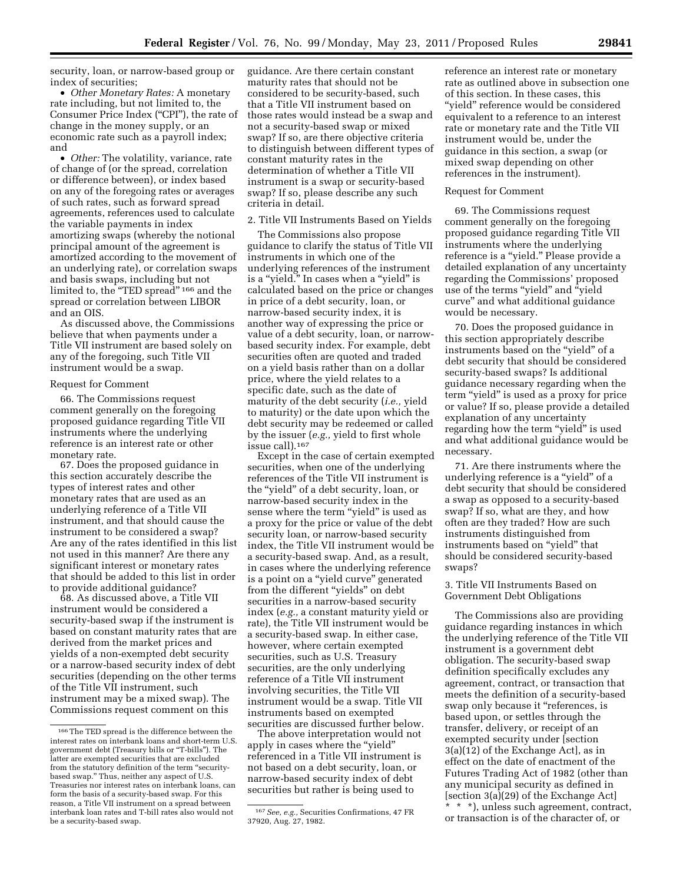security, loan, or narrow-based group or index of securities;

- *Other Monetary Rates:* A monetary rate including, but not limited to, the Consumer Price Index ("CPI"), the rate of change in the money supply, or an economic rate such as a payroll index; and
- *Other:* The volatility, variance, rate of change of (or the spread, correlation or difference between), or index based on any of the foregoing rates or averages of such rates, such as forward spread agreements, references used to calculate the variable payments in index amortizing swaps (whereby the notional principal amount of the agreement is amortized according to the movement of an underlying rate), or correlation swaps and basis swaps, including but not limited to, the "TED spread" [166] and the spread or correlation between LIBOR and an OIS.

As discussed above, the Commissions believe that when payments under a Title VII instrument are based solely on any of the foregoing, such Title VII instrument would be a swap.

Request for Comment

66. The Commissions request comment generally on the foregoing proposed guidance regarding Title VII instruments where the underlying reference is an interest rate or other monetary rate.

67. Does the proposed guidance in this section accurately describe the types of interest rates and other monetary rates that are used as an underlying reference of a Title VII instrument, and that should cause the instrument to be considered a swap? Are any of the rates identified in this list not used in this manner? Are there any significant interest or monetary rates that should be added to this list in order to provide additional guidance?

68. As discussed above, a Title VII instrument would be considered a security-based swap if the instrument is based on constant maturity rates that are derived from the market prices and yields of a non-exempted debt security or a narrow-based security index of debt securities (depending on the other terms of the Title VII instrument, such instrument may be a mixed swap). The Commissions request comment on this guidance. Are there certain constant maturity rates that should not be considered to be security-based, such that a Title VII instrument based on those rates would instead be a swap and not a security-based swap or mixed swap? If so, are there objective criteria to distinguish between different types of constant maturity rates in the determination of whether a Title VII instrument is a swap or security-based swap? If so, please describe any such criteria in detail.

2. Title VII Instruments Based on Yields

The Commissions also propose guidance to clarify the status of Title VII instruments in which one of the underlying references of the instrument is a "yield." In cases when a "yield" is calculated based on the price or changes in price of a debt security, loan, or narrow-based security index, it is another way of expressing the price or value of a debt security, loan, or narrow-based security index. For example, debt securities often are quoted and traded on a yield basis rather than on a dollar price, where the yield relates to a specific date, such as the date of maturity of the debt security (*i.e.,* yield to maturity) or the date upon which the debt security may be redeemed or called by the issuer (*e.g.,* yield to first whole issue call).[167]

Except in the case of certain exempted securities, when one of the underlying references of the Title VII instrument is the "yield" of a debt security, loan, or narrow-based security index in the sense where the term "yield" is used as a proxy for the price or value of the debt security loan, or narrow-based security index, the Title VII instrument would be a security-based swap. And, as a result, in cases where the underlying reference is a point on a "yield curve" generated from the different "yields" on debt securities in a narrow-based security index (*e.g.,* a constant maturity yield or rate), the Title VII instrument would be a security-based swap. In either case, however, where certain exempted securities, such as U.S. Treasury securities, are the only underlying reference of a Title VII instrument involving securities, the Title VII instrument would be a swap. Title VII instruments based on exempted securities are discussed further below.

The above interpretation would not apply in cases where the "yield" referenced in a Title VII instrument is not based on a debt security, loan, or narrow-based security index of debt securities but rather is being used to reference an interest rate or monetary rate as outlined above in subsection one of this section. In these cases, this "yield" reference would be considered equivalent to a reference to an interest rate or monetary rate and the Title VII instrument would be, under the guidance in this section, a swap (or mixed swap depending on other references in the instrument).

Request for Comment

69. The Commissions request comment generally on the foregoing proposed guidance regarding Title VII instruments where the underlying reference is a "yield." Please provide a detailed explanation of any uncertainty regarding the Commissions' proposed use of the terms "yield" and "yield curve" and what additional guidance would be necessary.

70. Does the proposed guidance in this section appropriately describe instruments based on the "yield" of a debt security that should be considered security-based swaps? Is additional guidance necessary regarding when the term "yield" is used as a proxy for price or value? If so, please provide a detailed explanation of any uncertainty regarding how the term "yield" is used and what additional guidance would be necessary.

71. Are there instruments where the underlying reference is a "yield" of a debt security that should be considered a swap as opposed to a security-based swap? If so, what are they, and how often are they traded? How are such instruments distinguished from instruments based on "yield" that should be considered security-based swaps?

3. Title VII Instruments Based on Government Debt Obligations

The Commissions also are providing guidance regarding instances in which the underlying reference of the Title VII instrument is a government debt obligation. The security-based swap definition specifically excludes any agreement, contract, or transaction that meets the definition of a security-based swap only because it "references, is based upon, or settles through the transfer, delivery, or receipt of an exempted security under [section 3(a)(12) of the Exchange Act], as in effect on the date of enactment of the Futures Trading Act of 1982 (other than any municipal security as defined in [section 3(a)(29) of the Exchange Act] * * *), unless such agreement, contract, or transaction is of the character of, or

---

[166] The TED spread is the difference between the interest rates on interbank loans and short-term U.S. government debt (Treasury bills or "T-bills"). The latter are exempted securities that are excluded from the statutory definition of the term "security-based swap." Thus, neither any aspect of U.S. Treasuries nor interest rates on interbank loans, can form the basis of a security-based swap. For this reason, a Title VII instrument on a spread between interbank loan rates and T-bill rates also would not be a security-based swap.

[167] *See, e.g.,* Securities Confirmations, 47 FR 37920, Aug. 27, 1982.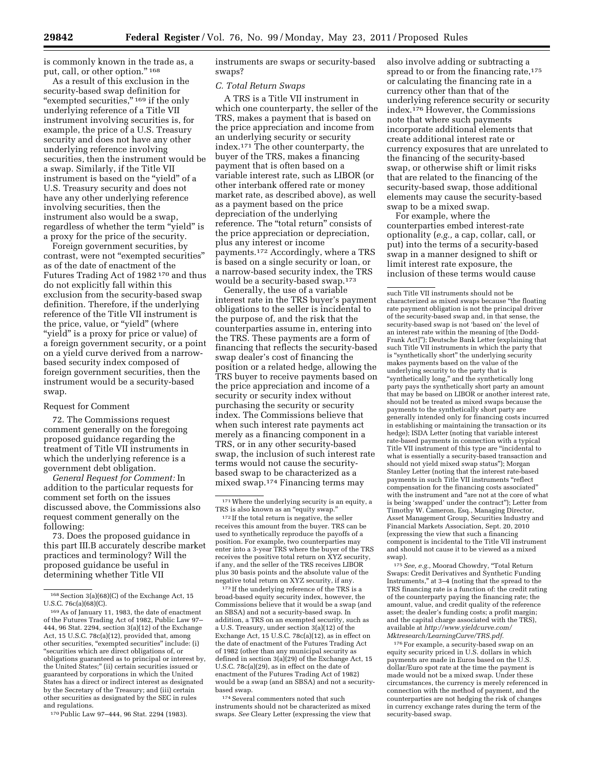is commonly known in the trade as, a put, call, or other option." [168]

As a result of this exclusion in the security-based swap definition for "exempted securities," [169] if the only underlying reference of a Title VII instrument involving securities is, for example, the price of a U.S. Treasury security and does not have any other underlying reference involving securities, then the instrument would be a swap. Similarly, if the Title VII instrument is based on the "yield" of a U.S. Treasury security and does not have any other underlying reference involving securities, then the instrument also would be a swap, regardless of whether the term "yield" is a proxy for the price of the security.

Foreign government securities, by contrast, were not "exempted securities" as of the date of enactment of the Futures Trading Act of 1982 [170] and thus do not explicitly fall within this exclusion from the security-based swap definition. Therefore, if the underlying reference of the Title VII instrument is the price, value, or "yield" (where "yield" is a proxy for price or value) of a foreign government security, or a point on a yield curve derived from a narrow-based security index composed of foreign government securities, then the instrument would be a security-based swap.

Request for Comment

72. The Commissions request comment generally on the foregoing proposed guidance regarding the treatment of Title VII instruments in which the underlying reference is a government debt obligation.

*General Request for Comment:* In addition to the particular requests for comment set forth on the issues discussed above, the Commissions also request comment generally on the following:

73. Does the proposed guidance in this part III.B accurately describe market practices and terminology? Will the proposed guidance be useful in determining whether Title VII instruments are swaps or security-based swaps?

### *C. Total Return Swaps*

A TRS is a Title VII instrument in which one counterparty, the seller of the TRS, makes a payment that is based on the price appreciation and income from an underlying security or security index.[171] The other counterparty, the buyer of the TRS, makes a financing payment that is often based on a variable interest rate, such as LIBOR (or other interbank offered rate or money market rate, as described above), as well as a payment based on the price depreciation of the underlying reference. The "total return" consists of the price appreciation or depreciation, plus any interest or income payments.[172] Accordingly, where a TRS is based on a single security or loan, or a narrow-based security index, the TRS would be a security-based swap.[173]

Generally, the use of a variable interest rate in the TRS buyer's payment obligations to the seller is incidental to the purpose of, and the risk that the counterparties assume in, entering into the TRS. These payments are a form of financing that reflects the security-based swap dealer's cost of financing the position or a related hedge, allowing the TRS buyer to receive payments based on the price appreciation and income of a security or security index without purchasing the security or security index. The Commissions believe that when such interest rate payments act merely as a financing component in a TRS, or in any other security-based swap, the inclusion of such interest rate terms would not cause the security-based swap to be characterized as a mixed swap.[174] Financing terms may also involve adding or subtracting a spread to or from the financing rate,[175] or calculating the financing rate in a currency other than that of the underlying reference security or security index.[176] However, the Commissions note that where such payments incorporate additional elements that create additional interest rate or currency exposures that are unrelated to the financing of the security-based swap, or otherwise shift or limit risks that are related to the financing of the security-based swap, those additional elements may cause the security-based swap to be a mixed swap.

For example, where the counterparties embed interest-rate optionality (*e.g.*, a cap, collar, call, or put) into the terms of a security-based swap in a manner designed to shift or limit interest rate exposure, the inclusion of these terms would cause

---

[168] Section 3(a)(68)(C) of the Exchange Act, 15 U.S.C. 76c(a)(68)(C).

[169] As of January 11, 1983, the date of enactment of the Futures Trading Act of 1982, Public Law 97–444, 96 Stat. 2294, section 3(a)(12) of the Exchange Act, 15 U.S.C. 78c(a)(12), provided that, among other securities, "exempted securities" include: (i) "securities which are direct obligations of, or obligations guaranteed as to principal or interest by, the United States;" (ii) certain securities issued or guaranteed by corporations in which the United States has a direct or indirect interest as designated by the Secretary of the Treasury; and (iii) certain other securities as designated by the SEC in rules and regulations.

[170] Public Law 97–444, 96 Stat. 2294 (1983).

[171] Where the underlying security is an equity, a TRS is also known as an "equity swap."

[172] If the total return is negative, the seller receives this amount from the buyer. TRS can be used to synthetically reproduce the payoffs of a position. For example, two counterparties may enter into a 3-year TRS where the buyer of the TRS receives the positive total return on XYZ security, if any, and the seller of the TRS receives LIBOR plus 30 basis points and the absolute value of the negative total return on XYZ security, if any.

[173] If the underlying reference of the TRS is a broad-based equity security index, however, the Commissions believe that it would be a swap (and an SBSA) and not a security-based swap. In addition, a TRS on an exempted security, such as a U.S. Treasury, under section 3(a)(12) of the Exchange Act, 15 U.S.C. 78c(a)(12), as in effect on the date of enactment of the Futures Trading Act of 1982 (other than any municipal security as defined in section 3(a)(29) of the Exchange Act, 15 U.S.C. 78c(a)(29), as in effect on the date of enactment of the Futures Trading Act of 1982) would be a swap (and an SBSA) and not a security-based swap.

[174] Several commenters noted that such instruments should not be characterized as mixed swaps. *See* Cleary Letter (expressing the view that such Title VII instruments should not be characterized as mixed swaps because "the floating rate payment obligation is not the principal driver of the security-based swap and, in that sense, the security-based swap is not 'based on' the level of an interest rate within the meaning of [the Dodd-Frank Act]"); Deutsche Bank Letter (explaining that such Title VII instruments in which the party that is "synthetically short" the underlying security makes payments based on the value of the underlying security to the party that is "synthetically long," and the synthetically long party pays the synthetically short party an amount that may be based on LIBOR or another interest rate, should not be treated as mixed swaps because the payments to the synthetically short party are generally intended only for financing costs incurred in establishing or maintaining the transaction or its hedge); ISDA Letter (noting that variable interest rate-based payments in connection with a typical Title VII instrument of this type are "incidental to what is essentially a security-based transaction and should not yield mixed swap status"); Morgan Stanley Letter (noting that the interest rate-based payments in such Title VII instruments "reflect compensation for the financing costs associated" with the instrument and "are not at the core of what is being 'swapped' under the contract"); Letter from Timothy W. Cameron, Esq., Managing Director, Asset Management Group, Securities Industry and Financial Markets Association, Sept. 20, 2010 (expressing the view that such a financing component is incidental to the Title VII instrument and should not cause it to be viewed as a mixed swap).

[175] *See, e.g.*, Moorad Chowdry, "Total Return Swaps: Credit Derivatives and Synthetic Funding Instruments," at 3–4 (noting that the spread to the TRS financing rate is a function of: the credit rating of the counterparty paying the financing rate; the amount, value, and credit quality of the reference asset; the dealer's funding costs; a profit margin; and the capital charge associated with the TRS), available at *http://www.yieldcurve.com/Mktresearch/LearningCurve/TRS.pdf*.

[176] For example, a security-based swap on an equity security priced in U.S. dollars in which payments are made in Euros based on the U.S. dollar/Euro spot rate at the time the payment is made would not be a mixed swap. Under these circumstances, the currency is merely referenced in connection with the method of payment, and the counterparties are not hedging the risk of changes in currency exchange rates during the term of the security-based swap.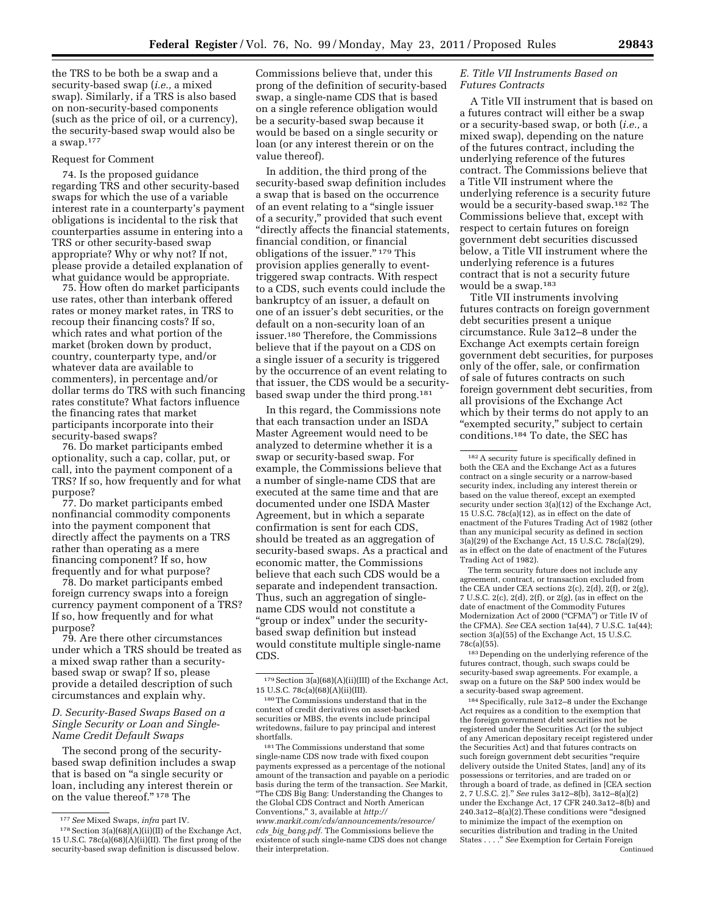the TRS to be both be a swap and a security-based swap (*i.e.,* a mixed swap). Similarly, if a TRS is also based on non-security-based components (such as the price of oil, or a currency), the security-based swap would also be a swap.[177]

Request for Comment

74. Is the proposed guidance regarding TRS and other security-based swaps for which the use of a variable interest rate in a counterparty's payment obligations is incidental to the risk that counterparties assume in entering into a TRS or other security-based swap appropriate? Why or why not? If not, please provide a detailed explanation of what guidance would be appropriate.

75. How often do market participants use rates, other than interbank offered rates or money market rates, in TRS to recoup their financing costs? If so, which rates and what portion of the market (broken down by product, country, counterparty type, and/or whatever data are available to commenters), in percentage and/or dollar terms do TRS with such financing rates constitute? What factors influence the financing rates that market participants incorporate into their security-based swaps?

76. Do market participants embed optionality, such a cap, collar, put, or call, into the payment component of a TRS? If so, how frequently and for what purpose?

77. Do market participants embed nonfinancial commodity components into the payment component that directly affect the payments on a TRS rather than operating as a mere financing component? If so, how frequently and for what purpose?

78. Do market participants embed foreign currency swaps into a foreign currency payment component of a TRS? If so, how frequently and for what purpose?

79. Are there other circumstances under which a TRS should be treated as a mixed swap rather than a security-based swap or swap? If so, please provide a detailed description of such circumstances and explain why.

### *D. Security-Based Swaps Based on a Single Security or Loan and Single-Name Credit Default Swaps*

The second prong of the security-based swap definition includes a swap that is based on "a single security or loan, including any interest therein or on the value thereof." [178] The Commissions believe that, under this prong of the definition of security-based swap, a single-name CDS that is based on a single reference obligation would be a security-based swap because it would be based on a single security or loan (or any interest therein or on the value thereof).

In addition, the third prong of the security-based swap definition includes a swap that is based on the occurrence of an event relating to a "single issuer of a security," provided that such event "directly affects the financial statements, financial condition, or financial obligations of the issuer." [179] This provision applies generally to event-triggered swap contracts. With respect to a CDS, such events could include the bankruptcy of an issuer, a default on one of an issuer's debt securities, or the default on a non-security loan of an issuer.[180] Therefore, the Commissions believe that if the payout on a CDS on a single issuer of a security is triggered by the occurrence of an event relating to that issuer, the CDS would be a security-based swap under the third prong.[181]

In this regard, the Commissions note that each transaction under an ISDA Master Agreement would need to be analyzed to determine whether it is a swap or security-based swap. For example, the Commissions believe that a number of single-name CDS that are executed at the same time and that are documented under one ISDA Master Agreement, but in which a separate confirmation is sent for each CDS, should be treated as an aggregation of security-based swaps. As a practical and economic matter, the Commissions believe that each such CDS would be a separate and independent transaction. Thus, such an aggregation of single-name CDS would not constitute a "group or index" under the security-based swap definition but instead would constitute multiple single-name CDS.

### *E. Title VII Instruments Based on Futures Contracts*

A Title VII instrument that is based on a futures contract will either be a swap or a security-based swap, or both (*i.e.,* a mixed swap), depending on the nature of the futures contract, including the underlying reference of the futures contract. The Commissions believe that a Title VII instrument where the underlying reference is a security future would be a security-based swap.[182] The Commissions believe that, except with respect to certain futures on foreign government debt securities discussed below, a Title VII instrument where the underlying reference is a futures contract that is not a security future would be a swap.[183]

Title VII instruments involving futures contracts on foreign government debt securities present a unique circumstance. Rule 3a12–8 under the Exchange Act exempts certain foreign government debt securities, for purposes only of the offer, sale, or confirmation of sale of futures contracts on such foreign government debt securities, from all provisions of the Exchange Act which by their terms do not apply to an "exempted security," subject to certain conditions.[184] To date, the SEC has

---

[177] *See* Mixed Swaps, *infra* part IV.

[178] Section 3(a)(68)(A)(ii)(II) of the Exchange Act, 15 U.S.C. 78c(a)(68)(A)(ii)(II). The first prong of the security-based swap definition is discussed below.

[179] Section 3(a)(68)(A)(ii)(III) of the Exchange Act, 15 U.S.C. 78c(a)(68)(A)(ii)(III).

[180] The Commissions understand that in the context of credit derivatives on asset-backed securities or MBS, the events include principal writedowns, failure to pay principal and interest shortfalls.

[181] The Commissions understand that some single-name CDS now trade with fixed coupon payments expressed as a percentage of the notional amount of the transaction and payable on a periodic basis during the term of the transaction. *See* Markit, "The CDS Big Bang: Understanding the Changes to the Global CDS Contract and North American Conventions," 3, available at *http://www.markit.com/cds/announcements/resource/cds_big_bang.pdf.* The Commissions believe the existence of such single-name CDS does not change their interpretation.

[182] A security future is specifically defined in both the CEA and the Exchange Act as a futures contract on a single security or a narrow-based security index, including any interest therein or based on the value thereof, except an exempted security under section 3(a)(12) of the Exchange Act, 15 U.S.C. 78c(a)(12), as in effect on the date of enactment of the Futures Trading Act of 1982 (other than any municipal security as defined in section 3(a)(29) of the Exchange Act, 15 U.S.C. 78c(a)(29), as in effect on the date of enactment of the Futures Trading Act of 1982).

The term security future does not include any agreement, contract, or transaction excluded from the CEA under CEA sections 2(c), 2(d), 2(f), or 2(g), 7 U.S.C. 2(c), 2(d), 2(f), or 2(g), (as in effect on the date of enactment of the Commodity Futures Modernization Act of 2000 ("CFMA") or Title IV of the CFMA). *See* CEA section 1a(44), 7 U.S.C. 1a(44); section 3(a)(55) of the Exchange Act, 15 U.S.C. 78c(a)(55).

[183] Depending on the underlying reference of the futures contract, though, such swaps could be security-based swap agreements. For example, a swap on a future on the S&P 500 index would be a security-based swap agreement.

[184] Specifically, rule 3a12–8 under the Exchange Act requires as a condition to the exemption that the foreign government debt securities not be registered under the Securities Act (or the subject of any American depositary receipt registered under the Securities Act) and that futures contracts on such foreign government debt securities "require delivery outside the United States, [and] any of its possessions or territories, and are traded on or through a board of trade, as defined in [CEA section 2, 7 U.S.C. 2]." *See* rules 3a12–8(b), 3a12–8(a)(2) under the Exchange Act, 17 CFR 240.3a12–8(b) and 240.3a12–8(a)(2).These conditions were "designed to minimize the impact of the exemption on securities distribution and trading in the United States . . . ." *See* Exemption for Certain Foreign

Continued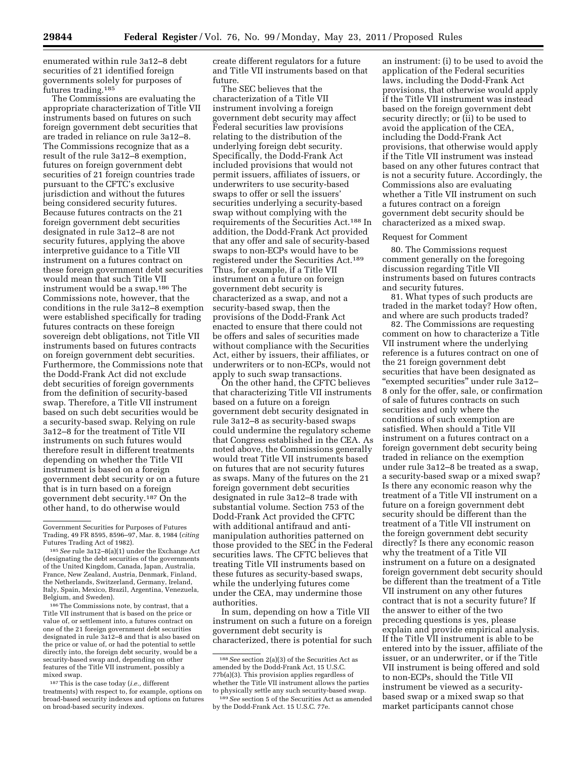enumerated within rule 3a12–8 debt securities of 21 identified foreign governments solely for purposes of futures trading.[185]

The Commissions are evaluating the appropriate characterization of Title VII instruments based on futures on such foreign government debt securities that are traded in reliance on rule 3a12–8. The Commissions recognize that as a result of the rule 3a12–8 exemption, futures on foreign government debt securities of 21 foreign countries trade pursuant to the CFTC's exclusive jurisdiction and without the futures being considered security futures. Because futures contracts on the 21 foreign government debt securities designated in rule 3a12–8 are not security futures, applying the above interpretive guidance to a Title VII instrument on a futures contract on these foreign government debt securities would mean that such Title VII instrument would be a swap.[186] The Commissions note, however, that the conditions in the rule 3a12–8 exemption were established specifically for trading futures contracts on these foreign sovereign debt obligations, not Title VII instruments based on futures contracts on foreign government debt securities. Furthermore, the Commissions note that the Dodd-Frank Act did not exclude debt securities of foreign governments from the definition of security-based swap. Therefore, a Title VII instrument based on such debt securities would be a security-based swap. Relying on rule 3a12–8 for the treatment of Title VII instruments on such futures would therefore result in different treatments depending on whether the Title VII instrument is based on a foreign government debt security or on a future that is in turn based on a foreign government debt security.[187] On the other hand, to do otherwise would create different regulators for a future and Title VII instruments based on that future.

The SEC believes that the characterization of a Title VII instrument involving a foreign government debt security may affect Federal securities law provisions relating to the distribution of the underlying foreign debt security. Specifically, the Dodd-Frank Act included provisions that would not permit issuers, affiliates of issuers, or underwriters to use security-based swaps to offer or sell the issuers' securities underlying a security-based swap without complying with the requirements of the Securities Act.[188] In addition, the Dodd-Frank Act provided that any offer and sale of security-based swaps to non-ECPs would have to be registered under the Securities Act.[189] Thus, for example, if a Title VII instrument on a future on foreign government debt security is characterized as a swap, and not a security-based swap, then the provisions of the Dodd-Frank Act enacted to ensure that there could not be offers and sales of securities made without compliance with the Securities Act, either by issuers, their affiliates, or underwriters or to non-ECPs, would not apply to such swap transactions.

On the other hand, the CFTC believes that characterizing Title VII instruments based on a future on a foreign government debt security designated in rule 3a12–8 as security-based swaps could undermine the regulatory scheme that Congress established in the CEA. As noted above, the Commissions generally would treat Title VII instruments based on futures that are not security futures as swaps. Many of the futures on the 21 foreign government debt securities designated in rule 3a12–8 trade with substantial volume. Section 753 of the Dodd-Frank Act provided the CFTC with additional antifraud and anti-manipulation authorities patterned on those provided to the SEC in the Federal securities laws. The CFTC believes that treating Title VII instruments based on these futures as security-based swaps, while the underlying futures come under the CEA, may undermine those authorities.

In sum, depending on how a Title VII instrument on such a future on a foreign government debt security is characterized, there is potential for such an instrument: (i) to be used to avoid the application of the Federal securities laws, including the Dodd-Frank Act provisions, that otherwise would apply if the Title VII instrument was instead based on the foreign government debt security directly; or (ii) to be used to avoid the application of the CEA, including the Dodd-Frank Act provisions, that otherwise would apply if the Title VII instrument was instead based on any other futures contract that is not a security future. Accordingly, the Commissions also are evaluating whether a Title VII instrument on such a futures contract on a foreign government debt security should be characterized as a mixed swap.

Request for Comment

80. The Commissions request comment generally on the foregoing discussion regarding Title VII instruments based on futures contracts and security futures.

81. What types of such products are traded in the market today? How often, and where are such products traded?

82. The Commissions are requesting comment on how to characterize a Title VII instrument where the underlying reference is a futures contract on one of the 21 foreign government debt securities that have been designated as "exempted securities" under rule 3a12–8 only for the offer, sale, or confirmation of sale of futures contracts on such securities and only where the conditions of such exemption are satisfied. When should a Title VII instrument on a futures contract on a foreign government debt security being traded in reliance on the exemption under rule 3a12–8 be treated as a swap, a security-based swap or a mixed swap? Is there any economic reason why the treatment of a Title VII instrument on a future on a foreign government debt security should be different than the treatment of a Title VII instrument on the foreign government debt security directly? Is there any economic reason why the treatment of a Title VII instrument on a future on a designated foreign government debt security should be different than the treatment of a Title VII instrument on any other futures contract that is not a security future? If the answer to either of the two preceding questions is yes, please explain and provide empirical analysis. If the Title VII instrument is able to be entered into by the issuer, affiliate of the issuer, or an underwriter, or if the Title VII instrument is being offered and sold to non-ECPs, should the Title VII instrument be viewed as a security-based swap or a mixed swap so that market participants cannot chose

---

Government Securities for Purposes of Futures Trading, 49 FR 8595, 8596–97, Mar. 8, 1984 (*citing* Futures Trading Act of 1982).

[185] *See* rule 3a12–8(a)(1) under the Exchange Act (designating the debt securities of the governments of the United Kingdom, Canada, Japan, Australia, France, New Zealand, Austria, Denmark, Finland, the Netherlands, Switzerland, Germany, Ireland, Italy, Spain, Mexico, Brazil, Argentina, Venezuela, Belgium, and Sweden).

[186] The Commissions note, by contrast, that a Title VII instrument that is based on the price or value of, or settlement into, a futures contract on one of the 21 foreign government debt securities designated in rule 3a12–8 and that is also based on the price or value of, or had the potential to settle directly into, the foreign debt security, would be a security-based swap and, depending on other features of the Title VII instrument, possibly a mixed swap.

[187] This is the case today (*i.e.,* different treatments) with respect to, for example, options on broad-based security indexes and options on futures on broad-based security indexes.

[188] *See* section 2(a)(3) of the Securities Act as amended by the Dodd-Frank Act, 15 U.S.C. 77b(a)(3). This provision applies regardless of whether the Title VII instrument allows the parties to physically settle any such security-based swap.

[189] *See* section 5 of the Securities Act as amended by the Dodd-Frank Act. 15 U.S.C. 77e.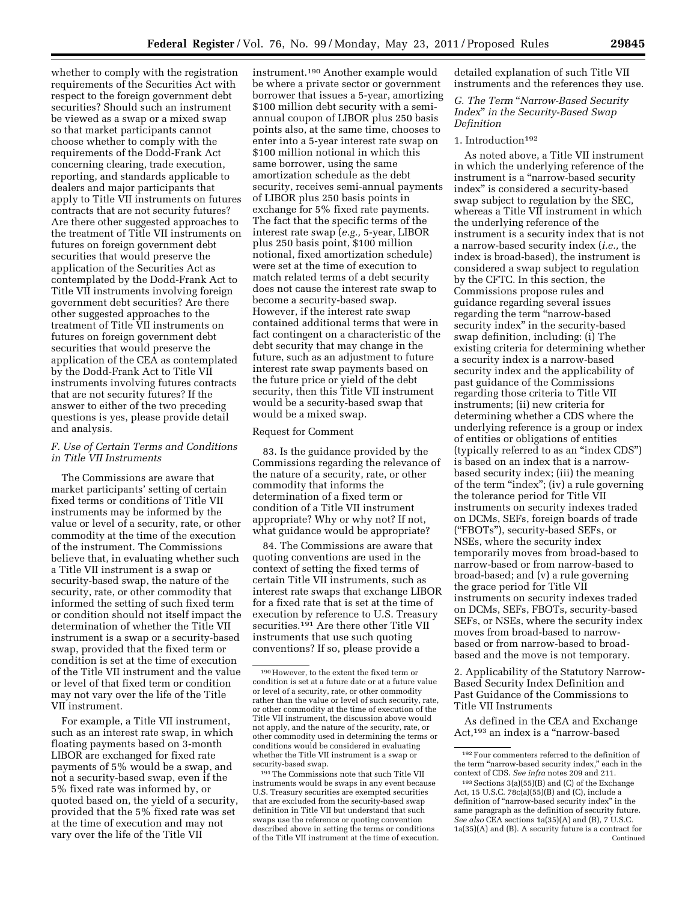whether to comply with the registration requirements of the Securities Act with respect to the foreign government debt securities? Should such an instrument be viewed as a swap or a mixed swap so that market participants cannot choose whether to comply with the requirements of the Dodd-Frank Act concerning clearing, trade execution, reporting, and standards applicable to dealers and major participants that apply to Title VII instruments on futures contracts that are not security futures? Are there other suggested approaches to the treatment of Title VII instruments on futures on foreign government debt securities that would preserve the application of the Securities Act as contemplated by the Dodd-Frank Act to Title VII instruments involving foreign government debt securities? Are there other suggested approaches to the treatment of Title VII instruments on futures on foreign government debt securities that would preserve the application of the CEA as contemplated by the Dodd-Frank Act to Title VII instruments involving futures contracts that are not security futures? If the answer to either of the two preceding questions is yes, please provide detail and analysis.

### *F. Use of Certain Terms and Conditions in Title VII Instruments*

The Commissions are aware that market participants' setting of certain fixed terms or conditions of Title VII instruments may be informed by the value or level of a security, rate, or other commodity at the time of the execution of the instrument. The Commissions believe that, in evaluating whether such a Title VII instrument is a swap or security-based swap, the nature of the security, rate, or other commodity that informed the setting of such fixed term or condition should not itself impact the determination of whether the Title VII instrument is a swap or a security-based swap, provided that the fixed term or condition is set at the time of execution of the Title VII instrument and the value or level of that fixed term or condition may not vary over the life of the Title VII instrument.

For example, a Title VII instrument, such as an interest rate swap, in which floating payments based on 3-month LIBOR are exchanged for fixed rate payments of 5% would be a swap, and not a security-based swap, even if the 5% fixed rate was informed by, or quoted based on, the yield of a security, provided that the 5% fixed rate was set at the time of execution and may not vary over the life of the Title VII instrument.[190] Another example would be where a private sector or government borrower that issues a 5-year, amortizing \$100 million debt security with a semi-annual coupon of LIBOR plus 250 basis points also, at the same time, chooses to enter into a 5-year interest rate swap on \$100 million notional in which this same borrower, using the same amortization schedule as the debt security, receives semi-annual payments of LIBOR plus 250 basis points in exchange for 5% fixed rate payments. The fact that the specific terms of the interest rate swap (*e.g.,* 5-year, LIBOR plus 250 basis point, \$100 million notional, fixed amortization schedule) were set at the time of execution to match related terms of a debt security does not cause the interest rate swap to become a security-based swap. However, if the interest rate swap contained additional terms that were in fact contingent on a characteristic of the debt security that may change in the future, such as an adjustment to future interest rate swap payments based on the future price or yield of the debt security, then this Title VII instrument would be a security-based swap that would be a mixed swap.

Request for Comment

83. Is the guidance provided by the Commissions regarding the relevance of the nature of a security, rate, or other commodity that informs the determination of a fixed term or condition of a Title VII instrument appropriate? Why or why not? If not, what guidance would be appropriate?

84. The Commissions are aware that quoting conventions are used in the context of setting the fixed terms of certain Title VII instruments, such as interest rate swaps that exchange LIBOR for a fixed rate that is set at the time of execution by reference to U.S. Treasury securities.[191] Are there other Title VII instruments that use such quoting conventions? If so, please provide a detailed explanation of such Title VII instruments and the references they use.

### *G. The Term "Narrow-Based Security Index" in the Security-Based Swap Definition*

1. Introduction[192]

As noted above, a Title VII instrument in which the underlying reference of the instrument is a "narrow-based security index" is considered a security-based swap subject to regulation by the SEC, whereas a Title VII instrument in which the underlying reference of the instrument is a security index that is not a narrow-based security index (*i.e.,* the index is broad-based), the instrument is considered a swap subject to regulation by the CFTC. In this section, the Commissions propose rules and guidance regarding several issues regarding the term "narrow-based security index" in the security-based swap definition, including: (i) The existing criteria for determining whether a security index is a narrow-based security index and the applicability of past guidance of the Commissions regarding those criteria to Title VII instruments; (ii) new criteria for determining whether a CDS where the underlying reference is a group or index of entities or obligations of entities (typically referred to as an "index CDS") is based on an index that is a narrow-based security index; (iii) the meaning of the term "index"; (iv) a rule governing the tolerance period for Title VII instruments on security indexes traded on DCMs, SEFs, foreign boards of trade ("FBOTs"), security-based SEFs, or NSEs, where the security index temporarily moves from broad-based to narrow-based or from narrow-based to broad-based; and (v) a rule governing the grace period for Title VII instruments on security indexes traded on DCMs, SEFs, FBOTs, security-based SEFs, or NSEs, where the security index moves from broad-based to narrow-based or from narrow-based to broad-based and the move is not temporary.

2. Applicability of the Statutory Narrow-Based Security Index Definition and Past Guidance of the Commissions to Title VII Instruments

As defined in the CEA and Exchange Act,[193] an index is a "narrow-based

---

[190] However, to the extent the fixed term or condition is set at a future date or at a future value or level of a security, rate, or other commodity rather than the value or level of such security, rate, or other commodity at the time of execution of the Title VII instrument, the discussion above would not apply, and the nature of the security, rate, or other commodity used in determining the terms or conditions would be considered in evaluating whether the Title VII instrument is a swap or security-based swap.

[191] The Commissions note that such Title VII instruments would be swaps in any event because U.S. Treasury securities are exempted securities that are excluded from the security-based swap definition in Title VII but understand that such swaps use the reference or quoting convention described above in setting the terms or conditions of the Title VII instrument at the time of execution.

[192] Four commenters referred to the definition of the term "narrow-based security index," each in the context of CDS. *See infra* notes 209 and 211.

[193] Sections 3(a)(55)(B) and (C) of the Exchange Act, 15 U.S.C. 78c(a)(55)(B) and (C), include a definition of "narrow-based security index" in the same paragraph as the definition of security future. *See also* CEA sections 1a(35)(A) and (B), 7 U.S.C. 1a(35)(A) and (B). A security future is a contract for
Continued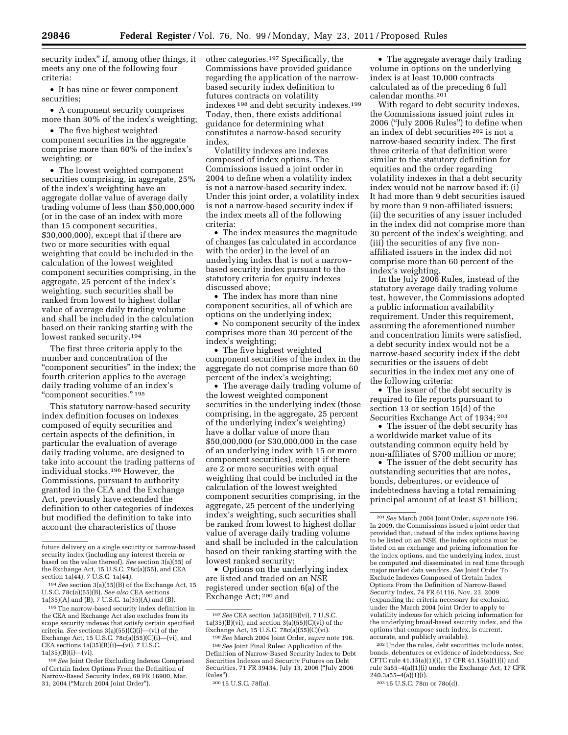security index" if, among other things, it meets any one of the following four criteria:

- It has nine or fewer component securities;
- A component security comprises more than 30% of the index's weighting;
- The five highest weighted component securities in the aggregate comprise more than 60% of the index's weighting; or
- The lowest weighted component securities comprising, in aggregate, 25% of the index's weighting have an aggregate dollar value of average daily trading volume of less than $50,000,000 (or in the case of an index with more than 15 component securities, $30,000,000), except that if there are two or more securities with equal weighting that could be included in the calculation of the lowest weighted component securities comprising, in the aggregate, 25 percent of the index's weighting, such securities shall be ranked from lowest to highest dollar value of average daily trading volume and shall be included in the calculation based on their ranking starting with the lowest ranked security.[194]

The first three criteria apply to the number and concentration of the "component securities" in the index; the fourth criterion applies to the average daily trading volume of an index's "component securities." [195]

This statutory narrow-based security index definition focuses on indexes composed of equity securities and certain aspects of the definition, in particular the evaluation of average daily trading volume, are designed to take into account the trading patterns of individual stocks.[196] However, the Commissions, pursuant to authority granted in the CEA and the Exchange Act, previously have extended the definition to other categories of indexes but modified the definition to take into account the characteristics of those other categories.[197] Specifically, the Commissions have provided guidance regarding the application of the narrow-based security index definition to futures contracts on volatility indexes [198] and debt security indexes.[199] Today, then, there exists additional guidance for determining what constitutes a narrow-based security index.

Volatility indexes are indexes composed of index options. The Commissions issued a joint order in 2004 to define when a volatility index is not a narrow-based security index. Under this joint order, a volatility index is not a narrow-based security index if the index meets all of the following criteria:

- The index measures the magnitude of changes (as calculated in accordance with the order) in the level of an underlying index that is not a narrow-based security index pursuant to the statutory criteria for equity indexes discussed above;
- The index has more than nine component securities, all of which are options on the underlying index;
- No component security of the index comprises more than 30 percent of the index's weighting;
- The five highest weighted component securities of the index in the aggregate do not comprise more than 60 percent of the index's weighting;
- The average daily trading volume of the lowest weighted component securities in the underlying index (those comprising, in the aggregate, 25 percent of the underlying index's weighting) have a dollar value of more than $50,000,000 (or $30,000,000 in the case of an underlying index with 15 or more component securities), except if there are 2 or more securities with equal weighting that could be included in the calculation of the lowest weighted component securities comprising, in the aggregate, 25 percent of the underlying index's weighting, such securities shall be ranked from lowest to highest dollar value of average daily trading volume and shall be included in the calculation based on their ranking starting with the lowest ranked security;
- Options on the underlying index are listed and traded on an NSE registered under section 6(a) of the Exchange Act; [200] and
- The aggregate average daily trading volume in options on the underlying index is at least 10,000 contracts calculated as of the preceding 6 full calendar months.[201]

With regard to debt security indexes, the Commissions issued joint rules in 2006 ("July 2006 Rules") to define when an index of debt securities [202] is not a narrow-based security index. The first three criteria of that definition were similar to the statutory definition for equities and the order regarding volatility indexes in that a debt security index would not be narrow based if: (i) It had more than 9 debt securities issued by more than 9 non-affiliated issuers; (ii) the securities of any issuer included in the index did not comprise more than 30 percent of the index's weighting; and (iii) the securities of any five non-affiliated issuers in the index did not comprise more than 60 percent of the index's weighting.

In the July 2006 Rules, instead of the statutory average daily trading volume test, however, the Commissions adopted a public information availability requirement. Under this requirement, assuming the aforementioned number and concentration limits were satisfied, a debt security index would not be a narrow-based security index if the debt securities or the issuers of debt securities in the index met any one of the following criteria:

- The issuer of the debt security is required to file reports pursuant to section 13 or section 15(d) of the Securities Exchange Act of 1934; [203]
- The issuer of the debt security has a worldwide market value of its outstanding common equity held by non-affiliates of $700 million or more;
- The issuer of the debt security has outstanding securities that are notes, bonds, debentures, or evidence of indebtedness having a total remaining principal amount of at least $1 billion;

---

future delivery on a single security or narrow-based security index (including any interest therein or based on the value thereof). *See* section 3(a)(55) of the Exchange Act, 15 U.S.C. 78c(a)(55), and CEA section 1a(44), 7 U.S.C. 1a(44).

[194] *See* section 3(a)(55)(B) of the Exchange Act, 15 U.S.C. 78c(a)(55)(B). *See also* CEA sections 1a(35)(A) and (B), 7 U.S.C. 1a(35)(A) and (B).

[195] The narrow-based security index definition in the CEA and Exchange Act also excludes from its scope security indexes that satisfy certain specified criteria. *See* sections 3(a)(55)(C)(i)—(vi) of the Exchange Act, 15 U.S.C. 78c(a)(55)(C)(i)—(vi), and CEA sections 1a(35)(B)(i)—(vi), 7 U.S.C. 1a(35)(B)(i)—(vi).

[196] *See* Joint Order Excluding Indexes Comprised of Certain Index Options From the Definition of Narrow-Based Security Index, 69 FR 16900, Mar. 31, 2004 ("March 2004 Joint Order").

[197] *See* CEA section 1a(35)(B)(vi), 7 U.S.C. 1a(35)(B)(vi), and section 3(a)(55)(C)(vi) of the Exchange Act, 15 U.S.C. 78c(a)(55)(C)(vi).

[198] *See* March 2004 Joint Order, *supra* note 196.

[199] *See* Joint Final Rules: Application of the Definition of Narrow-Based Security Index to Debt Securities Indexes and Security Futures on Debt Securities, 71 FR 39434, July 13, 2006 ("July 2006 Rules").

[200] 15 U.S.C. 78f(a).

[201] *See* March 2004 Joint Order, *supra* note 196. In 2009, the Commissions issued a joint order that provided that, instead of the index options having to be listed on an NSE, the index options must be listed on an exchange and pricing information for the index options, and the underlying index, must be computed and disseminated in real time through major market data vendors. *See* Joint Order To Exclude Indexes Composed of Certain Index Options From the Definition of Narrow-Based Security Index, 74 FR 61116, Nov. 23, 2009 (expanding the criteria necessary for exclusion under the March 2004 Joint Order to apply to volatility indexes for which pricing information for the underlying broad-based security index, and the options that compose such index, is current, accurate, and publicly available).

[202] Under the rules, debt securities include notes, bonds, debentures or evidence of indebtedness. *See* CFTC rule 41.15(a)(1)(i), 17 CFR 41.15(a)(1)(i) and rule 3a55–4(a)(1)(i) under the Exchange Act, 17 CFR 240.3a55–4(a)(1)(i).

[203] 15 U.S.C. 78m or 78o(d).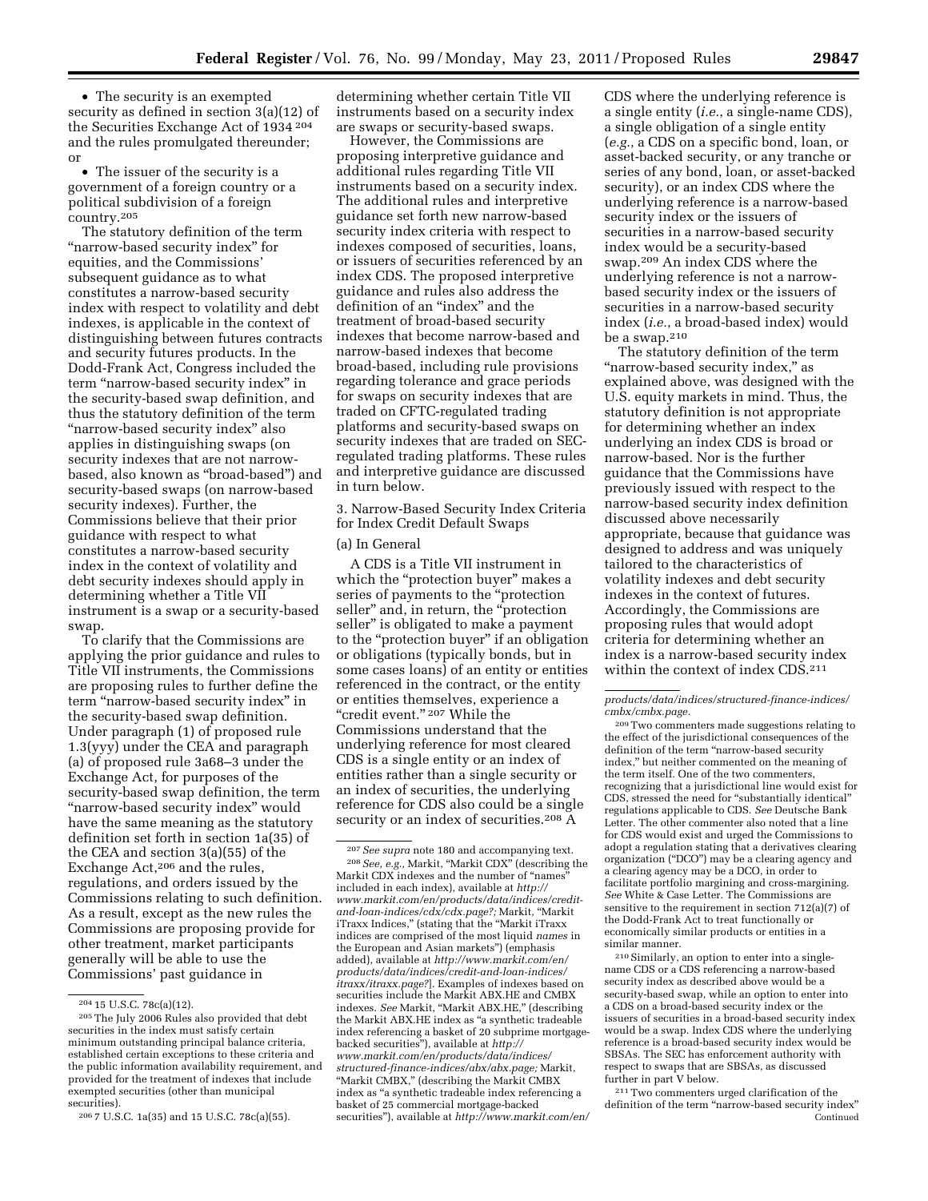- The security is an exempted security as defined in section 3(a)(12) of the Securities Exchange Act of 1934 [204] and the rules promulgated thereunder; or
- The issuer of the security is a government of a foreign country or a political subdivision of a foreign country.[205]

The statutory definition of the term "narrow-based security index" for equities, and the Commissions' subsequent guidance as to what constitutes a narrow-based security index with respect to volatility and debt indexes, is applicable in the context of distinguishing between futures contracts and security futures products. In the Dodd-Frank Act, Congress included the term "narrow-based security index" in the security-based swap definition, and thus the statutory definition of the term "narrow-based security index" also applies in distinguishing swaps (on security indexes that are not narrow-based, also known as "broad-based") and security-based swaps (on narrow-based security indexes). Further, the Commissions believe that their prior guidance with respect to what constitutes a narrow-based security index in the context of volatility and debt security indexes should apply in determining whether a Title VII instrument is a swap or a security-based swap.

To clarify that the Commissions are applying the prior guidance and rules to Title VII instruments, the Commissions are proposing rules to further define the term "narrow-based security index" in the security-based swap definition. Under paragraph (1) of proposed rule 1.3(yyy) under the CEA and paragraph (a) of proposed rule 3a68–3 under the Exchange Act, for purposes of the security-based swap definition, the term "narrow-based security index" would have the same meaning as the statutory definition set forth in section 1a(35) of the CEA and section 3(a)(55) of the Exchange Act,[206] and the rules, regulations, and orders issued by the Commissions relating to such definition. As a result, except as the new rules the Commissions are proposing provide for other treatment, market participants generally will be able to use the Commissions' past guidance in determining whether certain Title VII instruments based on a security index are swaps or security-based swaps.

However, the Commissions are proposing interpretive guidance and additional rules regarding Title VII instruments based on a security index. The additional rules and interpretive guidance set forth new narrow-based security index criteria with respect to indexes composed of securities, loans, or issuers of securities referenced by an index CDS. The proposed interpretive guidance and rules also address the definition of an "index" and the treatment of broad-based security indexes that become narrow-based and narrow-based indexes that become broad-based, including rule provisions regarding tolerance and grace periods for swaps on security indexes that are traded on CFTC-regulated trading platforms and security-based swaps on security indexes that are traded on SEC-regulated trading platforms. These rules and interpretive guidance are discussed in turn below.

3. Narrow-Based Security Index Criteria for Index Credit Default Swaps

(a) In General

A CDS is a Title VII instrument in which the "protection buyer" makes a series of payments to the "protection seller" and, in return, the "protection seller" is obligated to make a payment to the "protection buyer" if an obligation or obligations (typically bonds, but in some cases loans) of an entity or entities referenced in the contract, or the entity or entities themselves, experience a "credit event." [207] While the Commissions understand that the underlying reference for most cleared CDS is a single entity or an index of entities rather than a single security or an index of securities, the underlying reference for CDS also could be a single security or an index of securities.[208] A CDS where the underlying reference is a single entity (*i.e.*, a single-name CDS), a single obligation of a single entity (*e.g.*, a CDS on a specific bond, loan, or asset-backed security, or any tranche or series of any bond, loan, or asset-backed security), or an index CDS where the underlying reference is a narrow-based security index or the issuers of securities in a narrow-based security index would be a security-based swap.[209] An index CDS where the underlying reference is not a narrow-based security index or the issuers of securities in a narrow-based security index (*i.e.*, a broad-based index) would be a swap.[210]

The statutory definition of the term "narrow-based security index," as explained above, was designed with the U.S. equity markets in mind. Thus, the statutory definition is not appropriate for determining whether an index underlying an index CDS is broad or narrow-based. Nor is the further guidance that the Commissions have previously issued with respect to the narrow-based security index definition discussed above necessarily appropriate, because that guidance was designed to address and was uniquely tailored to the characteristics of volatility indexes and debt security indexes in the context of futures. Accordingly, the Commissions are proposing rules that would adopt criteria for determining whether an index is a narrow-based security index within the context of index CDS.[211]

---

[204] 15 U.S.C. 78c(a)(12).

[205] The July 2006 Rules also provided that debt securities in the index must satisfy certain minimum outstanding principal balance criteria, established certain exceptions to these criteria and the public information availability requirement, and provided for the treatment of indexes that include exempted securities (other than municipal securities).

[206] 7 U.S.C. 1a(35) and 15 U.S.C. 78c(a)(55).

[207] *See supra* note 180 and accompanying text.

[208] *See, e.g.,* Markit, "Markit CDX" (describing the Markit CDX indexes and the number of "names" included in each index), available at *http://www.markit.com/en/products/data/indices/credit-and-loan-indices/cdx/cdx.page?;* Markit, "Markit iTraxx Indices," (stating that the "Markit iTraxx indices are comprised of the most liquid *names* in the European and Asian markets") (emphasis added), available at *http://www.markit.com/en/products/data/indices/credit-and-loan-indices/itraxx/itraxx.page?*]. Examples of indexes based on securities include the Markit ABX.HE and CMBX indexes. *See* Markit, "Markit ABX.HE," (describing the Markit ABX.HE index as "a synthetic tradeable index referencing a basket of 20 subprime mortgage-backed securities"), available at *http://www.markit.com/en/products/data/indices/structured-finance-indices/abx/abx.page;* Markit, "Markit CMBX," (describing the Markit CMBX index as "a synthetic tradeable index referencing a basket of 25 commercial mortgage-backed securities"), available at *http://www.markit.com/en/products/data/indices/structured-finance-indices/cmbx/cmbx.page.*

[209] Two commenters made suggestions relating to the effect of the jurisdictional consequences of the definition of the term "narrow-based security index," but neither commented on the meaning of the term itself. One of the two commenters, recognizing that a jurisdictional line would exist for CDS, stressed the need for "substantially identical" regulations applicable to CDS. *See* Deutsche Bank Letter. The other commenter also noted that a line for CDS would exist and urged the Commissions to adopt a regulation stating that a derivatives clearing organization ("DCO") may be a clearing agency and a clearing agency may be a DCO, in order to facilitate portfolio margining and cross-margining. *See* White & Case Letter. The Commissions are sensitive to the requirement in section 712(a)(7) of the Dodd-Frank Act to treat functionally or economically similar products or entities in a similar manner.

[210] Similarly, an option to enter into a single-name CDS or a CDS referencing a narrow-based security index as described above would be a security-based swap, while an option to enter into a CDS on a broad-based security index or the issuers of securities in a broad-based security index would be a swap. Index CDS where the underlying reference is a broad-based security index would be SBSAs. The SEC has enforcement authority with respect to swaps that are SBSAs, as discussed further in part V below.

[211] Two commenters urged clarification of the definition of the term "narrow-based security index" Continued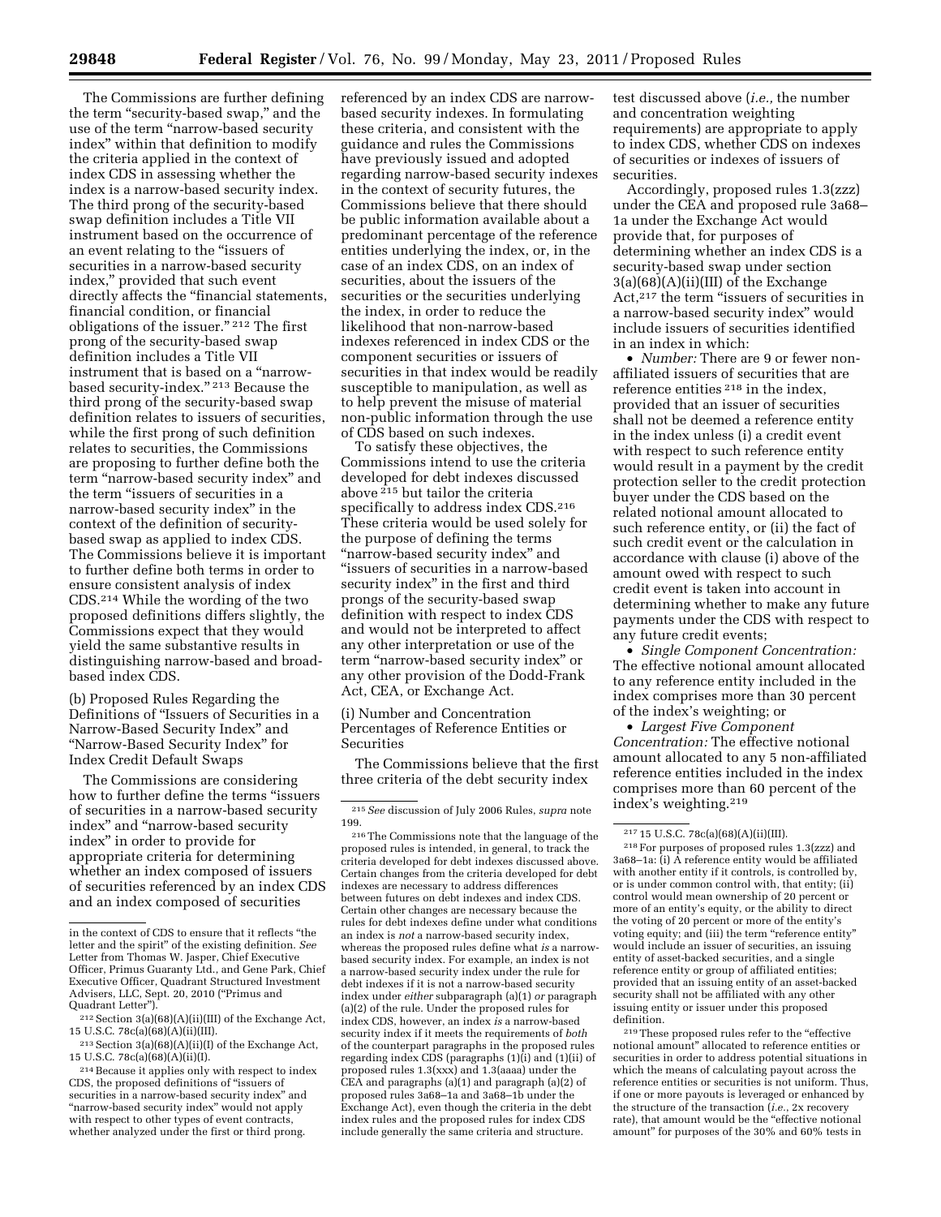The Commissions are further defining the term "security-based swap," and the use of the term "narrow-based security index" within that definition to modify the criteria applied in the context of index CDS in assessing whether the index is a narrow-based security index. The third prong of the security-based swap definition includes a Title VII instrument based on the occurrence of an event relating to the "issuers of securities in a narrow-based security index," provided that such event directly affects the "financial statements, financial condition, or financial obligations of the issuer." [212] The first prong of the security-based swap definition includes a Title VII instrument that is based on a "narrow-based security-index." [213] Because the third prong of the security-based swap definition relates to issuers of securities, while the first prong of such definition relates to securities, the Commissions are proposing to further define both the term "narrow-based security index" and the term "issuers of securities in a narrow-based security index" in the context of the definition of security-based swap as applied to index CDS. The Commissions believe it is important to further define both terms in order to ensure consistent analysis of index CDS.[214] While the wording of the two proposed definitions differs slightly, the Commissions expect that they would yield the same substantive results in distinguishing narrow-based and broad-based index CDS.

(b) Proposed Rules Regarding the Definitions of "Issuers of Securities in a Narrow-Based Security Index" and "Narrow-Based Security Index" for Index Credit Default Swaps

The Commissions are considering how to further define the terms "issuers of securities in a narrow-based security index" and "narrow-based security index" in order to provide for appropriate criteria for determining whether an index composed of issuers of securities referenced by an index CDS and an index composed of securities referenced by an index CDS are narrow-based security indexes. In formulating these criteria, and consistent with the guidance and rules the Commissions have previously issued and adopted regarding narrow-based security indexes in the context of security futures, the Commissions believe that there should be public information available about a predominant percentage of the reference entities underlying the index, or, in the case of an index CDS, on an index of securities, about the issuers of the securities or the securities underlying the index, in order to reduce the likelihood that non-narrow-based indexes referenced in index CDS or the component securities or issuers of securities in that index would be readily susceptible to manipulation, as well as to help prevent the misuse of material non-public information through the use of CDS based on such indexes.

To satisfy these objectives, the Commissions intend to use the criteria developed for debt indexes discussed above [215] but tailor the criteria specifically to address index CDS.[216] These criteria would be used solely for the purpose of defining the terms "narrow-based security index" and "issuers of securities in a narrow-based security index" in the first and third prongs of the security-based swap definition with respect to index CDS and would not be interpreted to affect any other interpretation or use of the term "narrow-based security index" or any other provision of the Dodd-Frank Act, CEA, or Exchange Act.

(i) Number and Concentration Percentages of Reference Entities or Securities

The Commissions believe that the first three criteria of the debt security index test discussed above (*i.e.,* the number and concentration weighting requirements) are appropriate to apply to index CDS, whether CDS on indexes of securities or indexes of issuers of securities.

Accordingly, proposed rules 1.3(zzz) under the CEA and proposed rule 3a68–1a under the Exchange Act would provide that, for purposes of determining whether an index CDS is a security-based swap under section 3(a)(68)(A)(ii)(III) of the Exchange Act,[217] the term "issuers of securities in a narrow-based security index" would include issuers of securities identified in an index in which:

- *Number:* There are 9 or fewer non-affiliated issuers of securities that are reference entities [218] in the index, provided that an issuer of securities shall not be deemed a reference entity in the index unless (i) a credit event with respect to such reference entity would result in a payment by the credit protection seller to the credit protection buyer under the CDS based on the related notional amount allocated to such reference entity, or (ii) the fact of such credit event or the calculation in accordance with clause (i) above of the amount owed with respect to such credit event is taken into account in determining whether to make any future payments under the CDS with respect to any future credit events;
- *Single Component Concentration:* The effective notional amount allocated to any reference entity included in the index comprises more than 30 percent of the index's weighting; or
- *Largest Five Component Concentration:* The effective notional amount allocated to any 5 non-affiliated reference entities included in the index comprises more than 60 percent of the index's weighting.[219]

---

in the context of CDS to ensure that it reflects "the letter and the spirit" of the existing definition. *See* Letter from Thomas W. Jasper, Chief Executive Officer, Primus Guaranty Ltd., and Gene Park, Chief Executive Officer, Quadrant Structured Investment Advisers, LLC, Sept. 20, 2010 ("Primus and Quadrant Letter").

[212] Section 3(a)(68)(A)(ii)(III) of the Exchange Act, 15 U.S.C. 78c(a)(68)(A)(ii)(III).

[213] Section 3(a)(68)(A)(ii)(I) of the Exchange Act, 15 U.S.C. 78c(a)(68)(A)(ii)(I).

[214] Because it applies only with respect to index CDS, the proposed definitions of "issuers of securities in a narrow-based security index" and "narrow-based security index" would not apply with respect to other types of event contracts, whether analyzed under the first or third prong.

[215] *See* discussion of July 2006 Rules, *supra* note 199.

[216] The Commissions note that the language of the proposed rules is intended, in general, to track the criteria developed for debt indexes discussed above. Certain changes from the criteria developed for debt indexes are necessary to address differences between futures on debt indexes and index CDS. Certain other changes are necessary because the rules for debt indexes define under what conditions an index is *not* a narrow-based security index, whereas the proposed rules define what *is* a narrow-based security index. For example, an index is not a narrow-based security index under the rule for debt indexes if it is not a narrow-based security index under *either* subparagraph (a)(1) *or* paragraph (a)(2) of the rule. Under the proposed rules for index CDS, however, an index *is* a narrow-based security index if it meets the requirements of *both* of the counterpart paragraphs in the proposed rules regarding index CDS (paragraphs (1)(i) and (1)(ii) of proposed rules 1.3(xxx) and 1.3(aaaa) under the CEA and paragraphs (a)(1) and paragraph (a)(2) of proposed rules 3a68–1a and 3a68–1b under the Exchange Act), even though the criteria in the debt index rules and the proposed rules for index CDS include generally the same criteria and structure.

[217] 15 U.S.C. 78c(a)(68)(A)(ii)(III).

[218] For purposes of proposed rules 1.3(zzz) and 3a68–1a: (i) A reference entity would be affiliated with another entity if it controls, is controlled by, or is under common control with, that entity; (ii) control would mean ownership of 20 percent or more of an entity's equity, or the ability to direct the voting of 20 percent or more of the entity's voting equity; and (iii) the term "reference entity" would include an issuer of securities, an issuing entity of asset-backed securities, and a single reference entity or group of affiliated entities; provided that an issuing entity of an asset-backed security shall not be affiliated with any other issuing entity or issuer under this proposed definition.

[219] These proposed rules refer to the "effective notional amount" allocated to reference entities or securities in order to address potential situations in which the means of calculating payout across the reference entities or securities is not uniform. Thus, if one or more payouts is leveraged or enhanced by the structure of the transaction (*i.e.,* 2x recovery rate), that amount would be the "effective notional amount" for purposes of the 30% and 60% tests in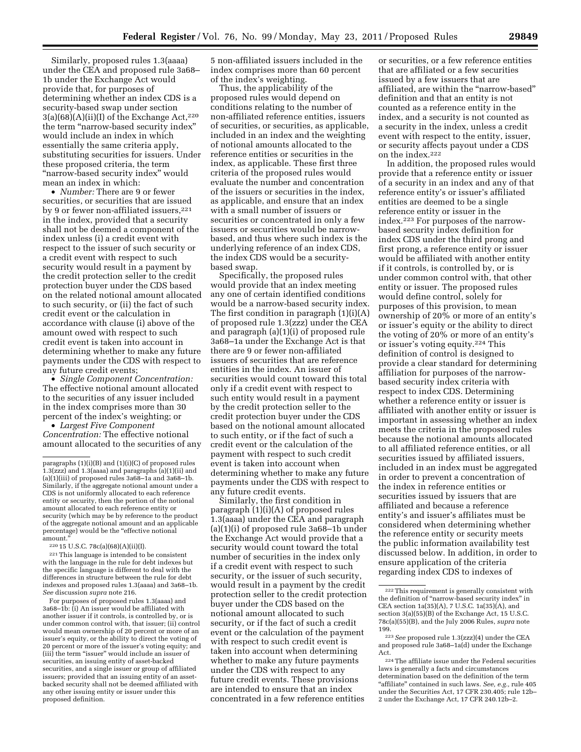Similarly, proposed rules 1.3(aaaa) under the CEA and proposed rule 3a68–1b under the Exchange Act would provide that, for purposes of determining whether an index CDS is a security-based swap under section 3(a)(68)(A)(ii)(I) of the Exchange Act,[220] the term "narrow-based security index" would include an index in which essentially the same criteria apply, substituting securities for issuers. Under these proposed criteria, the term "narrow-based security index" would mean an index in which:

- *Number:* There are 9 or fewer securities, or securities that are issued by 9 or fewer non-affiliated issuers,[221] in the index, provided that a security shall not be deemed a component of the index unless (i) a credit event with respect to the issuer of such security or a credit event with respect to such security would result in a payment by the credit protection seller to the credit protection buyer under the CDS based on the related notional amount allocated to such security, or (ii) the fact of such credit event or the calculation in accordance with clause (i) above of the amount owed with respect to such credit event is taken into account in determining whether to make any future payments under the CDS with respect to any future credit events;
- *Single Component Concentration:* The effective notional amount allocated to the securities of any issuer included in the index comprises more than 30 percent of the index's weighting; or
- *Largest Five Component Concentration:* The effective notional amount allocated to the securities of any 5 non-affiliated issuers included in the index comprises more than 60 percent of the index's weighting.

Thus, the applicability of the proposed rules would depend on conditions relating to the number of non-affiliated reference entities, issuers of securities, or securities, as applicable, included in an index and the weighting of notional amounts allocated to the reference entities or securities in the index, as applicable. These first three criteria of the proposed rules would evaluate the number and concentration of the issuers or securities in the index, as applicable, and ensure that an index with a small number of issuers or securities or concentrated in only a few issuers or securities would be narrow-based, and thus where such index is the underlying reference of an index CDS, the index CDS would be a security-based swap.

Specifically, the proposed rules would provide that an index meeting any one of certain identified conditions would be a narrow-based security index. The first condition in paragraph (1)(i)(A) of proposed rule 1.3(zzz) under the CEA and paragraph (a)(1)(i) of proposed rule 3a68–1a under the Exchange Act is that there are 9 or fewer non-affiliated issuers of securities that are reference entities in the index. An issuer of securities would count toward this total only if a credit event with respect to such entity would result in a payment by the credit protection seller to the credit protection buyer under the CDS based on the notional amount allocated to such entity, or if the fact of such a credit event or the calculation of the payment with respect to such credit event is taken into account when determining whether to make any future payments under the CDS with respect to any future credit events.

Similarly, the first condition in paragraph (1)(i)(A) of proposed rules 1.3(aaaa) under the CEA and paragraph (a)(1)(i) of proposed rule 3a68–1b under the Exchange Act would provide that a security would count toward the total number of securities in the index only if a credit event with respect to such security, or the issuer of such security, would result in a payment by the credit protection seller to the credit protection buyer under the CDS based on the notional amount allocated to such security, or if the fact of such a credit event or the calculation of the payment with respect to such credit event is taken into account when determining whether to make any future payments under the CDS with respect to any future credit events. These provisions are intended to ensure that an index concentrated in a few reference entities or securities, or a few reference entities that are affiliated or a few securities issued by a few issuers that are affiliated, are within the "narrow-based" definition and that an entity is not counted as a reference entity in the index, and a security is not counted as a security in the index, unless a credit event with respect to the entity, issuer, or security affects payout under a CDS on the index.[222]

In addition, the proposed rules would provide that a reference entity or issuer of a security in an index and any of that reference entity's or issuer's affiliated entities are deemed to be a single reference entity or issuer in the index.[223] For purposes of the narrow-based security index definition for index CDS under the third prong and first prong, a reference entity or issuer would be affiliated with another entity if it controls, is controlled by, or is under common control with, that other entity or issuer. The proposed rules would define control, solely for purposes of this provision, to mean ownership of 20% or more of an entity's or issuer's equity or the ability to direct the voting of 20% or more of an entity's or issuer's voting equity.[224] This definition of control is designed to provide a clear standard for determining affiliation for purposes of the narrow-based security index criteria with respect to index CDS. Determining whether a reference entity or issuer is affiliated with another entity or issuer is important in assessing whether an index meets the criteria in the proposed rules because the notional amounts allocated to all affiliated reference entities, or all securities issued by affiliated issuers, included in an index must be aggregated in order to prevent a concentration of the index in reference entities or securities issued by issuers that are affiliated and because a reference entity's and issuer's affiliates must be considered when determining whether the reference entity or security meets the public information availability test discussed below. In addition, in order to ensure application of the criteria regarding index CDS to indexes of

---

paragraphs (1)(i)(B) and (1)(i)(C) of proposed rules 1.3(zzz) and 1.3(aaaa) and paragraphs (a)(1)(ii) and (a)(1)(iii) of proposed rules 3a68–1a and 3a68–1b. Similarly, if the aggregate notional amount under a CDS is not uniformly allocated to each reference entity or security, then the portion of the notional amount allocated to each reference entity or security (which may be by reference to the product of the aggregate notional amount and an applicable percentage) would be the "effective notional amount."

[220] 15 U.S.C. 78c(a)(68)(A)(ii)(I).

[221] This language is intended to be consistent with the language in the rule for debt indexes but the specific language is different to deal with the differences in structure between the rule for debt indexes and proposed rules 1.3(aaaa) and 3a68–1b. *See* discussion *supra* note 216.

For purposes of proposed rules 1.3(aaaa) and 3a68–1b: (i) An issuer would be affiliated with another issuer if it controls, is controlled by, or is under common control with, that issuer; (ii) control would mean ownership of 20 percent or more of an issuer's equity, or the ability to direct the voting of 20 percent or more of the issuer's voting equity; and (iii) the term "issuer" would include an issuer of securities, an issuing entity of asset-backed securities, and a single issuer or group of affiliated issuers; provided that an issuing entity of an asset-backed security shall not be deemed affiliated with any other issuing entity or issuer under this proposed definition.

[222] This requirement is generally consistent with the definition of "narrow-based security index" in CEA section 1a(35)(A), 7 U.S.C. 1a(35)(A), and section 3(a)(55)(B) of the Exchange Act, 15 U.S.C. 78c(a)(55)(B), and the July 2006 Rules, *supra* note 199.

[223] *See* proposed rule 1.3(zzz)(4) under the CEA and proposed rule 3a68–1a(d) under the Exchange Act.

[224] The affiliate issue under the Federal securities laws is generally a facts and circumstances determination based on the definition of the term "affiliate" contained in such laws. *See, e.g.,* rule 405 under the Securities Act, 17 CFR 230.405; rule 12b–2 under the Exchange Act, 17 CFR 240.12b–2.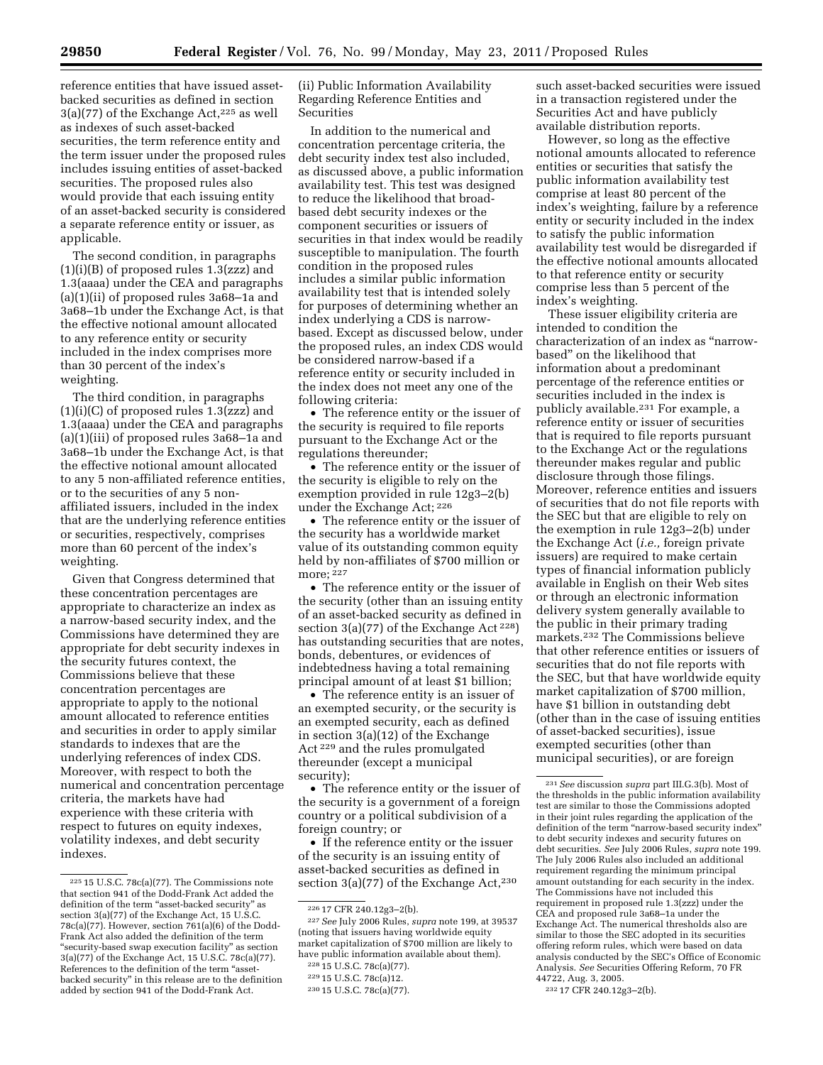reference entities that have issued asset-backed securities as defined in section 3(a)(77) of the Exchange Act,[225] as well as indexes of such asset-backed securities, the term reference entity and the term issuer under the proposed rules includes issuing entities of asset-backed securities. The proposed rules also would provide that each issuing entity of an asset-backed security is considered a separate reference entity or issuer, as applicable.

The second condition, in paragraphs (1)(i)(B) of proposed rules 1.3(zzz) and 1.3(aaaa) under the CEA and paragraphs (a)(1)(ii) of proposed rules 3a68–1a and 3a68–1b under the Exchange Act, is that the effective notional amount allocated to any reference entity or security included in the index comprises more than 30 percent of the index's weighting.

The third condition, in paragraphs (1)(i)(C) of proposed rules 1.3(zzz) and 1.3(aaaa) under the CEA and paragraphs (a)(1)(iii) of proposed rules 3a68–1a and 3a68–1b under the Exchange Act, is that the effective notional amount allocated to any 5 non-affiliated reference entities, or to the securities of any 5 non-affiliated issuers, included in the index that are the underlying reference entities or securities, respectively, comprises more than 60 percent of the index's weighting.

Given that Congress determined that these concentration percentages are appropriate to characterize an index as a narrow-based security index, and the Commissions have determined they are appropriate for debt security indexes in the security futures context, the Commissions believe that these concentration percentages are appropriate to apply to the notional amount allocated to reference entities and securities in order to apply similar standards to indexes that are the underlying references of index CDS. Moreover, with respect to both the numerical and concentration percentage criteria, the markets have had experience with these criteria with respect to futures on equity indexes, volatility indexes, and debt security indexes.

(ii) Public Information Availability Regarding Reference Entities and Securities

In addition to the numerical and concentration percentage criteria, the debt security index test also included, as discussed above, a public information availability test. This test was designed to reduce the likelihood that broad-based debt security indexes or the component securities or issuers of securities in that index would be readily susceptible to manipulation. The fourth condition in the proposed rules includes a similar public information availability test that is intended solely for purposes of determining whether an index underlying a CDS is narrow-based. Except as discussed below, under the proposed rules, an index CDS would be considered narrow-based if a reference entity or security included in the index does not meet any one of the following criteria:

- The reference entity or the issuer of the security is required to file reports pursuant to the Exchange Act or the regulations thereunder;
- The reference entity or the issuer of the security is eligible to rely on the exemption provided in rule 12g3–2(b) under the Exchange Act;[226]
- The reference entity or the issuer of the security has a worldwide market value of its outstanding common equity held by non-affiliates of $700 million or more;[227]
- The reference entity or the issuer of the security (other than an issuing entity of an asset-backed security as defined in section 3(a)(77) of the Exchange Act[228]) has outstanding securities that are notes, bonds, debentures, or evidences of indebtedness having a total remaining principal amount of at least $1 billion;
- The reference entity is an issuer of an exempted security, or the security is an exempted security, each as defined in section 3(a)(12) of the Exchange Act[229] and the rules promulgated thereunder (except a municipal security);
- The reference entity or the issuer of the security is a government of a foreign country or a political subdivision of a foreign country; or
- If the reference entity or the issuer of the security is an issuing entity of asset-backed securities as defined in section 3(a)(77) of the Exchange Act,[230] such asset-backed securities were issued in a transaction registered under the Securities Act and have publicly available distribution reports.

However, so long as the effective notional amounts allocated to reference entities or securities that satisfy the public information availability test comprise at least 80 percent of the index's weighting, failure by a reference entity or security included in the index to satisfy the public information availability test would be disregarded if the effective notional amounts allocated to that reference entity or security comprise less than 5 percent of the index's weighting.

These issuer eligibility criteria are intended to condition the characterization of an index as "narrow-based" on the likelihood that information about a predominant percentage of the reference entities or securities included in the index is publicly available.[231] For example, a reference entity or issuer of securities that is required to file reports pursuant to the Exchange Act or the regulations thereunder makes regular and public disclosure through those filings. Moreover, reference entities and issuers of securities that do not file reports with the SEC but that are eligible to rely on the exemption in rule 12g3–2(b) under the Exchange Act (*i.e.,* foreign private issuers) are required to make certain types of financial information publicly available in English on their Web sites or through an electronic information delivery system generally available to the public in their primary trading markets.[232] The Commissions believe that other reference entities or issuers of securities that do not file reports with the SEC, but that have worldwide equity market capitalization of $700 million, have $1 billion in outstanding debt (other than in the case of issuing entities of asset-backed securities), issue exempted securities (other than municipal securities), or are foreign

---

[225] 15 U.S.C. 78c(a)(77). The Commissions note that section 941 of the Dodd-Frank Act added the definition of the term "asset-backed security" as section 3(a)(77) of the Exchange Act, 15 U.S.C. 78c(a)(77). However, section 761(a)(6) of the Dodd-Frank Act also added the definition of the term "security-based swap execution facility" as section 3(a)(77) of the Exchange Act, 15 U.S.C. 78c(a)(77). References to the definition of the term "asset-backed security" in this release are to the definition added by section 941 of the Dodd-Frank Act.

[226] 17 CFR 240.12g3–2(b).

[227] *See* July 2006 Rules, *supra* note 199, at 39537 (noting that issuers having worldwide equity market capitalization of $700 million are likely to have public information available about them).

[228] 15 U.S.C. 78c(a)(77).

[229] 15 U.S.C. 78c(a)12.

[230] 15 U.S.C. 78c(a)(77).

[231] *See* discussion *supra* part III.G.3(b). Most of the thresholds in the public information availability test are similar to those the Commissions adopted in their joint rules regarding the application of the definition of the term "narrow-based security index" to debt security indexes and security futures on debt securities. *See* July 2006 Rules, *supra* note 199. The July 2006 Rules also included an additional requirement regarding the minimum principal amount outstanding for each security in the index. The Commissions have not included this requirement in proposed rule 1.3(zzz) under the CEA and proposed rule 3a68–1a under the Exchange Act. The numerical thresholds also are similar to those the SEC adopted in its securities offering reform rules, which were based on data analysis conducted by the SEC's Office of Economic Analysis. *See* Securities Offering Reform, 70 FR 44722, Aug. 3, 2005.

[232] 17 CFR 240.12g3–2(b).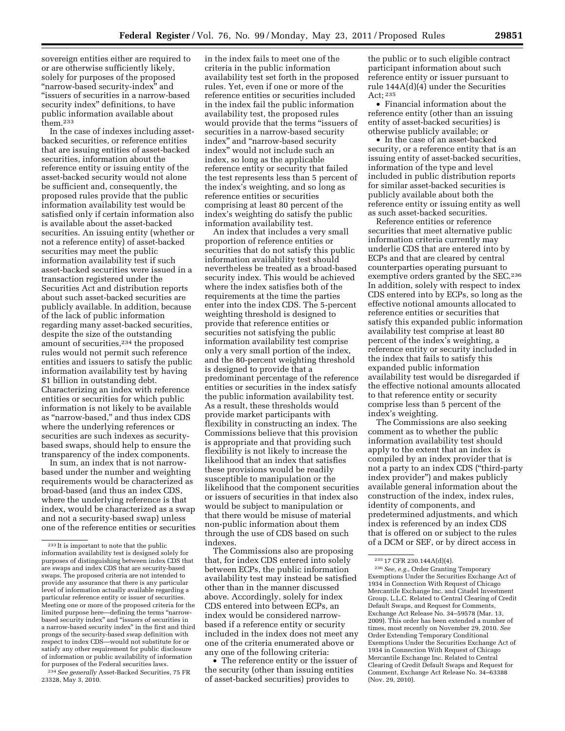sovereign entities either are required to or are otherwise sufficiently likely, solely for purposes of the proposed "narrow-based security-index" and "issuers of securities in a narrow-based security index" definitions, to have public information available about them.[233]

In the case of indexes including asset-backed securities, or reference entities that are issuing entities of asset-backed securities, information about the reference entity or issuing entity of the asset-backed security would not alone be sufficient and, consequently, the proposed rules provide that the public information availability test would be satisfied only if certain information also is available about the asset-backed securities. An issuing entity (whether or not a reference entity) of asset-backed securities may meet the public information availability test if such asset-backed securities were issued in a transaction registered under the Securities Act and distribution reports about such asset-backed securities are publicly available. In addition, because of the lack of public information regarding many asset-backed securities, despite the size of the outstanding amount of securities,[234] the proposed rules would not permit such reference entities and issuers to satisfy the public information availability test by having $1 billion in outstanding debt. Characterizing an index with reference entities or securities for which public information is not likely to be available as "narrow-based," and thus index CDS where the underlying references or securities are such indexes as security-based swaps, should help to ensure the transparency of the index components.

In sum, an index that is not narrow-based under the number and weighting requirements would be characterized as broad-based (and thus an index CDS, where the underlying reference is that index, would be characterized as a swap and not a security-based swap) unless one of the reference entities or securities in the index fails to meet one of the criteria in the public information availability test set forth in the proposed rules. Yet, even if one or more of the reference entities or securities included in the index fail the public information availability test, the proposed rules would provide that the terms "issuers of securities in a narrow-based security index" and "narrow-based security index" would not include such an index, so long as the applicable reference entity or security that failed the test represents less than 5 percent of the index's weighting, and so long as reference entities or securities comprising at least 80 percent of the index's weighting do satisfy the public information availability test.

An index that includes a very small proportion of reference entities or securities that do not satisfy this public information availability test should nevertheless be treated as a broad-based security index. This would be achieved where the index satisfies both of the requirements at the time the parties enter into the index CDS. The 5-percent weighting threshold is designed to provide that reference entities or securities not satisfying the public information availability test comprise only a very small portion of the index, and the 80-percent weighting threshold is designed to provide that a predominant percentage of the reference entities or securities in the index satisfy the public information availability test. As a result, these thresholds would provide market participants with flexibility in constructing an index. The Commissions believe that this provision is appropriate and that providing such flexibility is not likely to increase the likelihood that an index that satisfies these provisions would be readily susceptible to manipulation or the likelihood that the component securities or issuers of securities in that index also would be subject to manipulation or that there would be misuse of material non-public information about them through the use of CDS based on such indexes.

The Commissions also are proposing that, for index CDS entered into solely between ECPs, the public information availability test may instead be satisfied other than in the manner discussed above. Accordingly, solely for index CDS entered into between ECPs, an index would be considered narrow-based if a reference entity or security included in the index does not meet any one of the criteria enumerated above or any one of the following criteria:

- The reference entity or the issuer of the security (other than issuing entities of asset-backed securities) provides to the public or to such eligible contract participant information about such reference entity or issuer pursuant to rule 144A(d)(4) under the Securities Act;[235]
- Financial information about the reference entity (other than an issuing entity of asset-backed securities) is otherwise publicly available; or
- In the case of an asset-backed security, or a reference entity that is an issuing entity of asset-backed securities, information of the type and level included in public distribution reports for similar asset-backed securities is publicly available about both the reference entity or issuing entity as well as such asset-backed securities.

Reference entities or reference securities that meet alternative public information criteria currently may underlie CDS that are entered into by ECPs and that are cleared by central counterparties operating pursuant to exemptive orders granted by the SEC.[236] In addition, solely with respect to index CDS entered into by ECPs, so long as the effective notional amounts allocated to reference entities or securities that satisfy this expanded public information availability test comprise at least 80 percent of the index's weighting, a reference entity or security included in the index that fails to satisfy this expanded public information availability test would be disregarded if the effective notional amounts allocated to that reference entity or security comprise less than 5 percent of the index's weighting.

The Commissions are also seeking comment as to whether the public information availability test should apply to the extent that an index is compiled by an index provider that is not a party to an index CDS ("third-party index provider") and makes publicly available general information about the construction of the index, index rules, identity of components, and predetermined adjustments, and which index is referenced by an index CDS that is offered on or subject to the rules of a DCM or SEF, or by direct access in

---

[233] It is important to note that the public information availability test is designed solely for purposes of distinguishing between index CDS that are swaps and index CDS that are security-based swaps. The proposed criteria are not intended to provide any assurance that there is any particular level of information actually available regarding a particular reference entity or issuer of securities. Meeting one or more of the proposed criteria for the limited purpose here—defining the terms "narrow-based security index" and "issuers of securities in a narrow-based security index" in the first and third prongs of the security-based swap definition with respect to index CDS—would not substitute for or satisfy any other requirement for public disclosure of information or public availability of information for purposes of the Federal securities laws.

[234] *See generally* Asset-Backed Securities, 75 FR 23328, May 3, 2010.

[235] 17 CFR 230.144A(d)(4).

[236] *See, e.g.,* Order Granting Temporary Exemptions Under the Securities Exchange Act of 1934 in Connection With Request of Chicago Mercantile Exchange Inc. and Citadel Investment Group, L.L.C. Related to Central Clearing of Credit Default Swaps, and Request for Comments, Exchange Act Release No. 34–59578 (Mar. 13, 2009). This order has been extended a number of times, most recently on November 29, 2010. *See* Order Extending Temporary Conditional Exemptions Under the Securities Exchange Act of 1934 in Connection With Request of Chicago Mercantile Exchange Inc. Related to Central Clearing of Credit Default Swaps and Request for Comment, Exchange Act Release No. 34–63388 (Nov. 29, 2010).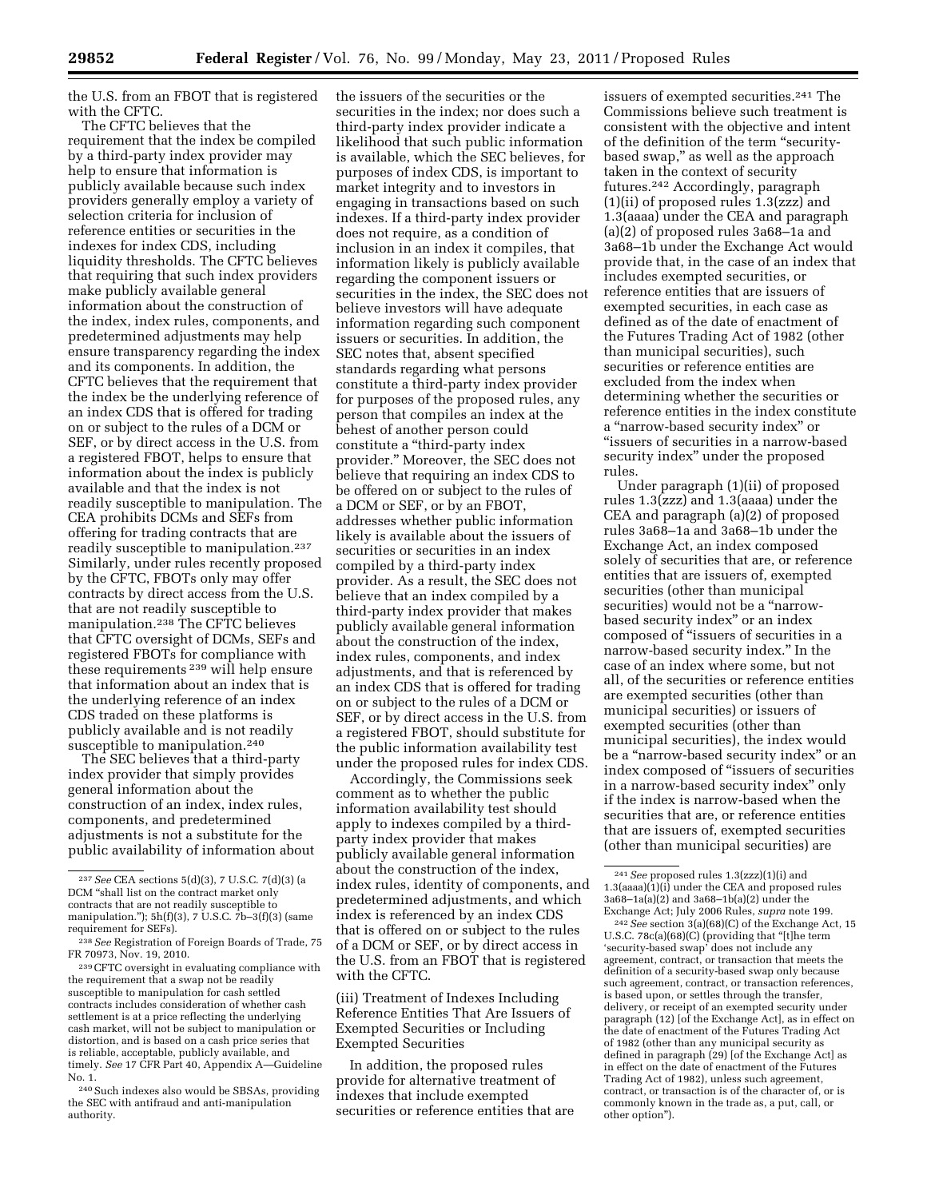the U.S. from an FBOT that is registered with the CFTC.

The CFTC believes that the requirement that the index be compiled by a third-party index provider may help to ensure that information is publicly available because such index providers generally employ a variety of selection criteria for inclusion of reference entities or securities in the indexes for index CDS, including liquidity thresholds. The CFTC believes that requiring that such index providers make publicly available general information about the construction of the index, index rules, components, and predetermined adjustments may help ensure transparency regarding the index and its components. In addition, the CFTC believes that the requirement that the index be the underlying reference of an index CDS that is offered for trading on or subject to the rules of a DCM or SEF, or by direct access in the U.S. from a registered FBOT, helps to ensure that information about the index is publicly available and that the index is not readily susceptible to manipulation. The CEA prohibits DCMs and SEFs from offering for trading contracts that are readily susceptible to manipulation.[237] Similarly, under rules recently proposed by the CFTC, FBOTs only may offer contracts by direct access from the U.S. that are not readily susceptible to manipulation.[238] The CFTC believes that CFTC oversight of DCMs, SEFs and registered FBOTs for compliance with these requirements[239] will help ensure that information about an index that is the underlying reference of an index CDS traded on these platforms is publicly available and is not readily susceptible to manipulation.[240]

The SEC believes that a third-party index provider that simply provides general information about the construction of an index, index rules, components, and predetermined adjustments is not a substitute for the public availability of information about the issuers of the securities or the securities in the index; nor does such a third-party index provider indicate a likelihood that such public information is available, which the SEC believes, for purposes of index CDS, is important to market integrity and to investors in engaging in transactions based on such indexes. If a third-party index provider does not require, as a condition of inclusion in an index it compiles, that information likely is publicly available regarding the component issuers or securities in the index, the SEC does not believe investors will have adequate information regarding such component issuers or securities. In addition, the SEC notes that, absent specified standards regarding what persons constitute a third-party index provider for purposes of the proposed rules, any person that compiles an index at the behest of another person could constitute a "third-party index provider." Moreover, the SEC does not believe that requiring an index CDS to be offered on or subject to the rules of a DCM or SEF, or by an FBOT, addresses whether public information likely is available about the issuers of securities or securities in an index compiled by a third-party index provider. As a result, the SEC does not believe that an index compiled by a third-party index provider that makes publicly available general information about the construction of the index, index rules, components, and index adjustments, and that is referenced by an index CDS that is offered for trading on or subject to the rules of a DCM or SEF, or by direct access in the U.S. from a registered FBOT, should substitute for the public information availability test under the proposed rules for index CDS.

Accordingly, the Commissions seek comment as to whether the public information availability test should apply to indexes compiled by a third-party index provider that makes publicly available general information about the construction of the index, index rules, identity of components, and predetermined adjustments, and which index is referenced by an index CDS that is offered on or subject to the rules of a DCM or SEF, or by direct access in the U.S. from an FBOT that is registered with the CFTC.

### (iii) Treatment of Indexes Including Reference Entities That Are Issuers of Exempted Securities or Including Exempted Securities

In addition, the proposed rules provide for alternative treatment of indexes that include exempted securities or reference entities that are issuers of exempted securities.[241] The Commissions believe such treatment is consistent with the objective and intent of the definition of the term "security-based swap," as well as the approach taken in the context of security futures.[242] Accordingly, paragraph (1)(ii) of proposed rules 1.3(zzz) and 1.3(aaaa) under the CEA and paragraph (a)(2) of proposed rules 3a68–1a and 3a68–1b under the Exchange Act would provide that, in the case of an index that includes exempted securities, or reference entities that are issuers of exempted securities, in each case as defined as of the date of enactment of the Futures Trading Act of 1982 (other than municipal securities), such securities or reference entities are excluded from the index when determining whether the securities or reference entities in the index constitute a "narrow-based security index" or "issuers of securities in a narrow-based security index" under the proposed rules.

Under paragraph (1)(ii) of proposed rules 1.3(zzz) and 1.3(aaaa) under the CEA and paragraph (a)(2) of proposed rules 3a68–1a and 3a68–1b under the Exchange Act, an index composed solely of securities that are, or reference entities that are issuers of, exempted securities (other than municipal securities) would not be a "narrow-based security index" or an index composed of "issuers of securities in a narrow-based security index." In the case of an index where some, but not all, of the securities or reference entities are exempted securities (other than municipal securities) or issuers of exempted securities (other than municipal securities), the index would be a "narrow-based security index" or an index composed of "issuers of securities in a narrow-based security index" only if the index is narrow-based when the securities that are, or reference entities that are issuers of, exempted securities (other than municipal securities) are

---

[237] *See* CEA sections 5(d)(3), 7 U.S.C. 7(d)(3) (a DCM "shall list on the contract market only contracts that are not readily susceptible to manipulation."); 5h(f)(3), 7 U.S.C. 7b–3(f)(3) (same requirement for SEFs).

[238] *See* Registration of Foreign Boards of Trade, 75 FR 70973, Nov. 19, 2010.

[239] CFTC oversight in evaluating compliance with the requirement that a swap not be readily susceptible to manipulation for cash settled contracts includes consideration of whether cash settlement is at a price reflecting the underlying cash market, will not be subject to manipulation or distortion, and is based on a cash price series that is reliable, acceptable, publicly available, and timely. *See* 17 CFR Part 40, Appendix A—Guideline No. 1.

[240] Such indexes also would be SBSAs, providing the SEC with antifraud and anti-manipulation authority.

[241] *See* proposed rules 1.3(zzz)(1)(i) and 1.3(aaaa)(1)(i) under the CEA and proposed rules 3a68–1a(a)(2) and 3a68–1b(a)(2) under the Exchange Act; July 2006 Rules, *supra* note 199.

[242] *See* section 3(a)(68)(C) of the Exchange Act, 15 U.S.C. 78c(a)(68)(C) (providing that "[t]he term 'security-based swap' does not include any agreement, contract, or transaction that meets the definition of a security-based swap only because such agreement, contract, or transaction references, is based upon, or settles through the transfer, delivery, or receipt of an exempted security under paragraph (12) [of the Exchange Act], as in effect on the date of enactment of the Futures Trading Act of 1982 (other than any municipal security as defined in paragraph (29) [of the Exchange Act] as in effect on the date of enactment of the Futures Trading Act of 1982), unless such agreement, contract, or transaction is of the character of, or is commonly known in the trade as, a put, call, or other option").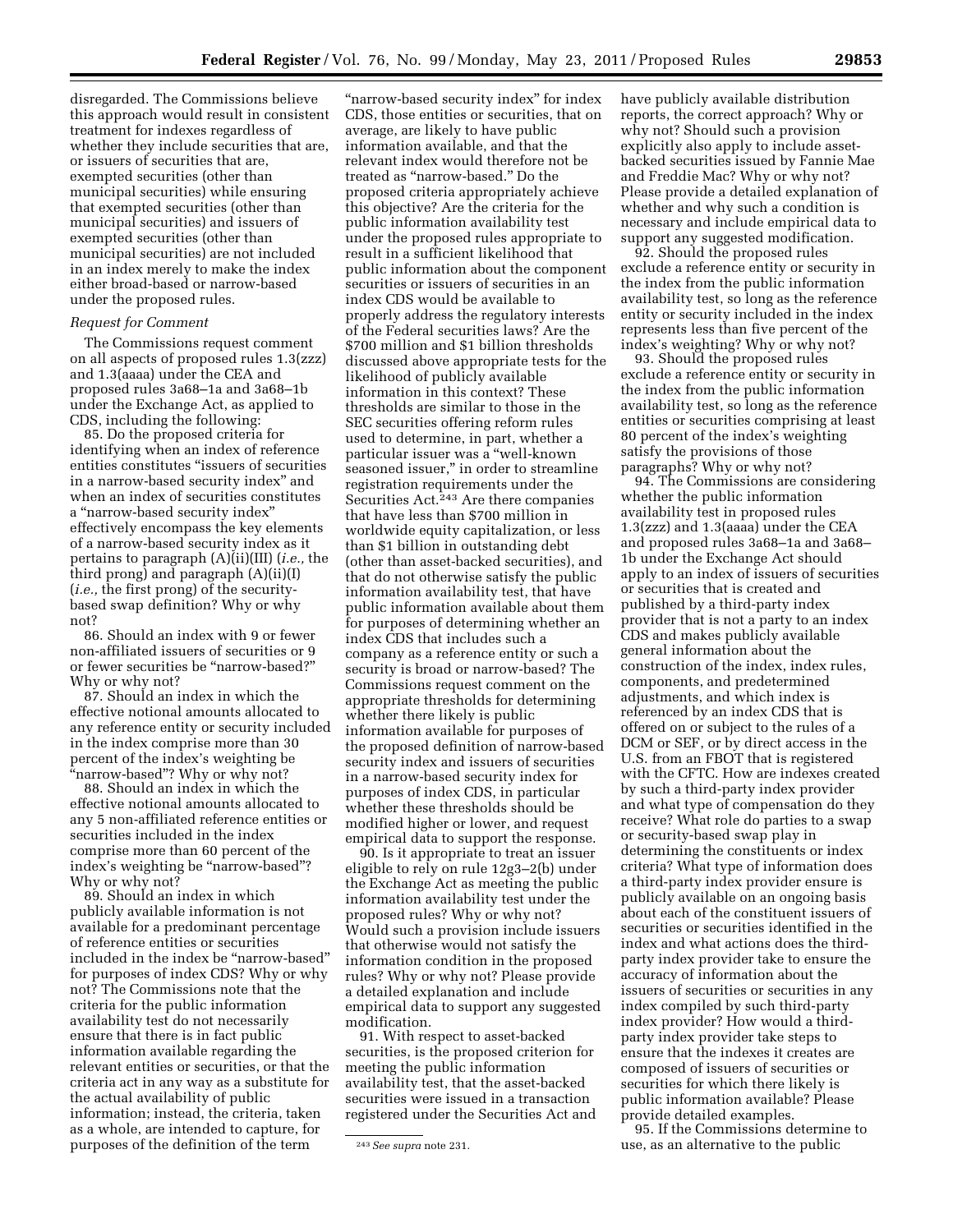disregarded. The Commissions believe this approach would result in consistent treatment for indexes regardless of whether they include securities that are, or issuers of securities that are, exempted securities (other than municipal securities) while ensuring that exempted securities (other than municipal securities) and issuers of exempted securities (other than municipal securities) are not included in an index merely to make the index either broad-based or narrow-based under the proposed rules.

*Request for Comment*

The Commissions request comment on all aspects of proposed rules 1.3(zzz) and 1.3(aaaa) under the CEA and proposed rules 3a68–1a and 3a68–1b under the Exchange Act, as applied to CDS, including the following:

85. Do the proposed criteria for identifying when an index of reference entities constitutes "issuers of securities in a narrow-based security index" and when an index of securities constitutes a "narrow-based security index" effectively encompass the key elements of a narrow-based security index as it pertains to paragraph (A)(ii)(III) (*i.e.,* the third prong) and paragraph (A)(ii)(I) (*i.e.,* the first prong) of the security-based swap definition? Why or why not?

86. Should an index with 9 or fewer non-affiliated issuers of securities or 9 or fewer securities be "narrow-based?" Why or why not?

87. Should an index in which the effective notional amounts allocated to any reference entity or security included in the index comprise more than 30 percent of the index's weighting be "narrow-based"? Why or why not?

88. Should an index in which the effective notional amounts allocated to any 5 non-affiliated reference entities or securities included in the index comprise more than 60 percent of the index's weighting be "narrow-based"? Why or why not?

89. Should an index in which publicly available information is not available for a predominant percentage of reference entities or securities included in the index be "narrow-based" for purposes of index CDS? Why or why not? The Commissions note that the criteria for the public information availability test do not necessarily ensure that there is in fact public information available regarding the relevant entities or securities, or that the criteria act in any way as a substitute for the actual availability of public information; instead, the criteria, taken as a whole, are intended to capture, for purposes of the definition of the term "narrow-based security index" for index CDS, those entities or securities, that on average, are likely to have public information available, and that the relevant index would therefore not be treated as "narrow-based." Do the proposed criteria appropriately achieve this objective? Are the criteria for the public information availability test under the proposed rules appropriate to result in a sufficient likelihood that public information about the component securities or issuers of securities in an index CDS would be available to properly address the regulatory interests of the Federal securities laws? Are the $700 million and $1 billion thresholds discussed above appropriate tests for the likelihood of publicly available information in this context? These thresholds are similar to those in the SEC securities offering reform rules used to determine, in part, whether a particular issuer was a "well-known seasoned issuer," in order to streamline registration requirements under the Securities Act.[243] Are there companies that have less than $700 million in worldwide equity capitalization, or less than $1 billion in outstanding debt (other than asset-backed securities), and that do not otherwise satisfy the public information availability test, that have public information available about them for purposes of determining whether an index CDS that includes such a company as a reference entity or such a security is broad or narrow-based? The Commissions request comment on the appropriate thresholds for determining whether there likely is public information available for purposes of the proposed definition of narrow-based security index and issuers of securities in a narrow-based security index for purposes of index CDS, in particular whether these thresholds should be modified higher or lower, and request empirical data to support the response.

90. Is it appropriate to treat an issuer eligible to rely on rule 12g3–2(b) under the Exchange Act as meeting the public information availability test under the proposed rules? Why or why not? Would such a provision include issuers that otherwise would not satisfy the information condition in the proposed rules? Why or why not? Please provide a detailed explanation and include empirical data to support any suggested modification.

91. With respect to asset-backed securities, is the proposed criterion for meeting the public information availability test, that the asset-backed securities were issued in a transaction registered under the Securities Act and have publicly available distribution reports, the correct approach? Why or why not? Should such a provision explicitly also apply to include asset-backed securities issued by Fannie Mae and Freddie Mac? Why or why not? Please provide a detailed explanation of whether and why such a condition is necessary and include empirical data to support any suggested modification.

92. Should the proposed rules exclude a reference entity or security in the index from the public information availability test, so long as the reference entity or security included in the index represents less than five percent of the index's weighting? Why or why not?

93. Should the proposed rules exclude a reference entity or security in the index from the public information availability test, so long as the reference entities or securities comprising at least 80 percent of the index's weighting satisfy the provisions of those paragraphs? Why or why not?

94. The Commissions are considering whether the public information availability test in proposed rules 1.3(zzz) and 1.3(aaaa) under the CEA and proposed rules 3a68–1a and 3a68–1b under the Exchange Act should apply to an index of issuers of securities or securities that is created and published by a third-party index provider that is not a party to an index CDS and makes publicly available general information about the construction of the index, index rules, components, and predetermined adjustments, and which index is referenced by an index CDS that is offered on or subject to the rules of a DCM or SEF, or by direct access in the U.S. from an FBOT that is registered with the CFTC. How are indexes created by such a third-party index provider and what type of compensation do they receive? What role do parties to a swap or security-based swap play in determining the constituents or index criteria? What type of information does a third-party index provider ensure is publicly available on an ongoing basis about each of the constituent issuers of securities or securities identified in the index and what actions does the third-party index provider take to ensure the accuracy of information about the issuers of securities or securities in any index compiled by such third-party index provider? How would a third-party index provider take steps to ensure that the indexes it creates are composed of issuers of securities or securities for which there likely is public information available? Please provide detailed examples.

95. If the Commissions determine to use, as an alternative to the public

[243] *See supra* note 231.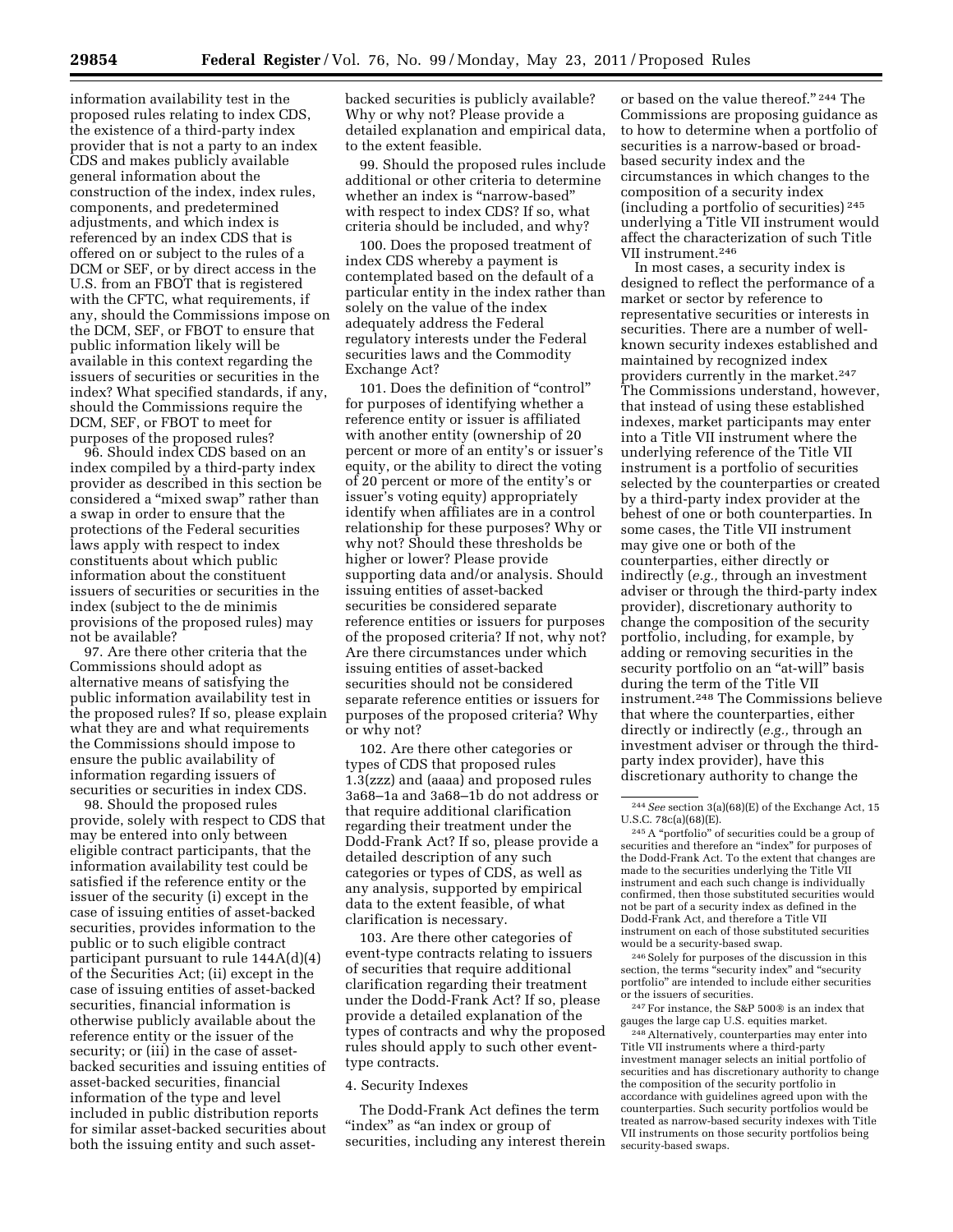information availability test in the proposed rules relating to index CDS, the existence of a third-party index provider that is not a party to an index CDS and makes publicly available general information about the construction of the index, index rules, components, and predetermined adjustments, and which index is referenced by an index CDS that is offered on or subject to the rules of a DCM or SEF, or by direct access in the U.S. from an FBOT that is registered with the CFTC, what requirements, if any, should the Commissions impose on the DCM, SEF, or FBOT to ensure that public information likely will be available in this context regarding the issuers of securities or securities in the index? What specified standards, if any, should the Commissions require the DCM, SEF, or FBOT to meet for purposes of the proposed rules?

96. Should index CDS based on an index compiled by a third-party index provider as described in this section be considered a "mixed swap" rather than a swap in order to ensure that the protections of the Federal securities laws apply with respect to index constituents about which public information about the constituent issuers of securities or securities in the index (subject to the de minimis provisions of the proposed rules) may not be available?

97. Are there other criteria that the Commissions should adopt as alternative means of satisfying the public information availability test in the proposed rules? If so, please explain what they are and what requirements the Commissions should impose to ensure the public availability of information regarding issuers of securities or securities in index CDS.

98. Should the proposed rules provide, solely with respect to CDS that may be entered into only between eligible contract participants, that the information availability test could be satisfied if the reference entity or the issuer of the security (i) except in the case of issuing entities of asset-backed securities, provides information to the public or to such eligible contract participant pursuant to rule 144A(d)(4) of the Securities Act; (ii) except in the case of issuing entities of asset-backed securities, financial information is otherwise publicly available about the reference entity or the issuer of the security; or (iii) in the case of asset-backed securities and issuing entities of asset-backed securities, financial information of the type and level included in public distribution reports for similar asset-backed securities about both the issuing entity and such asset-backed securities is publicly available? Why or why not? Please provide a detailed explanation and empirical data, to the extent feasible.

99. Should the proposed rules include additional or other criteria to determine whether an index is "narrow-based" with respect to index CDS? If so, what criteria should be included, and why?

100. Does the proposed treatment of index CDS whereby a payment is contemplated based on the default of a particular entity in the index rather than solely on the value of the index adequately address the Federal regulatory interests under the Federal securities laws and the Commodity Exchange Act?

101. Does the definition of "control" for purposes of identifying whether a reference entity or issuer is affiliated with another entity (ownership of 20 percent or more of an entity's or issuer's equity, or the ability to direct the voting of 20 percent or more of the entity's or issuer's voting equity) appropriately identify when affiliates are in a control relationship for these purposes? Why or why not? Should these thresholds be higher or lower? Please provide supporting data and/or analysis. Should issuing entities of asset-backed securities be considered separate reference entities or issuers for purposes of the proposed criteria? If not, why not? Are there circumstances under which issuing entities of asset-backed securities should not be considered separate reference entities or issuers for purposes of the proposed criteria? Why or why not?

102. Are there other categories or types of CDS that proposed rules 1.3(zzz) and (aaaa) and proposed rules 3a68–1a and 3a68–1b do not address or that require additional clarification regarding their treatment under the Dodd-Frank Act? If so, please provide a detailed description of any such categories or types of CDS, as well as any analysis, supported by empirical data to the extent feasible, of what clarification is necessary.

103. Are there other categories of event-type contracts relating to issuers of securities that require additional clarification regarding their treatment under the Dodd-Frank Act? If so, please provide a detailed explanation of the types of contracts and why the proposed rules should apply to such other event-type contracts.

4. Security Indexes

The Dodd-Frank Act defines the term "index" as "an index or group of securities, including any interest therein or based on the value thereof."[244] The Commissions are proposing guidance as to how to determine when a portfolio of securities is a narrow-based or broad-based security index and the circumstances in which changes to the composition of a security index (including a portfolio of securities)[245] underlying a Title VII instrument would affect the characterization of such Title VII instrument.[246]

In most cases, a security index is designed to reflect the performance of a market or sector by reference to representative securities or interests in securities. There are a number of well-known security indexes established and maintained by recognized index providers currently in the market.[247] The Commissions understand, however, that instead of using these established indexes, market participants may enter into a Title VII instrument where the underlying reference of the Title VII instrument is a portfolio of securities selected by the counterparties or created by a third-party index provider at the behest of one or both counterparties. In some cases, the Title VII instrument may give one or both of the counterparties, either directly or indirectly (*e.g.,* through an investment adviser or through the third-party index provider), discretionary authority to change the composition of the security portfolio, including, for example, by adding or removing securities in the security portfolio on an "at-will" basis during the term of the Title VII instrument.[248] The Commissions believe that where the counterparties, either directly or indirectly (*e.g.,* through an investment adviser or through the third-party index provider), have this discretionary authority to change the

---

[244] *See* section 3(a)(68)(E) of the Exchange Act, 15 U.S.C. 78c(a)(68)(E).

[245] A "portfolio" of securities could be a group of securities and therefore an "index" for purposes of the Dodd-Frank Act. To the extent that changes are made to the securities underlying the Title VII instrument and each such change is individually confirmed, then those substituted securities would not be part of a security index as defined in the Dodd-Frank Act, and therefore a Title VII instrument on each of those substituted securities would be a security-based swap.

[246] Solely for purposes of the discussion in this section, the terms "security index" and "security portfolio" are intended to include either securities or the issuers of securities.

[247] For instance, the S&P 500® is an index that gauges the large cap U.S. equities market.

[248] Alternatively, counterparties may enter into Title VII instruments where a third-party investment manager selects an initial portfolio of securities and has discretionary authority to change the composition of the security portfolio in accordance with guidelines agreed upon with the counterparties. Such security portfolios would be treated as narrow-based security indexes with Title VII instruments on those security portfolios being security-based swaps.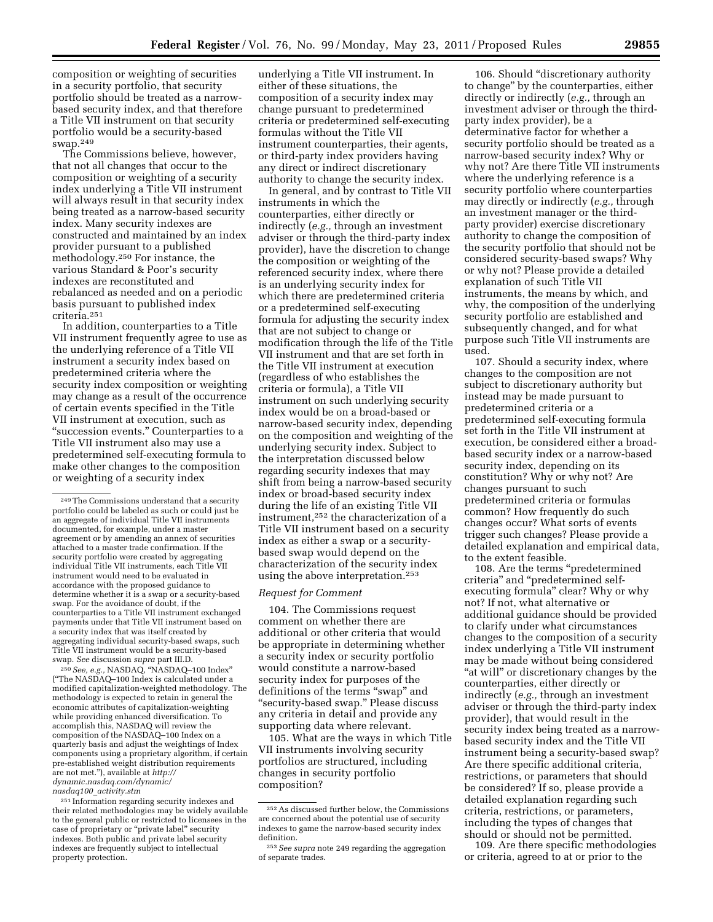composition or weighting of securities in a security portfolio, that security portfolio should be treated as a narrow-based security index, and that therefore a Title VII instrument on that security portfolio would be a security-based swap.[249]

The Commissions believe, however, that not all changes that occur to the composition or weighting of a security index underlying a Title VII instrument will always result in that security index being treated as a narrow-based security index. Many security indexes are constructed and maintained by an index provider pursuant to a published methodology.[250] For instance, the various Standard & Poor's security indexes are reconstituted and rebalanced as needed and on a periodic basis pursuant to published index criteria.[251]

In addition, counterparties to a Title VII instrument frequently agree to use as the underlying reference of a Title VII instrument a security index based on predetermined criteria where the security index composition or weighting may change as a result of the occurrence of certain events specified in the Title VII instrument at execution, such as "succession events." Counterparties to a Title VII instrument also may use a predetermined self-executing formula to make other changes to the composition or weighting of a security index underlying a Title VII instrument. In either of these situations, the composition of a security index may change pursuant to predetermined criteria or predetermined self-executing formulas without the Title VII instrument counterparties, their agents, or third-party index providers having any direct or indirect discretionary authority to change the security index.

In general, and by contrast to Title VII instruments in which the counterparties, either directly or indirectly (*e.g.,* through an investment adviser or through the third-party index provider), have the discretion to change the composition or weighting of the referenced security index, where there is an underlying security index for which there are predetermined criteria or a predetermined self-executing formula for adjusting the security index that are not subject to change or modification through the life of the Title VII instrument and that are set forth in the Title VII instrument at execution (regardless of who establishes the criteria or formula), a Title VII instrument on such underlying security index would be on a broad-based or narrow-based security index, depending on the composition and weighting of the underlying security index. Subject to the interpretation discussed below regarding security indexes that may shift from being a narrow-based security index or broad-based security index during the life of an existing Title VII instrument,[252] the characterization of a Title VII instrument based on a security index as either a swap or a security-based swap would depend on the characterization of the security index using the above interpretation.[253]

*Request for Comment*

104. The Commissions request comment on whether there are additional or other criteria that would be appropriate in determining whether a security index or security portfolio would constitute a narrow-based security index for purposes of the definitions of the terms "swap" and "security-based swap." Please discuss any criteria in detail and provide any supporting data where relevant.

105. What are the ways in which Title VII instruments involving security portfolios are structured, including changes in security portfolio composition?

106. Should "discretionary authority to change" by the counterparties, either directly or indirectly (*e.g.,* through an investment adviser or through the third-party index provider), be a determinative factor for whether a security portfolio should be treated as a narrow-based security index? Why or why not? Are there Title VII instruments where the underlying reference is a security portfolio where counterparties may directly or indirectly (*e.g.,* through an investment manager or the third-party provider) exercise discretionary authority to change the composition of the security portfolio that should not be considered security-based swaps? Why or why not? Please provide a detailed explanation of such Title VII instruments, the means by which, and why, the composition of the underlying security portfolio are established and subsequently changed, and for what purpose such Title VII instruments are used.

107. Should a security index, where changes to the composition are not subject to discretionary authority but instead may be made pursuant to predetermined criteria or a predetermined self-executing formula set forth in the Title VII instrument at execution, be considered either a broad-based security index or a narrow-based security index, depending on its constitution? Why or why not? Are changes pursuant to such predetermined criteria or formulas common? How frequently do such changes occur? What sorts of events trigger such changes? Please provide a detailed explanation and empirical data, to the extent feasible.

108. Are the terms "predetermined criteria" and "predetermined self-executing formula" clear? Why or why not? If not, what alternative or additional guidance should be provided to clarify under what circumstances changes to the composition of a security index underlying a Title VII instrument may be made without being considered "at will" or discretionary changes by the counterparties, either directly or indirectly (*e.g.,* through an investment adviser or through the third-party index provider), that would result in the security index being treated as a narrow-based security index and the Title VII instrument being a security-based swap? Are there specific additional criteria, restrictions, or parameters that should be considered? If so, please provide a detailed explanation regarding such criteria, restrictions, or parameters, including the types of changes that should or should not be permitted.

109. Are there specific methodologies or criteria, agreed to at or prior to the

---

[249] The Commissions understand that a security portfolio could be labeled as such or could just be an aggregate of individual Title VII instruments documented, for example, under a master agreement or by amending an annex of securities attached to a master trade confirmation. If the security portfolio were created by aggregating individual Title VII instruments, each Title VII instrument would need to be evaluated in accordance with the proposed guidance to determine whether it is a swap or a security-based swap. For the avoidance of doubt, if the counterparties to a Title VII instrument exchanged payments under that Title VII instrument based on a security index that was itself created by aggregating individual security-based swaps, such Title VII instrument would be a security-based swap. *See* discussion *supra* part III.D.

[250] *See, e.g.,* NASDAQ, "NASDAQ–100 Index" ("The NASDAQ–100 Index is calculated under a modified capitalization-weighted methodology. The methodology is expected to retain in general the economic attributes of capitalization-weighting while providing enhanced diversification. To accomplish this, NASDAQ will review the composition of the NASDAQ–100 Index on a quarterly basis and adjust the weightings of Index components using a proprietary algorithm, if certain pre-established weight distribution requirements are not met."), available at *http://dynamic.nasdaq.com/dynamic/nasdaq100_activity.stm*

[251] Information regarding security indexes and their related methodologies may be widely available to the general public or restricted to licensees in the case of proprietary or "private label" security indexes. Both public and private label security indexes are frequently subject to intellectual property protection.

[252] As discussed further below, the Commissions are concerned about the potential use of security indexes to game the narrow-based security index definition.

[253] *See supra* note 249 regarding the aggregation of separate trades.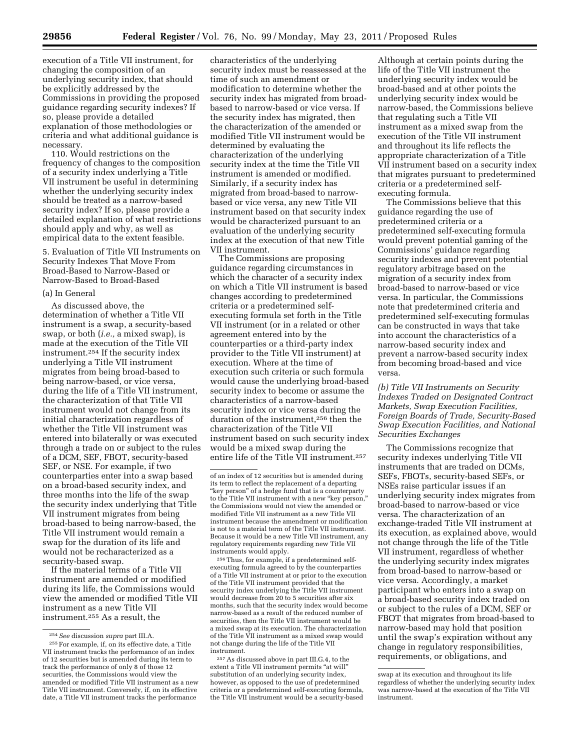execution of a Title VII instrument, for changing the composition of an underlying security index, that should be explicitly addressed by the Commissions in providing the proposed guidance regarding security indexes? If so, please provide a detailed explanation of those methodologies or criteria and what additional guidance is necessary.

110. Would restrictions on the frequency of changes to the composition of a security index underlying a Title VII instrument be useful in determining whether the underlying security index should be treated as a narrow-based security index? If so, please provide a detailed explanation of what restrictions should apply and why, as well as empirical data to the extent feasible.

### 5. Evaluation of Title VII Instruments on Security Indexes That Move From Broad-Based to Narrow-Based or Narrow-Based to Broad-Based

#### (a) In General

As discussed above, the determination of whether a Title VII instrument is a swap, a security-based swap, or both (*i.e.,* a mixed swap), is made at the execution of the Title VII instrument.[254] If the security index underlying a Title VII instrument migrates from being broad-based to being narrow-based, or vice versa, during the life of a Title VII instrument, the characterization of that Title VII instrument would not change from its initial characterization regardless of whether the Title VII instrument was entered into bilaterally or was executed through a trade on or subject to the rules of a DCM, SEF, FBOT, security-based SEF, or NSE. For example, if two counterparties enter into a swap based on a broad-based security index, and three months into the life of the swap the security index underlying that Title VII instrument migrates from being broad-based to being narrow-based, the Title VII instrument would remain a swap for the duration of its life and would not be recharacterized as a security-based swap.

If the material terms of a Title VII instrument are amended or modified during its life, the Commissions would view the amended or modified Title VII instrument as a new Title VII instrument.[255] As a result, the characteristics of the underlying security index must be reassessed at the time of such an amendment or modification to determine whether the security index has migrated from broad-based to narrow-based or vice versa. If the security index has migrated, then the characterization of the amended or modified Title VII instrument would be determined by evaluating the characterization of the underlying security index at the time the Title VII instrument is amended or modified. Similarly, if a security index has migrated from broad-based to narrow-based or vice versa, any new Title VII instrument based on that security index would be characterized pursuant to an evaluation of the underlying security index at the execution of that new Title VII instrument.

The Commissions are proposing guidance regarding circumstances in which the character of a security index on which a Title VII instrument is based changes according to predetermined criteria or a predetermined self-executing formula set forth in the Title VII instrument (or in a related or other agreement entered into by the counterparties or a third-party index provider to the Title VII instrument) at execution. Where at the time of execution such criteria or such formula would cause the underlying broad-based security index to become or assume the characteristics of a narrow-based security index or vice versa during the duration of the instrument,[256] then the characterization of the Title VII instrument based on such security index would be a mixed swap during the entire life of the Title VII instrument.[257] Although at certain points during the life of the Title VII instrument the underlying security index would be broad-based and at other points the underlying security index would be narrow-based, the Commissions believe that regulating such a Title VII instrument as a mixed swap from the execution of the Title VII instrument and throughout its life reflects the appropriate characterization of a Title VII instrument based on a security index that migrates pursuant to predetermined criteria or a predetermined self-executing formula.

The Commissions believe that this guidance regarding the use of predetermined criteria or a predetermined self-executing formula would prevent potential gaming of the Commissions' guidance regarding security indexes and prevent potential regulatory arbitrage based on the migration of a security index from broad-based to narrow-based or vice versa. In particular, the Commissions note that predetermined criteria and predetermined self-executing formulas can be constructed in ways that take into account the characteristics of a narrow-based security index and prevent a narrow-based security index from becoming broad-based and vice versa.

#### *(b) Title VII Instruments on Security Indexes Traded on Designated Contract Markets, Swap Execution Facilities, Foreign Boards of Trade, Security-Based Swap Execution Facilities, and National Securities Exchanges*

The Commissions recognize that security indexes underlying Title VII instruments that are traded on DCMs, SEFs, FBOTs, security-based SEFs, or NSEs raise particular issues if an underlying security index migrates from broad-based to narrow-based or vice versa. The characterization of an exchange-traded Title VII instrument at its execution, as explained above, would not change through the life of the Title VII instrument, regardless of whether the underlying security index migrates from broad-based to narrow-based or vice versa. Accordingly, a market participant who enters into a swap on a broad-based security index traded on or subject to the rules of a DCM, SEF or FBOT that migrates from broad-based to narrow-based may hold that position until the swap's expiration without any change in regulatory responsibilities, requirements, or obligations, and

---

[254] *See* discussion *supra* part III.A.

[255] For example, if, on its effective date, a Title VII instrument tracks the performance of an index of 12 securities but is amended during its term to track the performance of only 8 of those 12 securities, the Commissions would view the amended or modified Title VII instrument as a new Title VII instrument. Conversely, if, on its effective date, a Title VII instrument tracks the performance of an index of 12 securities but is amended during its term to reflect the replacement of a departing "key person" of a hedge fund that is a counterparty to the Title VII instrument with a new "key person," the Commissions would not view the amended or modified Title VII instrument as a new Title VII instrument because the amendment or modification is not to a material term of the Title VII instrument. Because it would be a new Title VII instrument, any regulatory requirements regarding new Title VII instruments would apply.

[256] Thus, for example, if a predetermined self-executing formula agreed to by the counterparties of a Title VII instrument at or prior to the execution of the Title VII instrument provided that the security index underlying the Title VII instrument would decrease from 20 to 5 securities after six months, such that the security index would become narrow-based as a result of the reduced number of securities, then the Title VII instrument would be a mixed swap at its execution. The characterization of the Title VII instrument as a mixed swap would not change during the life of the Title VII instrument.

[257] As discussed above in part III.G.4, to the extent a Title VII instrument permits "at will" substitution of an underlying security index, however, as opposed to the use of predetermined criteria or a predetermined self-executing formula, the Title VII instrument would be a security-based swap at its execution and throughout its life regardless of whether the underlying security index was narrow-based at the execution of the Title VII instrument.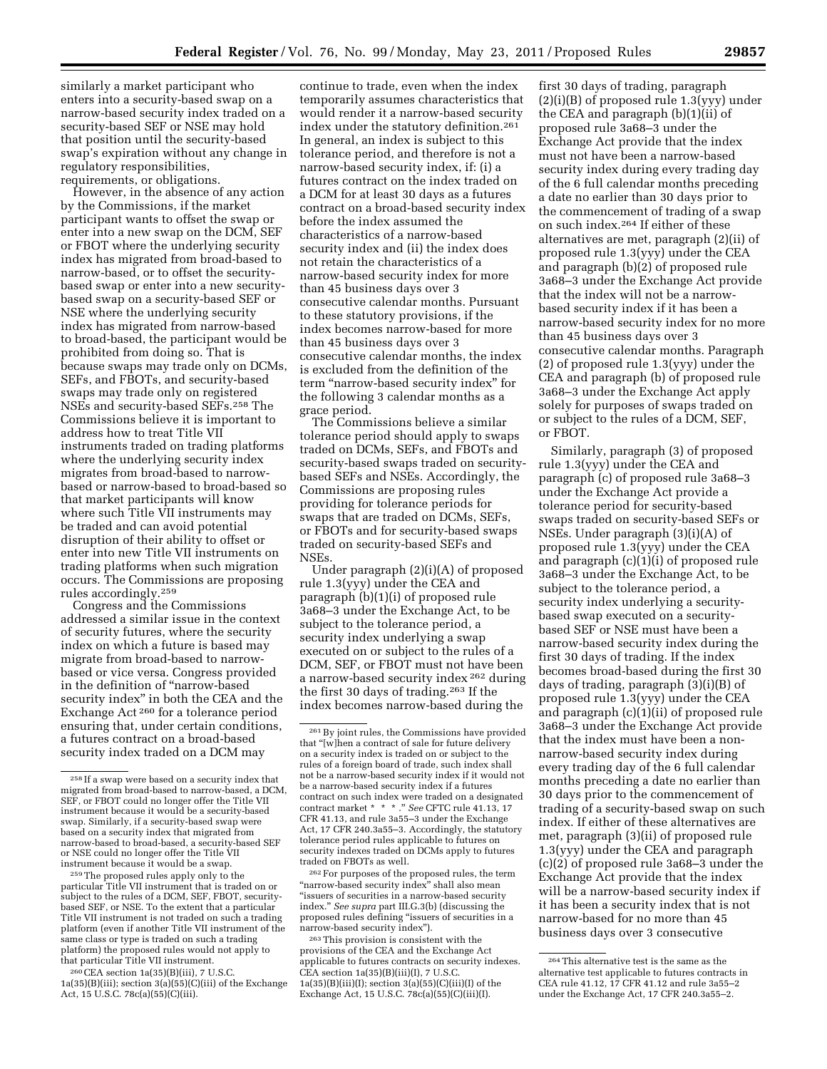similarly a market participant who enters into a security-based swap on a narrow-based security index traded on a security-based SEF or NSE may hold that position until the security-based swap's expiration without any change in regulatory responsibilities, requirements, or obligations.

However, in the absence of any action by the Commissions, if the market participant wants to offset the swap or enter into a new swap on the DCM, SEF or FBOT where the underlying security index has migrated from broad-based to narrow-based, or to offset the security-based swap or enter into a new security-based swap on a security-based SEF or NSE where the underlying security index has migrated from narrow-based to broad-based, the participant would be prohibited from doing so. That is because swaps may trade only on DCMs, SEFs, and FBOTs, and security-based swaps may trade only on registered NSEs and security-based SEFs.[258] The Commissions believe it is important to address how to treat Title VII instruments traded on trading platforms where the underlying security index migrates from broad-based to narrow-based or narrow-based to broad-based so that market participants will know where such Title VII instruments may be traded and can avoid potential disruption of their ability to offset or enter into new Title VII instruments on trading platforms when such migration occurs. The Commissions are proposing rules accordingly.[259]

Congress and the Commissions addressed a similar issue in the context of security futures, where the security index on which a future is based may migrate from broad-based to narrow-based or vice versa. Congress provided in the definition of "narrow-based security index" in both the CEA and the Exchange Act[260] for a tolerance period ensuring that, under certain conditions, a futures contract on a broad-based security index traded on a DCM may continue to trade, even when the index temporarily assumes characteristics that would render it a narrow-based security index under the statutory definition.[261] In general, an index is subject to this tolerance period, and therefore is not a narrow-based security index, if: (i) a futures contract on the index traded on a DCM for at least 30 days as a futures contract on a broad-based security index before the index assumed the characteristics of a narrow-based security index and (ii) the index does not retain the characteristics of a narrow-based security index for more than 45 business days over 3 consecutive calendar months. Pursuant to these statutory provisions, if the index becomes narrow-based for more than 45 business days over 3 consecutive calendar months, the index is excluded from the definition of the term "narrow-based security index" for the following 3 calendar months as a grace period.

The Commissions believe a similar tolerance period should apply to swaps traded on DCMs, SEFs, and FBOTs and security-based swaps traded on security-based SEFs and NSEs. Accordingly, the Commissions are proposing rules providing for tolerance periods for swaps that are traded on DCMs, SEFs, or FBOTs and for security-based swaps traded on security-based SEFs and NSEs.

Under paragraph (2)(i)(A) of proposed rule 1.3(yyy) under the CEA and paragraph (b)(1)(i) of proposed rule 3a68–3 under the Exchange Act, to be subject to the tolerance period, a security index underlying a swap executed on or subject to the rules of a DCM, SEF, or FBOT must not have been a narrow-based security index[262] during the first 30 days of trading.[263] If the index becomes narrow-based during the first 30 days of trading, paragraph (2)(i)(B) of proposed rule 1.3(yyy) under the CEA and paragraph (b)(1)(ii) of proposed rule 3a68–3 under the Exchange Act provide that the index must not have been a narrow-based security index during every trading day of the 6 full calendar months preceding a date no earlier than 30 days prior to the commencement of trading of a swap on such index.[264] If either of these alternatives are met, paragraph (2)(ii) of proposed rule 1.3(yyy) under the CEA and paragraph (b)(2) of proposed rule 3a68–3 under the Exchange Act provide that the index will not be a narrow-based security index if it has been a narrow-based security index for no more than 45 business days over 3 consecutive calendar months. Paragraph (2) of proposed rule 1.3(yyy) under the CEA and paragraph (b) of proposed rule 3a68–3 under the Exchange Act apply solely for purposes of swaps traded on or subject to the rules of a DCM, SEF, or FBOT.

Similarly, paragraph (3) of proposed rule 1.3(yyy) under the CEA and paragraph (c) of proposed rule 3a68–3 under the Exchange Act provide a tolerance period for security-based swaps traded on security-based SEFs or NSEs. Under paragraph (3)(i)(A) of proposed rule 1.3(yyy) under the CEA and paragraph (c)(1)(i) of proposed rule 3a68–3 under the Exchange Act, to be subject to the tolerance period, a security index underlying a security-based swap executed on a security-based SEF or NSE must have been a narrow-based security index during the first 30 days of trading. If the index becomes broad-based during the first 30 days of trading, paragraph (3)(i)(B) of proposed rule 1.3(yyy) under the CEA and paragraph (c)(1)(ii) of proposed rule 3a68–3 under the Exchange Act provide that the index must have been a non-narrow-based security index during every trading day of the 6 full calendar months preceding a date no earlier than 30 days prior to the commencement of trading of a security-based swap on such index. If either of these alternatives are met, paragraph (3)(ii) of proposed rule 1.3(yyy) under the CEA and paragraph (c)(2) of proposed rule 3a68–3 under the Exchange Act provide that the index will be a narrow-based security index if it has been a security index that is not narrow-based for no more than 45 business days over 3 consecutive

---

[258] If a swap were based on a security index that migrated from broad-based to narrow-based, a DCM, SEF, or FBOT could no longer offer the Title VII instrument because it would be a security-based swap. Similarly, if a security-based swap were based on a security index that migrated from narrow-based to broad-based, a security-based SEF or NSE could no longer offer the Title VII instrument because it would be a swap.

[259] The proposed rules apply only to the particular Title VII instrument that is traded on or subject to the rules of a DCM, SEF, FBOT, security-based SEF, or NSE. To the extent that a particular Title VII instrument is not traded on such a trading platform (even if another Title VII instrument of the same class or type is traded on such a trading platform) the proposed rules would not apply to that particular Title VII instrument.

[260] CEA section 1a(35)(B)(iii), 7 U.S.C. 1a(35)(B)(iii); section 3(a)(55)(C)(iii) of the Exchange Act, 15 U.S.C. 78c(a)(55)(C)(iii).

[261] By joint rules, the Commissions have provided that "[w]hen a contract of sale for future delivery on a security index is traded on or subject to the rules of a foreign board of trade, such index shall not be a narrow-based security index if it would not be a narrow-based security index if a futures contract on such index were traded on a designated contract market * * * ." *See* CFTC rule 41.13, 17 CFR 41.13, and rule 3a55–3 under the Exchange Act, 17 CFR 240.3a55–3. Accordingly, the statutory tolerance period rules applicable to futures on security indexes traded on DCMs apply to futures traded on FBOTs as well.

[262] For purposes of the proposed rules, the term "narrow-based security index" shall also mean "issuers of securities in a narrow-based security index." *See supra* part III.G.3(b) (discussing the proposed rules defining "issuers of securities in a narrow-based security index").

[263] This provision is consistent with the provisions of the CEA and the Exchange Act applicable to futures contracts on security indexes. CEA section 1a(35)(B)(iii)(I), 7 U.S.C. 1a(35)(B)(iii)(I); section 3(a)(55)(C)(iii)(I) of the Exchange Act, 15 U.S.C. 78c(a)(55)(C)(iii)(I).

[264] This alternative test is the same as the alternative test applicable to futures contracts in CEA rule 41.12, 17 CFR 41.12 and rule 3a55–2 under the Exchange Act, 17 CFR 240.3a55–2.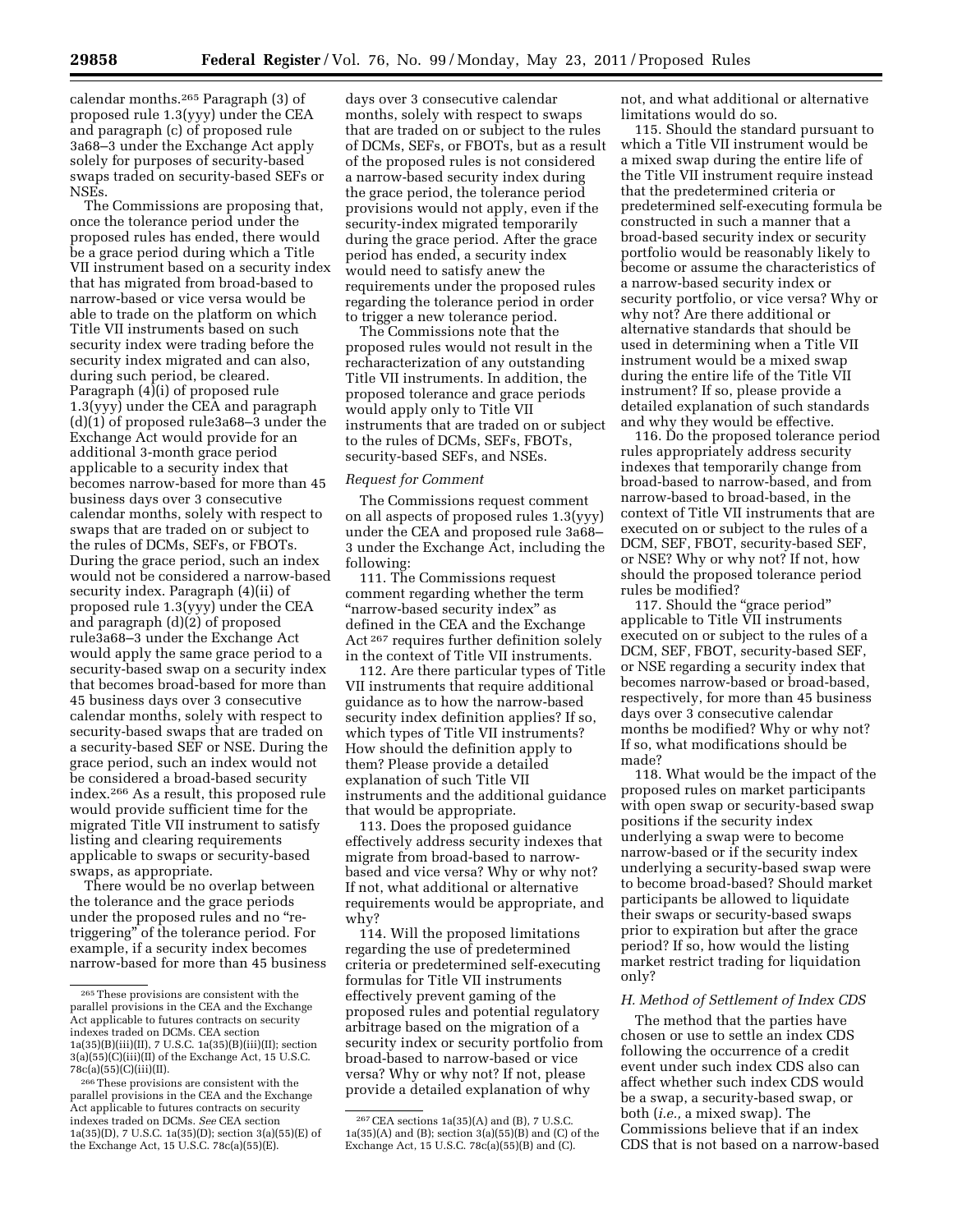calendar months.[265] Paragraph (3) of proposed rule 1.3(yyy) under the CEA and paragraph (c) of proposed rule 3a68–3 under the Exchange Act apply solely for purposes of security-based swaps traded on security-based SEFs or NSEs.

The Commissions are proposing that, once the tolerance period under the proposed rules has ended, there would be a grace period during which a Title VII instrument based on a security index that has migrated from broad-based to narrow-based or vice versa would be able to trade on the platform on which Title VII instruments based on such security index were trading before the security index migrated and can also, during such period, be cleared. Paragraph (4)(i) of proposed rule 1.3(yyy) under the CEA and paragraph (d)(1) of proposed rule3a68–3 under the Exchange Act would provide for an additional 3-month grace period applicable to a security index that becomes narrow-based for more than 45 business days over 3 consecutive calendar months, solely with respect to swaps that are traded on or subject to the rules of DCMs, SEFs, or FBOTs. During the grace period, such an index would not be considered a narrow-based security index. Paragraph (4)(ii) of proposed rule 1.3(yyy) under the CEA and paragraph (d)(2) of proposed rule3a68–3 under the Exchange Act would apply the same grace period to a security-based swap on a security index that becomes broad-based for more than 45 business days over 3 consecutive calendar months, solely with respect to security-based swaps that are traded on a security-based SEF or NSE. During the grace period, such an index would not be considered a broad-based security index.[266] As a result, this proposed rule would provide sufficient time for the migrated Title VII instrument to satisfy listing and clearing requirements applicable to swaps or security-based swaps, as appropriate.

There would be no overlap between the tolerance and the grace periods under the proposed rules and no "re-triggering" of the tolerance period. For example, if a security index becomes narrow-based for more than 45 business days over 3 consecutive calendar months, solely with respect to swaps that are traded on or subject to the rules of DCMs, SEFs, or FBOTs, but as a result of the proposed rules is not considered a narrow-based security index during the grace period, the tolerance period provisions would not apply, even if the security-index migrated temporarily during the grace period. After the grace period has ended, a security index would need to satisfy anew the requirements under the proposed rules regarding the tolerance period in order to trigger a new tolerance period.

The Commissions note that the proposed rules would not result in the recharacterization of any outstanding Title VII instruments. In addition, the proposed tolerance and grace periods would apply only to Title VII instruments that are traded on or subject to the rules of DCMs, SEFs, FBOTs, security-based SEFs, and NSEs.

*Request for Comment*

The Commissions request comment on all aspects of proposed rules 1.3(yyy) under the CEA and proposed rule 3a68–3 under the Exchange Act, including the following:

111. The Commissions request comment regarding whether the term "narrow-based security index" as defined in the CEA and the Exchange Act[267] requires further definition solely in the context of Title VII instruments.

112. Are there particular types of Title VII instruments that require additional guidance as to how the narrow-based security index definition applies? If so, which types of Title VII instruments? How should the definition apply to them? Please provide a detailed explanation of such Title VII instruments and the additional guidance that would be appropriate.

113. Does the proposed guidance effectively address security indexes that migrate from broad-based to narrow-based and vice versa? Why or why not? If not, what additional or alternative requirements would be appropriate, and why?

114. Will the proposed limitations regarding the use of predetermined criteria or predetermined self-executing formulas for Title VII instruments effectively prevent gaming of the proposed rules and potential regulatory arbitrage based on the migration of a security index or security portfolio from broad-based to narrow-based or vice versa? Why or why not? If not, please provide a detailed explanation of why not, and what additional or alternative limitations would do so.

115. Should the standard pursuant to which a Title VII instrument would be a mixed swap during the entire life of the Title VII instrument require instead that the predetermined criteria or predetermined self-executing formula be constructed in such a manner that a broad-based security index or security portfolio would be reasonably likely to become or assume the characteristics of a narrow-based security index or security portfolio, or vice versa? Why or why not? Are there additional or alternative standards that should be used in determining when a Title VII instrument would be a mixed swap during the entire life of the Title VII instrument? If so, please provide a detailed explanation of such standards and why they would be effective.

116. Do the proposed tolerance period rules appropriately address security indexes that temporarily change from broad-based to narrow-based, and from narrow-based to broad-based, in the context of Title VII instruments that are executed on or subject to the rules of a DCM, SEF, FBOT, security-based SEF, or NSE? Why or why not? If not, how should the proposed tolerance period rules be modified?

117. Should the "grace period" applicable to Title VII instruments executed on or subject to the rules of a DCM, SEF, FBOT, security-based SEF, or NSE regarding a security index that becomes narrow-based or broad-based, respectively, for more than 45 business days over 3 consecutive calendar months be modified? Why or why not? If so, what modifications should be made?

118. What would be the impact of the proposed rules on market participants with open swap or security-based swap positions if the security index underlying a swap were to become narrow-based or if the security index underlying a security-based swap were to become broad-based? Should market participants be allowed to liquidate their swaps or security-based swaps prior to expiration but after the grace period? If so, how would the listing market restrict trading for liquidation only?

### H. Method of Settlement of Index CDS

The method that the parties have chosen or use to settle an index CDS following the occurrence of a credit event under such index CDS also can affect whether such index CDS would be a swap, a security-based swap, or both (*i.e.,* a mixed swap). The Commissions believe that if an index CDS that is not based on a narrow-based

---

[265] These provisions are consistent with the parallel provisions in the CEA and the Exchange Act applicable to futures contracts on security indexes traded on DCMs. CEA section 1a(35)(B)(iii)(II), 7 U.S.C. 1a(35)(B)(iii)(II); section 3(a)(55)(C)(iii)(II) of the Exchange Act, 15 U.S.C. 78c(a)(55)(C)(iii)(II).

[266] These provisions are consistent with the parallel provisions in the CEA and the Exchange Act applicable to futures contracts on security indexes traded on DCMs. *See* CEA section 1a(35)(D), 7 U.S.C. 1a(35)(D); section 3(a)(55)(E) of the Exchange Act, 15 U.S.C. 78c(a)(55)(E).

[267] CEA sections 1a(35)(A) and (B), 7 U.S.C. 1a(35)(A) and (B); section 3(a)(55)(B) and (C) of the Exchange Act, 15 U.S.C. 78c(a)(55)(B) and (C).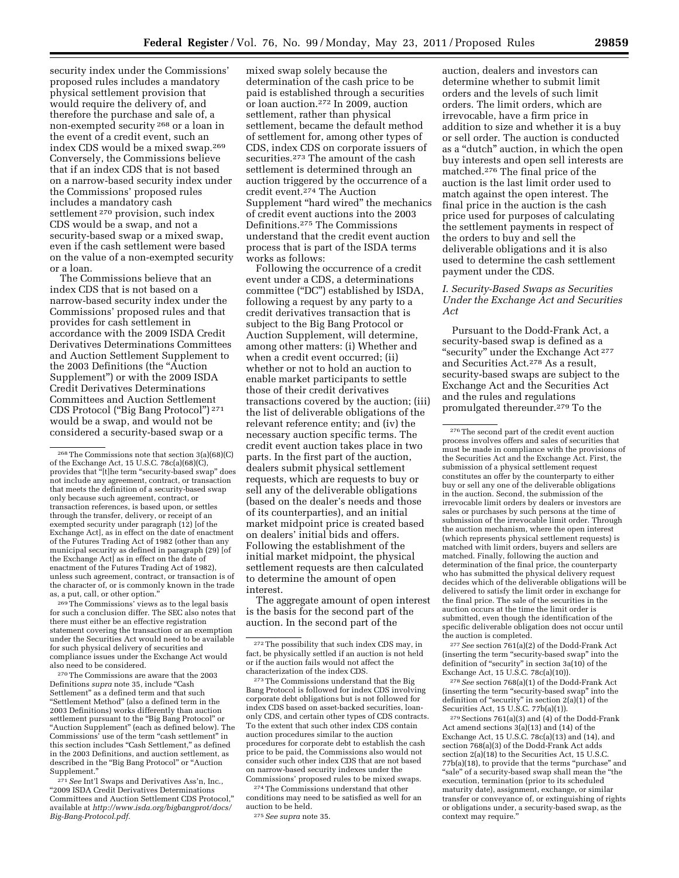security index under the Commissions' proposed rules includes a mandatory physical settlement provision that would require the delivery of, and therefore the purchase and sale of, a non-exempted security [268] or a loan in the event of a credit event, such an index CDS would be a mixed swap.[269] Conversely, the Commissions believe that if an index CDS that is not based on a narrow-based security index under the Commissions' proposed rules includes a mandatory cash settlement [270] provision, such index CDS would be a swap, and not a security-based swap or a mixed swap, even if the cash settlement were based on the value of a non-exempted security or a loan.

The Commissions believe that an index CDS that is not based on a narrow-based security index under the Commissions' proposed rules and that provides for cash settlement in accordance with the 2009 ISDA Credit Derivatives Determinations Committees and Auction Settlement Supplement to the 2003 Definitions (the "Auction Supplement") or with the 2009 ISDA Credit Derivatives Determinations Committees and Auction Settlement CDS Protocol ("Big Bang Protocol") [271] would be a swap, and would not be considered a security-based swap or a mixed swap solely because the determination of the cash price to be paid is established through a securities or loan auction.[272] In 2009, auction settlement, rather than physical settlement, became the default method of settlement for, among other types of CDS, index CDS on corporate issuers of securities.[273] The amount of the cash settlement is determined through an auction triggered by the occurrence of a credit event.[274] The Auction Supplement "hard wired" the mechanics of credit event auctions into the 2003 Definitions.[275] The Commissions understand that the credit event auction process that is part of the ISDA terms works as follows:

Following the occurrence of a credit event under a CDS, a determinations committee ("DC") established by ISDA, following a request by any party to a credit derivatives transaction that is subject to the Big Bang Protocol or Auction Supplement, will determine, among other matters: (i) Whether and when a credit event occurred; (ii) whether or not to hold an auction to enable market participants to settle those of their credit derivatives transactions covered by the auction; (iii) the list of deliverable obligations of the relevant reference entity; and (iv) the necessary auction specific terms. The credit event auction takes place in two parts. In the first part of the auction, dealers submit physical settlement requests, which are requests to buy or sell any of the deliverable obligations (based on the dealer's needs and those of its counterparties), and an initial market midpoint price is created based on dealers' initial bids and offers. Following the establishment of the initial market midpoint, the physical settlement requests are then calculated to determine the amount of open interest.

The aggregate amount of open interest is the basis for the second part of the auction. In the second part of the auction, dealers and investors can determine whether to submit limit orders and the levels of such limit orders. The limit orders, which are irrevocable, have a firm price in addition to size and whether it is a buy or sell order. The auction is conducted as a "dutch" auction, in which the open buy interests and open sell interests are matched.[276] The final price of the auction is the last limit order used to match against the open interest. The final price in the auction is the cash price used for purposes of calculating the settlement payments in respect of the orders to buy and sell the deliverable obligations and it is also used to determine the cash settlement payment under the CDS.

### I. Security-Based Swaps as Securities Under the Exchange Act and Securities Act

Pursuant to the Dodd-Frank Act, a security-based swap is defined as a "security" under the Exchange Act [277] and Securities Act.[278] As a result, security-based swaps are subject to the Exchange Act and the Securities Act and the rules and regulations promulgated thereunder.[279] To the

---

[268] The Commissions note that section 3(a)(68)(C) of the Exchange Act, 15 U.S.C. 78c(a)(68)(C), provides that "[t]he term "security-based swap" does not include any agreement, contract, or transaction that meets the definition of a security-based swap only because such agreement, contract, or transaction references, is based upon, or settles through the transfer, delivery, or receipt of an exempted security under paragraph (12) [of the Exchange Act], as in effect on the date of enactment of the Futures Trading Act of 1982 (other than any municipal security as defined in paragraph (29) [of the Exchange Act] as in effect on the date of enactment of the Futures Trading Act of 1982), unless such agreement, contract, or transaction is of the character of, or is commonly known in the trade as, a put, call, or other option."

[269] The Commissions' views as to the legal basis for such a conclusion differ. The SEC also notes that there must either be an effective registration statement covering the transaction or an exemption under the Securities Act would need to be available for such physical delivery of securities and compliance issues under the Exchange Act would also need to be considered.

[270] The Commissions are aware that the 2003 Definitions *supra* note 35, include "Cash Settlement" as a defined term and that such "Settlement Method" (also a defined term in the 2003 Definitions) works differently than auction settlement pursuant to the "Big Bang Protocol" or "Auction Supplement" (each as defined below). The Commissions' use of the term "cash settlement" in this section includes "Cash Settlement," as defined in the 2003 Definitions, and auction settlement, as described in the "Big Bang Protocol" or "Auction Supplement."

[271] *See* Int'l Swaps and Derivatives Ass'n, Inc., "2009 ISDA Credit Derivatives Determinations Committees and Auction Settlement CDS Protocol," available at *http://www.isda.org/bigbangprot/docs/Big-Bang-Protocol.pdf*.

[272] The possibility that such index CDS may, in fact, be physically settled if an auction is not held or if the auction fails would not affect the characterization of the index CDS.

[273] The Commissions understand that the Big Bang Protocol is followed for index CDS involving corporate debt obligations but is not followed for index CDS based on asset-backed securities, loan-only CDS, and certain other types of CDS contracts. To the extent that such other index CDS contain auction procedures similar to the auction procedures for corporate debt to establish the cash price to be paid, the Commissions also would not consider such other index CDS that are not based on narrow-based security indexes under the Commissions' proposed rules to be mixed swaps.

[274] The Commissions understand that other conditions may need to be satisfied as well for an auction to be held.

[275] *See supra* note 35.

[276] The second part of the credit event auction process involves offers and sales of securities that must be made in compliance with the provisions of the Securities Act and the Exchange Act. First, the submission of a physical settlement request constitutes an offer by the counterparty to either buy or sell any one of the deliverable obligations in the auction. Second, the submission of the irrevocable limit orders by dealers or investors are sales or purchases by such persons at the time of submission of the irrevocable limit order. Through the auction mechanism, where the open interest (which represents physical settlement requests) is matched with limit orders, buyers and sellers are matched. Finally, following the auction and determination of the final price, the counterparty who has submitted the physical delivery request decides which of the deliverable obligations will be delivered to satisfy the limit order in exchange for the final price. The sale of the securities in the auction occurs at the time the limit order is submitted, even though the identification of the specific deliverable obligation does not occur until the auction is completed.

[277] *See* section 761(a)(2) of the Dodd-Frank Act (inserting the term "security-based swap" into the definition of "security" in section 3a(10) of the Exchange Act, 15 U.S.C. 78c(a)(10)).

[278] *See* section 768(a)(1) of the Dodd-Frank Act (inserting the term "security-based swap" into the definition of "security" in section 2(a)(1) of the Securities Act, 15 U.S.C. 77b(a)(1)).

[279] Sections 761(a)(3) and (4) of the Dodd-Frank Act amend sections 3(a)(13) and (14) of the Exchange Act, 15 U.S.C. 78c(a)(13) and (14), and section 768(a)(3) of the Dodd-Frank Act adds section 2(a)(18) to the Securities Act, 15 U.S.C. 77b(a)(18), to provide that the terms "purchase" and "sale" of a security-based swap shall mean the "the execution, termination (prior to its scheduled maturity date), assignment, exchange, or similar transfer or conveyance of, or extinguishing of rights or obligations under, a security-based swap, as the context may require."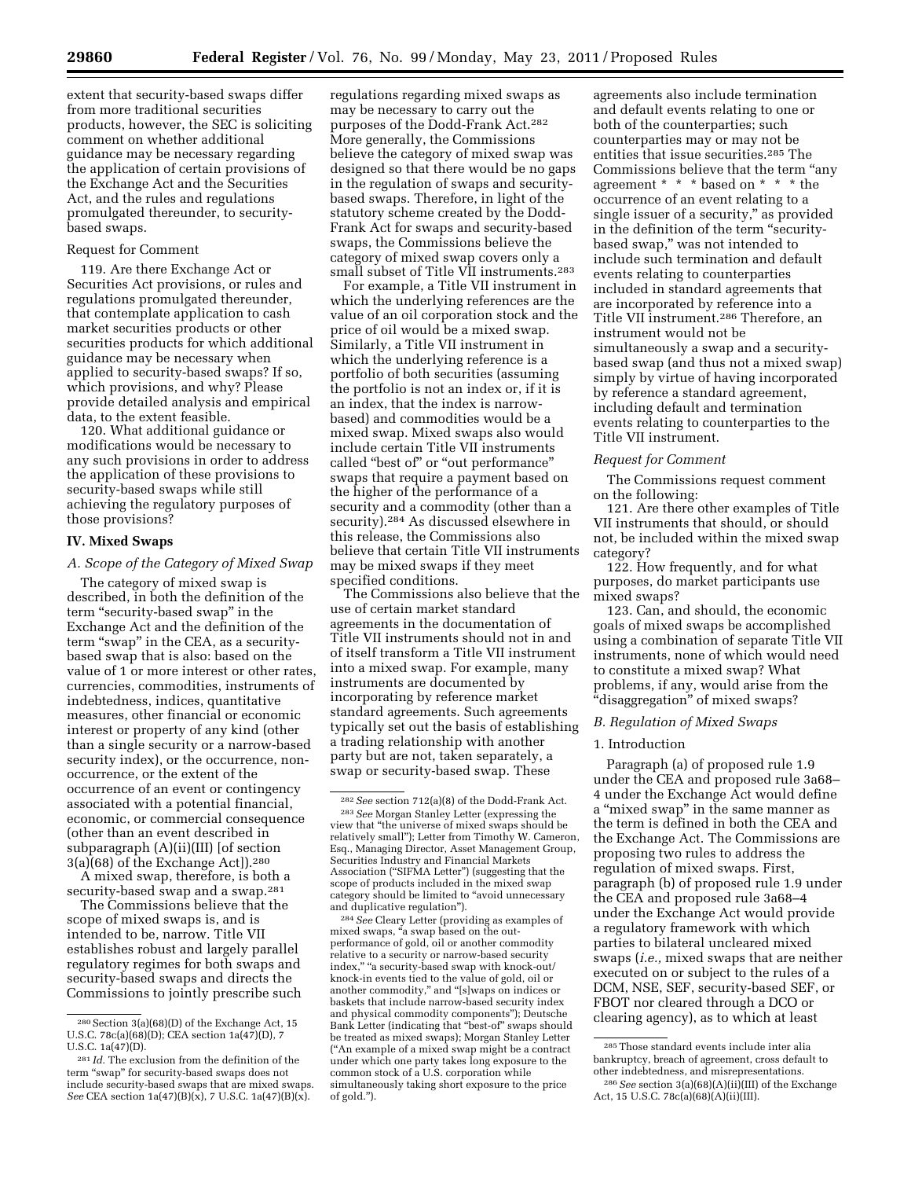extent that security-based swaps differ from more traditional securities products, however, the SEC is soliciting comment on whether additional guidance may be necessary regarding the application of certain provisions of the Exchange Act and the Securities Act, and the rules and regulations promulgated thereunder, to security-based swaps.

Request for Comment

119. Are there Exchange Act or Securities Act provisions, or rules and regulations promulgated thereunder, that contemplate application to cash market securities products or other securities products for which additional guidance may be necessary when applied to security-based swaps? If so, which provisions, and why? Please provide detailed analysis and empirical data, to the extent feasible.

120. What additional guidance or modifications would be necessary to any such provisions in order to address the application of these provisions to security-based swaps while still achieving the regulatory purposes of those provisions?

## IV. Mixed Swaps

### *A. Scope of the Category of Mixed Swap*

The category of mixed swap is described, in both the definition of the term "security-based swap" in the Exchange Act and the definition of the term "swap" in the CEA, as a security-based swap that is also: based on the value of 1 or more interest or other rates, currencies, commodities, instruments of indebtedness, indices, quantitative measures, other financial or economic interest or property of any kind (other than a single security or a narrow-based security index), or the occurrence, non-occurrence, or the extent of the occurrence of an event or contingency associated with a potential financial, economic, or commercial consequence (other than an event described in subparagraph (A)(ii)(III) [of section 3(a)(68) of the Exchange Act]).[280]

A mixed swap, therefore, is both a security-based swap and a swap.[281]

The Commissions believe that the scope of mixed swaps is, and is intended to be, narrow. Title VII establishes robust and largely parallel regulatory regimes for both swaps and security-based swaps and directs the Commissions to jointly prescribe such regulations regarding mixed swaps as may be necessary to carry out the purposes of the Dodd-Frank Act.[282] More generally, the Commissions believe the category of mixed swap was designed so that there would be no gaps in the regulation of swaps and security-based swaps. Therefore, in light of the statutory scheme created by the Dodd-Frank Act for swaps and security-based swaps, the Commissions believe the category of mixed swap covers only a small subset of Title VII instruments.[283]

For example, a Title VII instrument in which the underlying references are the value of an oil corporation stock and the price of oil would be a mixed swap. Similarly, a Title VII instrument in which the underlying reference is a portfolio of both securities (assuming the portfolio is not an index or, if it is an index, that the index is narrow-based) and commodities would be a mixed swap. Mixed swaps also would include certain Title VII instruments called "best of" or "out performance" swaps that require a payment based on the higher of the performance of a security and a commodity (other than a security).[284] As discussed elsewhere in this release, the Commissions also believe that certain Title VII instruments may be mixed swaps if they meet specified conditions.

The Commissions also believe that the use of certain market standard agreements in the documentation of Title VII instruments should not in and of itself transform a Title VII instrument into a mixed swap. For example, many instruments are documented by incorporating by reference market standard agreements. Such agreements typically set out the basis of establishing a trading relationship with another party but are not, taken separately, a swap or security-based swap. These agreements also include termination and default events relating to one or both of the counterparties; such counterparties may or may not be entities that issue securities.[285] The Commissions believe that the term "any agreement * * * based on * * * the occurrence of an event relating to a single issuer of a security," as provided in the definition of the term "security-based swap," was not intended to include such termination and default events relating to counterparties included in standard agreements that are incorporated by reference into a Title VII instrument.[286] Therefore, an instrument would not be simultaneously a swap and a security-based swap (and thus not a mixed swap) simply by virtue of having incorporated by reference a standard agreement, including default and termination events relating to counterparties to the Title VII instrument.

#### *Request for Comment*

The Commissions request comment on the following:

121. Are there other examples of Title VII instruments that should, or should not, be included within the mixed swap category?

122. How frequently, and for what purposes, do market participants use mixed swaps?

123. Can, and should, the economic goals of mixed swaps be accomplished using a combination of separate Title VII instruments, none of which would need to constitute a mixed swap? What problems, if any, would arise from the "disaggregation" of mixed swaps?

### *B. Regulation of Mixed Swaps*

1. Introduction

Paragraph (a) of proposed rule 1.9 under the CEA and proposed rule 3a68–4 under the Exchange Act would define a "mixed swap" in the same manner as the term is defined in both the CEA and the Exchange Act. The Commissions are proposing two rules to address the regulation of mixed swaps. First, paragraph (b) of proposed rule 1.9 under the CEA and proposed rule 3a68–4 under the Exchange Act would provide a regulatory framework with which parties to bilateral uncleared mixed swaps (*i.e.,* mixed swaps that are neither executed on or subject to the rules of a DCM, NSE, SEF, security-based SEF, or FBOT nor cleared through a DCO or clearing agency), as to which at least

---

[280] Section 3(a)(68)(D) of the Exchange Act, 15 U.S.C. 78c(a)(68)(D); CEA section 1a(47)(D), 7 U.S.C. 1a(47)(D).

[281] *Id.* The exclusion from the definition of the term "swap" for security-based swaps does not include security-based swaps that are mixed swaps. *See* CEA section 1a(47)(B)(x), 7 U.S.C. 1a(47)(B)(x).

[282] *See* section 712(a)(8) of the Dodd-Frank Act.

[283] *See* Morgan Stanley Letter (expressing the view that "the universe of mixed swaps should be relatively small"); Letter from Timothy W. Cameron, Esq., Managing Director, Asset Management Group, Securities Industry and Financial Markets Association ("SIFMA Letter") (suggesting that the scope of products included in the mixed swap category should be limited to "avoid unnecessary and duplicative regulation").

[284] *See* Cleary Letter (providing as examples of mixed swaps, "a swap based on the out-performance of gold, oil or another commodity relative to a security or narrow-based security index," "a security-based swap with knock-out/knock-in events tied to the value of gold, oil or another commodity," and "[s]waps on indices or baskets that include narrow-based security index and physical commodity components"); Deutsche Bank Letter (indicating that "best-of" swaps should be treated as mixed swaps); Morgan Stanley Letter ("An example of a mixed swap might be a contract under which one party takes long exposure to the common stock of a U.S. corporation while simultaneously taking short exposure to the price of gold.").

[285] Those standard events include inter alia bankruptcy, breach of agreement, cross default to other indebtedness, and misrepresentations.

[286] *See* section 3(a)(68)(A)(ii)(III) of the Exchange Act, 15 U.S.C. 78c(a)(68)(A)(ii)(III).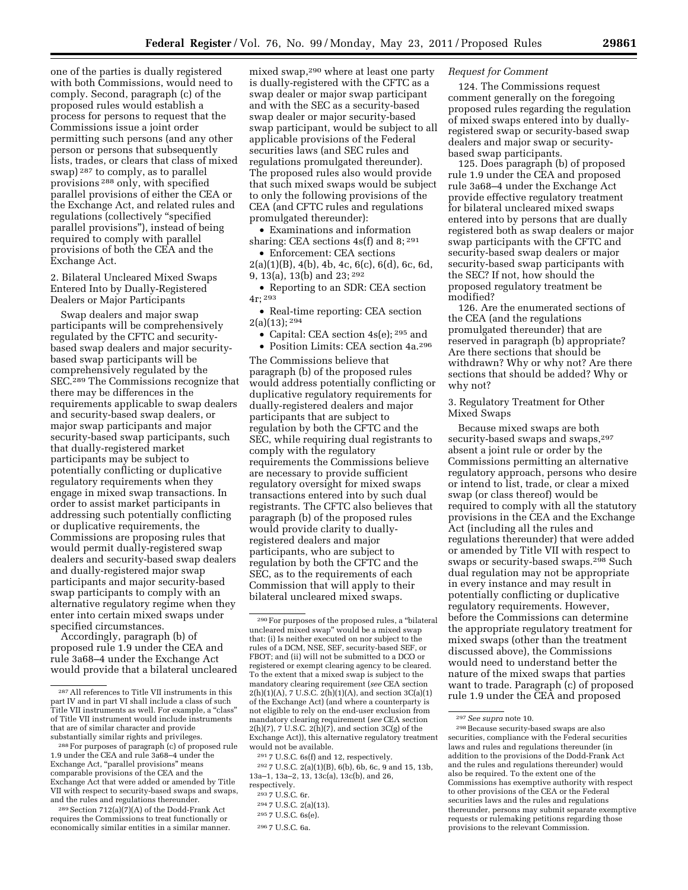one of the parties is dually registered with both Commissions, would need to comply. Second, paragraph (c) of the proposed rules would establish a process for persons to request that the Commissions issue a joint order permitting such persons (and any other person or persons that subsequently lists, trades, or clears that class of mixed swap) [287] to comply, as to parallel provisions [288] only, with specified parallel provisions of either the CEA or the Exchange Act, and related rules and regulations (collectively "specified parallel provisions"), instead of being required to comply with parallel provisions of both the CEA and the Exchange Act.

2. Bilateral Uncleared Mixed Swaps Entered Into by Dually-Registered Dealers or Major Participants

Swap dealers and major swap participants will be comprehensively regulated by the CFTC and security-based swap dealers and major security-based swap participants will be comprehensively regulated by the SEC.[289] The Commissions recognize that there may be differences in the requirements applicable to swap dealers and security-based swap dealers, or major swap participants and major security-based swap participants, such that dually-registered market participants may be subject to potentially conflicting or duplicative regulatory requirements when they engage in mixed swap transactions. In order to assist market participants in addressing such potentially conflicting or duplicative requirements, the Commissions are proposing rules that would permit dually-registered swap dealers and security-based swap dealers and dually-registered major swap participants and major security-based swap participants to comply with an alternative regulatory regime when they enter into certain mixed swaps under specified circumstances.

Accordingly, paragraph (b) of proposed rule 1.9 under the CEA and rule 3a68–4 under the Exchange Act would provide that a bilateral uncleared mixed swap,[290] where at least one party is dually-registered with the CFTC as a swap dealer or major swap participant and with the SEC as a security-based swap dealer or major security-based swap participant, would be subject to all applicable provisions of the Federal securities laws (and SEC rules and regulations promulgated thereunder). The proposed rules also would provide that such mixed swaps would be subject to only the following provisions of the CEA (and CFTC rules and regulations promulgated thereunder):

- Examinations and information sharing: CEA sections 4s(f) and 8; [291]
- Enforcement: CEA sections 2(a)(1)(B), 4(b), 4b, 4c, 6(c), 6(d), 6c, 6d, 9, 13(a), 13(b) and 23; [292]
- Reporting to an SDR: CEA section 4r; [293]
- Real-time reporting: CEA section 2(a)(13); [294]
- Capital: CEA section 4s(e); [295] and
- Position Limits: CEA section 4a.[296]

The Commissions believe that paragraph (b) of the proposed rules would address potentially conflicting or duplicative regulatory requirements for dually-registered dealers and major participants that are subject to regulation by both the CFTC and the SEC, while requiring dual registrants to comply with the regulatory requirements the Commissions believe are necessary to provide sufficient regulatory oversight for mixed swaps transactions entered into by such dual registrants. The CFTC also believes that paragraph (b) of the proposed rules would provide clarity to dually-registered dealers and major participants, who are subject to regulation by both the CFTC and the SEC, as to the requirements of each Commission that will apply to their bilateral uncleared mixed swaps.

*Request for Comment*

124. The Commissions request comment generally on the foregoing proposed rules regarding the regulation of mixed swaps entered into by dually-registered swap or security-based swap dealers and major swap or security-based swap participants.

125. Does paragraph (b) of proposed rule 1.9 under the CEA and proposed rule 3a68–4 under the Exchange Act provide effective regulatory treatment for bilateral uncleared mixed swaps entered into by persons that are dually registered both as swap dealers or major swap participants with the CFTC and security-based swap dealers or major security-based swap participants with the SEC? If not, how should the proposed regulatory treatment be modified?

126. Are the enumerated sections of the CEA (and the regulations promulgated thereunder) that are reserved in paragraph (b) appropriate? Are there sections that should be withdrawn? Why or why not? Are there sections that should be added? Why or why not?

3. Regulatory Treatment for Other Mixed Swaps

Because mixed swaps are both security-based swaps and swaps,[297] absent a joint rule or order by the Commissions permitting an alternative regulatory approach, persons who desire or intend to list, trade, or clear a mixed swap (or class thereof) would be required to comply with all the statutory provisions in the CEA and the Exchange Act (including all the rules and regulations thereunder) that were added or amended by Title VII with respect to swaps or security-based swaps.[298] Such dual regulation may not be appropriate in every instance and may result in potentially conflicting or duplicative regulatory requirements. However, before the Commissions can determine the appropriate regulatory treatment for mixed swaps (other than the treatment discussed above), the Commissions would need to understand better the nature of the mixed swaps that parties want to trade. Paragraph (c) of proposed rule 1.9 under the CEA and proposed

---

[287] All references to Title VII instruments in this part IV and in part VI shall include a class of such Title VII instruments as well. For example, a "class" of Title VII instrument would include instruments that are of similar character and provide substantially similar rights and privileges.

[288] For purposes of paragraph (c) of proposed rule 1.9 under the CEA and rule 3a68–4 under the Exchange Act, "parallel provisions" means comparable provisions of the CEA and the Exchange Act that were added or amended by Title VII with respect to security-based swaps and swaps, and the rules and regulations thereunder.

[289] Section 712(a)(7)(A) of the Dodd-Frank Act requires the Commissions to treat functionally or economically similar entities in a similar manner.

[290] For purposes of the proposed rules, a "bilateral uncleared mixed swap" would be a mixed swap that: (i) Is neither executed on nor subject to the rules of a DCM, NSE, SEF, security-based SEF, or FBOT; and (ii) will not be submitted to a DCO or registered or exempt clearing agency to be cleared. To the extent that a mixed swap is subject to the mandatory clearing requirement (*see* CEA section 2(h)(1)(A), 7 U.S.C. 2(h)(1)(A), and section 3C(a)(1) of the Exchange Act) (and where a counterparty is not eligible to rely on the end-user exclusion from mandatory clearing requirement (*see* CEA section 2(h)(7), 7 U.S.C. 2(h)(7), and section 3C(g) of the Exchange Act)), this alternative regulatory treatment would not be available.

[291] 7 U.S.C. 6s(f) and 12, respectively.

[292] 7 U.S.C. 2(a)(1)(B), 6(b), 6b, 6c, 9 and 15, 13b, 13a–1, 13a–2, 13, 13c(a), 13c(b), and 26, respectively.

[293] 7 U.S.C. 6r.

[294] 7 U.S.C. 2(a)(13).

[295] 7 U.S.C. 6s(e).

[296] 7 U.S.C. 6a.

[297] *See supra* note 10.

[298] Because security-based swaps are also securities, compliance with the Federal securities laws and rules and regulations thereunder (in addition to the provisions of the Dodd-Frank Act and the rules and regulations thereunder) would also be required. To the extent one of the Commissions has exemptive authority with respect to other provisions of the CEA or the Federal securities laws and the rules and regulations thereunder, persons may submit separate exemptive requests or rulemaking petitions regarding those provisions to the relevant Commission.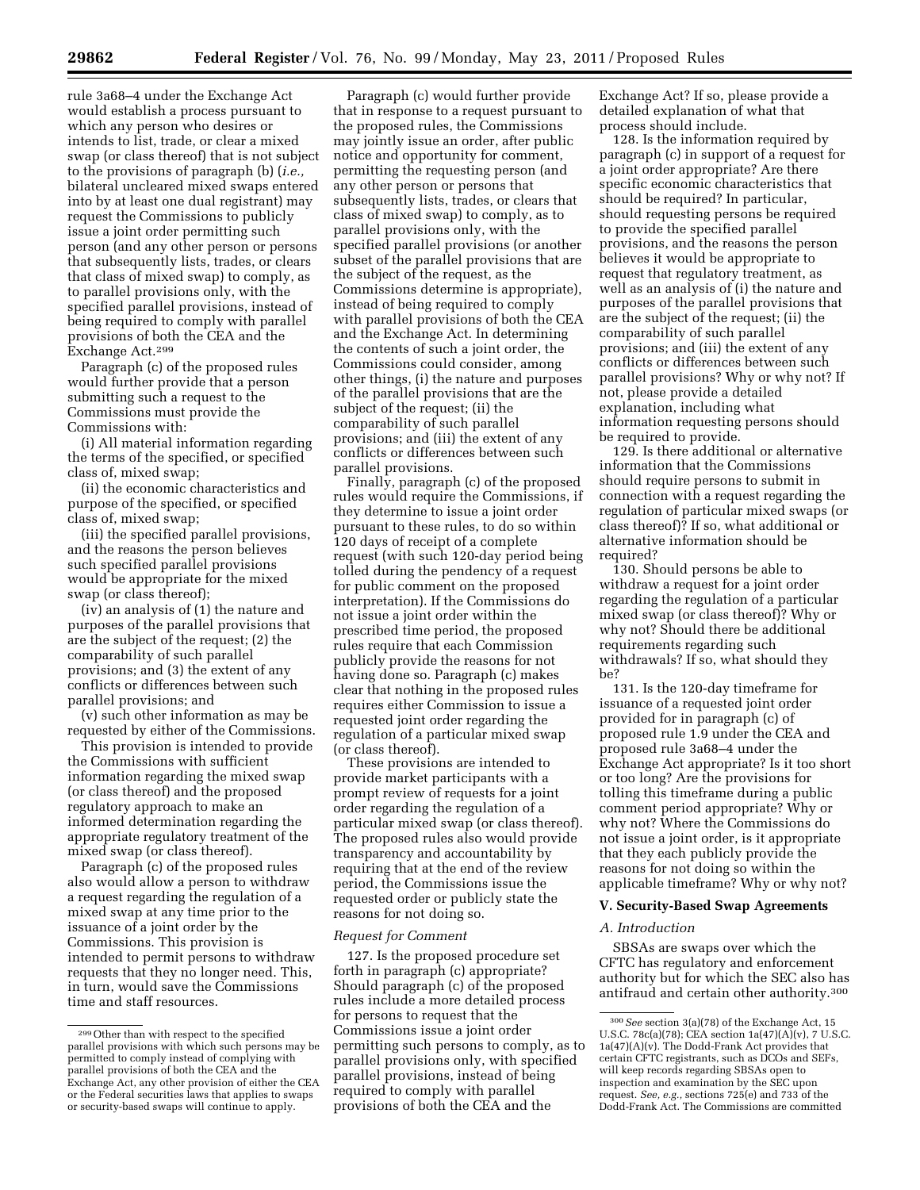rule 3a68–4 under the Exchange Act would establish a process pursuant to which any person who desires or intends to list, trade, or clear a mixed swap (or class thereof) that is not subject to the provisions of paragraph (b) (*i.e.,* bilateral uncleared mixed swaps entered into by at least one dual registrant) may request the Commissions to publicly issue a joint order permitting such person (and any other person or persons that subsequently lists, trades, or clears that class of mixed swap) to comply, as to parallel provisions only, with the specified parallel provisions, instead of being required to comply with parallel provisions of both the CEA and the Exchange Act.[299]

Paragraph (c) of the proposed rules would further provide that a person submitting such a request to the Commissions must provide the Commissions with:

(i) All material information regarding the terms of the specified, or specified class of, mixed swap;

(ii) the economic characteristics and purpose of the specified, or specified class of, mixed swap;

(iii) the specified parallel provisions, and the reasons the person believes such specified parallel provisions would be appropriate for the mixed swap (or class thereof);

(iv) an analysis of (1) the nature and purposes of the parallel provisions that are the subject of the request; (2) the comparability of such parallel provisions; and (3) the extent of any conflicts or differences between such parallel provisions; and

(v) such other information as may be requested by either of the Commissions.

This provision is intended to provide the Commissions with sufficient information regarding the mixed swap (or class thereof) and the proposed regulatory approach to make an informed determination regarding the appropriate regulatory treatment of the mixed swap (or class thereof).

Paragraph (c) of the proposed rules also would allow a person to withdraw a request regarding the regulation of a mixed swap at any time prior to the issuance of a joint order by the Commissions. This provision is intended to permit persons to withdraw requests that they no longer need. This, in turn, would save the Commissions time and staff resources.

Paragraph (c) would further provide that in response to a request pursuant to the proposed rules, the Commissions may jointly issue an order, after public notice and opportunity for comment, permitting the requesting person (and any other person or persons that subsequently lists, trades, or clears that class of mixed swap) to comply, as to parallel provisions only, with the specified parallel provisions (or another subset of the parallel provisions that are the subject of the request, as the Commissions determine is appropriate), instead of being required to comply with parallel provisions of both the CEA and the Exchange Act. In determining the contents of such a joint order, the Commissions could consider, among other things, (i) the nature and purposes of the parallel provisions that are the subject of the request; (ii) the comparability of such parallel provisions; and (iii) the extent of any conflicts or differences between such parallel provisions.

Finally, paragraph (c) of the proposed rules would require the Commissions, if they determine to issue a joint order pursuant to these rules, to do so within 120 days of receipt of a complete request (with such 120-day period being tolled during the pendency of a request for public comment on the proposed interpretation). If the Commissions do not issue a joint order within the prescribed time period, the proposed rules require that each Commission publicly provide the reasons for not having done so. Paragraph (c) makes clear that nothing in the proposed rules requires either Commission to issue a requested joint order regarding the regulation of a particular mixed swap (or class thereof).

These provisions are intended to provide market participants with a prompt review of requests for a joint order regarding the regulation of a particular mixed swap (or class thereof). The proposed rules also would provide transparency and accountability by requiring that at the end of the review period, the Commissions issue the requested order or publicly state the reasons for not doing so.

*Request for Comment*

127. Is the proposed procedure set forth in paragraph (c) appropriate? Should paragraph (c) of the proposed rules include a more detailed process for persons to request that the Commissions issue a joint order permitting such persons to comply, as to parallel provisions only, with specified parallel provisions, instead of being required to comply with parallel provisions of both the CEA and the Exchange Act? If so, please provide a detailed explanation of what that process should include.

128. Is the information required by paragraph (c) in support of a request for a joint order appropriate? Are there specific economic characteristics that should be required? In particular, should requesting persons be required to provide the specified parallel provisions, and the reasons the person believes it would be appropriate to request that regulatory treatment, as well as an analysis of (i) the nature and purposes of the parallel provisions that are the subject of the request; (ii) the comparability of such parallel provisions; and (iii) the extent of any conflicts or differences between such parallel provisions? Why or why not? If not, please provide a detailed explanation, including what information requesting persons should be required to provide.

129. Is there additional or alternative information that the Commissions should require persons to submit in connection with a request regarding the regulation of particular mixed swaps (or class thereof)? If so, what additional or alternative information should be required?

130. Should persons be able to withdraw a request for a joint order regarding the regulation of a particular mixed swap (or class thereof)? Why or why not? Should there be additional requirements regarding such withdrawals? If so, what should they be?

131. Is the 120-day timeframe for issuance of a requested joint order provided for in paragraph (c) of proposed rule 1.9 under the CEA and proposed rule 3a68–4 under the Exchange Act appropriate? Is it too short or too long? Are the provisions for tolling this timeframe during a public comment period appropriate? Why or why not? Where the Commissions do not issue a joint order, is it appropriate that they each publicly provide the reasons for not doing so within the applicable timeframe? Why or why not?

## V. Security-Based Swap Agreements

### A. Introduction

SBSAs are swaps over which the CFTC has regulatory and enforcement authority but for which the SEC also has antifraud and certain other authority.[300]

---

[299] Other than with respect to the specified parallel provisions with which such persons may be permitted to comply instead of complying with parallel provisions of both the CEA and the Exchange Act, any other provision of either the CEA or the Federal securities laws that applies to swaps or security-based swaps will continue to apply.

[300] *See* section 3(a)(78) of the Exchange Act, 15 U.S.C. 78c(a)(78); CEA section 1a(47)(A)(v), 7 U.S.C. 1a(47)(A)(v). The Dodd-Frank Act provides that certain CFTC registrants, such as DCOs and SEFs, will keep records regarding SBSAs open to inspection and examination by the SEC upon request. *See, e.g.,* sections 725(e) and 733 of the Dodd-Frank Act. The Commissions are committed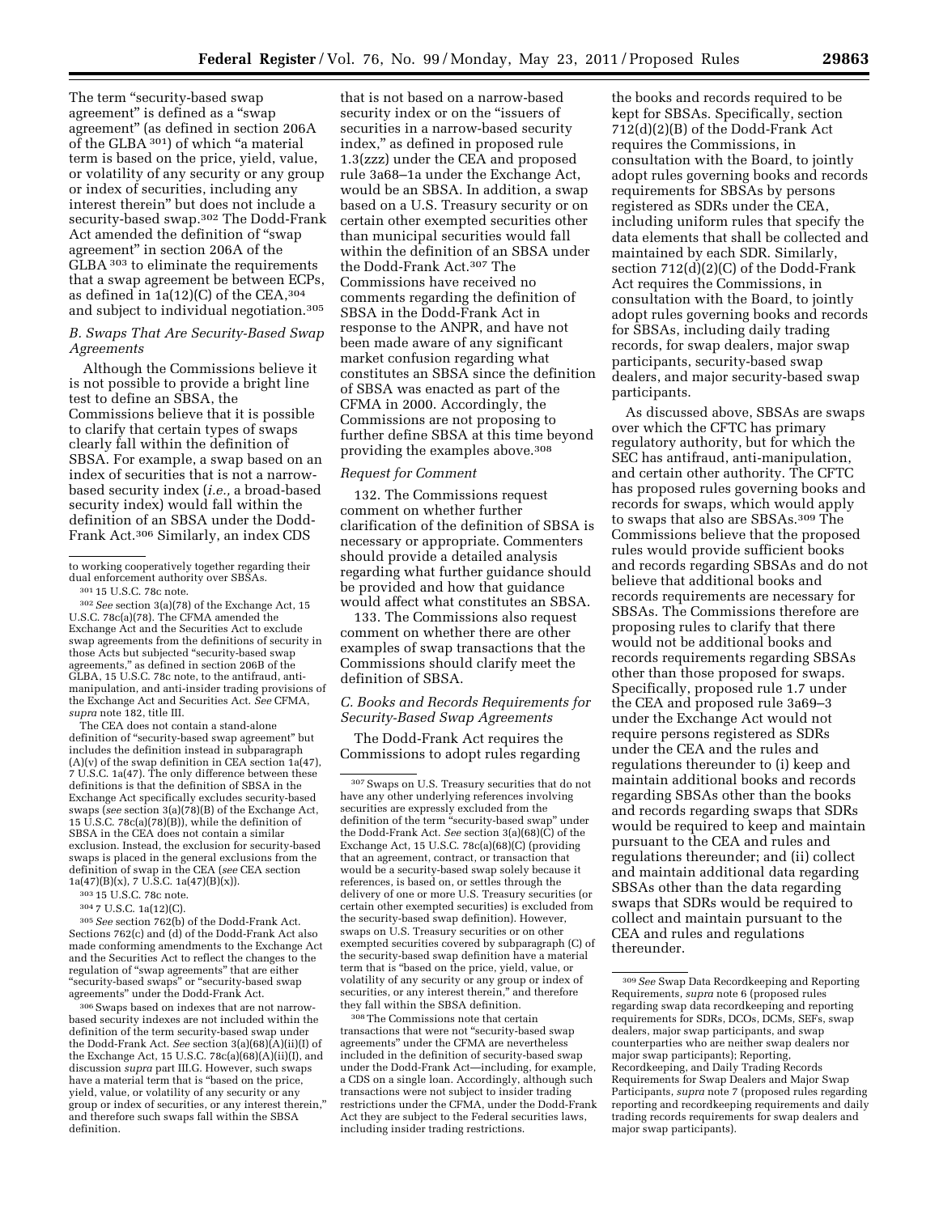The term "security-based swap agreement" is defined as a "swap agreement" (as defined in section 206A of the GLBA [301]) of which "a material term is based on the price, yield, value, or volatility of any security or any group or index of securities, including any interest therein" but does not include a security-based swap.[302] The Dodd-Frank Act amended the definition of "swap agreement" in section 206A of the GLBA [303] to eliminate the requirements that a swap agreement be between ECPs, as defined in 1a(12)(C) of the CEA,[304] and subject to individual negotiation.[305]

### B. Swaps That Are Security-Based Swap Agreements

Although the Commissions believe it is not possible to provide a bright line test to define an SBSA, the Commissions believe that it is possible to clarify that certain types of swaps clearly fall within the definition of SBSA. For example, a swap based on an index of securities that is not a narrow-based security index (*i.e.,* a broad-based security index) would fall within the definition of an SBSA under the Dodd-Frank Act.[306] Similarly, an index CDS that is not based on a narrow-based security index or on the "issuers of securities in a narrow-based security index," as defined in proposed rule 1.3(zzz) under the CEA and proposed rule 3a68–1a under the Exchange Act, would be an SBSA. In addition, a swap based on a U.S. Treasury security or on certain other exempted securities other than municipal securities would fall within the definition of an SBSA under the Dodd-Frank Act.[307] The Commissions have received no comments regarding the definition of SBSA in the Dodd-Frank Act in response to the ANPR, and have not been made aware of any significant market confusion regarding what constitutes an SBSA since the definition of SBSA was enacted as part of the CFMA in 2000. Accordingly, the Commissions are not proposing to further define SBSA at this time beyond providing the examples above.[308]

#### Request for Comment

132. The Commissions request comment on whether further clarification of the definition of SBSA is necessary or appropriate. Commenters should provide a detailed analysis regarding what further guidance should be provided and how that guidance would affect what constitutes an SBSA.

133. The Commissions also request comment on whether there are other examples of swap transactions that the Commissions should clarify meet the definition of SBSA.

### C. Books and Records Requirements for Security-Based Swap Agreements

The Dodd-Frank Act requires the Commissions to adopt rules regarding the books and records required to be kept for SBSAs. Specifically, section 712(d)(2)(B) of the Dodd-Frank Act requires the Commissions, in consultation with the Board, to jointly adopt rules governing books and records requirements for SBSAs by persons registered as SDRs under the CEA, including uniform rules that specify the data elements that shall be collected and maintained by each SDR. Similarly, section 712(d)(2)(C) of the Dodd-Frank Act requires the Commissions, in consultation with the Board, to jointly adopt rules governing books and records for SBSAs, including daily trading records, for swap dealers, major swap participants, security-based swap dealers, and major security-based swap participants.

As discussed above, SBSAs are swaps over which the CFTC has primary regulatory authority, but for which the SEC has antifraud, anti-manipulation, and certain other authority. The CFTC has proposed rules governing books and records for swaps, which would apply to swaps that also are SBSAs.[309] The Commissions believe that the proposed rules would provide sufficient books and records regarding SBSAs and do not believe that additional books and records requirements are necessary for SBSAs. The Commissions therefore are proposing rules to clarify that there would not be additional books and records requirements regarding SBSAs other than those proposed for swaps. Specifically, proposed rule 1.7 under the CEA and proposed rule 3a69–3 under the Exchange Act would not require persons registered as SDRs under the CEA and the rules and regulations thereunder to (i) keep and maintain additional books and records regarding SBSAs other than the books and records regarding swaps that SDRs would be required to keep and maintain pursuant to the CEA and rules and regulations thereunder; and (ii) collect and maintain additional data regarding SBSAs other than the data regarding swaps that SDRs would be required to collect and maintain pursuant to the CEA and rules and regulations thereunder.

---

to working cooperatively together regarding their dual enforcement authority over SBSAs.

[301] 15 U.S.C. 78c note.

[302] *See* section 3(a)(78) of the Exchange Act, 15 U.S.C. 78c(a)(78). The CFMA amended the Exchange Act and the Securities Act to exclude swap agreements from the definitions of security in those Acts but subjected "security-based swap agreements," as defined in section 206B of the GLBA, 15 U.S.C. 78c note, to the antifraud, anti-manipulation, and anti-insider trading provisions of the Exchange Act and Securities Act. *See* CFMA, *supra* note 182, title III.

The CEA does not contain a stand-alone definition of "security-based swap agreement" but includes the definition instead in subparagraph (A)(v) of the swap definition in CEA section 1a(47), 7 U.S.C. 1a(47). The only difference between these definitions is that the definition of SBSA in the Exchange Act specifically excludes security-based swaps (*see* section 3(a)(78)(B) of the Exchange Act, 15 U.S.C. 78c(a)(78)(B)), while the definition of SBSA in the CEA does not contain a similar exclusion. Instead, the exclusion for security-based swaps is placed in the general exclusions from the definition of swap in the CEA (*see* CEA section 1a(47)(B)(x), 7 U.S.C. 1a(47)(B)(x)).

[303] 15 U.S.C. 78c note.

[304] 7 U.S.C. 1a(12)(C).

[305] *See* section 762(b) of the Dodd-Frank Act. Sections 762(c) and (d) of the Dodd-Frank Act also made conforming amendments to the Exchange Act and the Securities Act to reflect the changes to the regulation of "swap agreements" that are either "security-based swaps" or "security-based swap agreements" under the Dodd-Frank Act.

[306] Swaps based on indexes that are not narrow-based security indexes are not included within the definition of the term security-based swap under the Dodd-Frank Act. *See* section 3(a)(68)(A)(ii)(I) of the Exchange Act, 15 U.S.C. 78c(a)(68)(A)(ii)(I), and discussion *supra* part III.G. However, such swaps have a material term that is "based on the price, yield, value, or volatility of any security or any group or index of securities, or any interest therein," and therefore such swaps fall within the SBSA definition.

[307] Swaps on U.S. Treasury securities that do not have any other underlying references involving securities are expressly excluded from the definition of the term "security-based swap" under the Dodd-Frank Act. *See* section 3(a)(68)(C) of the Exchange Act, 15 U.S.C. 78c(a)(68)(C) (providing that an agreement, contract, or transaction that would be a security-based swap solely because it references, is based on, or settles through the delivery of one or more U.S. Treasury securities (or certain other exempted securities) is excluded from the security-based swap definition). However, swaps on U.S. Treasury securities or on other exempted securities covered by subparagraph (C) of the security-based swap definition have a material term that is "based on the price, yield, value, or volatility of any security or any group or index of securities, or any interest therein," and therefore they fall within the SBSA definition.

[308] The Commissions note that certain transactions that were not "security-based swap agreements" under the CFMA are nevertheless included in the definition of security-based swap under the Dodd-Frank Act—including, for example, a CDS on a single loan. Accordingly, although such transactions were not subject to insider trading restrictions under the CFMA, under the Dodd-Frank Act they are subject to the Federal securities laws, including insider trading restrictions.

[309] *See* Swap Data Recordkeeping and Reporting Requirements, *supra* note 6 (proposed rules regarding swap data recordkeeping and reporting requirements for SDRs, DCOs, DCMs, SEFs, swap dealers, major swap participants, and swap counterparties who are neither swap dealers nor major swap participants); Reporting, Recordkeeping, and Daily Trading Records Requirements for Swap Dealers and Major Swap Participants, *supra* note 7 (proposed rules regarding reporting and recordkeeping requirements and daily trading records requirements for swap dealers and major swap participants).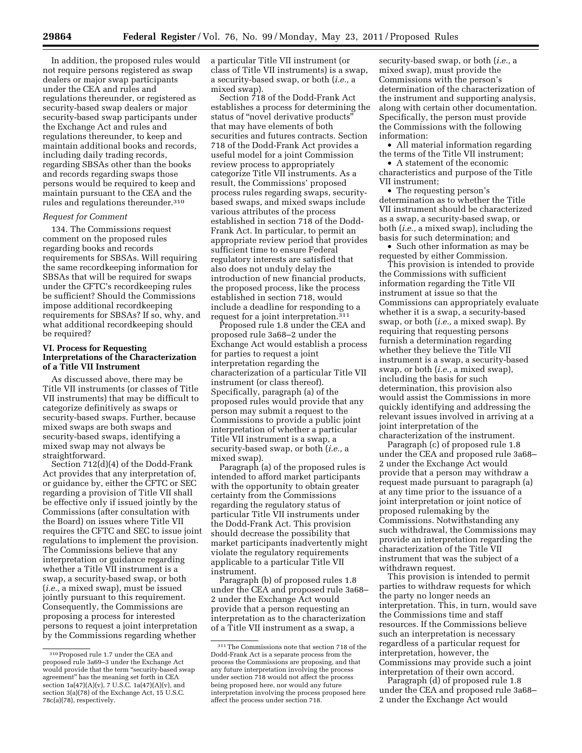In addition, the proposed rules would not require persons registered as swap dealers or major swap participants under the CEA and rules and regulations thereunder, or registered as security-based swap dealers or major security-based swap participants under the Exchange Act and rules and regulations thereunder, to keep and maintain additional books and records, including daily trading records, regarding SBSAs other than the books and records regarding swaps those persons would be required to keep and maintain pursuant to the CEA and the rules and regulations thereunder.[310]

*Request for Comment*

134. The Commissions request comment on the proposed rules regarding books and records requirements for SBSAs. Will requiring the same recordkeeping information for SBSAs that will be required for swaps under the CFTC's recordkeeping rules be sufficient? Should the Commissions impose additional recordkeeping requirements for SBSAs? If so, why, and what additional recordkeeping should be required?

### VI. Process for Requesting Interpretations of the Characterization of a Title VII Instrument

As discussed above, there may be Title VII instruments (or classes of Title VII instruments) that may be difficult to categorize definitively as swaps or security-based swaps. Further, because mixed swaps are both swaps and security-based swaps, identifying a mixed swap may not always be straightforward.

Section 712(d)(4) of the Dodd-Frank Act provides that any interpretation of, or guidance by, either the CFTC or SEC regarding a provision of Title VII shall be effective only if issued jointly by the Commissions (after consultation with the Board) on issues where Title VII requires the CFTC and SEC to issue joint regulations to implement the provision. The Commissions believe that any interpretation or guidance regarding whether a Title VII instrument is a swap, a security-based swap, or both (*i.e.,* a mixed swap), must be issued jointly pursuant to this requirement. Consequently, the Commissions are proposing a process for interested persons to request a joint interpretation by the Commissions regarding whether a particular Title VII instrument (or class of Title VII instruments) is a swap, a security-based swap, or both (*i.e.,* a mixed swap).

Section 718 of the Dodd-Frank Act establishes a process for determining the status of "novel derivative products" that may have elements of both securities and futures contracts. Section 718 of the Dodd-Frank Act provides a useful model for a joint Commission review process to appropriately categorize Title VII instruments. As a result, the Commissions' proposed process rules regarding swaps, security-based swaps, and mixed swaps include various attributes of the process established in section 718 of the Dodd-Frank Act. In particular, to permit an appropriate review period that provides sufficient time to ensure Federal regulatory interests are satisfied that also does not unduly delay the introduction of new financial products, the proposed process, like the process established in section 718, would include a deadline for responding to a request for a joint interpretation.[311]

Proposed rule 1.8 under the CEA and proposed rule 3a68–2 under the Exchange Act would establish a process for parties to request a joint interpretation regarding the characterization of a particular Title VII instrument (or class thereof). Specifically, paragraph (a) of the proposed rules would provide that any person may submit a request to the Commissions to provide a public joint interpretation of whether a particular Title VII instrument is a swap, a security-based swap, or both (*i.e.,* a mixed swap).

Paragraph (a) of the proposed rules is intended to afford market participants with the opportunity to obtain greater certainty from the Commissions regarding the regulatory status of particular Title VII instruments under the Dodd-Frank Act. This provision should decrease the possibility that market participants inadvertently might violate the regulatory requirements applicable to a particular Title VII instrument.

Paragraph (b) of proposed rules 1.8 under the CEA and proposed rule 3a68–2 under the Exchange Act would provide that a person requesting an interpretation as to the characterization of a Title VII instrument as a swap, a security-based swap, or both (*i.e.,* a mixed swap), must provide the Commissions with the person's determination of the characterization of the instrument and supporting analysis, along with certain other documentation. Specifically, the person must provide the Commissions with the following information:

- All material information regarding the terms of the Title VII instrument;
- A statement of the economic characteristics and purpose of the Title VII instrument;
- The requesting person's determination as to whether the Title VII instrument should be characterized as a swap, a security-based swap, or both (*i.e.,* a mixed swap), including the basis for such determination; and
- Such other information as may be requested by either Commission.

This provision is intended to provide the Commissions with sufficient information regarding the Title VII instrument at issue so that the Commissions can appropriately evaluate whether it is a swap, a security-based swap, or both (*i.e.,* a mixed swap). By requiring that requesting persons furnish a determination regarding whether they believe the Title VII instrument is a swap, a security-based swap, or both (*i.e.,* a mixed swap), including the basis for such determination, this provision also would assist the Commissions in more quickly identifying and addressing the relevant issues involved in arriving at a joint interpretation of the characterization of the instrument.

Paragraph (c) of proposed rule 1.8 under the CEA and proposed rule 3a68–2 under the Exchange Act would provide that a person may withdraw a request made pursuant to paragraph (a) at any time prior to the issuance of a joint interpretation or joint notice of proposed rulemaking by the Commissions. Notwithstanding any such withdrawal, the Commissions may provide an interpretation regarding the characterization of the Title VII instrument that was the subject of a withdrawn request.

This provision is intended to permit parties to withdraw requests for which the party no longer needs an interpretation. This, in turn, would save the Commissions time and staff resources. If the Commissions believe such an interpretation is necessary regardless of a particular request for interpretation, however, the Commissions may provide such a joint interpretation of their own accord.

Paragraph (d) of proposed rule 1.8 under the CEA and proposed rule 3a68–2 under the Exchange Act would

---

[310] Proposed rule 1.7 under the CEA and proposed rule 3a69–3 under the Exchange Act would provide that the term "security-based swap agreement" has the meaning set forth in CEA section 1a(47)(A)(v), 7 U.S.C. 1a(47)(A)(v), and section 3(a)(78) of the Exchange Act, 15 U.S.C. 78c(a)(78), respectively.

[311] The Commissions note that section 718 of the Dodd-Frank Act is a separate process from the process the Commissions are proposing, and that any future interpretation involving the process under section 718 would not affect the process being proposed here, nor would any future interpretation involving the process proposed here affect the process under section 718.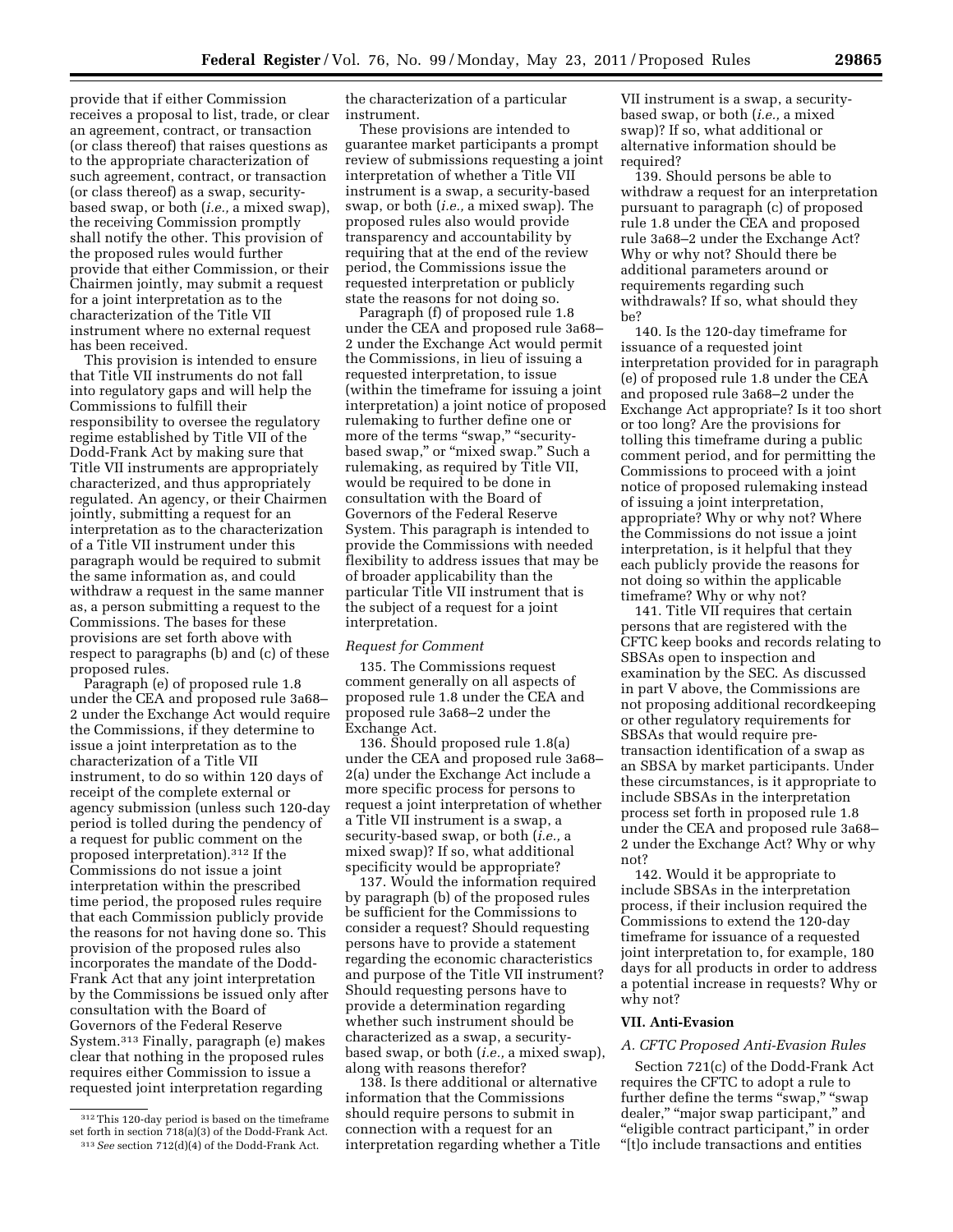provide that if either Commission receives a proposal to list, trade, or clear an agreement, contract, or transaction (or class thereof) that raises questions as to the appropriate characterization of such agreement, contract, or transaction (or class thereof) as a swap, security-based swap, or both (*i.e.,* a mixed swap), the receiving Commission promptly shall notify the other. This provision of the proposed rules would further provide that either Commission, or their Chairmen jointly, may submit a request for a joint interpretation as to the characterization of the Title VII instrument where no external request has been received.

This provision is intended to ensure that Title VII instruments do not fall into regulatory gaps and will help the Commissions to fulfill their responsibility to oversee the regulatory regime established by Title VII of the Dodd-Frank Act by making sure that Title VII instruments are appropriately characterized, and thus appropriately regulated. An agency, or their Chairmen jointly, submitting a request for an interpretation as to the characterization of a Title VII instrument under this paragraph would be required to submit the same information as, and could withdraw a request in the same manner as, a person submitting a request to the Commissions. The bases for these provisions are set forth above with respect to paragraphs (b) and (c) of these proposed rules.

Paragraph (e) of proposed rule 1.8 under the CEA and proposed rule 3a68–2 under the Exchange Act would require the Commissions, if they determine to issue a joint interpretation as to the characterization of a Title VII instrument, to do so within 120 days of receipt of the complete external or agency submission (unless such 120-day period is tolled during the pendency of a request for public comment on the proposed interpretation).[312] If the Commissions do not issue a joint interpretation within the prescribed time period, the proposed rules require that each Commission publicly provide the reasons for not having done so. This provision of the proposed rules also incorporates the mandate of the Dodd-Frank Act that any joint interpretation by the Commissions be issued only after consultation with the Board of Governors of the Federal Reserve System.[313] Finally, paragraph (e) makes clear that nothing in the proposed rules requires either Commission to issue a requested joint interpretation regarding the characterization of a particular instrument.

These provisions are intended to guarantee market participants a prompt review of submissions requesting a joint interpretation of whether a Title VII instrument is a swap, a security-based swap, or both (*i.e.,* a mixed swap). The proposed rules also would provide transparency and accountability by requiring that at the end of the review period, the Commissions issue the requested interpretation or publicly state the reasons for not doing so.

Paragraph (f) of proposed rule 1.8 under the CEA and proposed rule 3a68–2 under the Exchange Act would permit the Commissions, in lieu of issuing a requested interpretation, to issue (within the timeframe for issuing a joint interpretation) a joint notice of proposed rulemaking to further define one or more of the terms "swap," "security-based swap," or "mixed swap." Such a rulemaking, as required by Title VII, would be required to be done in consultation with the Board of Governors of the Federal Reserve System. This paragraph is intended to provide the Commissions with needed flexibility to address issues that may be of broader applicability than the particular Title VII instrument that is the subject of a request for a joint interpretation.

*Request for Comment*

135. The Commissions request comment generally on all aspects of proposed rule 1.8 under the CEA and proposed rule 3a68–2 under the Exchange Act.

136. Should proposed rule 1.8(a) under the CEA and proposed rule 3a68–2(a) under the Exchange Act include a more specific process for persons to request a joint interpretation of whether a Title VII instrument is a swap, a security-based swap, or both (*i.e.,* a mixed swap)? If so, what additional specificity would be appropriate?

137. Would the information required by paragraph (b) of the proposed rules be sufficient for the Commissions to consider a request? Should requesting persons have to provide a statement regarding the economic characteristics and purpose of the Title VII instrument? Should requesting persons have to provide a determination regarding whether such instrument should be characterized as a swap, a security-based swap, or both (*i.e.,* a mixed swap), along with reasons therefor?

138. Is there additional or alternative information that the Commissions should require persons to submit in connection with a request for an interpretation regarding whether a Title VII instrument is a swap, a security-based swap, or both (*i.e.,* a mixed swap)? If so, what additional or alternative information should be required?

139. Should persons be able to withdraw a request for an interpretation pursuant to paragraph (c) of proposed rule 1.8 under the CEA and proposed rule 3a68–2 under the Exchange Act? Why or why not? Should there be additional parameters around or requirements regarding such withdrawals? If so, what should they be?

140. Is the 120-day timeframe for issuance of a requested joint interpretation provided for in paragraph (e) of proposed rule 1.8 under the CEA and proposed rule 3a68–2 under the Exchange Act appropriate? Is it too short or too long? Are the provisions for tolling this timeframe during a public comment period, and for permitting the Commissions to proceed with a joint notice of proposed rulemaking instead of issuing a joint interpretation, appropriate? Why or why not? Where the Commissions do not issue a joint interpretation, is it helpful that they each publicly provide the reasons for not doing so within the applicable timeframe? Why or why not?

141. Title VII requires that certain persons that are registered with the CFTC keep books and records relating to SBSAs open to inspection and examination by the SEC. As discussed in part V above, the Commissions are not proposing additional recordkeeping or other regulatory requirements for SBSAs that would require pre-transaction identification of a swap as an SBSA by market participants. Under these circumstances, is it appropriate to include SBSAs in the interpretation process set forth in proposed rule 1.8 under the CEA and proposed rule 3a68–2 under the Exchange Act? Why or why not?

142. Would it be appropriate to include SBSAs in the interpretation process, if their inclusion required the Commissions to extend the 120-day timeframe for issuance of a requested joint interpretation to, for example, 180 days for all products in order to address a potential increase in requests? Why or why not?

## VII. Anti-Evasion

### *A. CFTC Proposed Anti-Evasion Rules*

Section 721(c) of the Dodd-Frank Act requires the CFTC to adopt a rule to further define the terms "swap," "swap dealer," "major swap participant," and "eligible contract participant," in order "[t]o include transactions and entities

---

[312] This 120-day period is based on the timeframe set forth in section 718(a)(3) of the Dodd-Frank Act.

[313] *See* section 712(d)(4) of the Dodd-Frank Act.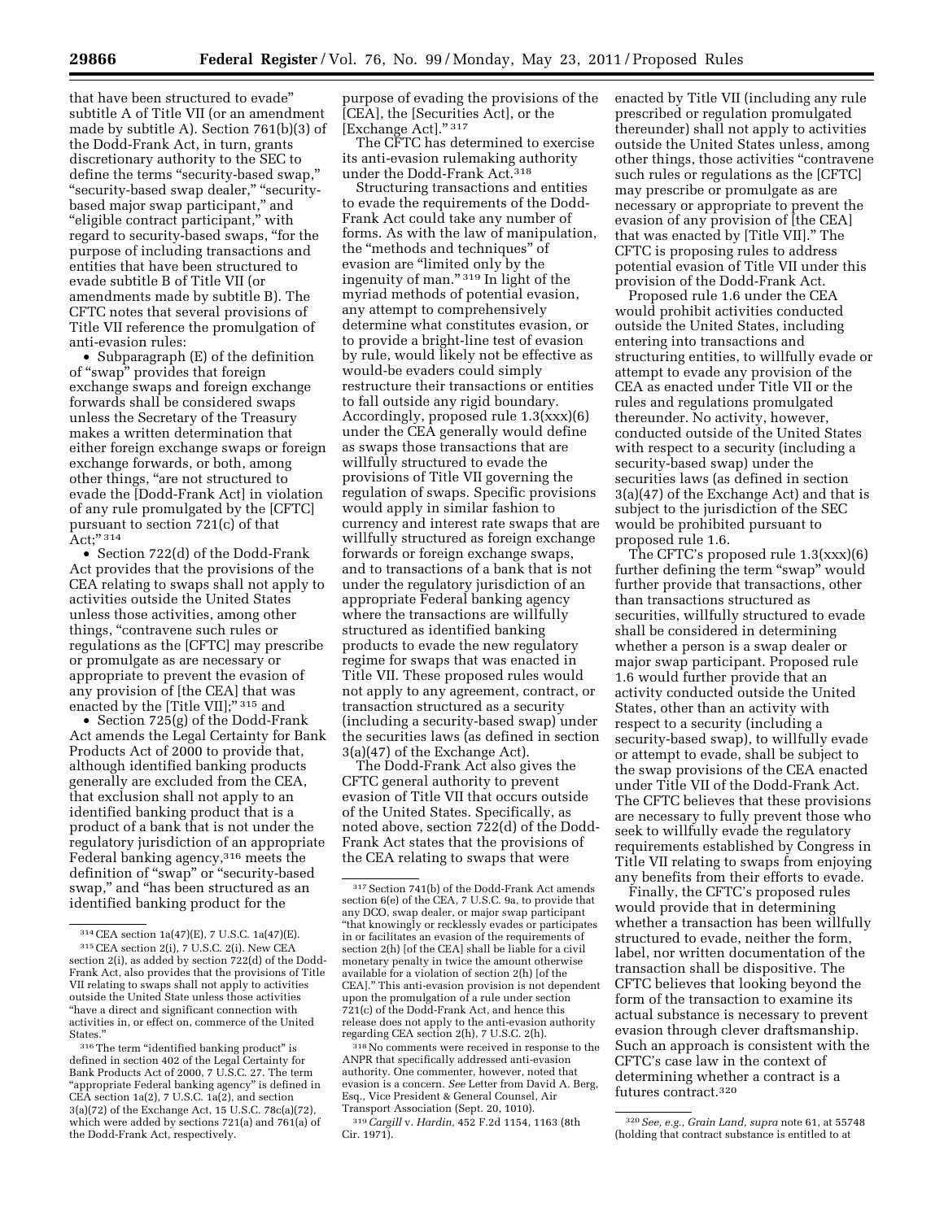that have been structured to evade" subtitle A of Title VII (or an amendment made by subtitle A). Section 761(b)(3) of the Dodd-Frank Act, in turn, grants discretionary authority to the SEC to define the terms "security-based swap," "security-based swap dealer," "security-based major swap participant," and "eligible contract participant," with regard to security-based swaps, "for the purpose of including transactions and entities that have been structured to evade subtitle B of Title VII (or amendments made by subtitle B). The CFTC notes that several provisions of Title VII reference the promulgation of anti-evasion rules:

• Subparagraph (E) of the definition of "swap" provides that foreign exchange swaps and foreign exchange forwards shall be considered swaps unless the Secretary of the Treasury makes a written determination that either foreign exchange swaps or foreign exchange forwards, or both, among other things, "are not structured to evade the [Dodd-Frank Act] in violation of any rule promulgated by the [CFTC] pursuant to section 721(c) of that Act;" [314]

• Section 722(d) of the Dodd-Frank Act provides that the provisions of the CEA relating to swaps shall not apply to activities outside the United States unless those activities, among other things, "contravene such rules or regulations as the [CFTC] may prescribe or promulgate as are necessary or appropriate to prevent the evasion of any provision of [the CEA] that was enacted by the [Title VII];" [315] and

• Section 725(g) of the Dodd-Frank Act amends the Legal Certainty for Bank Products Act of 2000 to provide that, although identified banking products generally are excluded from the CEA, that exclusion shall not apply to an identified banking product that is a product of a bank that is not under the regulatory jurisdiction of an appropriate Federal banking agency,[316] meets the definition of "swap" or "security-based swap," and "has been structured as an identified banking product for the purpose of evading the provisions of the [CEA], the [Securities Act], or the [Exchange Act]." [317]

The CFTC has determined to exercise its anti-evasion rulemaking authority under the Dodd-Frank Act.[318]

Structuring transactions and entities to evade the requirements of the Dodd-Frank Act could take any number of forms. As with the law of manipulation, the "methods and techniques" of evasion are "limited only by the ingenuity of man." [319] In light of the myriad methods of potential evasion, any attempt to comprehensively determine what constitutes evasion, or to provide a bright-line test of evasion by rule, would likely not be effective as would-be evaders could simply restructure their transactions or entities to fall outside any rigid boundary. Accordingly, proposed rule 1.3(xxx)(6) under the CEA generally would define as swaps those transactions that are willfully structured to evade the provisions of Title VII governing the regulation of swaps. Specific provisions would apply in similar fashion to currency and interest rate swaps that are willfully structured as foreign exchange forwards or foreign exchange swaps, and to transactions of a bank that is not under the regulatory jurisdiction of an appropriate Federal banking agency where the transactions are willfully structured as identified banking products to evade the new regulatory regime for swaps that was enacted in Title VII. These proposed rules would not apply to any agreement, contract, or transaction structured as a security (including a security-based swap) under the securities laws (as defined in section 3(a)(47) of the Exchange Act).

The Dodd-Frank Act also gives the CFTC general authority to prevent evasion of Title VII that occurs outside of the United States. Specifically, as noted above, section 722(d) of the Dodd-Frank Act states that the provisions of the CEA relating to swaps that were enacted by Title VII (including any rule prescribed or regulation promulgated thereunder) shall not apply to activities outside the United States unless, among other things, those activities "contravene such rules or regulations as the [CFTC] may prescribe or promulgate as are necessary or appropriate to prevent the evasion of any provision of [the CEA] that was enacted by [Title VII]." The CFTC is proposing rules to address potential evasion of Title VII under this provision of the Dodd-Frank Act.

Proposed rule 1.6 under the CEA would prohibit activities conducted outside the United States, including entering into transactions and structuring entities, to willfully evade or attempt to evade any provision of the CEA as enacted under Title VII or the rules and regulations promulgated thereunder. No activity, however, conducted outside of the United States with respect to a security (including a security-based swap) under the securities laws (as defined in section 3(a)(47) of the Exchange Act) and that is subject to the jurisdiction of the SEC would be prohibited pursuant to proposed rule 1.6.

The CFTC's proposed rule 1.3(xxx)(6) further defining the term "swap" would further provide that transactions, other than transactions structured as securities, willfully structured to evade shall be considered in determining whether a person is a swap dealer or major swap participant. Proposed rule 1.6 would further provide that an activity conducted outside the United States, other than an activity with respect to a security (including a security-based swap), to willfully evade or attempt to evade, shall be subject to the swap provisions of the CEA enacted under Title VII of the Dodd-Frank Act. The CFTC believes that these provisions are necessary to fully prevent those who seek to willfully evade the regulatory requirements established by Congress in Title VII relating to swaps from enjoying any benefits from their efforts to evade.

Finally, the CFTC's proposed rules would provide that in determining whether a transaction has been willfully structured to evade, neither the form, label, nor written documentation of the transaction shall be dispositive. The CFTC believes that looking beyond the form of the transaction to examine its actual substance is necessary to prevent evasion through clever draftsmanship. Such an approach is consistent with the CFTC's case law in the context of determining whether a contract is a futures contract.[320]

---

[314] CEA section 1a(47)(E), 7 U.S.C. 1a(47)(E).

[315] CEA section 2(i), 7 U.S.C. 2(i). New CEA section 2(i), as added by section 722(d) of the Dodd-Frank Act, also provides that the provisions of Title VII relating to swaps shall not apply to activities outside the United State unless those activities "have a direct and significant connection with activities in, or effect on, commerce of the United States."

[316] The term "identified banking product" is defined in section 402 of the Legal Certainty for Bank Products Act of 2000, 7 U.S.C. 27. The term "appropriate Federal banking agency" is defined in CEA section 1a(2), 7 U.S.C. 1a(2), and section 3(a)(72) of the Exchange Act, 15 U.S.C. 78c(a)(72), which were added by sections 721(a) and 761(a) of the Dodd-Frank Act, respectively.

[317] Section 741(b) of the Dodd-Frank Act amends section 6(e) of the CEA, 7 U.S.C. 9a, to provide that any DCO, swap dealer, or major swap participant "that knowingly or recklessly evades or participates in or facilitates an evasion of the requirements of section 2(h) [of the CEA] shall be liable for a civil monetary penalty in twice the amount otherwise available for a violation of section 2(h) [of the CEA]." This anti-evasion provision is not dependent upon the promulgation of a rule under section 721(c) of the Dodd-Frank Act, and hence this release does not apply to the anti-evasion authority regarding CEA section 2(h), 7 U.S.C. 2(h).

[318] No comments were received in response to the ANPR that specifically addressed anti-evasion authority. One commenter, however, noted that evasion is a concern. *See* Letter from David A. Berg, Esq., Vice President & General Counsel, Air Transport Association (Sept. 20, 1010).

[319] *Cargill* v. *Hardin*, 452 F.2d 1154, 1163 (8th Cir. 1971).

[320] *See, e.g., Grain Land, supra* note 61, at 55748 (holding that contract substance is entitled to at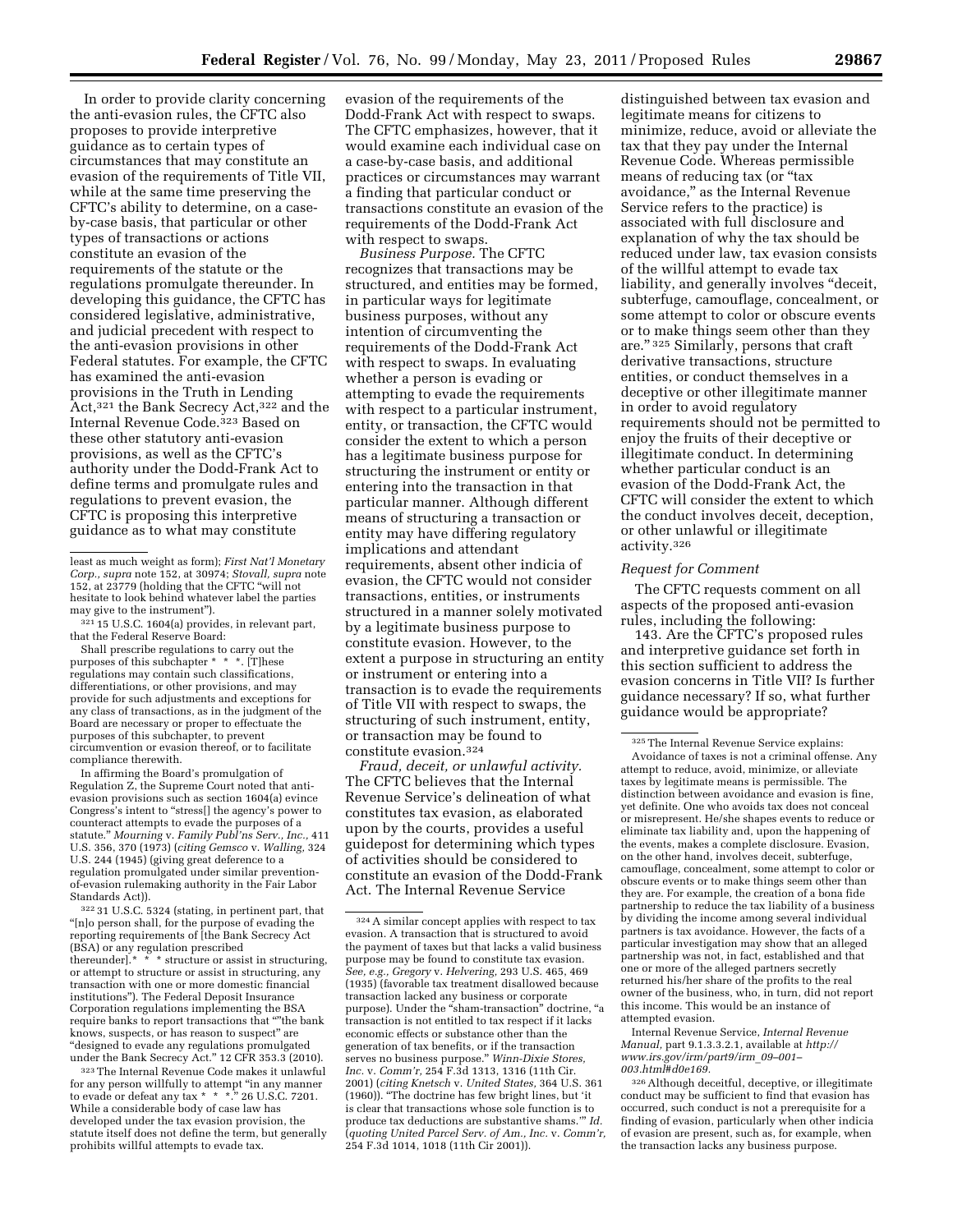In order to provide clarity concerning the anti-evasion rules, the CFTC also proposes to provide interpretive guidance as to certain types of circumstances that may constitute an evasion of the requirements of Title VII, while at the same time preserving the CFTC's ability to determine, on a case-by-case basis, that particular or other types of transactions or actions constitute an evasion of the requirements of the statute or the regulations promulgated thereunder. In developing this guidance, the CFTC has considered legislative, administrative, and judicial precedent with respect to the anti-evasion provisions in other Federal statutes. For example, the CFTC has examined the anti-evasion provisions in the Truth in Lending Act,[321] the Bank Secrecy Act,[322] and the Internal Revenue Code.[323] Based on these other statutory anti-evasion provisions, as well as the CFTC's authority under the Dodd-Frank Act to define terms and promulgate rules and regulations to prevent evasion, the CFTC is proposing this interpretive guidance as to what may constitute evasion of the requirements of the Dodd-Frank Act with respect to swaps. The CFTC emphasizes, however, that it would examine each individual case on a case-by-case basis, and additional practices or circumstances may warrant a finding that particular conduct or transactions constitute an evasion of the requirements of the Dodd-Frank Act with respect to swaps.

*Business Purpose.* The CFTC recognizes that transactions may be structured, and entities may be formed, in particular ways for legitimate business purposes, without any intention of circumventing the requirements of the Dodd-Frank Act with respect to swaps. In evaluating whether a person is evading or attempting to evade the requirements with respect to a particular instrument, entity, or transaction, the CFTC would consider the extent to which a person has a legitimate business purpose for structuring the instrument or entity or entering into the transaction in that particular manner. Although different means of structuring a transaction or entity may have differing regulatory implications and attendant requirements, absent other indicia of evasion, the CFTC would not consider transactions, entities, or instruments structured in a manner solely motivated by a legitimate business purpose to constitute evasion. However, to the extent a purpose in structuring an entity or instrument or entering into a transaction is to evade the requirements of Title VII with respect to swaps, the structuring of such instrument, entity, or transaction may be found to constitute evasion.[324]

*Fraud, deceit, or unlawful activity.* The CFTC believes that the Internal Revenue Service's delineation of what constitutes tax evasion, as elaborated upon by the courts, provides a useful guidepost for determining which types of activities should be considered to constitute an evasion of the Dodd-Frank Act. The Internal Revenue Service distinguished between tax evasion and legitimate means for citizens to minimize, reduce, avoid or alleviate the tax that they pay under the Internal Revenue Code. Whereas permissible means of reducing tax (or "tax avoidance," as the Internal Revenue Service refers to the practice) is associated with full disclosure and explanation of why the tax should be reduced under law, tax evasion consists of the willful attempt to evade tax liability, and generally involves "deceit, subterfuge, camouflage, concealment, or some attempt to color or obscure events or to make things seem other than they are."[325] Similarly, persons that craft derivative transactions, structure entities, or conduct themselves in a deceptive or other illegitimate manner in order to avoid regulatory requirements should not be permitted to enjoy the fruits of their deceptive or illegitimate conduct. In determining whether particular conduct is an evasion of the Dodd-Frank Act, the CFTC will consider the extent to which the conduct involves deceit, deception, or other unlawful or illegitimate activity.[326]

*Request for Comment*

The CFTC requests comment on all aspects of the proposed anti-evasion rules, including the following:

143. Are the CFTC's proposed rules and interpretive guidance set forth in this section sufficient to address the evasion concerns in Title VII? Is further guidance necessary? If so, what further guidance would be appropriate?

---

least as much weight as form); *First Nat'l Monetary Corp., supra* note 152, at 30974; *Stovall, supra* note 152, at 23779 (holding that the CFTC "will not hesitate to look behind whatever label the parties may give to the instrument").

[321] 15 U.S.C. 1604(a) provides, in relevant part, that the Federal Reserve Board:

Shall prescribe regulations to carry out the purposes of this subchapter * * *. [T]hese regulations may contain such classifications, differentiations, or other provisions, and may provide for such adjustments and exceptions for any class of transactions, as in the judgment of the Board are necessary or proper to effectuate the purposes of this subchapter, to prevent circumvention or evasion thereof, or to facilitate compliance therewith.

In affirming the Board's promulgation of Regulation Z, the Supreme Court noted that anti-evasion provisions such as section 1604(a) evince Congress's intent to "stress[] the agency's power to counteract attempts to evade the purposes of a statute." *Mourning* v. *Family Publ'ns Serv., Inc.,* 411 U.S. 356, 370 (1973) (*citing Gemsco* v. *Walling,* 324 U.S. 244 (1945) (giving great deference to a regulation promulgated under similar prevention-of-evasion rulemaking authority in the Fair Labor Standards Act)).

[322] 31 U.S.C. 5324 (stating, in pertinent part, that "[n]o person shall, for the purpose of evading the reporting requirements of [the Bank Secrecy Act (BSA) or any regulation prescribed thereunder].* * * structure or assist in structuring, or attempt to structure or assist in structuring, any transaction with one or more domestic financial institutions"). The Federal Deposit Insurance Corporation regulations implementing the BSA require banks to report transactions that ""the bank knows, suspects, or has reason to suspect" are "designed to evade any regulations promulgated under the Bank Secrecy Act." 12 CFR 353.3 (2010).

[323] The Internal Revenue Code makes it unlawful for any person willfully to attempt "in any manner to evade or defeat any tax * * *." 26 U.S.C. 7201. While a considerable body of case law has developed under the tax evasion provision, the statute itself does not define the term, but generally prohibits willful attempts to evade tax.

[324] A similar concept applies with respect to tax evasion. A transaction that is structured to avoid the payment of taxes but that lacks a valid business purpose may be found to constitute tax evasion. *See, e.g., Gregory* v. *Helvering,* 293 U.S. 465, 469 (1935) (favorable tax treatment disallowed because transaction lacked any business or corporate purpose). Under the "sham-transaction" doctrine, "a transaction is not entitled to tax respect if it lacks economic effects or substance other than the generation of tax benefits, or if the transaction serves no business purpose." *Winn-Dixie Stores, Inc.* v. *Comm'r,* 254 F.3d 1313, 1316 (11th Cir. 2001) (*citing Knetsch* v. *United States,* 364 U.S. 361 (1960)). "The doctrine has few bright lines, but 'it is clear that transactions whose sole function is to produce tax deductions are substantive shams.'" *Id.* (*quoting United Parcel Serv. of Am., Inc.* v. *Comm'r,* 254 F.3d 1014, 1018 (11th Cir 2001)).

[325] The Internal Revenue Service explains:

Avoidance of taxes is not a criminal offense. Any attempt to reduce, avoid, minimize, or alleviate taxes by legitimate means is permissible. The distinction between avoidance and evasion is fine, yet definite. One who avoids tax does not conceal or misrepresent. He/she shapes events to reduce or eliminate tax liability and, upon the happening of the events, makes a complete disclosure. Evasion, on the other hand, involves deceit, subterfuge, camouflage, concealment, some attempt to color or obscure events or to make things seem other than they are. For example, the creation of a bona fide partnership to reduce the tax liability of a business by dividing the income among several individual partners is tax avoidance. However, the facts of a particular investigation may show that an alleged partnership was not, in fact, established and that one or more of the alleged partners secretly returned his/her share of the profits to the real owner of the business, who, in turn, did not report this income. This would be an instance of attempted evasion.

Internal Revenue Service, *Internal Revenue Manual,* part 9.1.3.3.2.1, available at *http://www.irs.gov/irm/part9/irm_09-001-003.html#d0e169.*

[326] Although deceitful, deceptive, or illegitimate conduct may be sufficient to find that evasion has occurred, such conduct is not a prerequisite for a finding of evasion, particularly when other indicia of evasion are present, such as, for example, when the transaction lacks any business purpose.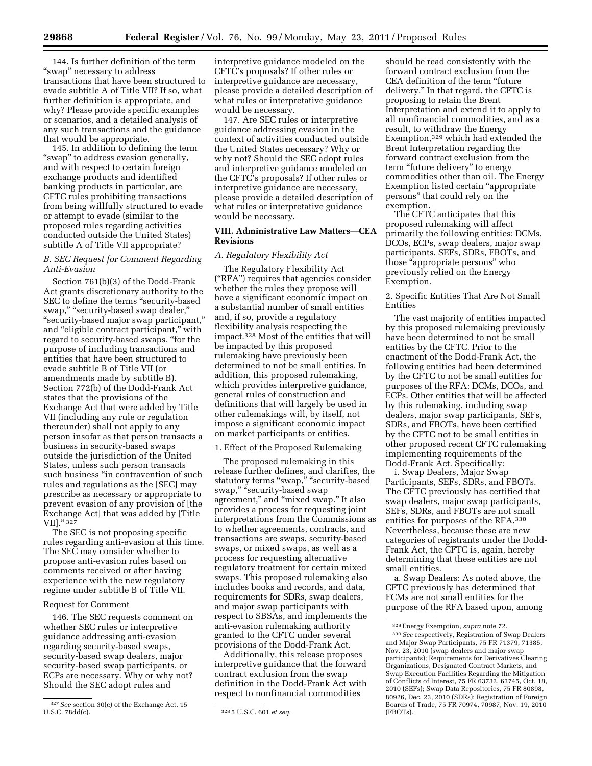144. Is further definition of the term "swap" necessary to address transactions that have been structured to evade subtitle A of Title VII? If so, what further definition is appropriate, and why? Please provide specific examples or scenarios, and a detailed analysis of any such transactions and the guidance that would be appropriate.

145. In addition to defining the term "swap" to address evasion generally, and with respect to certain foreign exchange products and identified banking products in particular, are CFTC rules prohibiting transactions from being willfully structured to evade or attempt to evade (similar to the proposed rules regarding activities conducted outside the United States) subtitle A of Title VII appropriate?

### B. SEC Request for Comment Regarding Anti-Evasion

Section 761(b)(3) of the Dodd-Frank Act grants discretionary authority to the SEC to define the terms "security-based swap," "security-based swap dealer," "security-based major swap participant," and "eligible contract participant," with regard to security-based swaps, "for the purpose of including transactions and entities that have been structured to evade subtitle B of Title VII (or amendments made by subtitle B). Section 772(b) of the Dodd-Frank Act states that the provisions of the Exchange Act that were added by Title VII (including any rule or regulation thereunder) shall not apply to any person insofar as that person transacts a business in security-based swaps outside the jurisdiction of the United States, unless such person transacts such business "in contravention of such rules and regulations as the [SEC] may prescribe as necessary or appropriate to prevent evasion of any provision of [the Exchange Act] that was added by [Title VII]." [327]

The SEC is not proposing specific rules regarding anti-evasion at this time. The SEC may consider whether to propose anti-evasion rules based on comments received or after having experience with the new regulatory regime under subtitle B of Title VII.

#### Request for Comment

146. The SEC requests comment on whether SEC rules or interpretive guidance addressing anti-evasion regarding security-based swaps, security-based swap dealers, major security-based swap participants, or ECPs are necessary. Why or why not? Should the SEC adopt rules and interpretive guidance modeled on the CFTC's proposals? If other rules or interpretive guidance are necessary, please provide a detailed description of what rules or interpretatative guidance would be necessary.

147. Are SEC rules or interpretive guidance addressing evasion in the context of activities conducted outside the United States necessary? Why or why not? Should the SEC adopt rules and interpretive guidance modeled on the CFTC's proposals? If other rules or interpretive guidance are necessary, please provide a detailed description of what rules or interpretatative guidance would be necessary.

## VIII. Administrative Law Matters—CEA Revisions

### A. Regulatory Flexibility Act

The Regulatory Flexibility Act ("RFA") requires that agencies consider whether the rules they propose will have a significant economic impact on a substantial number of small entities and, if so, provide a regulatory flexibility analysis respecting the impact.[328] Most of the entities that will be impacted by this proposed rulemaking have previously been determined to not be small entities. In addition, this proposed rulemaking, which provides interpretive guidance, general rules of construction and definitions that will largely be used in other rulemakings will, by itself, not impose a significant economic impact on market participants or entities.

#### 1. Effect of the Proposed Rulemaking

The proposed rulemaking in this release further defines, and clarifies, the statutory terms "swap," "security-based swap," "security-based swap agreement," and "mixed swap." It also provides a process for requesting joint interpretations from the Commissions as to whether agreements, contracts, and transactions are swaps, security-based swaps, or mixed swaps, as well as a process for requesting alternative regulatory treatment for certain mixed swaps. This proposed rulemaking also includes books and records, and data, requirements for SDRs, swap dealers, and major swap participants with respect to SBSAs, and implements the anti-evasion rulemaking authority granted to the CFTC under several provisions of the Dodd-Frank Act.

Additionally, this release proposes interpretive guidance that the forward contract exclusion from the swap definition in the Dodd-Frank Act with respect to nonfinancial commodities should be read consistently with the forward contract exclusion from the CEA definition of the term "future delivery." In that regard, the CFTC is proposing to retain the Brent Interpretation and extend it to apply to all nonfinancial commodities, and as a result, to withdraw the Energy Exemption,[329] which had extended the Brent Interpretation regarding the forward contract exclusion from the term "future delivery" to energy commodities other than oil. The Energy Exemption listed certain "appropriate persons" that could rely on the exemption.

The CFTC anticipates that this proposed rulemaking will affect primarily the following entities: DCMs, DCOs, ECPs, swap dealers, major swap participants, SEFs, SDRs, FBOTs, and those "appropriate persons" who previously relied on the Energy Exemption.

#### 2. Specific Entities That Are Not Small Entities

The vast majority of entities impacted by this proposed rulemaking previously have been determined to not be small entities by the CFTC. Prior to the enactment of the Dodd-Frank Act, the following entities had been determined by the CFTC to not be small entities for purposes of the RFA: DCMs, DCOs, and ECPs. Other entities that will be affected by this rulemaking, including swap dealers, major swap participants, SEFs, SDRs, and FBOTs, have been certified by the CFTC not to be small entities in other proposed recent CFTC rulemaking implementing requirements of the Dodd-Frank Act. Specifically:

i. Swap Dealers, Major Swap Participants, SEFs, SDRs, and FBOTs. The CFTC previously has certified that swap dealers, major swap participants, SEFs, SDRs, and FBOTs are not small entities for purposes of the RFA.[330] Nevertheless, because these are new categories of registrants under the Dodd-Frank Act, the CFTC is, again, hereby determining that these entities are not small entities.

a. Swap Dealers: As noted above, the CFTC previously has determined that FCMs are not small entities for the purpose of the RFA based upon, among

---

[327] *See* section 30(c) of the Exchange Act, 15 U.S.C. 78dd(c).

[328] 5 U.S.C. 601 *et seq.*

[329] Energy Exemption, *supra* note 72.

[330] *See* respectively, Registration of Swap Dealers and Major Swap Participants, 75 FR 71379, 71385, Nov. 23, 2010 (swap dealers and major swap participants); Requirements for Derivatives Clearing Organizations, Designated Contract Markets, and Swap Execution Facilities Regarding the Mitigation of Conflicts of Interest, 75 FR 63732, 63745, Oct. 18, 2010 (SEFs); Swap Data Repositories, 75 FR 80898, 80926, Dec. 23, 2010 (SDRs); Registration of Foreign Boards of Trade, 75 FR 70974, 70987, Nov. 19, 2010 (FBOTs).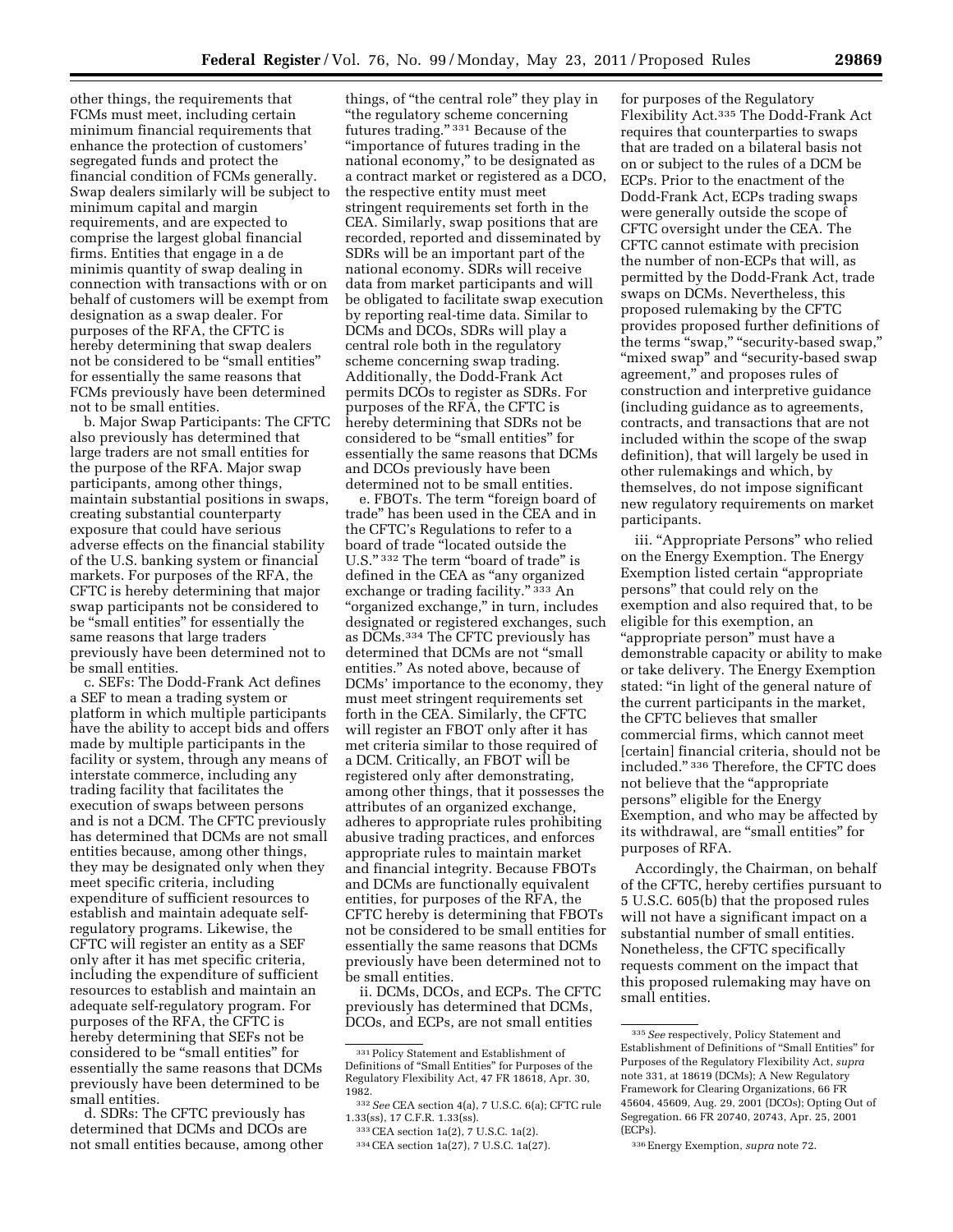other things, the requirements that FCMs must meet, including certain minimum financial requirements that enhance the protection of customers' segregated funds and protect the financial condition of FCMs generally. Swap dealers similarly will be subject to minimum capital and margin requirements, and are expected to comprise the largest global financial firms. Entities that engage in a de minimis quantity of swap dealing in connection with transactions with or on behalf of customers will be exempt from designation as a swap dealer. For purposes of the RFA, the CFTC is hereby determining that swap dealers not be considered to be "small entities" for essentially the same reasons that FCMs previously have been determined not to be small entities.

b. Major Swap Participants: The CFTC also previously has determined that large traders are not small entities for the purpose of the RFA. Major swap participants, among other things, maintain substantial positions in swaps, creating substantial counterparty exposure that could have serious adverse effects on the financial stability of the U.S. banking system or financial markets. For purposes of the RFA, the CFTC is hereby determining that major swap participants not be considered to be "small entities" for essentially the same reasons that large traders previously have been determined not to be small entities.

c. SEFs: The Dodd-Frank Act defines a SEF to mean a trading system or platform in which multiple participants have the ability to accept bids and offers made by multiple participants in the facility or system, through any means of interstate commerce, including any trading facility that facilitates the execution of swaps between persons and is not a DCM. The CFTC previously has determined that DCMs are not small entities because, among other things, they may be designated only when they meet specific criteria, including expenditure of sufficient resources to establish and maintain adequate self-regulatory programs. Likewise, the CFTC will register an entity as a SEF only after it has met specific criteria, including the expenditure of sufficient resources to establish and maintain an adequate self-regulatory program. For purposes of the RFA, the CFTC is hereby determining that SEFs not be considered to be "small entities" for essentially the same reasons that DCMs previously have been determined to be small entities.

d. SDRs: The CFTC previously has determined that DCMs and DCOs are not small entities because, among other things, of "the central role" they play in "the regulatory scheme concerning futures trading."[331] Because of the "importance of futures trading in the national economy," to be designated as a contract market or registered as a DCO, the respective entity must meet stringent requirements set forth in the CEA. Similarly, swap positions that are recorded, reported and disseminated by SDRs will be an important part of the national economy. SDRs will receive data from market participants and will be obligated to facilitate swap execution by reporting real-time data. Similar to DCMs and DCOs, SDRs will play a central role both in the regulatory scheme concerning swap trading. Additionally, the Dodd-Frank Act permits DCOs to register as SDRs. For purposes of the RFA, the CFTC is hereby determining that SDRs not be considered to be "small entities" for essentially the same reasons that DCMs and DCOs previously have been determined not to be small entities.

e. FBOTs. The term "foreign board of trade" has been used in the CEA and in the CFTC's Regulations to refer to a board of trade "located outside the U.S."[332] The term "board of trade" is defined in the CEA as "any organized exchange or trading facility."[333] An "organized exchange," in turn, includes designated or registered exchanges, such as DCMs.[334] The CFTC previously has determined that DCMs are not "small entities." As noted above, because of DCMs' importance to the economy, they must meet stringent requirements set forth in the CEA. Similarly, the CFTC will register an FBOT only after it has met criteria similar to those required of a DCM. Critically, an FBOT will be registered only after demonstrating, among other things, that it possesses the attributes of an organized exchange, adheres to appropriate rules prohibiting abusive trading practices, and enforces appropriate rules to maintain market and financial integrity. Because FBOTs and DCMs are functionally equivalent entities, for purposes of the RFA, the CFTC hereby is determining that FBOTs not be considered to be small entities for essentially the same reasons that DCMs previously have been determined not to be small entities.

ii. DCMs, DCOs, and ECPs. The CFTC previously has determined that DCMs, DCOs, and ECPs, are not small entities for purposes of the Regulatory Flexibility Act.[335] The Dodd-Frank Act requires that counterparties to swaps that are traded on a bilateral basis not on or subject to the rules of a DCM be ECPs. Prior to the enactment of the Dodd-Frank Act, ECPs trading swaps were generally outside the scope of CFTC oversight under the CEA. The CFTC cannot estimate with precision the number of non-ECPs that will, as permitted by the Dodd-Frank Act, trade swaps on DCMs. Nevertheless, this proposed rulemaking by the CFTC provides proposed further definitions of the terms "swap," "security-based swap," "mixed swap" and "security-based swap agreement," and proposes rules of construction and interpretive guidance (including guidance as to agreements, contracts, and transactions that are not included within the scope of the swap definition), that will largely be used in other rulemakings and which, by themselves, do not impose significant new regulatory requirements on market participants.

iii. "Appropriate Persons" who relied on the Energy Exemption. The Energy Exemption listed certain "appropriate persons" that could rely on the exemption and also required that, to be eligible for this exemption, an "appropriate person" must have a demonstrable capacity or ability to make or take delivery. The Energy Exemption stated: "in light of the general nature of the current participants in the market, the CFTC believes that smaller commercial firms, which cannot meet [certain] financial criteria, should not be included."[336] Therefore, the CFTC does not believe that the "appropriate persons" eligible for the Energy Exemption, and who may be affected by its withdrawal, are "small entities" for purposes of RFA.

Accordingly, the Chairman, on behalf of the CFTC, hereby certifies pursuant to 5 U.S.C. 605(b) that the proposed rules will not have a significant impact on a substantial number of small entities. Nonetheless, the CFTC specifically requests comment on the impact that this proposed rulemaking may have on small entities.

---

[331] Policy Statement and Establishment of Definitions of "Small Entities" for Purposes of the Regulatory Flexibility Act, 47 FR 18618, Apr. 30, 1982.

[332] *See* CEA section 4(a), 7 U.S.C. 6(a); CFTC rule 1.33(ss), 17 C.F.R. 1.33(ss).

[333] CEA section 1a(2), 7 U.S.C. 1a(2).

[334] CEA section 1a(27), 7 U.S.C. 1a(27).

[335] *See* respectively, Policy Statement and Establishment of Definitions of "Small Entities" for Purposes of the Regulatory Flexibility Act, *supra* note 331, at 18619 (DCMs); A New Regulatory Framework for Clearing Organizations, 66 FR 45604, 45609, Aug. 29, 2001 (DCOs); Opting Out of Segregation. 66 FR 20740, 20743, Apr. 25, 2001 (ECPs).

[336] Energy Exemption, *supra* note 72.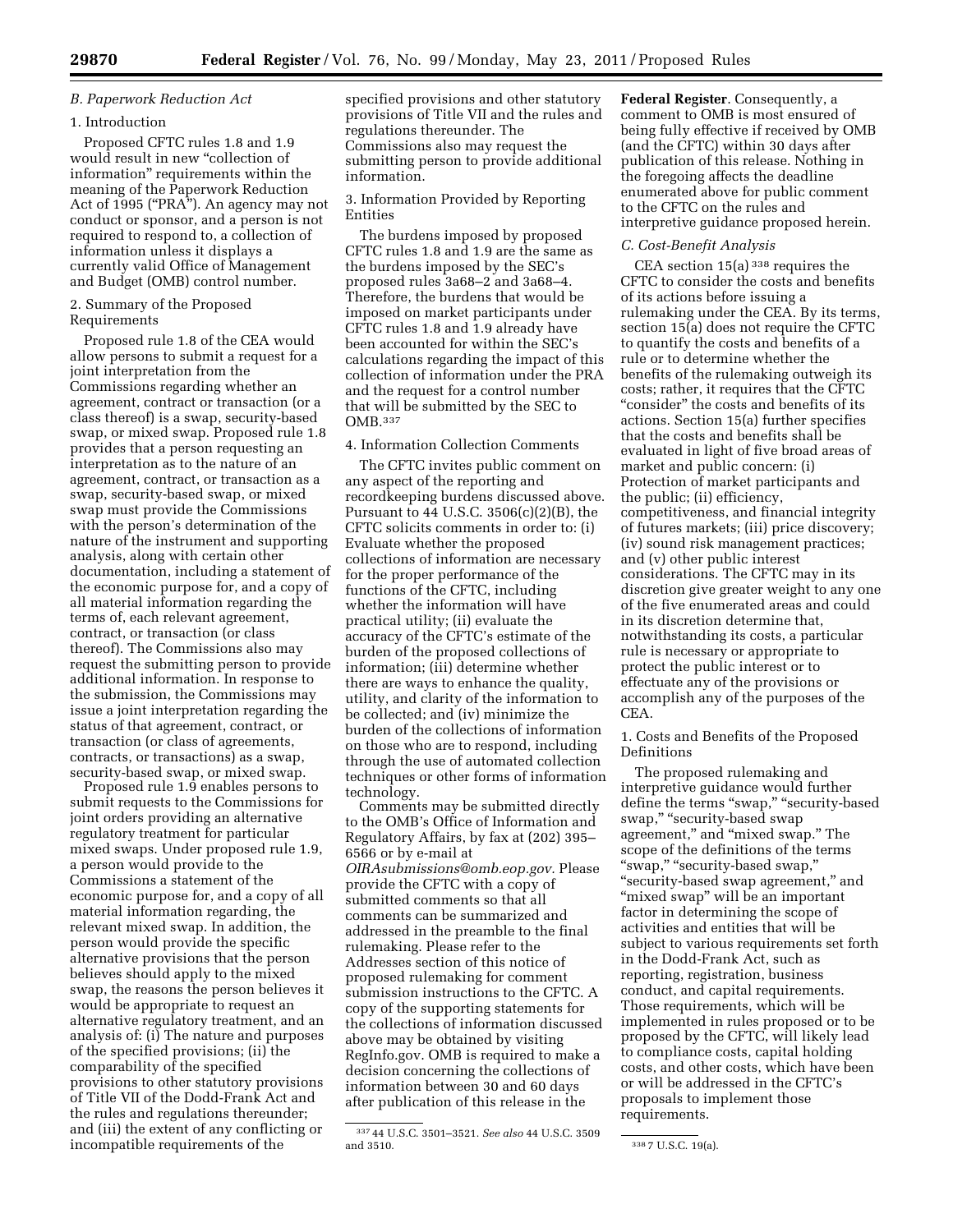### B. Paperwork Reduction Act

#### 1. Introduction

Proposed CFTC rules 1.8 and 1.9 would result in new "collection of information" requirements within the meaning of the Paperwork Reduction Act of 1995 ("PRA"). An agency may not conduct or sponsor, and a person is not required to respond to, a collection of information unless it displays a currently valid Office of Management and Budget (OMB) control number.

#### 2. Summary of the Proposed Requirements

Proposed rule 1.8 of the CEA would allow persons to submit a request for a joint interpretation from the Commissions regarding whether an agreement, contract or transaction (or a class thereof) is a swap, security-based swap, or mixed swap. Proposed rule 1.8 provides that a person requesting an interpretation as to the nature of an agreement, contract, or transaction as a swap, security-based swap, or mixed swap must provide the Commissions with the person's determination of the nature of the instrument and supporting analysis, along with certain other documentation, including a statement of the economic purpose for, and a copy of all material information regarding the terms of, each relevant agreement, contract, or transaction (or class thereof). The Commissions also may request the submitting person to provide additional information. In response to the submission, the Commissions may issue a joint interpretation regarding the status of that agreement, contract, or transaction (or class of agreements, contracts, or transactions) as a swap, security-based swap, or mixed swap.

Proposed rule 1.9 enables persons to submit requests to the Commissions for joint orders providing an alternative regulatory treatment for particular mixed swaps. Under proposed rule 1.9, a person would provide to the Commissions a statement of the economic purpose for, and a copy of all material information regarding, the relevant mixed swap. In addition, the person would provide the specific alternative provisions that the person believes should apply to the mixed swap, the reasons the person believes it would be appropriate to request an alternative regulatory treatment, and an analysis of: (i) The nature and purposes of the specified provisions; (ii) the comparability of the specified provisions to other statutory provisions of Title VII of the Dodd-Frank Act and the rules and regulations thereunder; and (iii) the extent of any conflicting or incompatible requirements of the specified provisions and other statutory provisions of Title VII and the rules and regulations thereunder. The Commissions also may request the submitting person to provide additional information.

#### 3. Information Provided by Reporting Entities

The burdens imposed by proposed CFTC rules 1.8 and 1.9 are the same as the burdens imposed by the SEC's proposed rules 3a68–2 and 3a68–4. Therefore, the burdens that would be imposed on market participants under CFTC rules 1.8 and 1.9 already have been accounted for within the SEC's calculations regarding the impact of this collection of information under the PRA and the request for a control number that will be submitted by the SEC to OMB.[337]

#### 4. Information Collection Comments

The CFTC invites public comment on any aspect of the reporting and recordkeeping burdens discussed above. Pursuant to 44 U.S.C. 3506(c)(2)(B), the CFTC solicits comments in order to: (i) Evaluate whether the proposed collections of information are necessary for the proper performance of the functions of the CFTC, including whether the information will have practical utility; (ii) evaluate the accuracy of the CFTC's estimate of the burden of the proposed collections of information; (iii) determine whether there are ways to enhance the quality, utility, and clarity of the information to be collected; and (iv) minimize the burden of the collections of information on those who are to respond, including through the use of automated collection techniques or other forms of information technology.

Comments may be submitted directly to the OMB's Office of Information and Regulatory Affairs, by fax at (202) 395–6566 or by e-mail at *OIRAsubmissions@omb.eop.gov*. Please provide the CFTC with a copy of submitted comments so that all comments can be summarized and addressed in the preamble to the final rulemaking. Please refer to the Addresses section of this notice of proposed rulemaking for comment submission instructions to the CFTC. A copy of the supporting statements for the collections of information discussed above may be obtained by visiting RegInfo.gov. OMB is required to make a decision concerning the collections of information between 30 and 60 days after publication of this release in the **Federal Register**. Consequently, a comment to OMB is most ensured of being fully effective if received by OMB (and the CFTC) within 30 days after publication of this release. Nothing in the foregoing affects the deadline enumerated above for public comment to the CFTC on the rules and interpretive guidance proposed herein.

### C. Cost-Benefit Analysis

CEA section 15(a)[338] requires the CFTC to consider the costs and benefits of its actions before issuing a rulemaking under the CEA. By its terms, section 15(a) does not require the CFTC to quantify the costs and benefits of a rule or to determine whether the benefits of the rulemaking outweigh its costs; rather, it requires that the CFTC "consider" the costs and benefits of its actions. Section 15(a) further specifies that the costs and benefits shall be evaluated in light of five broad areas of market and public concern: (i) Protection of market participants and the public; (ii) efficiency, competitiveness, and financial integrity of futures markets; (iii) price discovery; (iv) sound risk management practices; and (v) other public interest considerations. The CFTC may in its discretion give greater weight to any one of the five enumerated areas and could in its discretion determine that, notwithstanding its costs, a particular rule is necessary or appropriate to protect the public interest or to effectuate any of the provisions or accomplish any of the purposes of the CEA.

#### 1. Costs and Benefits of the Proposed Definitions

The proposed rulemaking and interpretive guidance would further define the terms "swap," "security-based swap," "security-based swap agreement," and "mixed swap." The scope of the definitions of the terms "swap," "security-based swap," "security-based swap agreement," and "mixed swap" will be an important factor in determining the scope of activities and entities that will be subject to various requirements set forth in the Dodd-Frank Act, such as reporting, registration, business conduct, and capital requirements. Those requirements, which will be implemented in rules proposed or to be proposed by the CFTC, will likely lead to compliance costs, capital holding costs, and other costs, which have been or will be addressed in the CFTC's proposals to implement those requirements.

---

[337] 44 U.S.C. 3501–3521. *See also* 44 U.S.C. 3509 and 3510.

[338] 7 U.S.C. 19(a).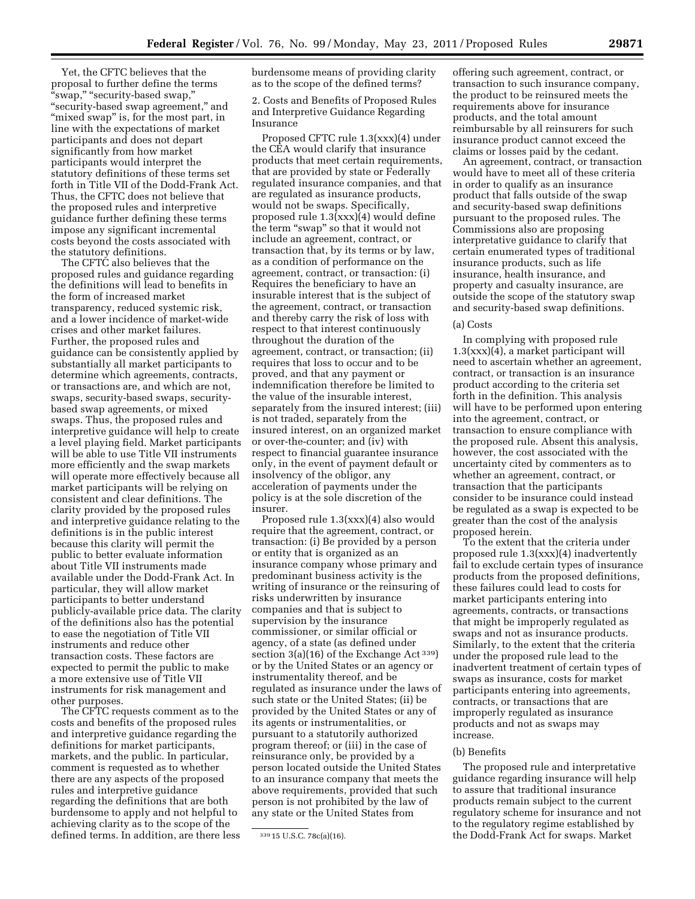Yet, the CFTC believes that the proposal to further define the terms "swap," "security-based swap," "security-based swap agreement," and "mixed swap" is, for the most part, in line with the expectations of market participants and does not depart significantly from how market participants would interpret the statutory definitions of these terms set forth in Title VII of the Dodd-Frank Act. Thus, the CFTC does not believe that the proposed rules and interpretive guidance further defining these terms impose any significant incremental costs beyond the costs associated with the statutory definitions.

The CFTC also believes that the proposed rules and guidance regarding the definitions will lead to benefits in the form of increased market transparency, reduced systemic risk, and a lower incidence of market-wide crises and other market failures. Further, the proposed rules and guidance can be consistently applied by substantially all market participants to determine which agreements, contracts, or transactions are, and which are not, swaps, security-based swaps, security-based swap agreements, or mixed swaps. Thus, the proposed rules and interpretive guidance will help to create a level playing field. Market participants will be able to use Title VII instruments more efficiently and the swap markets will operate more effectively because all market participants will be relying on consistent and clear definitions. The clarity provided by the proposed rules and interpretive guidance relating to the definitions is in the public interest because this clarity will permit the public to better evaluate information about Title VII instruments made available under the Dodd-Frank Act. In particular, they will allow market participants to better understand publicly-available price data. The clarity of the definitions also has the potential to ease the negotiation of Title VII instruments and reduce other transaction costs. These factors are expected to permit the public to make a more extensive use of Title VII instruments for risk management and other purposes.

The CFTC requests comment as to the costs and benefits of the proposed rules and interpretive guidance regarding the definitions for market participants, markets, and the public. In particular, comment is requested as to whether there are any aspects of the proposed rules and interpretive guidance regarding the definitions that are both burdensome to apply and not helpful to achieving clarity as to the scope of the defined terms. In addition, are there less burdensome means of providing clarity as to the scope of the defined terms?

2. Costs and Benefits of Proposed Rules and Interpretive Guidance Regarding Insurance

Proposed CFTC rule 1.3(xxx)(4) under the CEA would clarify that insurance products that meet certain requirements, that are provided by state or Federally regulated insurance companies, and that are regulated as insurance products, would not be swaps. Specifically, proposed rule 1.3(xxx)(4) would define the term "swap" so that it would not include an agreement, contract, or transaction that, by its terms or by law, as a condition of performance on the agreement, contract, or transaction: (i) Requires the beneficiary to have an insurable interest that is the subject of the agreement, contract, or transaction and thereby carry the risk of loss with respect to that interest continuously throughout the duration of the agreement, contract, or transaction; (ii) requires that loss to occur and to be proved, and that any payment or indemnification therefore be limited to the value of the insurable interest, separately from the insured interest; (iii) is not traded, separately from the insured interest, on an organized market or over-the-counter; and (iv) with respect to financial guarantee insurance only, in the event of payment default or insolvency of the obligor, any acceleration of payments under the policy is at the sole discretion of the insurer.

Proposed rule 1.3(xxx)(4) also would require that the agreement, contract, or transaction: (i) Be provided by a person or entity that is organized as an insurance company whose primary and predominant business activity is the writing of insurance or the reinsuring of risks underwritten by insurance companies and that is subject to supervision by the insurance commissioner, or similar official or agency, of a state (as defined under section 3(a)(16) of the Exchange Act [339]) or by the United States or an agency or instrumentality thereof, and be regulated as insurance under the laws of such state or the United States; (ii) be provided by the United States or any of its agents or instrumentalities, or pursuant to a statutorily authorized program thereof; or (iii) in the case of reinsurance only, be provided by a person located outside the United States to an insurance company that meets the above requirements, provided that such person is not prohibited by the law of any state or the United States from offering such agreement, contract, or transaction to such insurance company, the product to be reinsured meets the requirements above for insurance products, and the total amount reimbursable by all reinsurers for such insurance product cannot exceed the claims or losses paid by the cedant.

An agreement, contract, or transaction would have to meet all of these criteria in order to qualify as an insurance product that falls outside of the swap and security-based swap definitions pursuant to the proposed rules. The Commissions also are proposing interpretive guidance to clarify that certain enumerated types of traditional insurance products, such as life insurance, health insurance, and property and casualty insurance, are outside the scope of the statutory swap and security-based swap definitions.

(a) Costs

In complying with proposed rule 1.3(xxx)(4), a market participant will need to ascertain whether an agreement, contract, or transaction is an insurance product according to the criteria set forth in the definition. This analysis will have to be performed upon entering into the agreement, contract, or transaction to ensure compliance with the proposed rule. Absent this analysis, however, the cost associated with the uncertainty cited by commenters as to whether an agreement, contract, or transaction that the participants consider to be insurance could instead be regulated as a swap is expected to be greater than the cost of the analysis proposed herein.

To the extent that the criteria under proposed rule 1.3(xxx)(4) inadvertently fail to exclude certain types of insurance products from the proposed definitions, these failures could lead to costs for market participants entering into agreements, contracts, or transactions that might be improperly regulated as swaps and not as insurance products. Similarly, to the extent that the criteria under the proposed rule lead to the inadvertent treatment of certain types of swaps as insurance, costs for market participants entering into agreements, contracts, or transactions that are improperly regulated as insurance products and not as swaps may increase.

(b) Benefits

The proposed rule and interpretative guidance regarding insurance will help to assure that traditional insurance products remain subject to the current regulatory scheme for insurance and not to the regulatory regime established by the Dodd-Frank Act for swaps. Market

[339] 15 U.S.C. 78c(a)(16).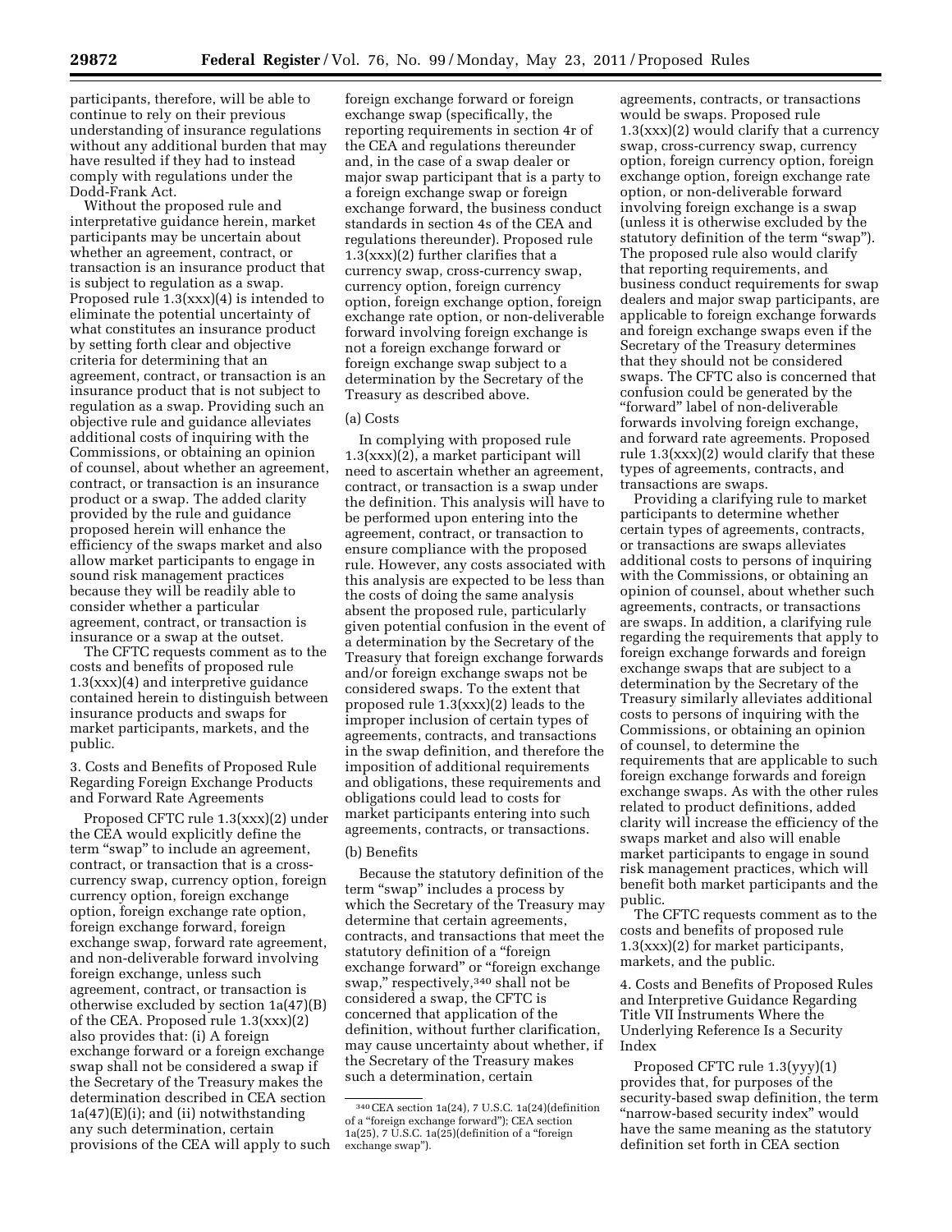participants, therefore, will be able to continue to rely on their previous understanding of insurance regulations without any additional burden that may have resulted if they had to instead comply with regulations under the Dodd-Frank Act.

Without the proposed rule and interpretative guidance herein, market participants may be uncertain about whether an agreement, contract, or transaction is an insurance product that is subject to regulation as a swap. Proposed rule 1.3(xxx)(4) is intended to eliminate the potential uncertainty of what constitutes an insurance product by setting forth clear and objective criteria for determining that an agreement, contract, or transaction is an insurance product that is not subject to regulation as a swap. Providing such an objective rule and guidance alleviates additional costs of inquiring with the Commissions, or obtaining an opinion of counsel, about whether an agreement, contract, or transaction is an insurance product or a swap. The added clarity provided by the rule and guidance proposed herein will enhance the efficiency of the swaps market and also allow market participants to engage in sound risk management practices because they will be readily able to consider whether a particular agreement, contract, or transaction is insurance or a swap at the outset.

The CFTC requests comment as to the costs and benefits of proposed rule 1.3(xxx)(4) and interpretive guidance contained herein to distinguish between insurance products and swaps for market participants, markets, and the public.

3. Costs and Benefits of Proposed Rule Regarding Foreign Exchange Products and Forward Rate Agreements

Proposed CFTC rule 1.3(xxx)(2) under the CEA would explicitly define the term "swap" to include an agreement, contract, or transaction that is a cross-currency swap, currency option, foreign currency option, foreign exchange option, foreign exchange rate option, foreign exchange forward, foreign exchange swap, forward rate agreement, and non-deliverable forward involving foreign exchange, unless such agreement, contract, or transaction is otherwise excluded by section 1a(47)(B) of the CEA. Proposed rule 1.3(xxx)(2) also provides that: (i) A foreign exchange forward or a foreign exchange swap shall not be considered a swap if the Secretary of the Treasury makes the determination described in CEA section 1a(47)(E)(i); and (ii) notwithstanding any such determination, certain provisions of the CEA will apply to such foreign exchange forward or foreign exchange swap (specifically, the reporting requirements in section 4r of the CEA and regulations thereunder and, in the case of a swap dealer or major swap participant that is a party to a foreign exchange swap or foreign exchange forward, the business conduct standards in section 4s of the CEA and regulations thereunder). Proposed rule 1.3(xxx)(2) further clarifies that a currency swap, cross-currency swap, currency option, foreign currency option, foreign exchange option, foreign exchange rate option, or non-deliverable forward involving foreign exchange is not a foreign exchange forward or foreign exchange swap subject to a determination by the Secretary of the Treasury as described above.

(a) Costs

In complying with proposed rule 1.3(xxx)(2), a market participant will need to ascertain whether an agreement, contract, or transaction is a swap under the definition. This analysis will have to be performed upon entering into the agreement, contract, or transaction to ensure compliance with the proposed rule. However, any costs associated with this analysis are expected to be less than the costs of doing the same analysis absent the proposed rule, particularly given potential confusion in the event of a determination by the Secretary of the Treasury that foreign exchange forwards and/or foreign exchange swaps not be considered swaps. To the extent that proposed rule 1.3(xxx)(2) leads to the improper inclusion of certain types of agreements, contracts, and transactions in the swap definition, and therefore the imposition of additional requirements and obligations, these requirements and obligations could lead to costs for market participants entering into such agreements, contracts, or transactions.

(b) Benefits

Because the statutory definition of the term "swap" includes a process by which the Secretary of the Treasury may determine that certain agreements, contracts, and transactions that meet the statutory definition of a "foreign exchange forward" or "foreign exchange swap," respectively,[340] shall not be considered a swap, the CFTC is concerned that application of the definition, without further clarification, may cause uncertainty about whether, if the Secretary of the Treasury makes such a determination, certain agreements, contracts, or transactions would be swaps. Proposed rule 1.3(xxx)(2) would clarify that a currency swap, cross-currency swap, currency option, foreign currency option, foreign exchange option, foreign exchange rate option, or non-deliverable forward involving foreign exchange is a swap (unless it is otherwise excluded by the statutory definition of the term "swap"). The proposed rule also would clarify that reporting requirements, and business conduct requirements for swap dealers and major swap participants, are applicable to foreign exchange forwards and foreign exchange swaps even if the Secretary of the Treasury determines that they should not be considered swaps. The CFTC also is concerned that confusion could be generated by the "forward" label of non-deliverable forwards involving foreign exchange, and forward rate agreements. Proposed rule 1.3(xxx)(2) would clarify that these types of agreements, contracts, and transactions are swaps.

Providing a clarifying rule to market participants to determine whether certain types of agreements, contracts, or transactions are swaps alleviates additional costs to persons of inquiring with the Commissions, or obtaining an opinion of counsel, about whether such agreements, contracts, or transactions are swaps. In addition, a clarifying rule regarding the requirements that apply to foreign exchange forwards and foreign exchange swaps that are subject to a determination by the Secretary of the Treasury similarly alleviates additional costs to persons of inquiring with the Commissions, or obtaining an opinion of counsel, to determine the requirements that are applicable to such foreign exchange forwards and foreign exchange swaps. As with the other rules related to product definitions, added clarity will increase the efficiency of the swaps market and also will enable market participants to engage in sound risk management practices, which will benefit both market participants and the public.

The CFTC requests comment as to the costs and benefits of proposed rule 1.3(xxx)(2) for market participants, markets, and the public.

4. Costs and Benefits of Proposed Rules and Interpretive Guidance Regarding Title VII Instruments Where the Underlying Reference Is a Security Index

Proposed CFTC rule 1.3(yyy)(1) provides that, for purposes of the security-based swap definition, the term "narrow-based security index" would have the same meaning as the statutory definition set forth in CEA section

[340] CEA section 1a(24), 7 U.S.C. 1a(24)(definition of a "foreign exchange forward"); CEA section 1a(25), 7 U.S.C. 1a(25)(definition of a "foreign exchange swap").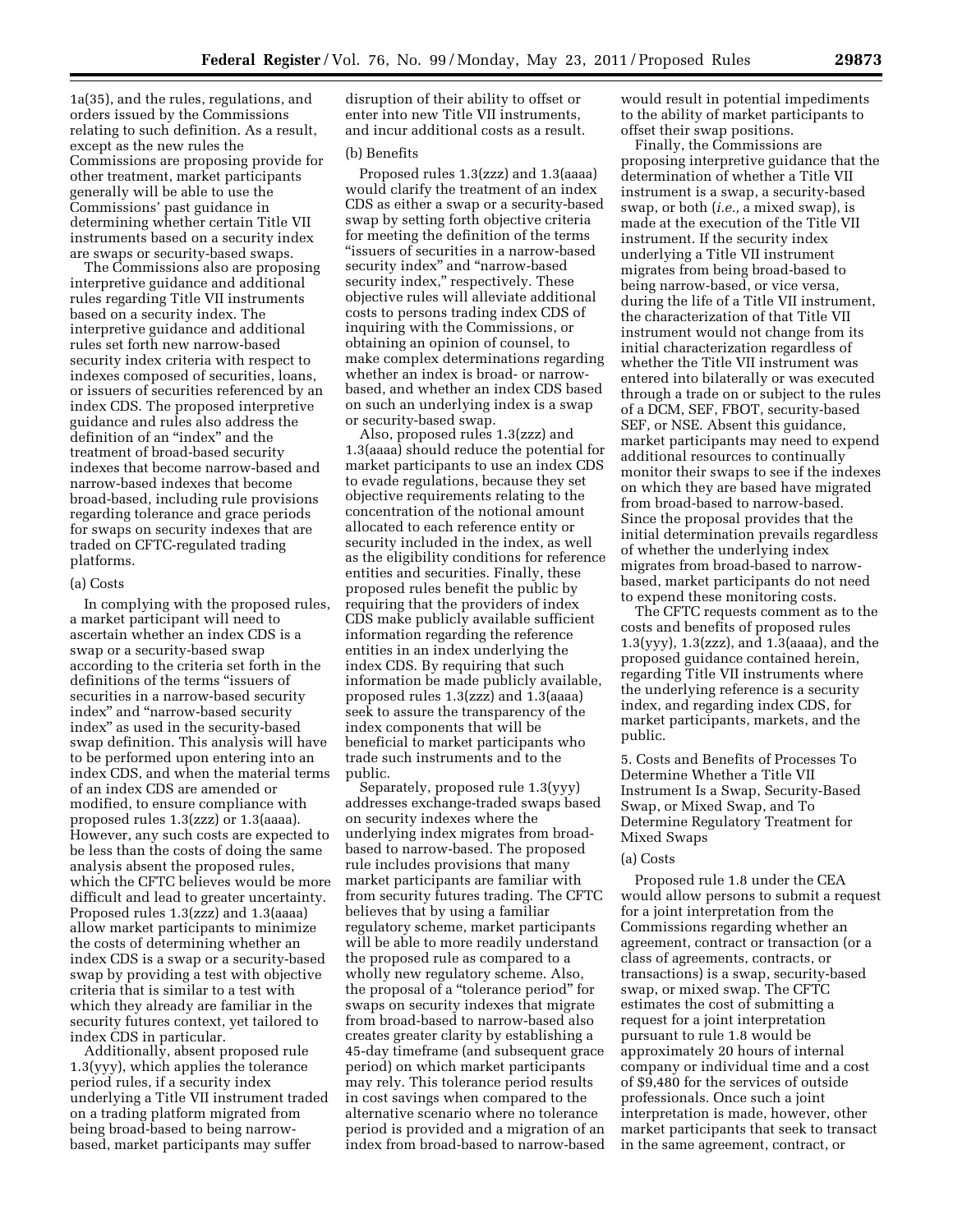1a(35), and the rules, regulations, and orders issued by the Commissions relating to such definition. As a result, except as the new rules the Commissions are proposing provide for other treatment, market participants generally will be able to use the Commissions' past guidance in determining whether certain Title VII instruments based on a security index are swaps or security-based swaps.

The Commissions also are proposing interpretive guidance and additional rules regarding Title VII instruments based on a security index. The interpretive guidance and additional rules set forth new narrow-based security index criteria with respect to indexes composed of securities, loans, or issuers of securities referenced by an index CDS. The proposed interpretive guidance and rules also address the definition of an "index" and the treatment of broad-based security indexes that become narrow-based and narrow-based indexes that become broad-based, including rule provisions regarding tolerance and grace periods for swaps on security indexes that are traded on CFTC-regulated trading platforms.

(a) Costs

In complying with the proposed rules, a market participant will need to ascertain whether an index CDS is a swap or a security-based swap according to the criteria set forth in the definitions of the terms "issuers of securities in a narrow-based security index" and "narrow-based security index" as used in the security-based swap definition. This analysis will have to be performed upon entering into an index CDS, and when the material terms of an index CDS are amended or modified, to ensure compliance with proposed rules 1.3(zzz) or 1.3(aaaa). However, any such costs are expected to be less than the costs of doing the same analysis absent the proposed rules, which the CFTC believes would be more difficult and lead to greater uncertainty. Proposed rules 1.3(zzz) and 1.3(aaaa) allow market participants to minimize the costs of determining whether an index CDS is a swap or a security-based swap by providing a test with objective criteria that is similar to a test with which they already are familiar in the security futures context, yet tailored to index CDS in particular.

Additionally, absent proposed rule 1.3(yyy), which applies the tolerance period rules, if a security index underlying a Title VII instrument traded on a trading platform migrated from being broad-based to being narrow-based, market participants may suffer disruption of their ability to offset or enter into new Title VII instruments, and incur additional costs as a result.

(b) Benefits

Proposed rules 1.3(zzz) and 1.3(aaaa) would clarify the treatment of an index CDS as either a swap or a security-based swap by setting forth objective criteria for meeting the definition of the terms "issuers of securities in a narrow-based security index" and "narrow-based security index," respectively. These objective rules will alleviate additional costs to persons trading index CDS of inquiring with the Commissions, or obtaining an opinion of counsel, to make complex determinations regarding whether an index is broad- or narrow-based, and whether an index CDS based on such an underlying index is a swap or security-based swap.

Also, proposed rules 1.3(zzz) and 1.3(aaaa) should reduce the potential for market participants to use an index CDS to evade regulations, because they set objective requirements relating to the concentration of the notional amount allocated to each reference entity or security included in the index, as well as the eligibility conditions for reference entities and securities. Finally, these proposed rules benefit the public by requiring that the providers of index CDS make publicly available sufficient information regarding the reference entities in an index underlying the index CDS. By requiring that such information be made publicly available, proposed rules 1.3(zzz) and 1.3(aaaa) seek to assure the transparency of the index components that will be beneficial to market participants who trade such instruments and to the public.

Separately, proposed rule 1.3(yyy) addresses exchange-traded swaps based on security indexes where the underlying index migrates from broad-based to narrow-based. The proposed rule includes provisions that many market participants are familiar with from security futures trading. The CFTC believes that by using a familiar regulatory scheme, market participants will be able to more readily understand the proposed rule as compared to a wholly new regulatory scheme. Also, the proposal of a "tolerance period" for swaps on security indexes that migrate from broad-based to narrow-based also creates greater clarity by establishing a 45-day timeframe (and subsequent grace period) on which market participants may rely. This tolerance period results in cost savings when compared to the alternative scenario where no tolerance period is provided and a migration of an index from broad-based to narrow-based would result in potential impediments to the ability of market participants to offset their swap positions.

Finally, the Commissions are proposing interpretive guidance that the determination of whether a Title VII instrument is a swap, a security-based swap, or both (*i.e.,* a mixed swap), is made at the execution of the Title VII instrument. If the security index underlying a Title VII instrument migrates from being broad-based to being narrow-based, or vice versa, during the life of a Title VII instrument, the characterization of that Title VII instrument would not change from its initial characterization regardless of whether the Title VII instrument was entered into bilaterally or was executed through a trade on or subject to the rules of a DCM, SEF, FBOT, security-based SEF, or NSE. Absent this guidance, market participants may need to expend additional resources to continually monitor their swaps to see if the indexes on which they are based have migrated from broad-based to narrow-based. Since the proposal provides that the initial determination prevails regardless of whether the underlying index migrates from broad-based to narrow-based, market participants do not need to expend these monitoring costs.

The CFTC requests comment as to the costs and benefits of proposed rules 1.3(yyy), 1.3(zzz), and 1.3(aaaa), and the proposed guidance contained herein, regarding Title VII instruments where the underlying reference is a security index, and regarding index CDS, for market participants, markets, and the public.

5. Costs and Benefits of Processes To Determine Whether a Title VII Instrument Is a Swap, Security-Based Swap, or Mixed Swap, and To Determine Regulatory Treatment for Mixed Swaps

(a) Costs

Proposed rule 1.8 under the CEA would allow persons to submit a request for a joint interpretation from the Commissions regarding whether an agreement, contract or transaction (or a class of agreements, contracts, or transactions) is a swap, security-based swap, or mixed swap. The CFTC estimates the cost of submitting a request for a joint interpretation pursuant to rule 1.8 would be approximately 20 hours of internal company or individual time and a cost of $9,480 for the services of outside professionals. Once such a joint interpretation is made, however, other market participants that seek to transact in the same agreement, contract, or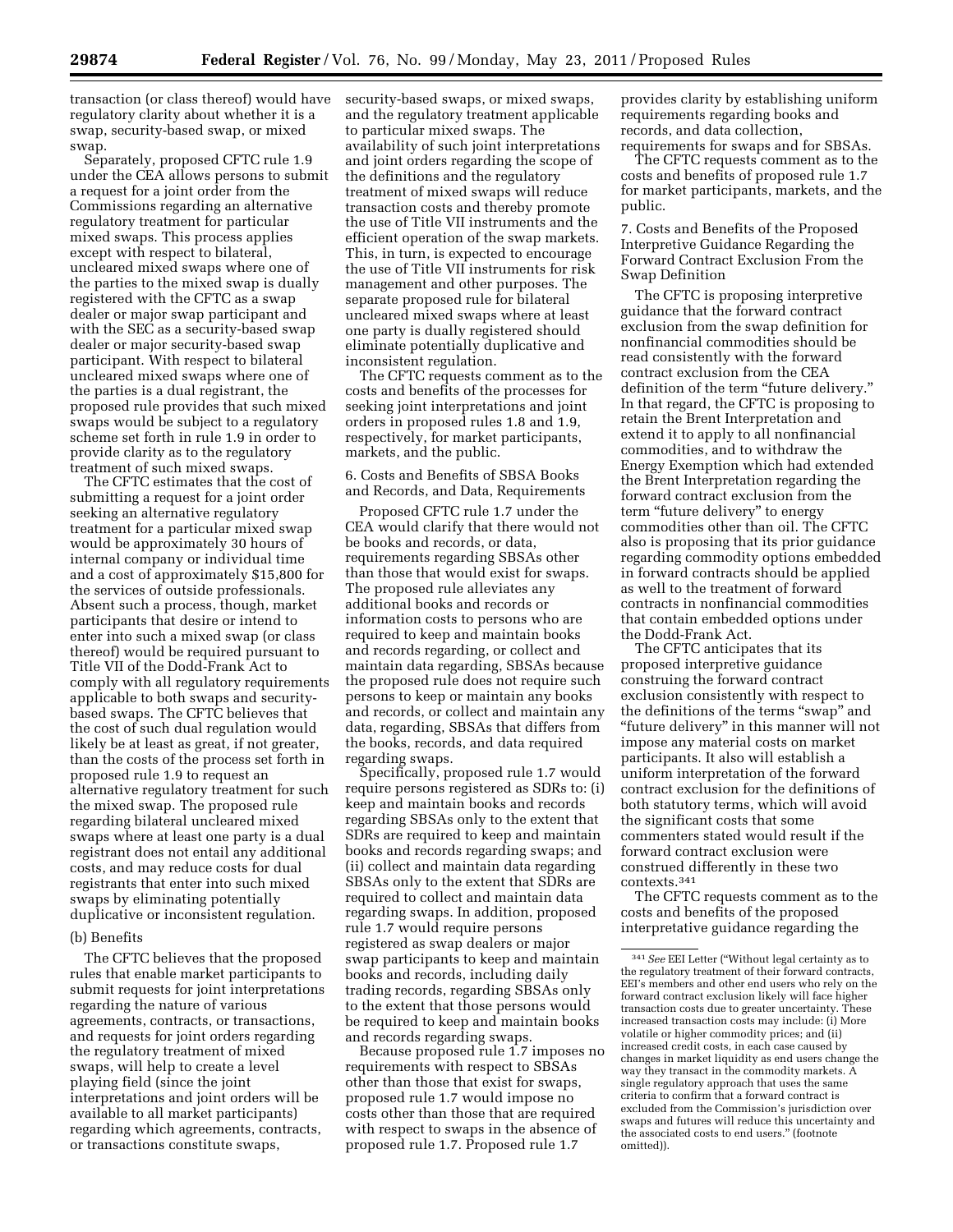transaction (or class thereof) would have regulatory clarity about whether it is a swap, security-based swap, or mixed swap.

Separately, proposed CFTC rule 1.9 under the CEA allows persons to submit a request for a joint order from the Commissions regarding an alternative regulatory treatment for particular mixed swaps. This process applies except with respect to bilateral, uncleared mixed swaps where one of the parties to the mixed swap is dually registered with the CFTC as a swap dealer or major swap participant and with the SEC as a security-based swap dealer or major security-based swap participant. With respect to bilateral uncleared mixed swaps where one of the parties is a dual registrant, the proposed rule provides that such mixed swaps would be subject to a regulatory scheme set forth in rule 1.9 in order to provide clarity as to the regulatory treatment of such mixed swaps.

The CFTC estimates that the cost of submitting a request for a joint order seeking an alternative regulatory treatment for a particular mixed swap would be approximately 30 hours of internal company or individual time and a cost of approximately $15,800 for the services of outside professionals. Absent such a process, though, market participants that desire or intend to enter into such a mixed swap (or class thereof) would be required pursuant to Title VII of the Dodd-Frank Act to comply with all regulatory requirements applicable to both swaps and security-based swaps. The CFTC believes that the cost of such dual regulation would likely be at least as great, if not greater, than the costs of the process set forth in proposed rule 1.9 to request an alternative regulatory treatment for such the mixed swap. The proposed rule regarding bilateral uncleared mixed swaps where at least one party is a dual registrant does not entail any additional costs, and may reduce costs for dual registrants that enter into such mixed swaps by eliminating potentially duplicative or inconsistent regulation.

(b) Benefits

The CFTC believes that the proposed rules that enable market participants to submit requests for joint interpretations regarding the nature of various agreements, contracts, or transactions, and requests for joint orders regarding the regulatory treatment of mixed swaps, will help to create a level playing field (since the joint interpretations and joint orders will be available to all market participants) regarding which agreements, contracts, or transactions constitute swaps, security-based swaps, or mixed swaps, and the regulatory treatment applicable to particular mixed swaps. The availability of such joint interpretations and joint orders regarding the scope of the definitions and the regulatory treatment of mixed swaps will reduce transaction costs and thereby promote the use of Title VII instruments and the efficient operation of the swap markets. This, in turn, is expected to encourage the use of Title VII instruments for risk management and other purposes. The separate proposed rule for bilateral uncleared mixed swaps where at least one party is dually registered should eliminate potentially duplicative and inconsistent regulation.

The CFTC requests comment as to the costs and benefits of the processes for seeking joint interpretations and joint orders in proposed rules 1.8 and 1.9, respectively, for market participants, markets, and the public.

6. Costs and Benefits of SBSA Books and Records, and Data, Requirements

Proposed CFTC rule 1.7 under the CEA would clarify that there would not be books and records, or data, requirements regarding SBSAs other than those that would exist for swaps. The proposed rule alleviates any additional books and records or information costs to persons who are required to keep and maintain books and records regarding, or collect and maintain data regarding, SBSAs because the proposed rule does not require such persons to keep or maintain any books and records, or collect and maintain any data, regarding, SBSAs that differs from the books, records, and data required regarding swaps.

Specifically, proposed rule 1.7 would require persons registered as SDRs to: (i) keep and maintain books and records regarding SBSAs only to the extent that SDRs are required to keep and maintain books and records regarding swaps; and (ii) collect and maintain data regarding SBSAs only to the extent that SDRs are required to collect and maintain data regarding swaps. In addition, proposed rule 1.7 would require persons registered as swap dealers or major swap participants to keep and maintain books and records, including daily trading records, regarding SBSAs only to the extent that those persons would be required to keep and maintain books and records regarding swaps.

Because proposed rule 1.7 imposes no requirements with respect to SBSAs other than those that exist for swaps, proposed rule 1.7 would impose no costs other than those that are required with respect to swaps in the absence of proposed rule 1.7. Proposed rule 1.7 provides clarity by establishing uniform requirements regarding books and records, and data collection, requirements for swaps and for SBSAs.

The CFTC requests comment as to the costs and benefits of proposed rule 1.7 for market participants, markets, and the public.

7. Costs and Benefits of the Proposed Interpretive Guidance Regarding the Forward Contract Exclusion From the Swap Definition

The CFTC is proposing interpretive guidance that the forward contract exclusion from the swap definition for nonfinancial commodities should be read consistently with the forward contract exclusion from the CEA definition of the term "future delivery." In that regard, the CFTC is proposing to retain the Brent Interpretation and extend it to apply to all nonfinancial commodities, and to withdraw the Energy Exemption which had extended the Brent Interpretation regarding the forward contract exclusion from the term "future delivery" to energy commodities other than oil. The CFTC also is proposing that its prior guidance regarding commodity options embedded in forward contracts should be applied as well to the treatment of forward contracts in nonfinancial commodities that contain embedded options under the Dodd-Frank Act.

The CFTC anticipates that its proposed interpretive guidance construing the forward contract exclusion consistently with respect to the definitions of the terms "swap" and "future delivery" in this manner will not impose any material costs on market participants. It also will establish a uniform interpretation of the forward contract exclusion for the definitions of both statutory terms, which will avoid the significant costs that some commenters stated would result if the forward contract exclusion were construed differently in these two contexts.[341]

The CFTC requests comment as to the costs and benefits of the proposed interpretative guidance regarding the

[341] *See* EEI Letter ("Without legal certainty as to the regulatory treatment of their forward contracts, EEI's members and other end users who rely on the forward contract exclusion likely will face higher transaction costs due to greater uncertainty. These increased transaction costs may include: (i) More volatile or higher commodity prices; and (ii) increased credit costs, in each case caused by changes in market liquidity as end users change the way they transact in the commodity markets. A single regulatory approach that uses the same criteria to confirm that a forward contract is excluded from the Commission's jurisdiction over swaps and futures will reduce this uncertainty and the associated costs to end users." (footnote omitted)).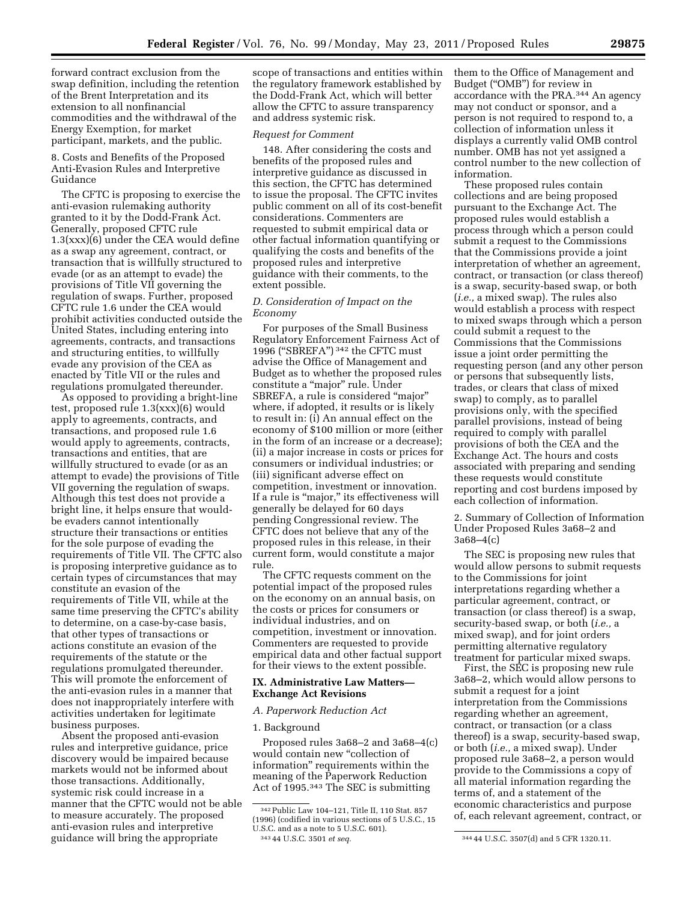forward contract exclusion from the swap definition, including the retention of the Brent Interpretation and its extension to all nonfinancial commodities and the withdrawal of the Energy Exemption, for market participant, markets, and the public.

8. Costs and Benefits of the Proposed Anti-Evasion Rules and Interpretive Guidance

The CFTC is proposing to exercise the anti-evasion rulemaking authority granted to it by the Dodd-Frank Act. Generally, proposed CFTC rule 1.3(xxx)(6) under the CEA would define as a swap any agreement, contract, or transaction that is willfully structured to evade (or as an attempt to evade) the provisions of Title VII governing the regulation of swaps. Further, proposed CFTC rule 1.6 under the CEA would prohibit activities conducted outside the United States, including entering into agreements, contracts, and transactions and structuring entities, to willfully evade any provision of the CEA as enacted by Title VII or the rules and regulations promulgated thereunder.

As opposed to providing a bright-line test, proposed rule 1.3(xxx)(6) would apply to agreements, contracts, and transactions, and proposed rule 1.6 would apply to agreements, contracts, transactions and entities, that are willfully structured to evade (or as an attempt to evade) the provisions of Title VII governing the regulation of swaps. Although this test does not provide a bright line, it helps ensure that would-be evaders cannot intentionally structure their transactions or entities for the sole purpose of evading the requirements of Title VII. The CFTC also is proposing interpretive guidance as to certain types of circumstances that may constitute an evasion of the requirements of Title VII, while at the same time preserving the CFTC's ability to determine, on a case-by-case basis, that other types of transactions or actions constitute an evasion of the requirements of the statute or the regulations promulgated thereunder. This will promote the enforcement of the anti-evasion rules in a manner that does not inappropriately interfere with activities undertaken for legitimate business purposes.

Absent the proposed anti-evasion rules and interpretive guidance, price discovery would be impaired because markets would not be informed about those transactions. Additionally, systemic risk could increase in a manner that the CFTC would not be able to measure accurately. The proposed anti-evasion rules and interpretive guidance will bring the appropriate scope of transactions and entities within the regulatory framework established by the Dodd-Frank Act, which will better allow the CFTC to assure transparency and address systemic risk.

*Request for Comment*

148. After considering the costs and benefits of the proposed rules and interpretive guidance as discussed in this section, the CFTC has determined to issue the proposal. The CFTC invites public comment on all of its cost-benefit considerations. Commenters are requested to submit empirical data or other factual information quantifying or qualifying the costs and benefits of the proposed rules and interpretive guidance with their comments, to the extent possible.

*D. Consideration of Impact on the Economy*

For purposes of the Small Business Regulatory Enforcement Fairness Act of 1996 ("SBREFA") [342] the CFTC must advise the Office of Management and Budget as to whether the proposed rules constitute a "major" rule. Under SBREFA, a rule is considered "major" where, if adopted, it results or is likely to result in: (i) An annual effect on the economy of $100 million or more (either in the form of an increase or a decrease); (ii) a major increase in costs or prices for consumers or individual industries; or (iii) significant adverse effect on competition, investment or innovation. If a rule is "major," its effectiveness will generally be delayed for 60 days pending Congressional review. The CFTC does not believe that any of the proposed rules in this release, in their current form, would constitute a major rule.

The CFTC requests comment on the potential impact of the proposed rules on the economy on an annual basis, on the costs or prices for consumers or individual industries, and on competition, investment or innovation. Commenters are requested to provide empirical data and other factual support for their views to the extent possible.

## IX. Administrative Law Matters—Exchange Act Revisions

*A. Paperwork Reduction Act*

1. Background

Proposed rules 3a68–2 and 3a68–4(c) would contain new "collection of information" requirements within the meaning of the Paperwork Reduction Act of 1995.[343] The SEC is submitting them to the Office of Management and Budget ("OMB") for review in accordance with the PRA.[344] An agency may not conduct or sponsor, and a person is not required to respond to, a collection of information unless it displays a currently valid OMB control number. OMB has not yet assigned a control number to the new collection of information.

These proposed rules contain collections and are being proposed pursuant to the Exchange Act. The proposed rules would establish a process through which a person could submit a request to the Commissions that the Commissions provide a joint interpretation of whether an agreement, contract, or transaction (or class thereof) is a swap, security-based swap, or both (*i.e.,* a mixed swap). The rules also would establish a process with respect to mixed swaps through which a person could submit a request to the Commissions that the Commissions issue a joint order permitting the requesting person (and any other person or persons that subsequently lists, trades, or clears that class of mixed swap) to comply, as to parallel provisions only, with the specified parallel provisions, instead of being required to comply with parallel provisions of both the CEA and the Exchange Act. The hours and costs associated with preparing and sending these requests would constitute reporting and cost burdens imposed by each collection of information.

2. Summary of Collection of Information Under Proposed Rules 3a68–2 and 3a68–4(c)

The SEC is proposing new rules that would allow persons to submit requests to the Commissions for joint interpretations regarding whether a particular agreement, contract, or transaction (or class thereof) is a swap, security-based swap, or both (*i.e.,* a mixed swap), and for joint orders permitting alternative regulatory treatment for particular mixed swaps.

First, the SEC is proposing new rule 3a68–2, which would allow persons to submit a request for a joint interpretation from the Commissions regarding whether an agreement, contract, or transaction (or a class thereof) is a swap, security-based swap, or both (*i.e.,* a mixed swap). Under proposed rule 3a68–2, a person would provide to the Commissions a copy of all material information regarding the terms of, and a statement of the economic characteristics and purpose of, each relevant agreement, contract, or

[342] Public Law 104–121, Title II, 110 Stat. 857 (1996) (codified in various sections of 5 U.S.C., 15 U.S.C. and as a note to 5 U.S.C. 601).

[343] 44 U.S.C. 3501 *et seq.*

[344] 44 U.S.C. 3507(d) and 5 CFR 1320.11.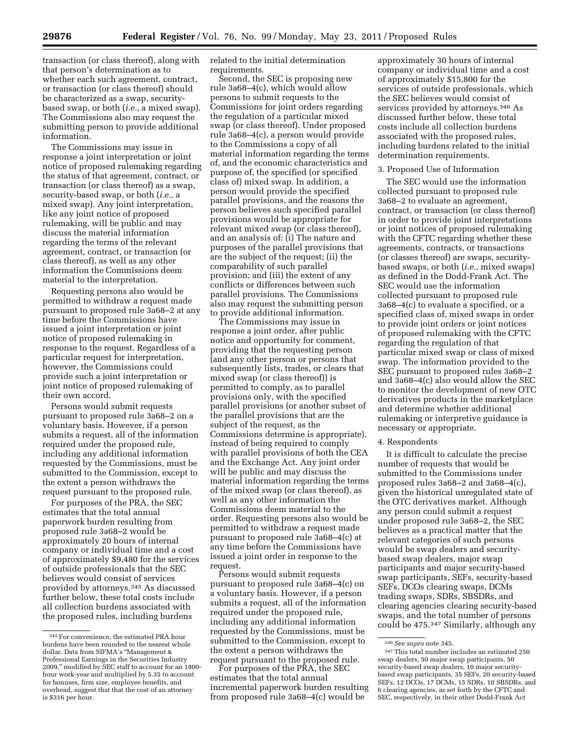transaction (or class thereof), along with that person's determination as to whether each such agreement, contract, or transaction (or class thereof) should be characterized as a swap, security-based swap, or both (*i.e.,* a mixed swap). The Commissions also may request the submitting person to provide additional information.

The Commissions may issue in response a joint interpretation or joint notice of proposed rulemaking regarding the status of that agreement, contract, or transaction (or class thereof) as a swap, security-based swap, or both (*i.e.,* a mixed swap). Any joint interpretation, like any joint notice of proposed rulemaking, will be public and may discuss the material information regarding the terms of the relevant agreement, contract, or transaction (or class thereof), as well as any other information the Commissions deem material to the interpretation.

Requesting persons also would be permitted to withdraw a request made pursuant to proposed rule 3a68–2 at any time before the Commissions have issued a joint interpretation or joint notice of proposed rulemaking in response to the request. Regardless of a particular request for interpretation, however, the Commissions could provide such a joint interpretation or joint notice of proposed rulemaking of their own accord.

Persons would submit requests pursuant to proposed rule 3a68–2 on a voluntary basis. However, if a person submits a request, all of the information required under the proposed rule, including any additional information requested by the Commissions, must be submitted to the Commission, except to the extent a person withdraws the request pursuant to the proposed rule.

For purposes of the PRA, the SEC estimates that the total annual paperwork burden resulting from proposed rule 3a68–2 would be approximately 20 hours of internal company or individual time and a cost of approximately $9,480 for the services of outside professionals that the SEC believes would consist of services provided by attorneys.[345] As discussed further below, these total costs include all collection burdens associated with the proposed rules, including burdens related to the initial determination requirements.

Second, the SEC is proposing new rule 3a68–4(c), which would allow persons to submit requests to the Commissions for joint orders regarding the regulation of a particular mixed swap (or class thereof). Under proposed rule 3a68–4(c), a person would provide to the Commissions a copy of all material information regarding the terms of, and the economic characteristics and purpose of, the specified (or specified class of) mixed swap. In addition, a person would provide the specified parallel provisions, and the reasons the person believes such specified parallel provisions would be appropriate for relevant mixed swap (or class thereof), and an analysis of: (i) The nature and purposes of the parallel provisions that are the subject of the request; (ii) the comparability of such parallel provision; and (iii) the extent of any conflicts or differences between such parallel provisions. The Commissions also may request the submitting person to provide additional information.

The Commissions may issue in response a joint order, after public notice and opportunity for comment, providing that the requesting person (and any other person or persons that subsequently lists, trades, or clears that mixed swap (or class thereof)) is permitted to comply, as to parallel provisions only, with the specified parallel provisions (or another subset of the parallel provisions that are the subject of the request, as the Commissions determine is appropriate), instead of being required to comply with parallel provisions of both the CEA and the Exchange Act. Any joint order will be public and may discuss the material information regarding the terms of the mixed swap (or class thereof), as well as any other information the Commissions deem material to the order. Requesting persons also would be permitted to withdraw a request made pursuant to proposed rule 3a68–4(c) at any time before the Commissions have issued a joint order in response to the request.

Persons would submit requests pursuant to proposed rule 3a68–4(c) on a voluntary basis. However, if a person submits a request, all of the information required under the proposed rule, including any additional information requested by the Commissions, must be submitted to the Commission, except to the extent a person withdraws the request pursuant to the proposed rule.

For purposes of the PRA, the SEC estimates that the total annual incremental paperwork burden resulting from proposed rule 3a68–4(c) would be approximately 30 hours of internal company or individual time and a cost of approximately $15,800 for the services of outside professionals, which the SEC believes would consist of services provided by attorneys.[346] As discussed further below, these total costs include all collection burdens associated with the proposed rules, including burdens related to the initial determination requirements.

3. Proposed Use of Information

The SEC would use the information collected pursuant to proposed rule 3a68–2 to evaluate an agreement, contract, or transaction (or class thereof) in order to provide joint interpretations or joint notices of proposed rulemaking with the CFTC regarding whether these agreements, contracts, or transactions (or classes thereof) are swaps, security-based swaps, or both (*i.e.,* mixed swaps) as defined in the Dodd-Frank Act. The SEC would use the information collected pursuant to proposed rule 3a68–4(c) to evaluate a specified, or a specified class of, mixed swaps in order to provide joint orders or joint notices of proposed rulemaking with the CFTC regarding the regulation of that particular mixed swap or class of mixed swap. The information provided to the SEC pursuant to proposed rules 3a68–2 and 3a68–4(c) also would allow the SEC to monitor the development of new OTC derivatives products in the marketplace and determine whether additional rulemaking or interpretive guidance is necessary or appropriate.

4. Respondents

It is difficult to calculate the precise number of requests that would be submitted to the Commissions under proposed rules 3a68–2 and 3a68–4(c), given the historical unregulated state of the OTC derivatives market. Although any person could submit a request under proposed rule 3a68–2, the SEC believes as a practical matter that the relevant categories of such persons would be swap dealers and security-based swap dealers, major swap participants and major security-based swap participants, SEFs, security-based SEFs, DCOs clearing swaps, DCMs trading swaps, SDRs, SBSDRs, and clearing agencies clearing security-based swaps, and the total number of persons could be 475.[347] Similarly, although any

---

[345] For convenience, the estimated PRA hour burdens have been rounded to the nearest whole dollar. Data from SIFMA's "Management & Professional Earnings in the Securities Industry 2009," modified by SEC staff to account for an 1800-hour work-year and multiplied by 5.35 to account for bonuses, firm size, employee benefits, and overhead, suggest that that the cost of an attorney is $316 per hour.

[346] *See supra* note 345.

[347] This total number includes an estimated 250 swap dealers, 50 major swap participants, 50 security-based swap dealers, 10 major security-based swap participants, 35 SEFs, 20 security-based SEFs, 12 DCOs, 17 DCMs, 15 SDRs, 10 SBSDRs, and 6 clearing agencies, as set forth by the CFTC and SEC, respectively, in their other Dodd-Frank Act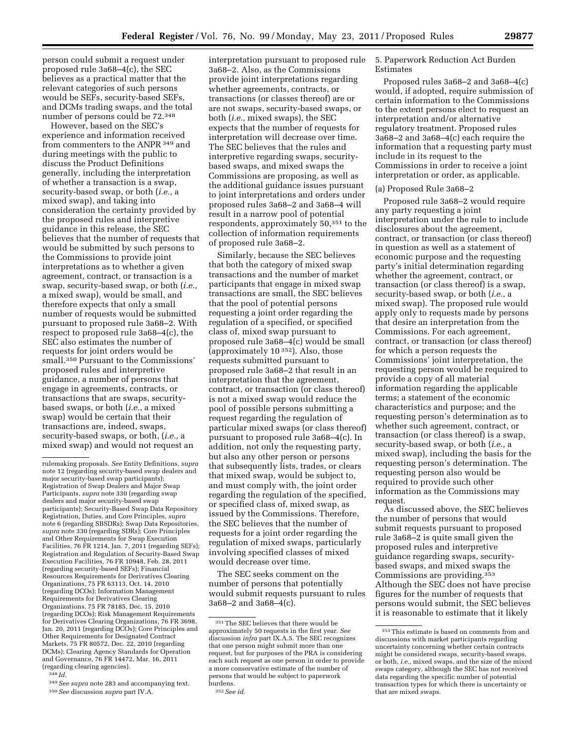person could submit a request under proposed rule 3a68–4(c), the SEC believes as a practical matter that the relevant categories of such persons would be SEFs, security-based SEFs, and DCMs trading swaps, and the total number of persons could be 72.[348]

However, based on the SEC's experience and information received from commenters to the ANPR [349] and during meetings with the public to discuss the Product Definitions generally, including the interpretation of whether a transaction is a swap, security-based swap, or both (*i.e.,* a mixed swap), and taking into consideration the certainty provided by the proposed rules and interpretive guidance in this release, the SEC believes that the number of requests that would be submitted by such persons to the Commissions to provide joint interpretations as to whether a given agreement, contract, or transaction is a swap, security-based swap, or both (*i.e.,* a mixed swap), would be small, and therefore expects that only a small number of requests would be submitted pursuant to proposed rule 3a68–2. With respect to proposed rule 3a68–4(c), the SEC also estimates the number of requests for joint orders would be small.[350] Pursuant to the Commissions' proposed rules and interpretive guidance, a number of persons that engage in agreements, contracts, or transactions that are swaps, security-based swaps, or both (*i.e.,* a mixed swap) would be certain that their transactions are, indeed, swaps, security-based swaps, or both, (*i.e.,* a mixed swap) and would not request an interpretation pursuant to proposed rule 3a68–2. Also, as the Commissions provide joint interpretations regarding whether agreements, contracts, or transactions (or classes thereof) are or are not swaps, security-based swaps, or both (*i.e.,* mixed swaps), the SEC expects that the number of requests for interpretation will decrease over time. The SEC believes that the rules and interpretive regarding swaps, security-based swaps, and mixed swaps the Commissions are proposing, as well as the additional guidance issues pursuant to joint interpretations and orders under proposed rules 3a68–2 and 3a68–4 will result in a narrow pool of potential respondents, approximately 50,[351] to the collection of information requirements of proposed rule 3a68–2.

Similarly, because the SEC believes that both the category of mixed swap transactions and the number of market participants that engage in mixed swap transactions are small, the SEC believes that the pool of potential persons requesting a joint order regarding the regulation of a specified, or specified class of, mixed swap pursuant to proposed rule 3a68–4(c) would be small (approximately 10 [352]). Also, those requests submitted pursuant to proposed rule 3a68–2 that result in an interpretation that the agreement, contract, or transaction (or class thereof) is not a mixed swap would reduce the pool of possible persons submitting a request regarding the regulation of particular mixed swaps (or class thereof) pursuant to proposed rule 3a68–4(c). In addition, not only the requesting party, but also any other person or persons that subsequently lists, trades, or clears that mixed swap, would be subject to, and must comply with, the joint order regarding the regulation of the specified, or specified class of, mixed swap, as issued by the Commissions. Therefore, the SEC believes that the number of requests for a joint order regarding the regulation of mixed swaps, particularly involving specified classes of mixed would decrease over time.

The SEC seeks comment on the number of persons that potentially would submit requests pursuant to rules 3a68–2 and 3a68–4(c).

5. Paperwork Reduction Act Burden Estimates

Proposed rules 3a68–2 and 3a68–4(c) would, if adopted, require submission of certain information to the Commissions to the extent persons elect to request an interpretation and/or alternative regulatory treatment. Proposed rules 3a68–2 and 3a68–4(c) each require the information that a requesting party must include in its request to the Commissions in order to receive a joint interpretation or order, as applicable.

(a) Proposed Rule 3a68–2

Proposed rule 3a68–2 would require any party requesting a joint interpretation under the rule to include disclosures about the agreement, contract, or transaction (or class thereof) in question as well as a statement of economic purpose and the requesting party's initial determination regarding whether the agreement, contract, or transaction (or class thereof) is a swap, security-based swap, or both (*i.e.,* a mixed swap). The proposed rule would apply only to requests made by persons that desire an interpretation from the Commissions. For each agreement, contract, or transaction (or class thereof) for which a person requests the Commissions' joint interpretation, the requesting person would be required to provide a copy of all material information regarding the applicable terms; a statement of the economic characteristics and purpose; and the requesting person's determination as to whether such agreement, contract, or transaction (or class thereof) is a swap, security-based swap, or both (*i.e.,* a mixed swap), including the basis for the requesting person's determination. The requesting person also would be required to provide such other information as the Commissions may request.

As discussed above, the SEC believes the number of persons that would submit requests pursuant to proposed rule 3a68–2 is quite small given the proposed rules and interpretive guidance regarding swaps, security-based swaps, and mixed swaps the Commissions are providing.[353] Although the SEC does not have precise figures for the number of requests that persons would submit, the SEC believes it is reasonable to estimate that it likely

---

rulemaking proposals. *See* Entity Definitions, *supra* note 12 (regarding security-based swap dealers and major security-based swap participants); Registration of Swap Dealers and Major Swap Participants, *supra* note 330 (regarding swap dealers and major security-based swap participants); Security-Based Swap Data Repository Registration, Duties, and Core Principles, *supra* note 6 (regarding SBSDRs); Swap Data Repositories, *supra* note 330 (regarding SDRs); Core Principles and Other Requirements for Swap Execution Facilities, 76 FR 1214, Jan. 7, 2011 (regarding SEFs); Registration and Regulation of Security-Based Swap Execution Facilities, 76 FR 10948, Feb. 28, 2011 (regarding security-based SEFs); Financial Resources Requirements for Derivatives Clearing Organizations, 75 FR 63113, Oct. 14, 2010 (regarding DCOs); Information Management Requirements for Derivatives Clearing Organizations, 75 FR 78185, Dec. 15, 2010 (regarding DCOs); Risk Management Requirements for Derivatives Clearing Organizations, 76 FR 3698, Jan. 20, 2011 (regarding DCOs); Core Principles and Other Requirements for Designated Contract Markets, 75 FR 80572, Dec. 22, 2010 (regarding DCMs); Clearing Agency Standards for Operation and Governance, 76 FR 14472, Mar. 16, 2011 (regarding clearing agencies).

[348] *Id.*

[349] *See supra* note 283 and accompanying text.

[350] *See* discussion *supra* part IV.A.

[351] The SEC believes that there would be approximately 50 requests in the first year. *See* discussion *infra* part IX.A.5. The SEC recognizes that one person might submit more than one request, but for purposes of the PRA is considering each such request as one person in order to provide a more conservative estimate of the number of persons that would be subject to paperwork burdens.

[352] *See id.*

[353] This estimate is based on comments from and discussions with market participants regarding uncertainty concerning whether certain contracts might be considered swaps, security-based swaps, or both, *i.e.,* mixed swaps, and the size of the mixed swaps category, although the SEC has not received data regarding the specific number of potential transaction types for which there is uncertainty or that are mixed swaps.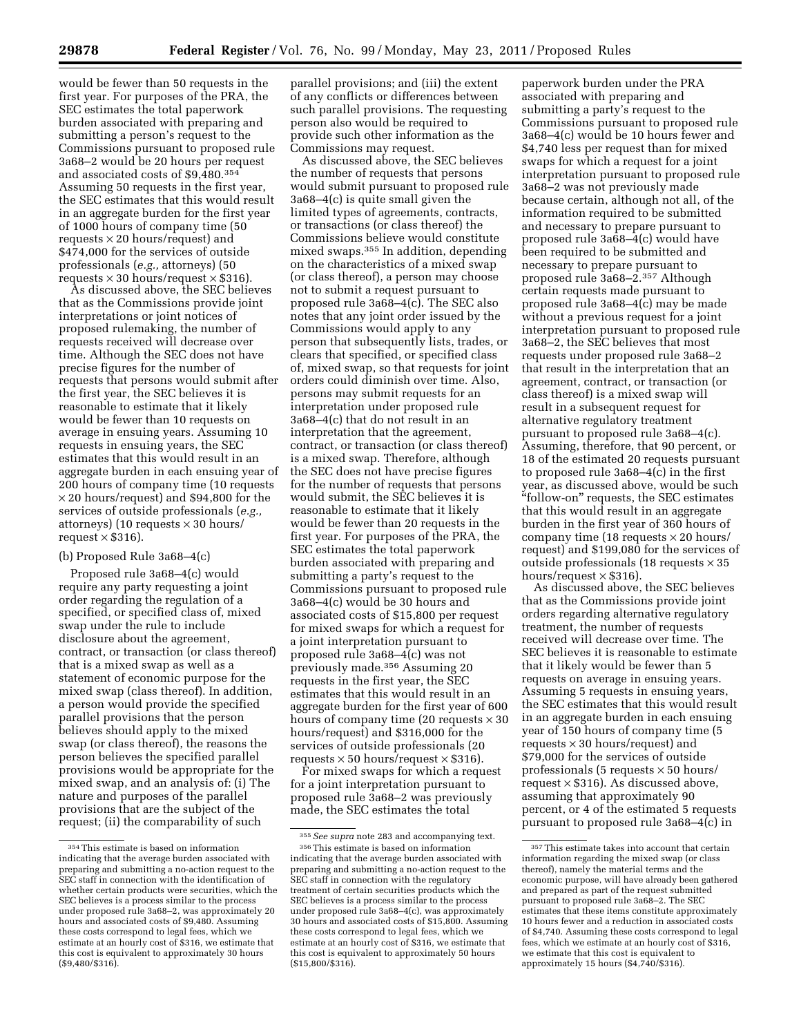would be fewer than 50 requests in the first year. For purposes of the PRA, the SEC estimates the total paperwork burden associated with preparing and submitting a person's request to the Commissions pursuant to proposed rule 3a68–2 would be 20 hours per request and associated costs of $9,480.[354] Assuming 50 requests in the first year, the SEC estimates that this would result in an aggregate burden for the first year of 1000 hours of company time (50 requests × 20 hours/request) and $474,000 for the services of outside professionals (*e.g.,* attorneys) (50 requests × 30 hours/request × $316).

As discussed above, the SEC believes that as the Commissions provide joint interpretations or joint notices of proposed rulemaking, the number of requests received will decrease over time. Although the SEC does not have precise figures for the number of requests that persons would submit after the first year, the SEC believes it is reasonable to estimate that it likely would be fewer than 10 requests on average in ensuing years. Assuming 10 requests in ensuing years, the SEC estimates that this would result in an aggregate burden in each ensuing year of 200 hours of company time (10 requests × 20 hours/request) and $94,800 for the services of outside professionals (*e.g.,* attorneys) (10 requests × 30 hours/request × $316).

(b) Proposed Rule 3a68–4(c)

Proposed rule 3a68–4(c) would require any party requesting a joint order regarding the regulation of a specified, or specified class of, mixed swap under the rule to include disclosure about the agreement, contract, or transaction (or class thereof) that is a mixed swap as well as a statement of economic purpose for the mixed swap (class thereof). In addition, a person would provide the specified parallel provisions that the person believes should apply to the mixed swap (or class thereof), the reasons the person believes the specified parallel provisions would be appropriate for the mixed swap, and an analysis of: (i) The nature and purposes of the parallel provisions that are the subject of the request; (ii) the comparability of such parallel provisions; and (iii) the extent of any conflicts or differences between such parallel provisions. The requesting person also would be required to provide such other information as the Commissions may request.

As discussed above, the SEC believes the number of requests that persons would submit pursuant to proposed rule 3a68–4(c) is quite small given the limited types of agreements, contracts, or transactions (or class thereof) the Commissions believe would constitute mixed swaps.[355] In addition, depending on the characteristics of a mixed swap (or class thereof), a person may choose not to submit a request pursuant to proposed rule 3a68–4(c). The SEC also notes that any joint order issued by the Commissions would apply to any person that subsequently lists, trades, or clears that specified, or specified class of, mixed swap, so that requests for joint orders could diminish over time. Also, persons may submit requests for an interpretation under proposed rule 3a68–4(c) that do not result in an interpretation that the agreement, contract, or transaction (or class thereof) is a mixed swap. Therefore, although the SEC does not have precise figures for the number of requests that persons would submit, the SEC believes it is reasonable to estimate that it likely would be fewer than 20 requests in the first year. For purposes of the PRA, the SEC estimates the total paperwork burden associated with preparing and submitting a party's request to the Commissions pursuant to proposed rule 3a68–4(c) would be 30 hours and associated costs of $15,800 per request for mixed swaps for which a request for a joint interpretation pursuant to proposed rule 3a68–4(c) was not previously made.[356] Assuming 20 requests in the first year, the SEC estimates that this would result in an aggregate burden for the first year of 600 hours of company time (20 requests × 30 hours/request) and $316,000 for the services of outside professionals (20 requests × 50 hours/request × $316).

For mixed swaps for which a request for a joint interpretation pursuant to proposed rule 3a68–2 was previously made, the SEC estimates the total paperwork burden under the PRA associated with preparing and submitting a party's request to the Commissions pursuant to proposed rule 3a68–4(c) would be 10 hours fewer and $4,740 less per request than for mixed swaps for which a request for a joint interpretation pursuant to proposed rule 3a68–2 was not previously made because certain, although not all, of the information required to be submitted and necessary to prepare pursuant to proposed rule 3a68–4(c) would have been required to be submitted and necessary to prepare pursuant to proposed rule 3a68–2.[357] Although certain requests made pursuant to proposed rule 3a68–4(c) may be made without a previous request for a joint interpretation pursuant to proposed rule 3a68–2, the SEC believes that most requests under proposed rule 3a68–2 that result in the interpretation that an agreement, contract, or transaction (or class thereof) is a mixed swap will result in a subsequent request for alternative regulatory treatment pursuant to proposed rule 3a68–4(c). Assuming, therefore, that 90 percent, or 18 of the estimated 20 requests pursuant to proposed rule 3a68–4(c) in the first year, as discussed above, would be such "follow-on" requests, the SEC estimates that this would result in an aggregate burden in the first year of 360 hours of company time (18 requests × 20 hours/request) and $199,080 for the services of outside professionals (18 requests × 35 hours/request × $316).

As discussed above, the SEC believes that as the Commissions provide joint orders regarding alternative regulatory treatment, the number of requests received will decrease over time. The SEC believes it is reasonable to estimate that it likely would be fewer than 5 requests on average in ensuing years. Assuming 5 requests in ensuing years, the SEC estimates that this would result in an aggregate burden in each ensuing year of 150 hours of company time (5 requests × 30 hours/request) and $79,000 for the services of outside professionals (5 requests × 50 hours/request × $316). As discussed above, assuming that approximately 90 percent, or 4 of the estimated 5 requests pursuant to proposed rule 3a68–4(c) in

---

[354] This estimate is based on information indicating that the average burden associated with preparing and submitting a no-action request to the SEC staff in connection with the identification of whether certain products were securities, which the SEC believes is a process similar to the process under proposed rule 3a68–2, was approximately 20 hours and associated costs of $9,480. Assuming these costs correspond to legal fees, which we estimate at an hourly cost of $316, we estimate that this cost is equivalent to approximately 30 hours ($9,480/$316).

[355] *See supra* note 283 and accompanying text.

[356] This estimate is based on information indicating that the average burden associated with preparing and submitting a no-action request to the SEC staff in connection with the regulatory treatment of certain securities products which the SEC believes is a process similar to the process under proposed rule 3a68–4(c), was approximately 30 hours and associated costs of $15,800. Assuming these costs correspond to legal fees, which we estimate at an hourly cost of $316, we estimate that this cost is equivalent to approximately 50 hours ($15,800/$316).

[357] This estimate takes into account that certain information regarding the mixed swap (or class thereof), namely the material terms and the economic purpose, will have already been gathered and prepared as part of the request submitted pursuant to proposed rule 3a68–2. The SEC estimates that these items constitute approximately 10 hours fewer and a reduction in associated costs of $4,740. Assuming these costs correspond to legal fees, which we estimate at an hourly cost of $316, we estimate that this cost is equivalent to approximately 15 hours ($4,740/$316).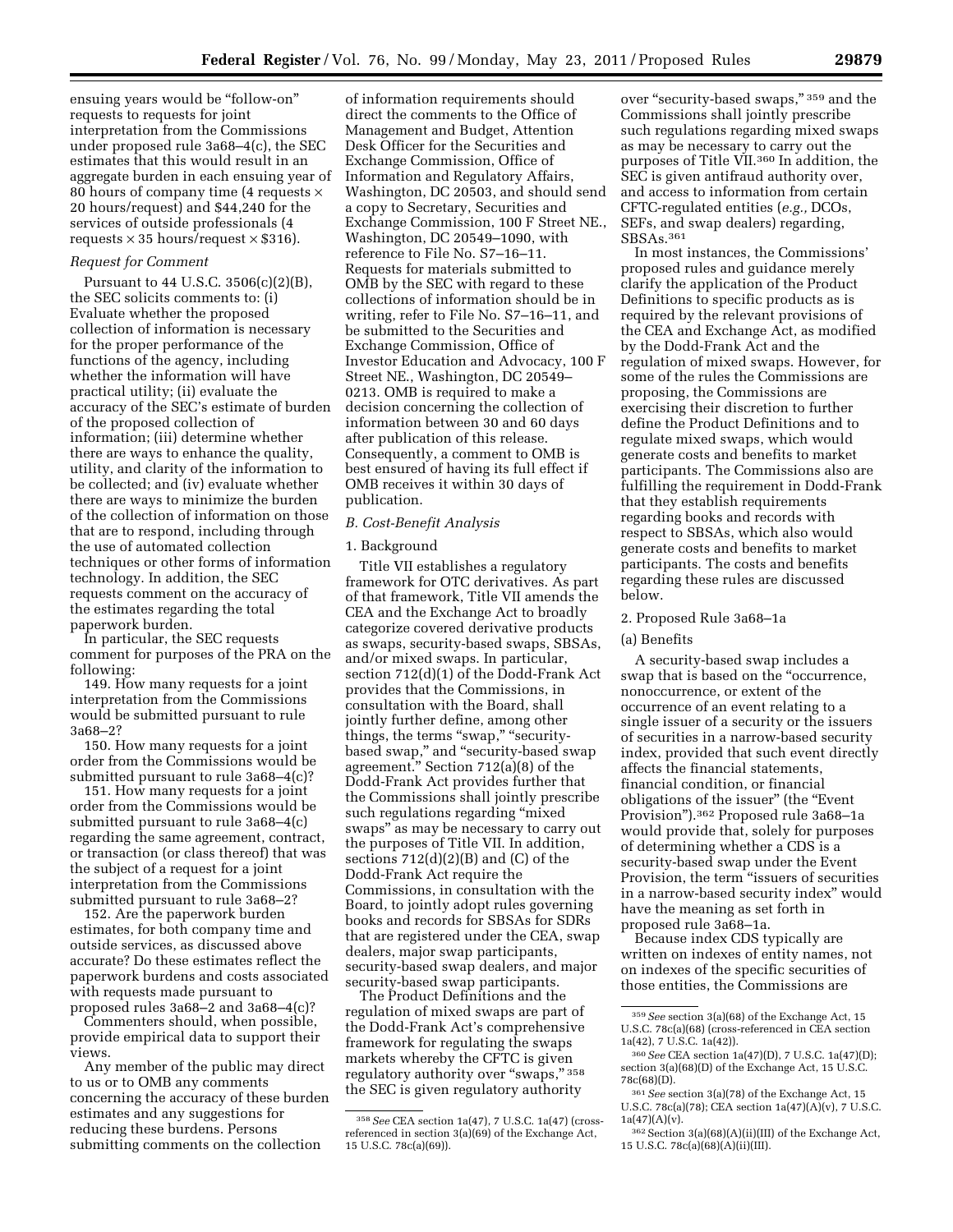ensuing years would be "follow-on" requests to requests for joint interpretation from the Commissions under proposed rule 3a68–4(c), the SEC estimates that this would result in an aggregate burden in each ensuing year of 80 hours of company time (4 requests × 20 hours/request) and $44,240 for the services of outside professionals (4 requests × 35 hours/request × $316).

*Request for Comment*

Pursuant to 44 U.S.C. 3506(c)(2)(B), the SEC solicits comments to: (i) Evaluate whether the proposed collection of information is necessary for the proper performance of the functions of the agency, including whether the information will have practical utility; (ii) evaluate the accuracy of the SEC's estimate of burden of the proposed collection of information; (iii) determine whether there are ways to enhance the quality, utility, and clarity of the information to be collected; and (iv) evaluate whether there are ways to minimize the burden of the collection of information on those that are to respond, including through the use of automated collection techniques or other forms of information technology. In addition, the SEC requests comment on the accuracy of the estimates regarding the total paperwork burden.

In particular, the SEC requests comment for purposes of the PRA on the following:

149. How many requests for a joint interpretation from the Commissions would be submitted pursuant to rule 3a68–2?

150. How many requests for a joint order from the Commissions would be submitted pursuant to rule 3a68–4(c)?

151. How many requests for a joint order from the Commissions would be submitted pursuant to rule 3a68–4(c) regarding the same agreement, contract, or transaction (or class thereof) that was the subject of a request for a joint interpretation from the Commissions submitted pursuant to rule 3a68–2?

152. Are the paperwork burden estimates, for both company time and outside services, as discussed above accurate? Do these estimates reflect the paperwork burdens and costs associated with requests made pursuant to proposed rules 3a68–2 and 3a68–4(c)?

Commenters should, when possible, provide empirical data to support their views.

Any member of the public may direct to us or to OMB any comments concerning the accuracy of these burden estimates and any suggestions for reducing these burdens. Persons submitting comments on the collection of information requirements should direct the comments to the Office of Management and Budget, Attention Desk Officer for the Securities and Exchange Commission, Office of Information and Regulatory Affairs, Washington, DC 20503, and should send a copy to Secretary, Securities and Exchange Commission, 100 F Street NE., Washington, DC 20549–1090, with reference to File No. S7–16–11. Requests for materials submitted to OMB by the SEC with regard to these collections of information should be in writing, refer to File No. S7–16–11, and be submitted to the Securities and Exchange Commission, Office of Investor Education and Advocacy, 100 F Street NE., Washington, DC 20549–0213. OMB is required to make a decision concerning the collection of information between 30 and 60 days after publication of this release. Consequently, a comment to OMB is best ensured of having its full effect if OMB receives it within 30 days of publication.

### *B. Cost-Benefit Analysis*

#### 1. Background

Title VII establishes a regulatory framework for OTC derivatives. As part of that framework, Title VII amends the CEA and the Exchange Act to broadly categorize covered derivative products as swaps, security-based swaps, SBSAs, and/or mixed swaps. In particular, section 712(d)(1) of the Dodd-Frank Act provides that the Commissions, in consultation with the Board, shall jointly further define, among other things, the terms "swap," "security-based swap," and "security-based swap agreement." Section 712(a)(8) of the Dodd-Frank Act provides further that the Commissions shall jointly prescribe such regulations regarding "mixed swaps" as may be necessary to carry out the purposes of Title VII. In addition, sections 712(d)(2)(B) and (C) of the Dodd-Frank Act require the Commissions, in consultation with the Board, to jointly adopt rules governing books and records for SBSAs for SDRs that are registered under the CEA, swap dealers, major swap participants, security-based swap dealers, and major security-based swap participants.

The Product Definitions and the regulation of mixed swaps are part of the Dodd-Frank Act's comprehensive framework for regulating the swaps markets whereby the CFTC is given regulatory authority over "swaps,"[358] the SEC is given regulatory authority over "security-based swaps,"[359] and the Commissions shall jointly prescribe such regulations regarding mixed swaps as may be necessary to carry out the purposes of Title VII.[360] In addition, the SEC is given antifraud authority over, and access to information from certain CFTC-regulated entities (*e.g.,* DCOs, SEFs, and swap dealers) regarding, SBSAs.[361]

In most instances, the Commissions' proposed rules and guidance merely clarify the application of the Product Definitions to specific products as is required by the relevant provisions of the CEA and Exchange Act, as modified by the Dodd-Frank Act and the regulation of mixed swaps. However, for some of the rules the Commissions are proposing, the Commissions are exercising their discretion to further define the Product Definitions and to regulate mixed swaps, which would generate costs and benefits to market participants. The Commissions also are fulfilling the requirement in Dodd-Frank that they establish requirements regarding books and records with respect to SBSAs, which also would generate costs and benefits to market participants. The costs and benefits regarding these rules are discussed below.

#### 2. Proposed Rule 3a68–1a

##### (a) Benefits

A security-based swap includes a swap that is based on the "occurrence, nonoccurrence, or extent of the occurrence of an event relating to a single issuer of a security or the issuers of securities in a narrow-based security index, provided that such event directly affects the financial statements, financial condition, or financial obligations of the issuer" (the "Event Provision").[362] Proposed rule 3a68–1a would provide that, solely for purposes of determining whether a CDS is a security-based swap under the Event Provision, the term "issuers of securities in a narrow-based security index" would have the meaning as set forth in proposed rule 3a68–1a.

Because index CDS typically are written on indexes of entity names, not on indexes of the specific securities of those entities, the Commissions are

---

[358] *See* CEA section 1a(47), 7 U.S.C. 1a(47) (cross-referenced in section 3(a)(69) of the Exchange Act, 15 U.S.C. 78c(a)(69)).

[359] *See* section 3(a)(68) of the Exchange Act, 15 U.S.C. 78c(a)(68) (cross-referenced in CEA section 1a(42), 7 U.S.C. 1a(42)).

[360] *See* CEA section 1a(47)(D), 7 U.S.C. 1a(47)(D); section 3(a)(68)(D) of the Exchange Act, 15 U.S.C. 78c(68)(D).

[361] *See* section 3(a)(78) of the Exchange Act, 15 U.S.C. 78c(a)(78); CEA section 1a(47)(A)(v), 7 U.S.C. 1a(47)(A)(v).

[362] Section 3(a)(68)(A)(ii)(III) of the Exchange Act, 15 U.S.C. 78c(a)(68)(A)(ii)(III).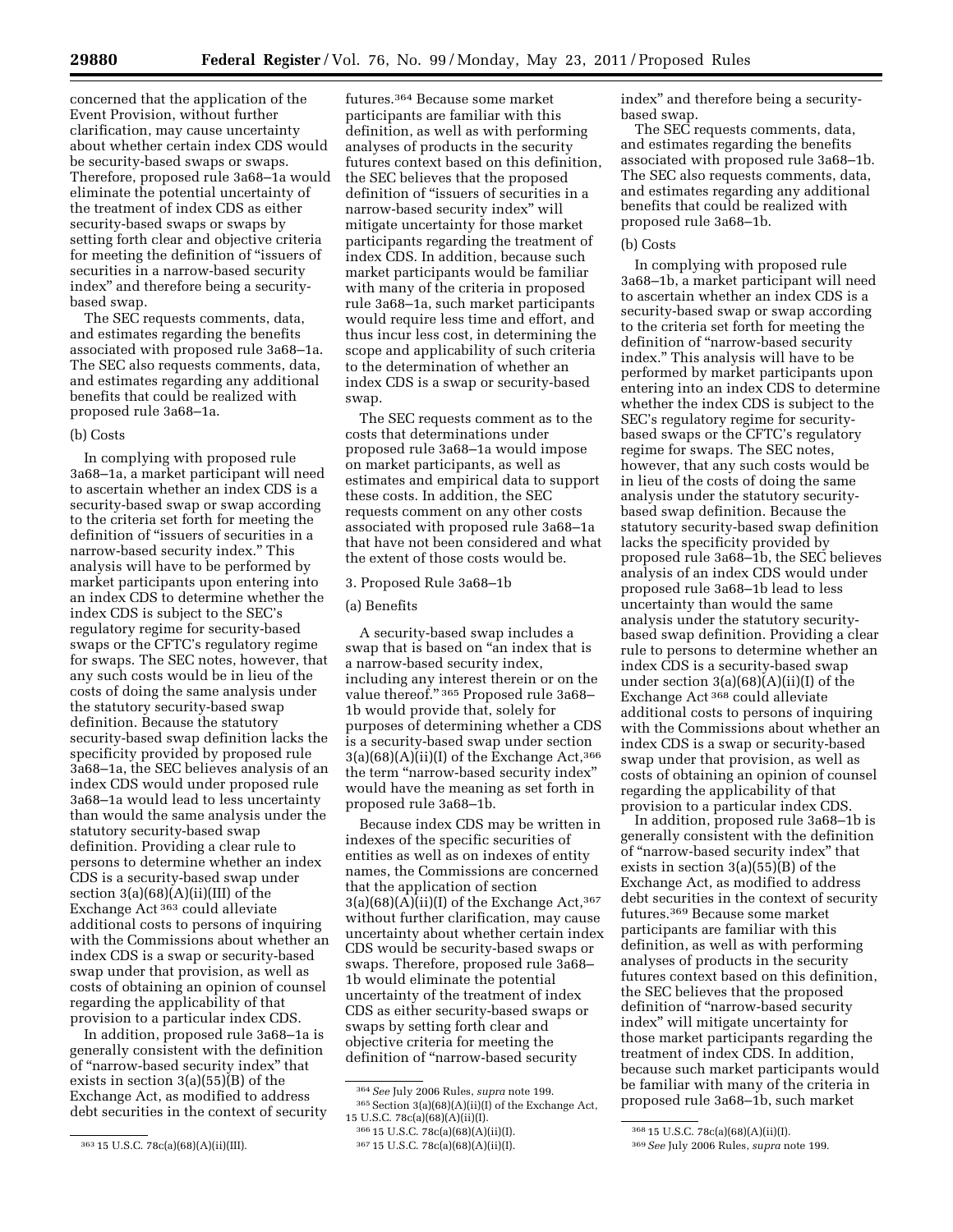concerned that the application of the Event Provision, without further clarification, may cause uncertainty about whether certain index CDS would be security-based swaps or swaps. Therefore, proposed rule 3a68–1a would eliminate the potential uncertainty of the treatment of index CDS as either security-based swaps or swaps by setting forth clear and objective criteria for meeting the definition of "issuers of securities in a narrow-based security index" and therefore being a security-based swap.

The SEC requests comments, data, and estimates regarding the benefits associated with proposed rule 3a68–1a. The SEC also requests comments, data, and estimates regarding any additional benefits that could be realized with proposed rule 3a68–1a.

(b) Costs

In complying with proposed rule 3a68–1a, a market participant will need to ascertain whether an index CDS is a security-based swap or swap according to the criteria set forth for meeting the definition of "issuers of securities in a narrow-based security index." This analysis will have to be performed by market participants upon entering into an index CDS to determine whether the index CDS is subject to the SEC's regulatory regime for security-based swaps or the CFTC's regulatory regime for swaps. The SEC notes, however, that any such costs would be in lieu of the costs of doing the same analysis under the statutory security-based swap definition. Because the statutory security-based swap definition lacks the specificity provided by proposed rule 3a68–1a, the SEC believes analysis of an index CDS would under proposed rule 3a68–1a would lead to less uncertainty than would the same analysis under the statutory security-based swap definition. Providing a clear rule to persons to determine whether an index CDS is a security-based swap under section 3(a)(68)(A)(ii)(III) of the Exchange Act [363] could alleviate additional costs to persons of inquiring with the Commissions about whether an index CDS is a swap or security-based swap under that provision, as well as costs of obtaining an opinion of counsel regarding the applicability of that provision to a particular index CDS.

In addition, proposed rule 3a68–1a is generally consistent with the definition of "narrow-based security index" that exists in section 3(a)(55)(B) of the Exchange Act, as modified to address debt securities in the context of security futures.[364] Because some market participants are familiar with this definition, as well as with performing analyses of products in the security futures context based on this definition, the SEC believes that the proposed definition of "issuers of securities in a narrow-based security index" will mitigate uncertainty for those market participants regarding the treatment of index CDS. In addition, because such market participants would be familiar with many of the criteria in proposed rule 3a68–1a, such market participants would require less time and effort, and thus incur less cost, in determining the scope and applicability of such criteria to the determination of whether an index CDS is a swap or security-based swap.

The SEC requests comment as to the costs that determinations under proposed rule 3a68–1a would impose on market participants, as well as estimates and empirical data to support these costs. In addition, the SEC requests comment on any other costs associated with proposed rule 3a68–1a that have not been considered and what the extent of those costs would be.

3. Proposed Rule 3a68–1b

(a) Benefits

A security-based swap includes a swap that is based on "an index that is a narrow-based security index, including any interest therein or on the value thereof." [365] Proposed rule 3a68–1b would provide that, solely for purposes of determining whether a CDS is a security-based swap under section 3(a)(68)(A)(ii)(I) of the Exchange Act,[366] the term "narrow-based security index" would have the meaning as set forth in proposed rule 3a68–1b.

Because index CDS may be written in indexes of the specific securities of entities as well as on indexes of entity names, the Commissions are concerned that the application of section 3(a)(68)(A)(ii)(I) of the Exchange Act,[367] without further clarification, may cause uncertainty about whether certain index CDS would be security-based swaps or swaps. Therefore, proposed rule 3a68–1b would eliminate the potential uncertainty of the treatment of index CDS as either security-based swaps or swaps by setting forth clear and objective criteria for meeting the definition of "narrow-based security index" and therefore being a security-based swap.

The SEC requests comments, data, and estimates regarding the benefits associated with proposed rule 3a68–1b. The SEC also requests comments, data, and estimates regarding any additional benefits that could be realized with proposed rule 3a68–1b.

(b) Costs

In complying with proposed rule 3a68–1b, a market participant will need to ascertain whether an index CDS is a security-based swap or swap according to the criteria set forth for meeting the definition of "narrow-based security index." This analysis will have to be performed by market participants upon entering into an index CDS to determine whether the index CDS is subject to the SEC's regulatory regime for security-based swaps or the CFTC's regulatory regime for swaps. The SEC notes, however, that any such costs would be in lieu of the costs of doing the same analysis under the statutory security-based swap definition. Because the statutory security-based swap definition lacks the specificity provided by proposed rule 3a68–1b, the SEC believes analysis of an index CDS would under proposed rule 3a68–1b lead to less uncertainty than would the same analysis under the statutory security-based swap definition. Providing a clear rule to persons to determine whether an index CDS is a security-based swap under section 3(a)(68)(A)(ii)(I) of the Exchange Act [368] could alleviate additional costs to persons of inquiring with the Commissions about whether an index CDS is a swap or security-based swap under that provision, as well as costs of obtaining an opinion of counsel regarding the applicability of that provision to a particular index CDS.

In addition, proposed rule 3a68–1b is generally consistent with the definition of "narrow-based security index" that exists in section 3(a)(55)(B) of the Exchange Act, as modified to address debt securities in the context of security futures.[369] Because some market participants are familiar with this definition, as well as with performing analyses of products in the security futures context based on this definition, the SEC believes that the proposed definition of "narrow-based security index" will mitigate uncertainty for those market participants regarding the treatment of index CDS. In addition, because such market participants would be familiar with many of the criteria in proposed rule 3a68–1b, such market

[363] 15 U.S.C. 78c(a)(68)(A)(ii)(III).

[364] *See* July 2006 Rules, *supra* note 199.

[365] Section 3(a)(68)(A)(ii)(I) of the Exchange Act, 15 U.S.C. 78c(a)(68)(A)(ii)(I).

[366] 15 U.S.C. 78c(a)(68)(A)(ii)(I).

[367] 15 U.S.C. 78c(a)(68)(A)(ii)(I).

[368] 15 U.S.C. 78c(a)(68)(A)(ii)(I).

[369] *See* July 2006 Rules, *supra* note 199.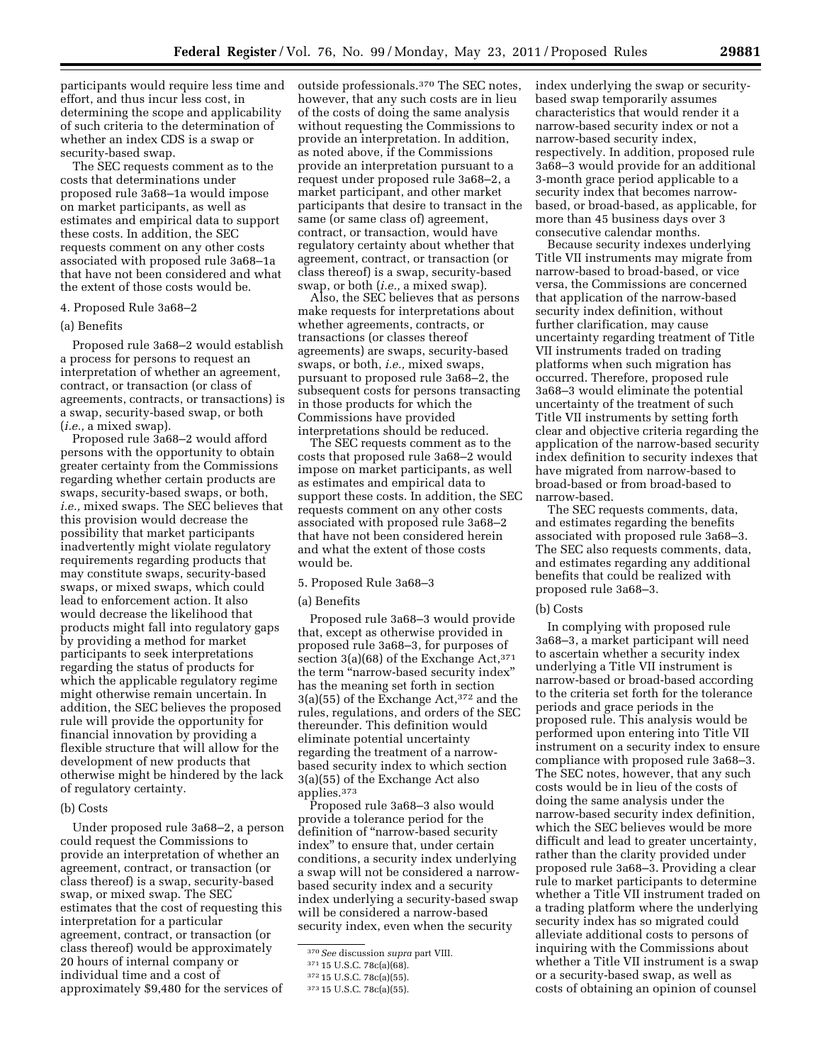participants would require less time and effort, and thus incur less cost, in determining the scope and applicability of such criteria to the determination of whether an index CDS is a swap or security-based swap.

The SEC requests comment as to the costs that determinations under proposed rule 3a68–1a would impose on market participants, as well as estimates and empirical data to support these costs. In addition, the SEC requests comment on any other costs associated with proposed rule 3a68–1a that have not been considered and what the extent of those costs would be.

4. Proposed Rule 3a68–2

(a) Benefits

Proposed rule 3a68–2 would establish a process for persons to request an interpretation of whether an agreement, contract, or transaction (or class of agreements, contracts, or transactions) is a swap, security-based swap, or both (*i.e.,* a mixed swap).

Proposed rule 3a68–2 would afford persons with the opportunity to obtain greater certainty from the Commissions regarding whether certain products are swaps, security-based swaps, or both, *i.e.,* mixed swaps. The SEC believes that this provision would decrease the possibility that market participants inadvertently might violate regulatory requirements regarding products that may constitute swaps, security-based swaps, or mixed swaps, which could lead to enforcement action. It also would decrease the likelihood that products might fall into regulatory gaps by providing a method for market participants to seek interpretations regarding the status of products for which the applicable regulatory regime might otherwise remain uncertain. In addition, the SEC believes the proposed rule will provide the opportunity for financial innovation by providing a flexible structure that will allow for the development of new products that otherwise might be hindered by the lack of regulatory certainty.

(b) Costs

Under proposed rule 3a68–2, a person could request the Commissions to provide an interpretation of whether an agreement, contract, or transaction (or class thereof) is a swap, security-based swap, or mixed swap. The SEC estimates that the cost of requesting this interpretation for a particular agreement, contract, or transaction (or class thereof) would be approximately 20 hours of internal company or individual time and a cost of approximately $9,480 for the services of outside professionals.[370] The SEC notes, however, that any such costs are in lieu of the costs of doing the same analysis without requesting the Commissions to provide an interpretation. In addition, as noted above, if the Commissions provide an interpretation pursuant to a request under proposed rule 3a68–2, a market participant, and other market participants that desire to transact in the same (or same class of) agreement, contract, or transaction, would have regulatory certainty about whether that agreement, contract, or transaction (or class thereof) is a swap, security-based swap, or both (*i.e.,* a mixed swap).

Also, the SEC believes that as persons make requests for interpretations about whether agreements, contracts, or transactions (or classes thereof agreements) are swaps, security-based swaps, or both, *i.e.,* mixed swaps, pursuant to proposed rule 3a68–2, the subsequent costs for persons transacting in those products for which the Commissions have provided interpretations should be reduced.

The SEC requests comment as to the costs that proposed rule 3a68–2 would impose on market participants, as well as estimates and empirical data to support these costs. In addition, the SEC requests comment on any other costs associated with proposed rule 3a68–2 that have not been considered herein and what the extent of those costs would be.

5. Proposed Rule 3a68–3

(a) Benefits

Proposed rule 3a68–3 would provide that, except as otherwise provided in proposed rule 3a68–3, for purposes of section 3(a)(68) of the Exchange Act,[371] the term "narrow-based security index" has the meaning set forth in section 3(a)(55) of the Exchange Act,[372] and the rules, regulations, and orders of the SEC thereunder. This definition would eliminate potential uncertainty regarding the treatment of a narrow-based security index to which section 3(a)(55) of the Exchange Act also applies.[373]

Proposed rule 3a68–3 also would provide a tolerance period for the definition of "narrow-based security index" to ensure that, under certain conditions, a security index underlying a swap will not be considered a narrow-based security index and a security index underlying a security-based swap will be considered a narrow-based security index, even when the security index underlying the swap or security-based swap temporarily assumes characteristics that would render it a narrow-based security index or not a narrow-based security index, respectively. In addition, proposed rule 3a68–3 would provide for an additional 3-month grace period applicable to a security index that becomes narrow-based, or broad-based, as applicable, for more than 45 business days over 3 consecutive calendar months.

Because security indexes underlying Title VII instruments may migrate from narrow-based to broad-based, or vice versa, the Commissions are concerned that application of the narrow-based security index definition, without further clarification, may cause uncertainty regarding treatment of Title VII instruments traded on trading platforms when such migration has occurred. Therefore, proposed rule 3a68–3 would eliminate the potential uncertainty of the treatment of such Title VII instruments by setting forth clear and objective criteria regarding the application of the narrow-based security index definition to security indexes that have migrated from narrow-based to broad-based or from broad-based to narrow-based.

The SEC requests comments, data, and estimates regarding the benefits associated with proposed rule 3a68–3. The SEC also requests comments, data, and estimates regarding any additional benefits that could be realized with proposed rule 3a68–3.

(b) Costs

In complying with proposed rule 3a68–3, a market participant will need to ascertain whether a security index underlying a Title VII instrument is narrow-based or broad-based according to the criteria set forth for the tolerance periods and grace periods in the proposed rule. This analysis would be performed upon entering into Title VII instrument on a security index to ensure compliance with proposed rule 3a68–3. The SEC notes, however, that any such costs would be in lieu of the costs of doing the same analysis under the narrow-based security index definition, which the SEC believes would be more difficult and lead to greater uncertainty, rather than the clarity provided under proposed rule 3a68–3. Providing a clear rule to market participants to determine whether a Title VII instrument traded on a trading platform where the underlying security index has so migrated could alleviate additional costs to persons of inquiring with the Commissions about whether a Title VII instrument is a swap or a security-based swap, as well as costs of obtaining an opinion of counsel

[370] *See* discussion *supra* part VIII.

[371] 15 U.S.C. 78c(a)(68).

[372] 15 U.S.C. 78c(a)(55).

[373] 15 U.S.C. 78c(a)(55).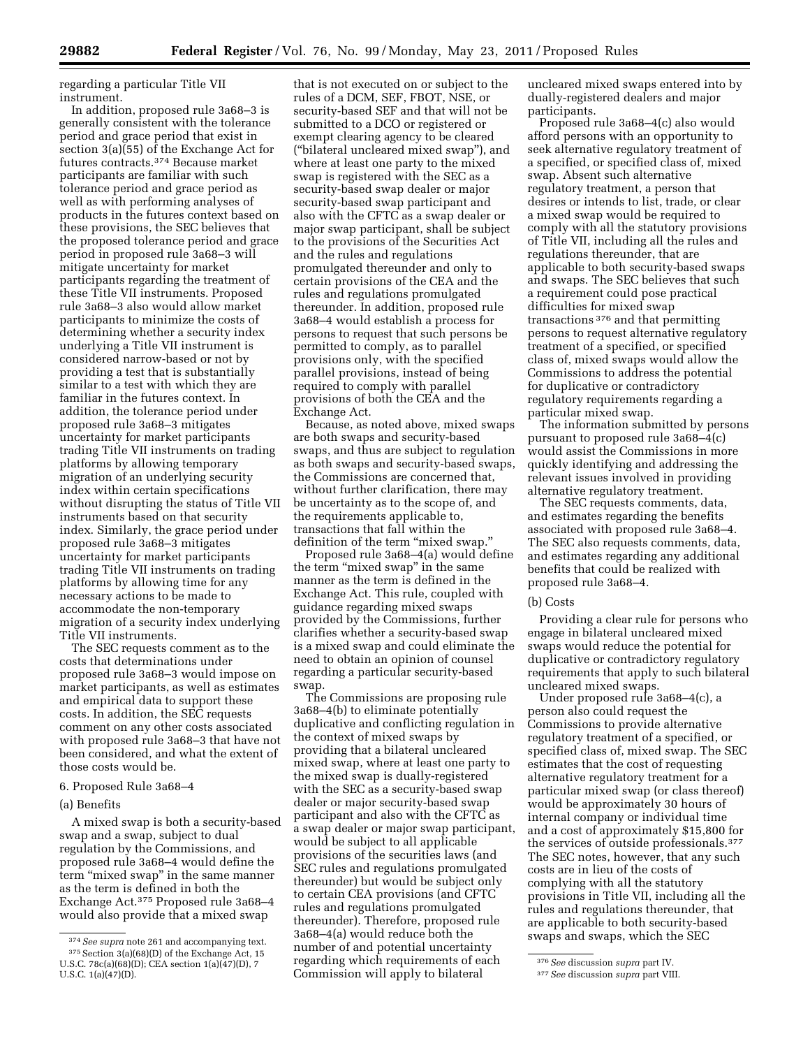regarding a particular Title VII instrument.

In addition, proposed rule 3a68–3 is generally consistent with the tolerance period and grace period that exist in section 3(a)(55) of the Exchange Act for futures contracts.[374] Because market participants are familiar with such tolerance period and grace period as well as with performing analyses of products in the futures context based on these provisions, the SEC believes that the proposed tolerance period and grace period in proposed rule 3a68–3 will mitigate uncertainty for market participants regarding the treatment of these Title VII instruments. Proposed rule 3a68–3 also would allow market participants to minimize the costs of determining whether a security index underlying a Title VII instrument is considered narrow-based or not by providing a test that is substantially similar to a test with which they are familiar in the futures context. In addition, the tolerance period under proposed rule 3a68–3 mitigates uncertainty for market participants trading Title VII instruments on trading platforms by allowing temporary migration of an underlying security index within certain specifications without disrupting the status of Title VII instruments based on that security index. Similarly, the grace period under proposed rule 3a68–3 mitigates uncertainty for market participants trading Title VII instruments on trading platforms by allowing time for any necessary actions to be made to accommodate the non-temporary migration of a security index underlying Title VII instruments.

The SEC requests comment as to the costs that determinations under proposed rule 3a68–3 would impose on market participants, as well as estimates and empirical data to support these costs. In addition, the SEC requests comment on any other costs associated with proposed rule 3a68–3 that have not been considered, and what the extent of those costs would be.

6. Proposed Rule 3a68–4

(a) Benefits

A mixed swap is both a security-based swap and a swap, subject to dual regulation by the Commissions, and proposed rule 3a68–4 would define the term "mixed swap" in the same manner as the term is defined in both the Exchange Act.[375] Proposed rule 3a68–4 would also provide that a mixed swap that is not executed on or subject to the rules of a DCM, SEF, FBOT, NSE, or security-based SEF and that will not be submitted to a DCO or registered or exempt clearing agency to be cleared ("bilateral uncleared mixed swap"), and where at least one party to the mixed swap is registered with the SEC as a security-based swap dealer or major security-based swap participant and also with the CFTC as a swap dealer or major swap participant, shall be subject to the provisions of the Securities Act and the rules and regulations promulgated thereunder and only to certain provisions of the CEA and the rules and regulations promulgated thereunder. In addition, proposed rule 3a68–4 would establish a process for persons to request that such persons be permitted to comply, as to parallel provisions only, with the specified parallel provisions, instead of being required to comply with parallel provisions of both the CEA and the Exchange Act.

Because, as noted above, mixed swaps are both swaps and security-based swaps, and thus are subject to regulation as both swaps and security-based swaps, the Commissions are concerned that, without further clarification, there may be uncertainty as to the scope of, and the requirements applicable to, transactions that fall within the definition of the term "mixed swap."

Proposed rule 3a68–4(a) would define the term "mixed swap" in the same manner as the term is defined in the Exchange Act. This rule, coupled with guidance regarding mixed swaps provided by the Commissions, further clarifies whether a security-based swap is a mixed swap and could eliminate the need to obtain an opinion of counsel regarding a particular security-based swap.

The Commissions are proposing rule 3a68–4(b) to eliminate potentially duplicative and conflicting regulation in the context of mixed swaps by providing that a bilateral uncleared mixed swap, where at least one party to the mixed swap is dually-registered with the SEC as a security-based swap dealer or major security-based swap participant and also with the CFTC as a swap dealer or major swap participant, would be subject to all applicable provisions of the securities laws (and SEC rules and regulations promulgated thereunder) but would be subject only to certain CEA provisions (and CFTC rules and regulations promulgated thereunder). Therefore, proposed rule 3a68–4(a) would reduce both the number of and potential uncertainty regarding which requirements of each Commission will apply to bilateral uncleared mixed swaps entered into by dually-registered dealers and major participants.

Proposed rule 3a68–4(c) also would afford persons with an opportunity to seek alternative regulatory treatment of a specified, or specified class of, mixed swap. Absent such alternative regulatory treatment, a person that desires or intends to list, trade, or clear a mixed swap would be required to comply with all the statutory provisions of Title VII, including all the rules and regulations thereunder, that are applicable to both security-based swaps and swaps. The SEC believes that such a requirement could pose practical difficulties for mixed swap transactions[376] and that permitting persons to request alternative regulatory treatment of a specified, or specified class of, mixed swaps would allow the Commissions to address the potential for duplicative or contradictory regulatory requirements regarding a particular mixed swap.

The information submitted by persons pursuant to proposed rule 3a68–4(c) would assist the Commissions in more quickly identifying and addressing the relevant issues involved in providing alternative regulatory treatment.

The SEC requests comments, data, and estimates regarding the benefits associated with proposed rule 3a68–4. The SEC also requests comments, data, and estimates regarding any additional benefits that could be realized with proposed rule 3a68–4.

(b) Costs

Providing a clear rule for persons who engage in bilateral uncleared mixed swaps would reduce the potential for duplicative or contradictory regulatory requirements that apply to such bilateral uncleared mixed swaps.

Under proposed rule 3a68–4(c), a person also could request the Commissions to provide alternative regulatory treatment of a specified, or specified class of, mixed swap. The SEC estimates that the cost of requesting alternative regulatory treatment for a particular mixed swap (or class thereof) would be approximately 30 hours of internal company or individual time and a cost of approximately $15,800 for the services of outside professionals.[377] The SEC notes, however, that any such costs are in lieu of the costs of complying with all the statutory provisions in Title VII, including all the rules and regulations thereunder, that are applicable to both security-based swaps and swaps, which the SEC

---

[374] *See supra* note 261 and accompanying text.

[375] Section 3(a)(68)(D) of the Exchange Act, 15 U.S.C. 78c(a)(68)(D); CEA section 1(a)(47)(D), 7 U.S.C. 1(a)(47)(D).

[376] *See* discussion *supra* part IV.

[377] *See* discussion *supra* part VIII.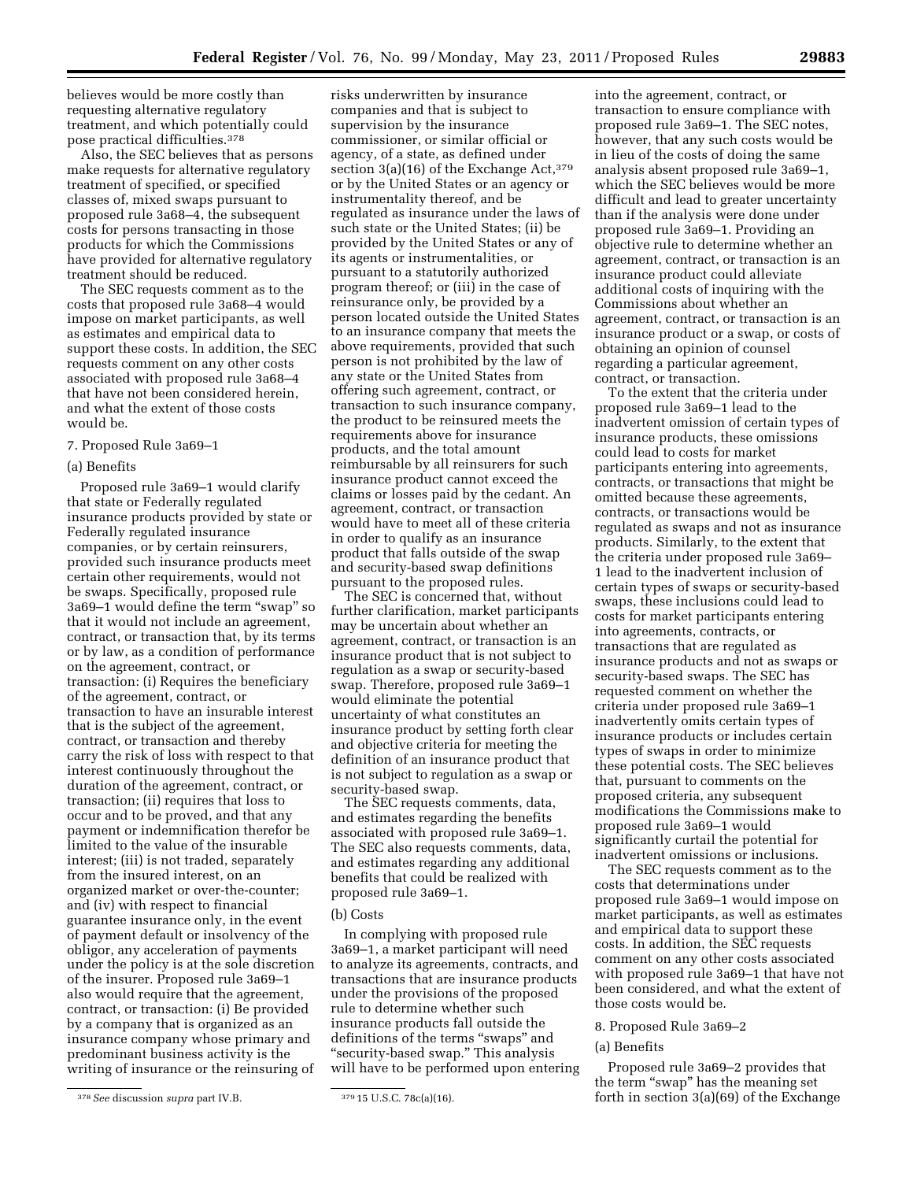believes would be more costly than requesting alternative regulatory treatment, and which potentially could pose practical difficulties.[378]

Also, the SEC believes that as persons make requests for alternative regulatory treatment of specified, or specified classes of, mixed swaps pursuant to proposed rule 3a68–4, the subsequent costs for persons transacting in those products for which the Commissions have provided for alternative regulatory treatment should be reduced.

The SEC requests comment as to the costs that proposed rule 3a68–4 would impose on market participants, as well as estimates and empirical data to support these costs. In addition, the SEC requests comment on any other costs associated with proposed rule 3a68–4 that have not been considered herein, and what the extent of those costs would be.

7. Proposed Rule 3a69–1

(a) Benefits

Proposed rule 3a69–1 would clarify that state or Federally regulated insurance products provided by state or Federally regulated insurance companies, or by certain reinsurers, provided such insurance products meet certain other requirements, would not be swaps. Specifically, proposed rule 3a69–1 would define the term "swap" so that it would not include an agreement, contract, or transaction that, by its terms or by law, as a condition of performance on the agreement, contract, or transaction: (i) Requires the beneficiary of the agreement, contract, or transaction to have an insurable interest that is the subject of the agreement, contract, or transaction and thereby carry the risk of loss with respect to that interest continuously throughout the duration of the agreement, contract, or transaction; (ii) requires that loss to occur and to be proved, and that any payment or indemnification therefor be limited to the value of the insurable interest; (iii) is not traded, separately from the insured interest, on an organized market or over-the-counter; and (iv) with respect to financial guarantee insurance only, in the event of payment default or insolvency of the obligor, any acceleration of payments under the policy is at the sole discretion of the insurer. Proposed rule 3a69–1 also would require that the agreement, contract, or transaction: (i) Be provided by a company that is organized as an insurance company whose primary and predominant business activity is the writing of insurance or the reinsuring of risks underwritten by insurance companies and that is subject to supervision by the insurance commissioner, or similar official or agency, of a state, as defined under section 3(a)(16) of the Exchange Act,[379] or by the United States or an agency or instrumentality thereof, and be regulated as insurance under the laws of such state or the United States; (ii) be provided by the United States or any of its agents or instrumentalities, or pursuant to a statutorily authorized program thereof; or (iii) in the case of reinsurance only, be provided by a person located outside the United States to an insurance company that meets the above requirements, provided that such person is not prohibited by the law of any state or the United States from offering such agreement, contract, or transaction to such insurance company, the product to be reinsured meets the requirements above for insurance products, and the total amount reimbursable by all reinsurers for such insurance product cannot exceed the claims or losses paid by the cedant. An agreement, contract, or transaction would have to meet all of these criteria in order to qualify as an insurance product that falls outside of the swap and security-based swap definitions pursuant to the proposed rules.

The SEC is concerned that, without further clarification, market participants may be uncertain about whether an agreement, contract, or transaction is an insurance product that is not subject to regulation as a swap or security-based swap. Therefore, proposed rule 3a69–1 would eliminate the potential uncertainty of what constitutes an insurance product by setting forth clear and objective criteria for meeting the definition of an insurance product that is not subject to regulation as a swap or security-based swap.

The SEC requests comments, data, and estimates regarding the benefits associated with proposed rule 3a69–1. The SEC also requests comments, data, and estimates regarding any additional benefits that could be realized with proposed rule 3a69–1.

(b) Costs

In complying with proposed rule 3a69–1, a market participant will need to analyze its agreements, contracts, and transactions that are insurance products under the provisions of the proposed rule to determine whether such insurance products fall outside the definitions of the terms "swaps" and "security-based swap." This analysis will have to be performed upon entering into the agreement, contract, or transaction to ensure compliance with proposed rule 3a69–1. The SEC notes, however, that any such costs would be in lieu of the costs of doing the same analysis absent proposed rule 3a69–1, which the SEC believes would be more difficult and lead to greater uncertainty than if the analysis were done under proposed rule 3a69–1. Providing an objective rule to determine whether an agreement, contract, or transaction is an insurance product could alleviate additional costs of inquiring with the Commissions about whether an agreement, contract, or transaction is an insurance product or a swap, or costs of obtaining an opinion of counsel regarding a particular agreement, contract, or transaction.

To the extent that the criteria under proposed rule 3a69–1 lead to the inadvertent omission of certain types of insurance products, these omissions could lead to costs for market participants entering into agreements, contracts, or transactions that might be omitted because these agreements, contracts, or transactions would be regulated as swaps and not as insurance products. Similarly, to the extent that the criteria under proposed rule 3a69–1 lead to the inadvertent inclusion of certain types of swaps or security-based swaps, these inclusions could lead to costs for market participants entering into agreements, contracts, or transactions that are regulated as insurance products and not as swaps or security-based swaps. The SEC has requested comment on whether the criteria under proposed rule 3a69–1 inadvertently omits certain types of insurance products or includes certain types of swaps in order to minimize these potential costs. The SEC believes that, pursuant to comments on the proposed criteria, any subsequent modifications the Commissions make to proposed rule 3a69–1 would significantly curtail the potential for inadvertent omissions or inclusions.

The SEC requests comment as to the costs that determinations under proposed rule 3a69–1 would impose on market participants, as well as estimates and empirical data to support these costs. In addition, the SEC requests comment on any other costs associated with proposed rule 3a69–1 that have not been considered, and what the extent of those costs would be.

8. Proposed Rule 3a69–2

(a) Benefits

Proposed rule 3a69–2 provides that the term "swap" has the meaning set forth in section 3(a)(69) of the Exchange

---

[378] *See* discussion *supra* part IV.B.

[379] 15 U.S.C. 78c(a)(16).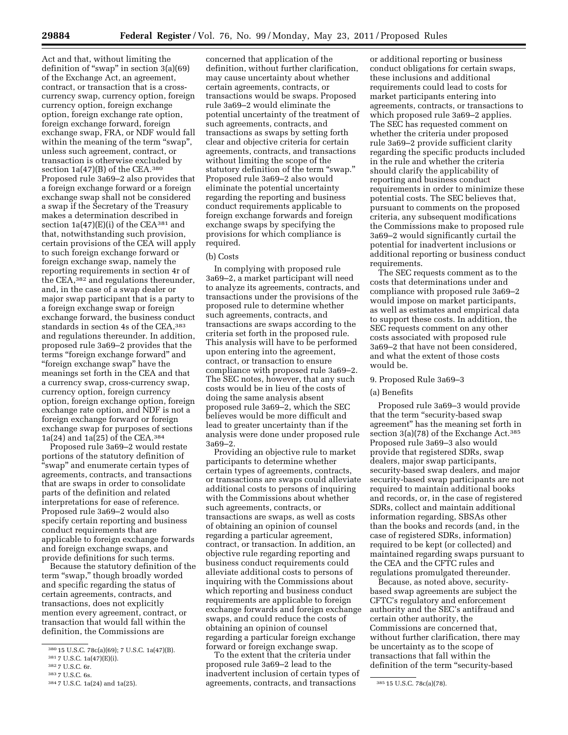Act and that, without limiting the definition of "swap" in section 3(a)(69) of the Exchange Act, an agreement, contract, or transaction that is a cross-currency swap, currency option, foreign currency option, foreign exchange option, foreign exchange rate option, foreign exchange forward, foreign exchange swap, FRA, or NDF would fall within the meaning of the term "swap", unless such agreement, contract, or transaction is otherwise excluded by section 1a(47)(B) of the CEA.[380] Proposed rule 3a69–2 also provides that a foreign exchange forward or a foreign exchange swap shall not be considered a swap if the Secretary of the Treasury makes a determination described in section 1a(47)(E)(i) of the CEA[381] and that, notwithstanding such provision, certain provisions of the CEA will apply to such foreign exchange forward or foreign exchange swap, namely the reporting requirements in section 4r of the CEA,[382] and regulations thereunder, and, in the case of a swap dealer or major swap participant that is a party to a foreign exchange swap or foreign exchange forward, the business conduct standards in section 4s of the CEA,[383] and regulations thereunder. In addition, proposed rule 3a69–2 provides that the terms "foreign exchange forward" and "foreign exchange swap" have the meanings set forth in the CEA and that a currency swap, cross-currency swap, currency option, foreign currency option, foreign exchange option, foreign exchange rate option, and NDF is not a foreign exchange forward or foreign exchange swap for purposes of sections 1a(24) and 1a(25) of the CEA.[384]

Proposed rule 3a69–2 would restate portions of the statutory definition of "swap" and enumerate certain types of agreements, contracts, and transactions that are swaps in order to consolidate parts of the definition and related interpretations for ease of reference. Proposed rule 3a69–2 would also specify certain reporting and business conduct requirements that are applicable to foreign exchange forwards and foreign exchange swaps, and provide definitions for such terms.

Because the statutory definition of the term "swap," though broadly worded and specific regarding the status of certain agreements, contracts, and transactions, does not explicitly mention every agreement, contract, or transaction that would fall within the definition, the Commissions are concerned that application of the definition, without further clarification, may cause uncertainty about whether certain agreements, contracts, or transactions would be swaps. Proposed rule 3a69–2 would eliminate the potential uncertainty of the treatment of such agreements, contracts, and transactions as swaps by setting forth clear and objective criteria for certain agreements, contracts, and transactions without limiting the scope of the statutory definition of the term "swap." Proposed rule 3a69–2 also would eliminate the potential uncertainty regarding the reporting and business conduct requirements applicable to foreign exchange forwards and foreign exchange swaps by specifying the provisions for which compliance is required.

(b) Costs

In complying with proposed rule 3a69–2, a market participant will need to analyze its agreements, contracts, and transactions under the provisions of the proposed rule to determine whether such agreements, contracts, and transactions are swaps according to the criteria set forth in the proposed rule. This analysis will have to be performed upon entering into the agreement, contract, or transaction to ensure compliance with proposed rule 3a69–2. The SEC notes, however, that any such costs would be in lieu of the costs of doing the same analysis absent proposed rule 3a69–2, which the SEC believes would be more difficult and lead to greater uncertainty than if the analysis were done under proposed rule 3a69–2.

Providing an objective rule to market participants to determine whether certain types of agreements, contracts, or transactions are swaps could alleviate additional costs to persons of inquiring with the Commissions about whether such agreements, contracts, or transactions are swaps, as well as costs of obtaining an opinion of counsel regarding a particular agreement, contract, or transaction. In addition, an objective rule regarding reporting and business conduct requirements could alleviate additional costs to persons of inquiring with the Commissions about which reporting and business conduct requirements are applicable to foreign exchange forwards and foreign exchange swaps, and could reduce the costs of obtaining an opinion of counsel regarding a particular foreign exchange forward or foreign exchange swap.

To the extent that the criteria under proposed rule 3a69–2 lead to the inadvertent inclusion of certain types of agreements, contracts, and transactions or additional reporting or business conduct obligations for certain swaps, these inclusions and additional requirements could lead to costs for market participants entering into agreements, contracts, or transactions to which proposed rule 3a69–2 applies. The SEC has requested comment on whether the criteria under proposed rule 3a69–2 provide sufficient clarity regarding the specific products included in the rule and whether the criteria should clarify the applicability of reporting and business conduct requirements in order to minimize these potential costs. The SEC believes that, pursuant to comments on the proposed criteria, any subsequent modifications the Commissions make to proposed rule 3a69–2 would significantly curtail the potential for inadvertent inclusions or additional reporting or business conduct requirements.

The SEC requests comment as to the costs that determinations under and compliance with proposed rule 3a69–2 would impose on market participants, as well as estimates and empirical data to support these costs. In addition, the SEC requests comment on any other costs associated with proposed rule 3a69–2 that have not been considered, and what the extent of those costs would be.

9. Proposed Rule 3a69–3

(a) Benefits

Proposed rule 3a69–3 would provide that the term "security-based swap agreement" has the meaning set forth in section 3(a)(78) of the Exchange Act.[385] Proposed rule 3a69–3 also would provide that registered SDRs, swap dealers, major swap participants, security-based swap dealers, and major security-based swap participants are not required to maintain additional books and records, or, in the case of registered SDRs, collect and maintain additional information regarding, SBSAs other than the books and records (and, in the case of registered SDRs, information) required to be kept (or collected) and maintained regarding swaps pursuant to the CEA and the CFTC rules and regulations promulgated thereunder.

Because, as noted above, security-based swap agreements are subject the CFTC's regulatory and enforcement authority and the SEC's antifraud and certain other authority, the Commissions are concerned that, without further clarification, there may be uncertainty as to the scope of transactions that fall within the definition of the term "security-based

---

[380] 15 U.S.C. 78c(a)(69); 7 U.S.C. 1a(47)(B).

[381] 7 U.S.C. 1a(47)(E)(i).

[382] 7 U.S.C. 6r.

[383] 7 U.S.C. 6s.

[384] 7 U.S.C. 1a(24) and 1a(25).

[385] 15 U.S.C. 78c(a)(78).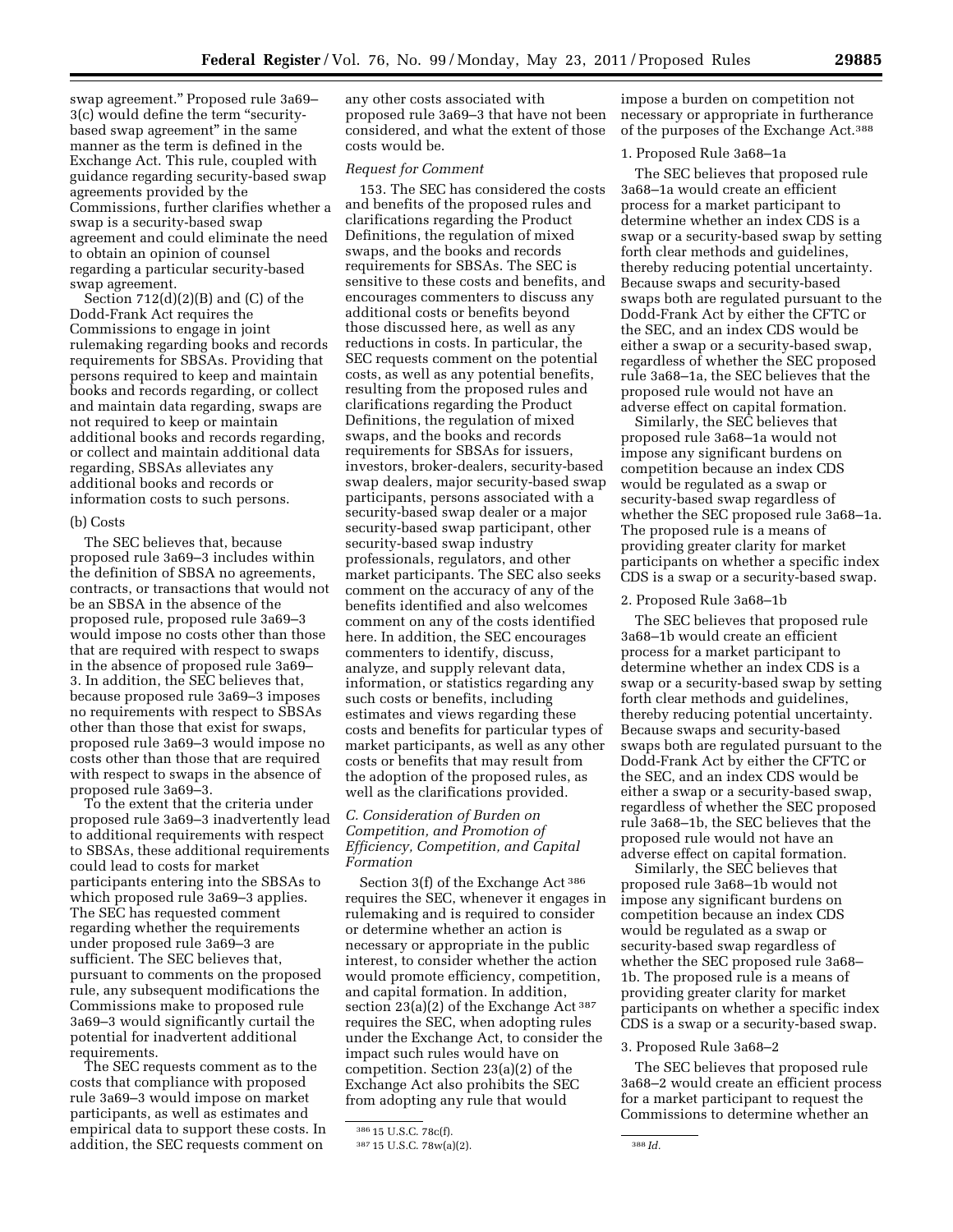swap agreement." Proposed rule 3a69–3(c) would define the term "security-based swap agreement" in the same manner as the term is defined in the Exchange Act. This rule, coupled with guidance regarding security-based swap agreements provided by the Commissions, further clarifies whether a swap is a security-based swap agreement and could eliminate the need to obtain an opinion of counsel regarding a particular security-based swap agreement.

Section 712(d)(2)(B) and (C) of the Dodd-Frank Act requires the Commissions to engage in joint rulemaking regarding books and records requirements for SBSAs. Providing that persons required to keep and maintain books and records regarding, or collect and maintain data regarding, swaps are not required to keep or maintain additional books and records regarding, or collect and maintain additional data regarding, SBSAs alleviates any additional books and records or information costs to such persons.

(b) Costs

The SEC believes that, because proposed rule 3a69–3 includes within the definition of SBSA no agreements, contracts, or transactions that would not be an SBSA in the absence of the proposed rule, proposed rule 3a69–3 would impose no costs other than those that are required with respect to swaps in the absence of proposed rule 3a69–3. In addition, the SEC believes that, because proposed rule 3a69–3 imposes no requirements with respect to SBSAs other than those that exist for swaps, proposed rule 3a69–3 would impose no costs other than those that are required with respect to swaps in the absence of proposed rule 3a69–3.

To the extent that the criteria under proposed rule 3a69–3 inadvertently lead to additional requirements with respect to SBSAs, these additional requirements could lead to costs for market participants entering into the SBSAs to which proposed rule 3a69–3 applies. The SEC has requested comment regarding whether the requirements under proposed rule 3a69–3 are sufficient. The SEC believes that, pursuant to comments on the proposed rule, any subsequent modifications the Commissions make to proposed rule 3a69–3 would significantly curtail the potential for inadvertent additional requirements.

The SEC requests comment as to the costs that compliance with proposed rule 3a69–3 would impose on market participants, as well as estimates and empirical data to support these costs. In addition, the SEC requests comment on any other costs associated with proposed rule 3a69–3 that have not been considered, and what the extent of those costs would be.

*Request for Comment*

153. The SEC has considered the costs and benefits of the proposed rules and clarifications regarding the Product Definitions, the regulation of mixed swaps, and the books and records requirements for SBSAs. The SEC is sensitive to these costs and benefits, and encourages commenters to discuss any additional costs or benefits beyond those discussed here, as well as any reductions in costs. In particular, the SEC requests comment on the potential costs, as well as any potential benefits, resulting from the proposed rules and clarifications regarding the Product Definitions, the regulation of mixed swaps, and the books and records requirements for SBSAs for issuers, investors, broker-dealers, security-based swap dealers, major security-based swap participants, persons associated with a security-based swap dealer or a major security-based swap participant, other security-based swap industry professionals, regulators, and other market participants. The SEC also seeks comment on the accuracy of any of the benefits identified and also welcomes comment on any of the costs identified here. In addition, the SEC encourages commenters to identify, discuss, analyze, and supply relevant data, information, or statistics regarding any such costs or benefits, including estimates and views regarding these costs and benefits for particular types of market participants, as well as any other costs or benefits that may result from the adoption of the proposed rules, as well as the clarifications provided.

### *C. Consideration of Burden on Competition, and Promotion of Efficiency, Competition, and Capital Formation*

Section 3(f) of the Exchange Act[386] requires the SEC, whenever it engages in rulemaking and is required to consider or determine whether an action is necessary or appropriate in the public interest, to consider whether the action would promote efficiency, competition, and capital formation. In addition, section 23(a)(2) of the Exchange Act[387] requires the SEC, when adopting rules under the Exchange Act, to consider the impact such rules would have on competition. Section 23(a)(2) of the Exchange Act also prohibits the SEC from adopting any rule that would impose a burden on competition not necessary or appropriate in furtherance of the purposes of the Exchange Act.[388]

1. Proposed Rule 3a68–1a

The SEC believes that proposed rule 3a68–1a would create an efficient process for a market participant to determine whether an index CDS is a swap or a security-based swap by setting forth clear methods and guidelines, thereby reducing potential uncertainty. Because swaps and security-based swaps both are regulated pursuant to the Dodd-Frank Act by either the CFTC or the SEC, and an index CDS would be either a swap or a security-based swap, regardless of whether the SEC proposed rule 3a68–1a, the SEC believes that the proposed rule would not have an adverse effect on capital formation.

Similarly, the SEC believes that proposed rule 3a68–1a would not impose any significant burdens on competition because an index CDS would be regulated as a swap or security-based swap regardless of whether the SEC proposed rule 3a68–1a. The proposed rule is a means of providing greater clarity for market participants on whether a specific index CDS is a swap or a security-based swap.

2. Proposed Rule 3a68–1b

The SEC believes that proposed rule 3a68–1b would create an efficient process for a market participant to determine whether an index CDS is a swap or a security-based swap by setting forth clear methods and guidelines, thereby reducing potential uncertainty. Because swaps and security-based swaps both are regulated pursuant to the Dodd-Frank Act by either the CFTC or the SEC, and an index CDS would be either a swap or a security-based swap, regardless of whether the SEC proposed rule 3a68–1b, the SEC believes that the proposed rule would not have an adverse effect on capital formation.

Similarly, the SEC believes that proposed rule 3a68–1b would not impose any significant burdens on competition because an index CDS would be regulated as a swap or security-based swap regardless of whether the SEC proposed rule 3a68–1b. The proposed rule is a means of providing greater clarity for market participants on whether a specific index CDS is a swap or a security-based swap.

3. Proposed Rule 3a68–2

The SEC believes that proposed rule 3a68–2 would create an efficient process for a market participant to request the Commissions to determine whether an

---

[386] 15 U.S.C. 78c(f).

[387] 15 U.S.C. 78w(a)(2).

[388] *Id.*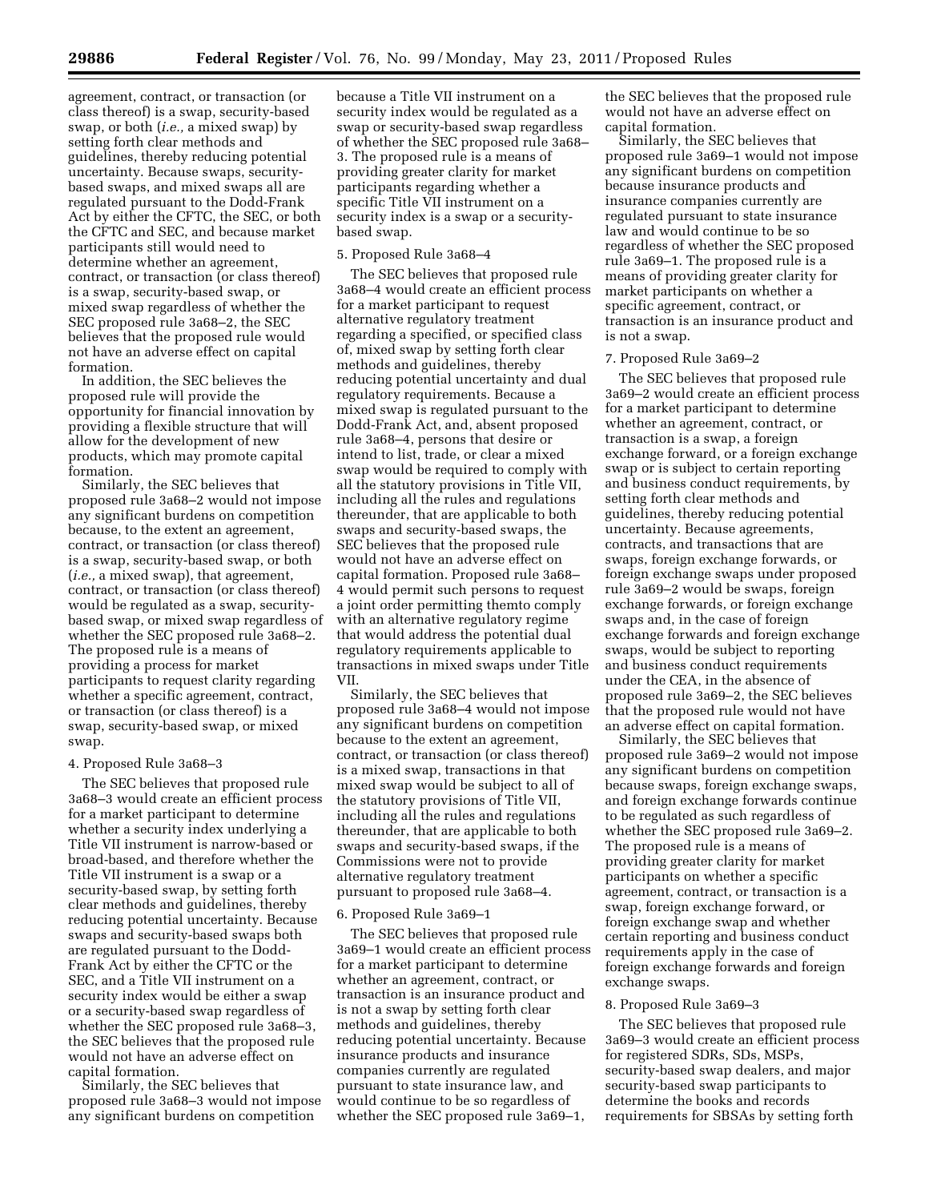agreement, contract, or transaction (or class thereof) is a swap, security-based swap, or both (*i.e.,* a mixed swap) by setting forth clear methods and guidelines, thereby reducing potential uncertainty. Because swaps, security-based swaps, and mixed swaps all are regulated pursuant to the Dodd-Frank Act by either the CFTC, the SEC, or both the CFTC and SEC, and because market participants still would need to determine whether an agreement, contract, or transaction (or class thereof) is a swap, security-based swap, or mixed swap regardless of whether the SEC proposed rule 3a68–2, the SEC believes that the proposed rule would not have an adverse effect on capital formation.

In addition, the SEC believes the proposed rule will provide the opportunity for financial innovation by providing a flexible structure that will allow for the development of new products, which may promote capital formation.

Similarly, the SEC believes that proposed rule 3a68–2 would not impose any significant burdens on competition because, to the extent an agreement, contract, or transaction (or class thereof) is a swap, security-based swap, or both (*i.e.,* a mixed swap), that agreement, contract, or transaction (or class thereof) would be regulated as a swap, security-based swap, or mixed swap regardless of whether the SEC proposed rule 3a68–2. The proposed rule is a means of providing a process for market participants to request clarity regarding whether a specific agreement, contract, or transaction (or class thereof) is a swap, security-based swap, or mixed swap.

4. Proposed Rule 3a68–3

The SEC believes that proposed rule 3a68–3 would create an efficient process for a market participant to determine whether a security index underlying a Title VII instrument is narrow-based or broad-based, and therefore whether the Title VII instrument is a swap or a security-based swap, by setting forth clear methods and guidelines, thereby reducing potential uncertainty. Because swaps and security-based swaps both are regulated pursuant to the Dodd-Frank Act by either the CFTC or the SEC, and a Title VII instrument on a security index would be either a swap or a security-based swap regardless of whether the SEC proposed rule 3a68–3, the SEC believes that the proposed rule would not have an adverse effect on capital formation.

Similarly, the SEC believes that proposed rule 3a68–3 would not impose any significant burdens on competition because a Title VII instrument on a security index would be regulated as a swap or security-based swap regardless of whether the SEC proposed rule 3a68–3. The proposed rule is a means of providing greater clarity for market participants regarding whether a specific Title VII instrument on a security index is a swap or a security-based swap.

5. Proposed Rule 3a68–4

The SEC believes that proposed rule 3a68–4 would create an efficient process for a market participant to request alternative regulatory treatment regarding a specified, or specified class of, mixed swap by setting forth clear methods and guidelines, thereby reducing potential uncertainty and dual regulatory requirements. Because a mixed swap is regulated pursuant to the Dodd-Frank Act, and, absent proposed rule 3a68–4, persons that desire or intend to list, trade, or clear a mixed swap would be required to comply with all the statutory provisions in Title VII, including all the rules and regulations thereunder, that are applicable to both swaps and security-based swaps, the SEC believes that the proposed rule would not have an adverse effect on capital formation. Proposed rule 3a68–4 would permit such persons to request a joint order permitting themto comply with an alternative regulatory regime that would address the potential dual regulatory requirements applicable to transactions in mixed swaps under Title VII.

Similarly, the SEC believes that proposed rule 3a68–4 would not impose any significant burdens on competition because to the extent an agreement, contract, or transaction (or class thereof) is a mixed swap, transactions in that mixed swap would be subject to all of the statutory provisions of Title VII, including all the rules and regulations thereunder, that are applicable to both swaps and security-based swaps, if the Commissions were not to provide alternative regulatory treatment pursuant to proposed rule 3a68–4.

6. Proposed Rule 3a69–1

The SEC believes that proposed rule 3a69–1 would create an efficient process for a market participant to determine whether an agreement, contract, or transaction is an insurance product and is not a swap by setting forth clear methods and guidelines, thereby reducing potential uncertainty. Because insurance products and insurance companies currently are regulated pursuant to state insurance law, and would continue to be so regardless of whether the SEC proposed rule 3a69–1, the SEC believes that the proposed rule would not have an adverse effect on capital formation.

Similarly, the SEC believes that proposed rule 3a69–1 would not impose any significant burdens on competition because insurance products and insurance companies currently are regulated pursuant to state insurance law and would continue to be so regardless of whether the SEC proposed rule 3a69–1. The proposed rule is a means of providing greater clarity for market participants on whether a specific agreement, contract, or transaction is an insurance product and is not a swap.

7. Proposed Rule 3a69–2

The SEC believes that proposed rule 3a69–2 would create an efficient process for a market participant to determine whether an agreement, contract, or transaction is a swap, a foreign exchange forward, or a foreign exchange swap or is subject to certain reporting and business conduct requirements, by setting forth clear methods and guidelines, thereby reducing potential uncertainty. Because agreements, contracts, and transactions that are swaps, foreign exchange forwards, or foreign exchange swaps under proposed rule 3a69–2 would be swaps, foreign exchange forwards, or foreign exchange swaps and, in the case of foreign exchange forwards and foreign exchange swaps, would be subject to reporting and business conduct requirements under the CEA, in the absence of proposed rule 3a69–2, the SEC believes that the proposed rule would not have an adverse effect on capital formation.

Similarly, the SEC believes that proposed rule 3a69–2 would not impose any significant burdens on competition because swaps, foreign exchange swaps, and foreign exchange forwards continue to be regulated as such regardless of whether the SEC proposed rule 3a69–2. The proposed rule is a means of providing greater clarity for market participants on whether a specific agreement, contract, or transaction is a swap, foreign exchange forward, or foreign exchange swap and whether certain reporting and business conduct requirements apply in the case of foreign exchange forwards and foreign exchange swaps.

8. Proposed Rule 3a69–3

The SEC believes that proposed rule 3a69–3 would create an efficient process for registered SDRs, SDs, MSPs, security-based swap dealers, and major security-based swap participants to determine the books and records requirements for SBSAs by setting forth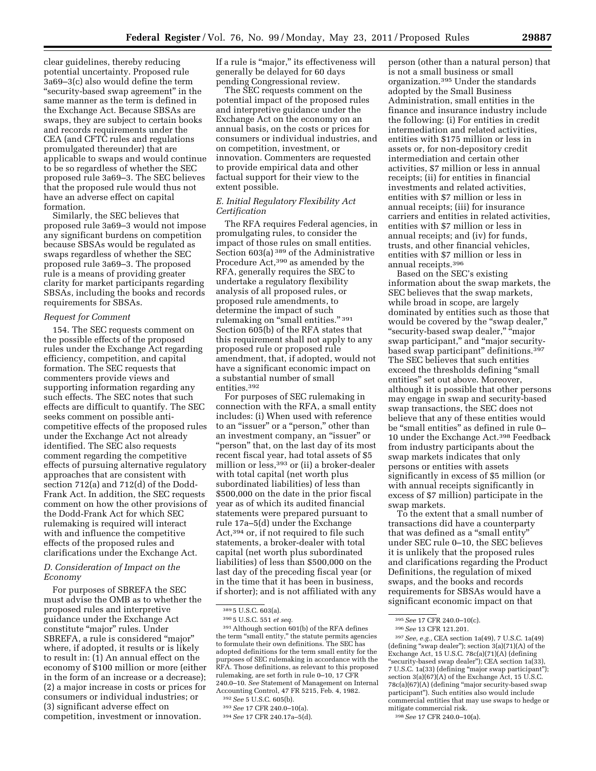clear guidelines, thereby reducing potential uncertainty. Proposed rule 3a69–3(c) also would define the term "security-based swap agreement" in the same manner as the term is defined in the Exchange Act. Because SBSAs are swaps, they are subject to certain books and records requirements under the CEA (and CFTC rules and regulations promulgated thereunder) that are applicable to swaps and would continue to be so regardless of whether the SEC proposed rule 3a69–3. The SEC believes that the proposed rule would thus not have an adverse effect on capital formation.

Similarly, the SEC believes that proposed rule 3a69–3 would not impose any significant burdens on competition because SBSAs would be regulated as swaps regardless of whether the SEC proposed rule 3a69–3. The proposed rule is a means of providing greater clarity for market participants regarding SBSAs, including the books and records requirements for SBSAs.

*Request for Comment*

154. The SEC requests comment on the possible effects of the proposed rules under the Exchange Act regarding efficiency, competition, and capital formation. The SEC requests that commenters provide views and supporting information regarding any such effects. The SEC notes that such effects are difficult to quantify. The SEC seeks comment on possible anti-competitive effects of the proposed rules under the Exchange Act not already identified. The SEC also requests comment regarding the competitive effects of pursuing alternative regulatory approaches that are consistent with section 712(a) and 712(d) of the Dodd-Frank Act. In addition, the SEC requests comment on how the other provisions of the Dodd-Frank Act for which SEC rulemaking is required will interact with and influence the competitive effects of the proposed rules and clarifications under the Exchange Act.

### *D. Consideration of Impact on the Economy*

For purposes of SBREFA the SEC must advise the OMB as to whether the proposed rules and interpretive guidance under the Exchange Act constitute "major" rules. Under SBREFA, a rule is considered "major" where, if adopted, it results or is likely to result in: (1) An annual effect on the economy of $100 million or more (either in the form of an increase or a decrease); (2) a major increase in costs or prices for consumers or individual industries; or (3) significant adverse effect on competition, investment or innovation. If a rule is "major," its effectiveness will generally be delayed for 60 days pending Congressional review.

The SEC requests comment on the potential impact of the proposed rules and interpretive guidance under the Exchange Act on the economy on an annual basis, on the costs or prices for consumers or individual industries, and on competition, investment, or innovation. Commenters are requested to provide empirical data and other factual support for their view to the extent possible.

### *E. Initial Regulatory Flexibility Act Certification*

The RFA requires Federal agencies, in promulgating rules, to consider the impact of those rules on small entities. Section 603(a) [389] of the Administrative Procedure Act,[390] as amended by the RFA, generally requires the SEC to undertake a regulatory flexibility analysis of all proposed rules, or proposed rule amendments, to determine the impact of such rulemaking on "small entities." [391] Section 605(b) of the RFA states that this requirement shall not apply to any proposed rule or proposed rule amendment, that, if adopted, would not have a significant economic impact on a substantial number of small entities.[392]

For purposes of SEC rulemaking in connection with the RFA, a small entity includes: (i) When used with reference to an "issuer" or a "person," other than an investment company, an "issuer" or "person" that, on the last day of its most recent fiscal year, had total assets of $5 million or less,[393] or (ii) a broker-dealer with total capital (net worth plus subordinated liabilities) of less than $500,000 on the date in the prior fiscal year as of which its audited financial statements were prepared pursuant to rule 17a–5(d) under the Exchange Act,[394] or, if not required to file such statements, a broker-dealer with total capital (net worth plus subordinated liabilities) of less than $500,000 on the last day of the preceding fiscal year (or in the time that it has been in business, if shorter); and is not affiliated with any person (other than a natural person) that is not a small business or small organization.[395] Under the standards adopted by the Small Business Administration, small entities in the finance and insurance industry include the following: (i) For entities in credit intermediation and related activities, entities with $175 million or less in assets or, for non-depository credit intermediation and certain other activities, $7 million or less in annual receipts; (ii) for entities in financial investments and related activities, entities with $7 million or less in annual receipts; (iii) for insurance carriers and entities in related activities, entities with $7 million or less in annual receipts; and (iv) for funds, trusts, and other financial vehicles, entities with $7 million or less in annual receipts.[396]

Based on the SEC's existing information about the swap markets, the SEC believes that the swap markets, while broad in scope, are largely dominated by entities such as those that would be covered by the "swap dealer," "security-based swap dealer," "major swap participant," and "major security-based swap participant" definitions.[397] The SEC believes that such entities exceed the thresholds defining "small entities" set out above. Moreover, although it is possible that other persons may engage in swap and security-based swap transactions, the SEC does not believe that any of these entities would be "small entities" as defined in rule 0–10 under the Exchange Act.[398] Feedback from industry participants about the swap markets indicates that only persons or entities with assets significantly in excess of $5 million (or with annual receipts significantly in excess of $7 million) participate in the swap markets.

To the extent that a small number of transactions did have a counterparty that was defined as a "small entity" under SEC rule 0–10, the SEC believes it is unlikely that the proposed rules and clarifications regarding the Product Definitions, the regulation of mixed swaps, and the books and records requirements for SBSAs would have a significant economic impact on that

---

[389] 5 U.S.C. 603(a).

[390] 5 U.S.C. 551 *et seq.*

[391] Although section 601(b) of the RFA defines the term "small entity," the statute permits agencies to formulate their own definitions. The SEC has adopted definitions for the term small entity for the purposes of SEC rulemaking in accordance with the RFA. Those definitions, as relevant to this proposed rulemaking, are set forth in rule 0–10, 17 CFR 240.0–10. *See* Statement of Management on Internal Accounting Control, 47 FR 5215, Feb. 4, 1982.

[392] *See* 5 U.S.C. 605(b).

[393] *See* 17 CFR 240.0–10(a).

[394] *See* 17 CFR 240.17a–5(d).

[395] *See* 17 CFR 240.0–10(c).

[396] *See* 13 CFR 121.201.

[397] *See, e.g.,* CEA section 1a(49), 7 U.S.C. 1a(49) (defining "swap dealer"); section 3(a)(71)(A) of the Exchange Act, 15 U.S.C. 78c(a)(71)(A) (defining "security-based swap dealer"); CEA section 1a(33), 7 U.S.C. 1a(33) (defining "major swap participant"); section 3(a)(67)(A) of the Exchange Act, 15 U.S.C. 78c(a)(67)(A) (defining "major security-based swap participant"). Such entities also would include commercial entities that may use swaps to hedge or mitigate commercial risk.

[398] *See* 17 CFR 240.0–10(a).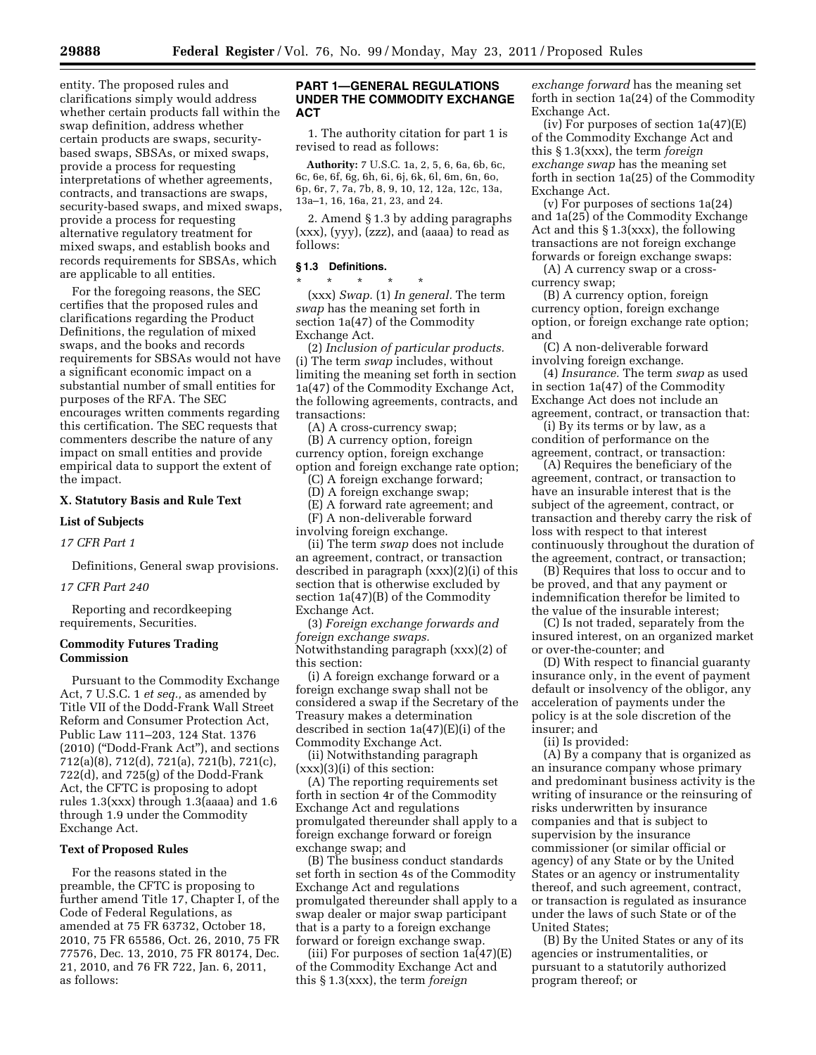entity. The proposed rules and clarifications simply would address whether certain products fall within the swap definition, address whether certain products are swaps, security-based swaps, SBSAs, or mixed swaps, provide a process for requesting interpretations of whether agreements, contracts, and transactions are swaps, security-based swaps, and mixed swaps, provide a process for requesting alternative regulatory treatment for mixed swaps, and establish books and records requirements for SBSAs, which are applicable to all entities.

For the foregoing reasons, the SEC certifies that the proposed rules and clarifications regarding the Product Definitions, the regulation of mixed swaps, and the books and records requirements for SBSAs would not have a significant economic impact on a substantial number of small entities for purposes of the RFA. The SEC encourages written comments regarding this certification. The SEC requests that commenters describe the nature of any impact on small entities and provide empirical data to support the extent of the impact.

### X. Statutory Basis and Rule Text

#### List of Subjects

*17 CFR Part 1*

Definitions, General swap provisions.

*17 CFR Part 240*

Reporting and recordkeeping requirements, Securities.

#### Commodity Futures Trading Commission

Pursuant to the Commodity Exchange Act, 7 U.S.C. 1 *et seq.,* as amended by Title VII of the Dodd-Frank Wall Street Reform and Consumer Protection Act, Public Law 111–203, 124 Stat. 1376 (2010) ("Dodd-Frank Act"), and sections 712(a)(8), 712(d), 721(a), 721(b), 721(c), 722(d), and 725(g) of the Dodd-Frank Act, the CFTC is proposing to adopt rules 1.3(xxx) through 1.3(aaaa) and 1.6 through 1.9 under the Commodity Exchange Act.

#### Text of Proposed Rules

For the reasons stated in the preamble, the CFTC is proposing to further amend Title 17, Chapter I, of the Code of Federal Regulations, as amended at 75 FR 63732, October 18, 2010, 75 FR 65586, Oct. 26, 2010, 75 FR 77576, Dec. 13, 2010, 75 FR 80174, Dec. 21, 2010, and 76 FR 722, Jan. 6, 2011, as follows:

### PART 1—GENERAL REGULATIONS UNDER THE COMMODITY EXCHANGE ACT

1. The authority citation for part 1 is revised to read as follows:

**Authority:** 7 U.S.C. 1a, 2, 5, 6, 6a, 6b, 6c, 6c, 6e, 6f, 6g, 6h, 6i, 6j, 6k, 6l, 6m, 6n, 6o, 6p, 6r, 7, 7a, 7b, 8, 9, 10, 12, 12a, 12c, 13a, 13a–1, 16, 16a, 21, 23, and 24.

2. Amend § 1.3 by adding paragraphs (xxx), (yyy), (zzz), and (aaaa) to read as follows:

#### § 1.3 Definitions.

\* \* \* \* \*

(xxx) *Swap.* (1) *In general.* The term *swap* has the meaning set forth in section 1a(47) of the Commodity Exchange Act.

(2) *Inclusion of particular products.* (i) The term *swap* includes, without limiting the meaning set forth in section 1a(47) of the Commodity Exchange Act, the following agreements, contracts, and transactions:

(A) A cross-currency swap;

(B) A currency option, foreign currency option, foreign exchange option and foreign exchange rate option;

(C) A foreign exchange forward;

(D) A foreign exchange swap;

(E) A forward rate agreement; and

(F) A non-deliverable forward involving foreign exchange.

(ii) The term *swap* does not include an agreement, contract, or transaction described in paragraph (xxx)(2)(i) of this section that is otherwise excluded by section 1a(47)(B) of the Commodity Exchange Act.

(3) *Foreign exchange forwards and foreign exchange swaps.* Notwithstanding paragraph (xxx)(2) of this section:

(i) A foreign exchange forward or a foreign exchange swap shall not be considered a swap if the Secretary of the Treasury makes a determination described in section 1a(47)(E)(i) of the Commodity Exchange Act.

(ii) Notwithstanding paragraph (xxx)(3)(i) of this section:

(A) The reporting requirements set forth in section 4r of the Commodity Exchange Act and regulations promulgated thereunder shall apply to a foreign exchange forward or foreign exchange swap; and

(B) The business conduct standards set forth in section 4s of the Commodity Exchange Act and regulations promulgated thereunder shall apply to a swap dealer or major swap participant that is a party to a foreign exchange forward or foreign exchange swap.

(iii) For purposes of section 1a(47)(E) of the Commodity Exchange Act and this § 1.3(xxx), the term *foreign exchange forward* has the meaning set forth in section 1a(24) of the Commodity Exchange Act.

(iv) For purposes of section 1a(47)(E) of the Commodity Exchange Act and this § 1.3(xxx), the term *foreign exchange swap* has the meaning set forth in section 1a(25) of the Commodity Exchange Act.

(v) For purposes of sections 1a(24) and 1a(25) of the Commodity Exchange Act and this § 1.3(xxx), the following transactions are not foreign exchange forwards or foreign exchange swaps:

(A) A currency swap or a cross-currency swap;

(B) A currency option, foreign currency option, foreign exchange option, or foreign exchange rate option; and

(C) A non-deliverable forward involving foreign exchange.

(4) *Insurance.* The term *swap* as used in section 1a(47) of the Commodity Exchange Act does not include an agreement, contract, or transaction that:

(i) By its terms or by law, as a condition of performance on the agreement, contract, or transaction:

(A) Requires the beneficiary of the agreement, contract, or transaction to have an insurable interest that is the subject of the agreement, contract, or transaction and thereby carry the risk of loss with respect to that interest continuously throughout the duration of the agreement, contract, or transaction;

(B) Requires that loss to occur and to be proved, and that any payment or indemnification therefor be limited to the value of the insurable interest;

(C) Is not traded, separately from the insured interest, on an organized market or over-the-counter; and

(D) With respect to financial guaranty insurance only, in the event of payment default or insolvency of the obligor, any acceleration of payments under the policy is at the sole discretion of the insurer; and

(ii) Is provided:

(A) By a company that is organized as an insurance company whose primary and predominant business activity is the writing of insurance or the reinsuring of risks underwritten by insurance companies and that is subject to supervision by the insurance commissioner (or similar official or agency) of any State or by the United States or an agency or instrumentality thereof, and such agreement, contract, or transaction is regulated as insurance under the laws of such State or of the United States;

(B) By the United States or any of its agencies or instrumentalities, or pursuant to a statutorily authorized program thereof; or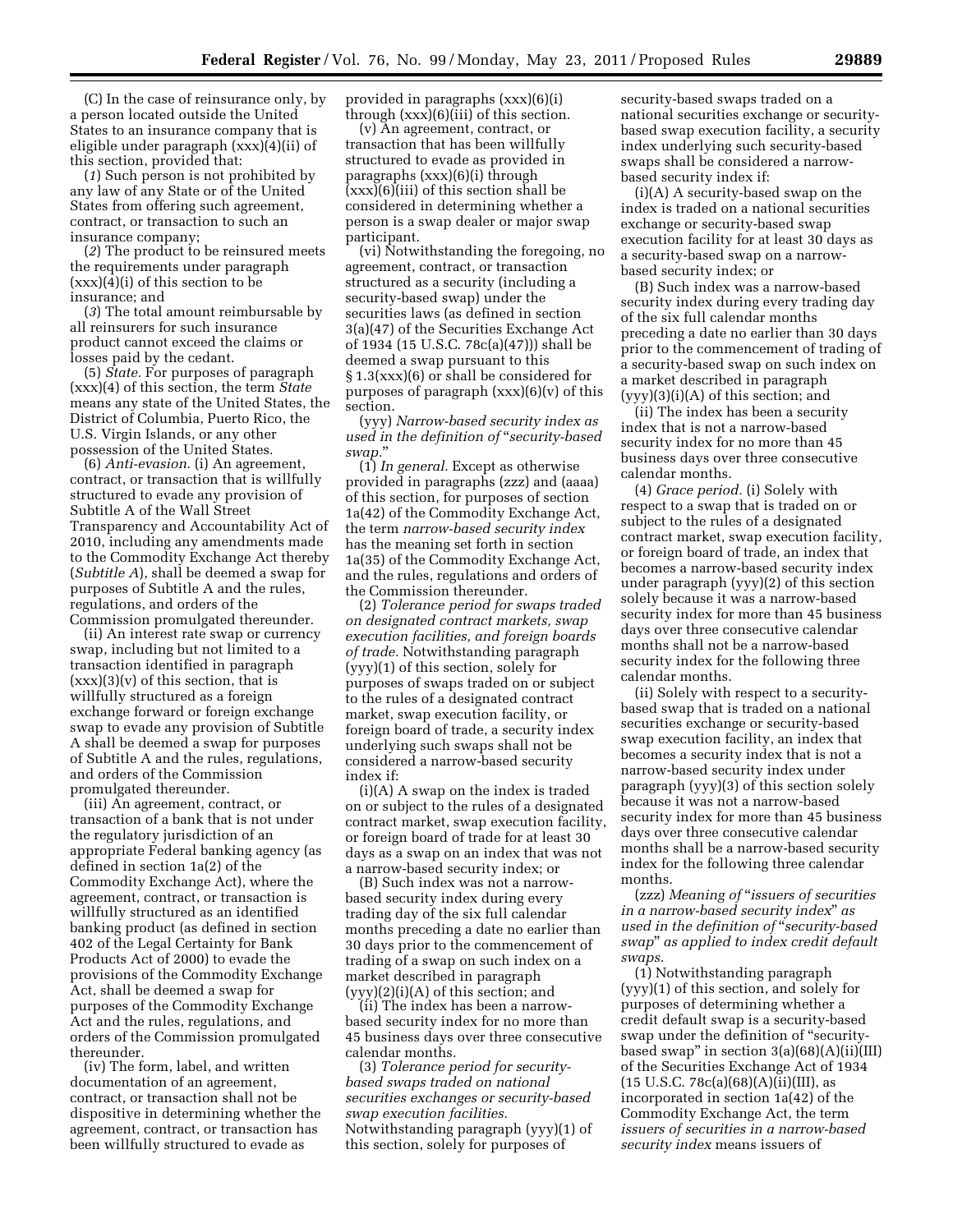(C) In the case of reinsurance only, by a person located outside the United States to an insurance company that is eligible under paragraph (xxx)(4)(ii) of this section, provided that:

(*1*) Such person is not prohibited by any law of any State or of the United States from offering such agreement, contract, or transaction to such an insurance company;

(*2*) The product to be reinsured meets the requirements under paragraph (xxx)(4)(i) of this section to be insurance; and

(*3*) The total amount reimbursable by all reinsurers for such insurance product cannot exceed the claims or losses paid by the cedant.

(5) *State.* For purposes of paragraph (xxx)(4) of this section, the term *State* means any state of the United States, the District of Columbia, Puerto Rico, the U.S. Virgin Islands, or any other possession of the United States.

(6) *Anti-evasion.* (i) An agreement, contract, or transaction that is willfully structured to evade any provision of Subtitle A of the Wall Street Transparency and Accountability Act of 2010, including any amendments made to the Commodity Exchange Act thereby (*Subtitle A*), shall be deemed a swap for purposes of Subtitle A and the rules, regulations, and orders of the Commission promulgated thereunder.

(ii) An interest rate swap or currency swap, including but not limited to a transaction identified in paragraph (xxx)(3)(v) of this section, that is willfully structured as a foreign exchange forward or foreign exchange swap to evade any provision of Subtitle A shall be deemed a swap for purposes of Subtitle A and the rules, regulations, and orders of the Commission promulgated thereunder.

(iii) An agreement, contract, or transaction of a bank that is not under the regulatory jurisdiction of an appropriate Federal banking agency (as defined in section 1a(2) of the Commodity Exchange Act), where the agreement, contract, or transaction is willfully structured as an identified banking product (as defined in section 402 of the Legal Certainty for Bank Products Act of 2000) to evade the provisions of the Commodity Exchange Act, shall be deemed a swap for purposes of the Commodity Exchange Act and the rules, regulations, and orders of the Commission promulgated thereunder.

(iv) The form, label, and written documentation of an agreement, contract, or transaction shall not be dispositive in determining whether the agreement, contract, or transaction has been willfully structured to evade as provided in paragraphs (xxx)(6)(i) through (xxx)(6)(iii) of this section.

(v) An agreement, contract, or transaction that has been willfully structured to evade as provided in paragraphs (xxx)(6)(i) through (xxx)(6)(iii) of this section shall be considered in determining whether a person is a swap dealer or major swap participant.

(vi) Notwithstanding the foregoing, no agreement, contract, or transaction structured as a security (including a security-based swap) under the securities laws (as defined in section 3(a)(47) of the Securities Exchange Act of 1934 (15 U.S.C. 78c(a)(47))) shall be deemed a swap pursuant to this § 1.3(xxx)(6) or shall be considered for purposes of paragraph (xxx)(6)(v) of this section.

(yyy) *Narrow-based security index as used in the definition of "security-based swap."*

(1) *In general.* Except as otherwise provided in paragraphs (zzz) and (aaaa) of this section, for purposes of section 1a(42) of the Commodity Exchange Act, the term *narrow-based security index* has the meaning set forth in section 1a(35) of the Commodity Exchange Act, and the rules, regulations and orders of the Commission thereunder.

(2) *Tolerance period for swaps traded on designated contract markets, swap execution facilities, and foreign boards of trade.* Notwithstanding paragraph (yyy)(1) of this section, solely for purposes of swaps traded on or subject to the rules of a designated contract market, swap execution facility, or foreign board of trade, a security index underlying such swaps shall not be considered a narrow-based security index if:

(i)(A) A swap on the index is traded on or subject to the rules of a designated contract market, swap execution facility, or foreign board of trade for at least 30 days as a swap on an index that was not a narrow-based security index; or

(B) Such index was not a narrow-based security index during every trading day of the six full calendar months preceding a date no earlier than 30 days prior to the commencement of trading of a swap on such index on a market described in paragraph (yyy)(2)(i)(A) of this section; and

(ii) The index has been a narrow-based security index for no more than 45 business days over three consecutive calendar months.

(3) *Tolerance period for security-based swaps traded on national securities exchanges or security-based swap execution facilities.* Notwithstanding paragraph (yyy)(1) of this section, solely for purposes of security-based swaps traded on a national securities exchange or security-based swap execution facility, a security index underlying such security-based swaps shall be considered a narrow-based security index if:

(i)(A) A security-based swap on the index is traded on a national securities exchange or security-based swap execution facility for at least 30 days as a security-based swap on a narrow-based security index; or

(B) Such index was a narrow-based security index during every trading day of the six full calendar months preceding a date no earlier than 30 days prior to the commencement of trading of a security-based swap on such index on a market described in paragraph (yyy)(3)(i)(A) of this section; and

(ii) The index has been a security index that is not a narrow-based security index for no more than 45 business days over three consecutive calendar months.

(4) *Grace period.* (i) Solely with respect to a swap that is traded on or subject to the rules of a designated contract market, swap execution facility, or foreign board of trade, an index that becomes a narrow-based security index under paragraph (yyy)(2) of this section solely because it was a narrow-based security index for more than 45 business days over three consecutive calendar months shall not be a narrow-based security index for the following three calendar months.

(ii) Solely with respect to a security-based swap that is traded on a national securities exchange or security-based swap execution facility, an index that becomes a security index that is not a narrow-based security index under paragraph (yyy)(3) of this section solely because it was not a narrow-based security index for more than 45 business days over three consecutive calendar months shall be a narrow-based security index for the following three calendar months.

(zzz) *Meaning of "issuers of securities in a narrow-based security index" as used in the definition of "security-based swap" as applied to index credit default swaps.*

(1) Notwithstanding paragraph (yyy)(1) of this section, and solely for purposes of determining whether a credit default swap is a security-based swap under the definition of "security-based swap" in section 3(a)(68)(A)(ii)(III) of the Securities Exchange Act of 1934 (15 U.S.C. 78c(a)(68)(A)(ii)(III), as incorporated in section 1a(42) of the Commodity Exchange Act, the term *issuers of securities in a narrow-based security index* means issuers of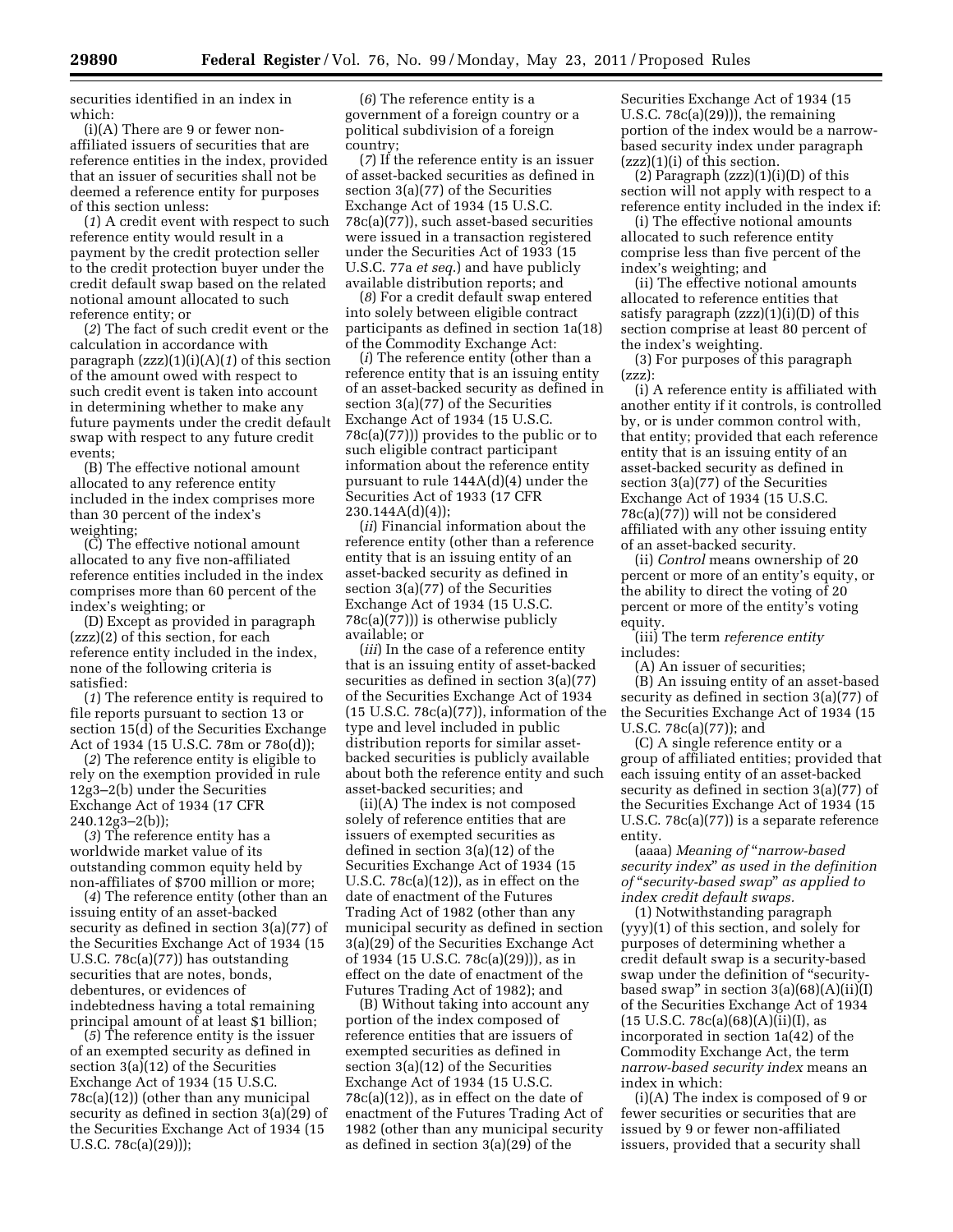securities identified in an index in which:

(i)(A) There are 9 or fewer non-affiliated issuers of securities that are reference entities in the index, provided that an issuer of securities shall not be deemed a reference entity for purposes of this section unless:

(*1*) A credit event with respect to such reference entity would result in a payment by the credit protection seller to the credit protection buyer under the credit default swap based on the related notional amount allocated to such reference entity; or

(*2*) The fact of such credit event or the calculation in accordance with paragraph (zzz)(1)(i)(A)(*1*) of this section of the amount owed with respect to such credit event is taken into account in determining whether to make any future payments under the credit default swap with respect to any future credit events;

(B) The effective notional amount allocated to any reference entity included in the index comprises more than 30 percent of the index's weighting;

(C) The effective notional amount allocated to any five non-affiliated reference entities included in the index comprises more than 60 percent of the index's weighting; or

(D) Except as provided in paragraph (zzz)(2) of this section, for each reference entity included in the index, none of the following criteria is satisfied:

(*1*) The reference entity is required to file reports pursuant to section 13 or section 15(d) of the Securities Exchange Act of 1934 (15 U.S.C. 78m or 78o(d));

(*2*) The reference entity is eligible to rely on the exemption provided in rule 12g3–2(b) under the Securities Exchange Act of 1934 (17 CFR 240.12g3–2(b));

(*3*) The reference entity has a worldwide market value of its outstanding common equity held by non-affiliates of $700 million or more;

(*4*) The reference entity (other than an issuing entity of an asset-backed security as defined in section 3(a)(77) of the Securities Exchange Act of 1934 (15 U.S.C. 78c(a)(77)) has outstanding securities that are notes, bonds, debentures, or evidences of indebtedness having a total remaining principal amount of at least $1 billion;

(*5*) The reference entity is the issuer of an exempted security as defined in section 3(a)(12) of the Securities Exchange Act of 1934 (15 U.S.C. 78c(a)(12)) (other than any municipal security as defined in section 3(a)(29) of the Securities Exchange Act of 1934 (15 U.S.C. 78c(a)(29)));

(*6*) The reference entity is a government of a foreign country or a political subdivision of a foreign country;

(*7*) If the reference entity is an issuer of asset-backed securities as defined in section 3(a)(77) of the Securities Exchange Act of 1934 (15 U.S.C. 78c(a)(77)), such asset-based securities were issued in a transaction registered under the Securities Act of 1933 (15 U.S.C. 77a *et seq.*) and have publicly available distribution reports; and

(*8*) For a credit default swap entered into solely between eligible contract participants as defined in section 1a(18) of the Commodity Exchange Act:

(*i*) The reference entity (other than a reference entity that is an issuing entity of an asset-backed security as defined in section 3(a)(77) of the Securities Exchange Act of 1934 (15 U.S.C. 78c(a)(77))) provides to the public or to such eligible contract participant information about the reference entity pursuant to rule 144A(d)(4) under the Securities Act of 1933 (17 CFR 230.144A(d)(4));

(*ii*) Financial information about the reference entity (other than a reference entity that is an issuing entity of an asset-backed security as defined in section 3(a)(77) of the Securities Exchange Act of 1934 (15 U.S.C. 78c(a)(77))) is otherwise publicly available; or

(*iii*) In the case of a reference entity that is an issuing entity of asset-backed securities as defined in section 3(a)(77) of the Securities Exchange Act of 1934 (15 U.S.C. 78c(a)(77)), information of the type and level included in public distribution reports for similar asset-backed securities is publicly available about both the reference entity and such asset-backed securities; and

(ii)(A) The index is not composed solely of reference entities that are issuers of exempted securities as defined in section 3(a)(12) of the Securities Exchange Act of 1934 (15 U.S.C. 78c(a)(12)), as in effect on the date of enactment of the Futures Trading Act of 1982 (other than any municipal security as defined in section 3(a)(29) of the Securities Exchange Act of 1934 (15 U.S.C. 78c(a)(29)), as in effect on the date of enactment of the Futures Trading Act of 1982); and

(B) Without taking into account any portion of the index composed of reference entities that are issuers of exempted securities as defined in section 3(a)(12) of the Securities Exchange Act of 1934 (15 U.S.C. 78c(a)(12)), as in effect on the date of enactment of the Futures Trading Act of 1982 (other than any municipal security as defined in section 3(a)(29) of the Securities Exchange Act of 1934 (15 U.S.C. 78c(a)(29))), the remaining portion of the index would be a narrow-based security index under paragraph (zzz)(1)(i) of this section.

(2) Paragraph (zzz)(1)(i)(D) of this section will not apply with respect to a reference entity included in the index if:

(i) The effective notional amounts allocated to such reference entity comprise less than five percent of the index's weighting; and

(ii) The effective notional amounts allocated to reference entities that satisfy paragraph (zzz)(1)(i)(D) of this section comprise at least 80 percent of the index's weighting.

(3) For purposes of this paragraph (zzz):

(i) A reference entity is affiliated with another entity if it controls, is controlled by, or is under common control with, that entity; provided that each reference entity that is an issuing entity of an asset-backed security as defined in section 3(a)(77) of the Securities Exchange Act of 1934 (15 U.S.C. 78c(a)(77)) will not be considered affiliated with any other issuing entity of an asset-backed security.

(ii) *Control* means ownership of 20 percent or more of an entity's equity, or the ability to direct the voting of 20 percent or more of the entity's voting equity.

(iii) The term *reference entity* includes:

(A) An issuer of securities;

(B) An issuing entity of an asset-based security as defined in section 3(a)(77) of the Securities Exchange Act of 1934 (15 U.S.C. 78c(a)(77)); and

(C) A single reference entity or a group of affiliated entities; provided that each issuing entity of an asset-backed security as defined in section 3(a)(77) of the Securities Exchange Act of 1934 (15 U.S.C. 78c(a)(77)) is a separate reference entity.

(aaaa) *Meaning of "narrow-based security index" as used in the definition of "security-based swap" as applied to index credit default swaps.*

(1) Notwithstanding paragraph (yyy)(1) of this section, and solely for purposes of determining whether a credit default swap is a security-based swap under the definition of "security-based swap" in section 3(a)(68)(A)(ii)(I) of the Securities Exchange Act of 1934 (15 U.S.C. 78c(a)(68)(A)(ii)(I), as incorporated in section 1a(42) of the Commodity Exchange Act, the term *narrow-based security index* means an index in which:

(i)(A) The index is composed of 9 or fewer securities or securities that are issued by 9 or fewer non-affiliated issuers, provided that a security shall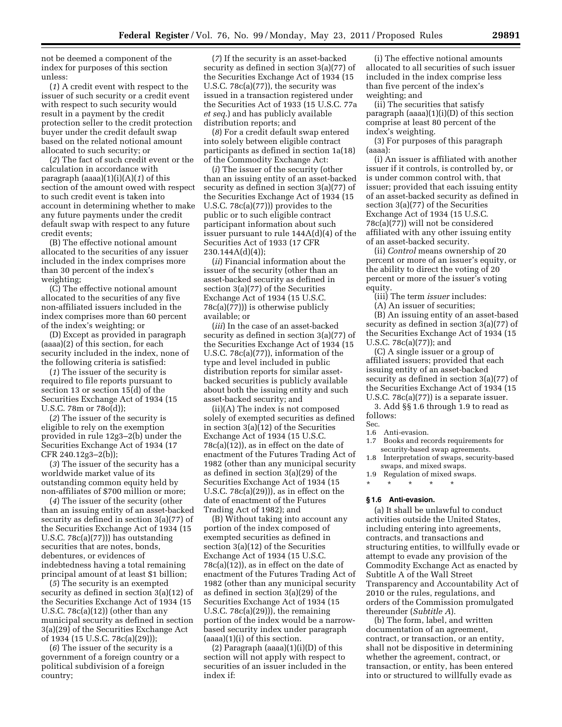not be deemed a component of the index for purposes of this section unless:

(*1*) A credit event with respect to the issuer of such security or a credit event with respect to such security would result in a payment by the credit protection seller to the credit protection buyer under the credit default swap based on the related notional amount allocated to such security; or

(*2*) The fact of such credit event or the calculation in accordance with paragraph (aaaa)(1)(i)(A)(*1*) of this section of the amount owed with respect to such credit event is taken into account in determining whether to make any future payments under the credit default swap with respect to any future credit events;

(B) The effective notional amount allocated to the securities of any issuer included in the index comprises more than 30 percent of the index's weighting;

(C) The effective notional amount allocated to the securities of any five non-affiliated issuers included in the index comprises more than 60 percent of the index's weighting; or

(D) Except as provided in paragraph (aaaa)(2) of this section, for each security included in the index, none of the following criteria is satisfied:

(*1*) The issuer of the security is required to file reports pursuant to section 13 or section 15(d) of the Securities Exchange Act of 1934 (15 U.S.C. 78m or 78o(d));

(*2*) The issuer of the security is eligible to rely on the exemption provided in rule 12g3–2(b) under the Securities Exchange Act of 1934 (17 CFR 240.12g3–2(b));

(*3*) The issuer of the security has a worldwide market value of its outstanding common equity held by non-affiliates of $700 million or more;

(*4*) The issuer of the security (other than an issuing entity of an asset-backed security as defined in section 3(a)(77) of the Securities Exchange Act of 1934 (15 U.S.C. 78c(a)(77))) has outstanding securities that are notes, bonds, debentures, or evidences of indebtedness having a total remaining principal amount of at least $1 billion;

(*5*) The security is an exempted security as defined in section 3(a)(12) of the Securities Exchange Act of 1934 (15 U.S.C. 78c(a)(12)) (other than any municipal security as defined in section 3(a)(29) of the Securities Exchange Act of 1934 (15 U.S.C. 78c(a)(29)));

(*6*) The issuer of the security is a government of a foreign country or a political subdivision of a foreign country;

(*7*) If the security is an asset-backed security as defined in section 3(a)(77) of the Securities Exchange Act of 1934 (15 U.S.C. 78c(a)(77)), the security was issued in a transaction registered under the Securities Act of 1933 (15 U.S.C. 77a *et seq.*) and has publicly available distribution reports; and

(*8*) For a credit default swap entered into solely between eligible contract participants as defined in section 1a(18) of the Commodity Exchange Act:

(*i*) The issuer of the security (other than an issuing entity of an asset-backed security as defined in section 3(a)(77) of the Securities Exchange Act of 1934 (15 U.S.C. 78c(a)(77))) provides to the public or to such eligible contract participant information about such issuer pursuant to rule 144A(d)(4) of the Securities Act of 1933 (17 CFR 230.144A(d)(4));

(*ii*) Financial information about the issuer of the security (other than an asset-backed security as defined in section 3(a)(77) of the Securities Exchange Act of 1934 (15 U.S.C. 78c(a)(77))) is otherwise publicly available; or

(*iii*) In the case of an asset-backed security as defined in section 3(a)(77) of the Securities Exchange Act of 1934 (15 U.S.C. 78c(a)(77)), information of the type and level included in public distribution reports for similar asset-backed securities is publicly available about both the issuing entity and such asset-backed security; and

(ii)(A) The index is not composed solely of exempted securities as defined in section 3(a)(12) of the Securities Exchange Act of 1934 (15 U.S.C. 78c(a)(12)), as in effect on the date of enactment of the Futures Trading Act of 1982 (other than any municipal security as defined in section 3(a)(29) of the Securities Exchange Act of 1934 (15 U.S.C. 78c(a)(29))), as in effect on the date of enactment of the Futures Trading Act of 1982); and

(B) Without taking into account any portion of the index composed of exempted securities as defined in section 3(a)(12) of the Securities Exchange Act of 1934 (15 U.S.C. 78c(a)(12)), as in effect on the date of enactment of the Futures Trading Act of 1982 (other than any municipal security as defined in section 3(a)(29) of the Securities Exchange Act of 1934 (15 U.S.C. 78c(a)(29))), the remaining portion of the index would be a narrow-based security index under paragraph (aaaa)(1)(i) of this section.

(2) Paragraph (aaaa)(1)(i)(D) of this section will not apply with respect to securities of an issuer included in the index if:

(i) The effective notional amounts allocated to all securities of such issuer included in the index comprise less than five percent of the index's weighting; and

(ii) The securities that satisfy paragraph (aaaa)(1)(i)(D) of this section comprise at least 80 percent of the index's weighting.

(3) For purposes of this paragraph (aaaa):

(i) An issuer is affiliated with another issuer if it controls, is controlled by, or is under common control with, that issuer; provided that each issuing entity of an asset-backed security as defined in section 3(a)(77) of the Securities Exchange Act of 1934 (15 U.S.C. 78c(a)(77)) will not be considered affiliated with any other issuing entity of an asset-backed security.

(ii) *Control* means ownership of 20 percent or more of an issuer's equity, or the ability to direct the voting of 20 percent or more of the issuer's voting equity.

(iii) The term *issuer* includes:

(A) An issuer of securities;

(B) An issuing entity of an asset-based security as defined in section 3(a)(77) of the Securities Exchange Act of 1934 (15 U.S.C. 78c(a)(77)); and

(C) A single issuer or a group of affiliated issuers; provided that each issuing entity of an asset-backed security as defined in section 3(a)(77) of the Securities Exchange Act of 1934 (15 U.S.C. 78c(a)(77)) is a separate issuer.

3. Add §§ 1.6 through 1.9 to read as follows:

Sec.
1.6 Anti-evasion.
1.7 Books and records requirements for security-based swap agreements.
1.8 Interpretation of swaps, security-based swaps, and mixed swaps.
1.9 Regulation of mixed swaps.

\* \* \* \* \*

### § 1.6 Anti-evasion.

(a) It shall be unlawful to conduct activities outside the United States, including entering into agreements, contracts, and transactions and structuring entities, to willfully evade or attempt to evade any provision of the Commodity Exchange Act as enacted by Subtitle A of the Wall Street Transparency and Accountability Act of 2010 or the rules, regulations, and orders of the Commission promulgated thereunder (*Subtitle A*).

(b) The form, label, and written documentation of an agreement, contract, or transaction, or an entity, shall not be dispositive in determining whether the agreement, contract, or transaction, or entity, has been entered into or structured to willfully evade as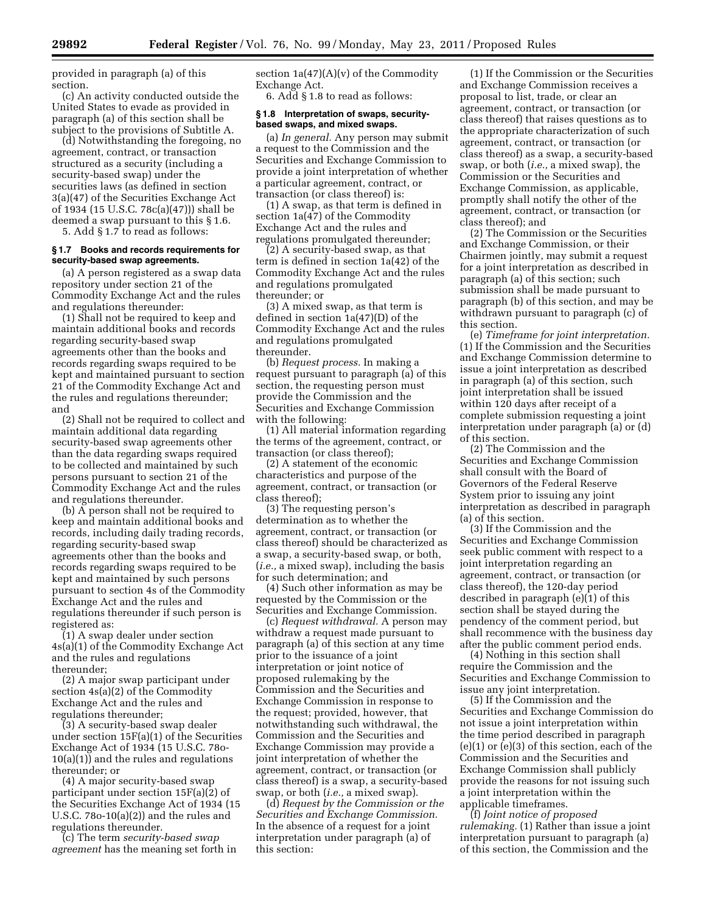provided in paragraph (a) of this section.

(c) An activity conducted outside the United States to evade as provided in paragraph (a) of this section shall be subject to the provisions of Subtitle A.

(d) Notwithstanding the foregoing, no agreement, contract, or transaction structured as a security (including a security-based swap) under the securities laws (as defined in section 3(a)(47) of the Securities Exchange Act of 1934 (15 U.S.C. 78c(a)(47))) shall be deemed a swap pursuant to this § 1.6.

5. Add § 1.7 to read as follows:

**§ 1.7 Books and records requirements for security-based swap agreements.**

(a) A person registered as a swap data repository under section 21 of the Commodity Exchange Act and the rules and regulations thereunder:

(1) Shall not be required to keep and maintain additional books and records regarding security-based swap agreements other than the books and records regarding swaps required to be kept and maintained pursuant to section 21 of the Commodity Exchange Act and the rules and regulations thereunder; and

(2) Shall not be required to collect and maintain additional data regarding security-based swap agreements other than the data regarding swaps required to be collected and maintained by such persons pursuant to section 21 of the Commodity Exchange Act and the rules and regulations thereunder.

(b) A person shall not be required to keep and maintain additional books and records, including daily trading records, regarding security-based swap agreements other than the books and records regarding swaps required to be kept and maintained by such persons pursuant to section 4s of the Commodity Exchange Act and the rules and regulations thereunder if such person is registered as:

(1) A swap dealer under section 4s(a)(1) of the Commodity Exchange Act and the rules and regulations thereunder;

(2) A major swap participant under section 4s(a)(2) of the Commodity Exchange Act and the rules and regulations thereunder;

(3) A security-based swap dealer under section 15F(a)(1) of the Securities Exchange Act of 1934 (15 U.S.C. 78o-10(a)(1)) and the rules and regulations thereunder; or

(4) A major security-based swap participant under section 15F(a)(2) of the Securities Exchange Act of 1934 (15 U.S.C. 78o-10(a)(2)) and the rules and regulations thereunder.

(c) The term *security-based swap agreement* has the meaning set forth in section 1a(47)(A)(v) of the Commodity Exchange Act.

6. Add § 1.8 to read as follows:

**§ 1.8 Interpretation of swaps, security-based swaps, and mixed swaps.**

(a) *In general.* Any person may submit a request to the Commission and the Securities and Exchange Commission to provide a joint interpretation of whether a particular agreement, contract, or transaction (or class thereof) is:

(1) A swap, as that term is defined in section 1a(47) of the Commodity Exchange Act and the rules and regulations promulgated thereunder;

(2) A security-based swap, as that term is defined in section 1a(42) of the Commodity Exchange Act and the rules and regulations promulgated thereunder; or

(3) A mixed swap, as that term is defined in section 1a(47)(D) of the Commodity Exchange Act and the rules and regulations promulgated thereunder.

(b) *Request process.* In making a request pursuant to paragraph (a) of this section, the requesting person must provide the Commission and the Securities and Exchange Commission with the following:

(1) All material information regarding the terms of the agreement, contract, or transaction (or class thereof);

(2) A statement of the economic characteristics and purpose of the agreement, contract, or transaction (or class thereof);

(3) The requesting person's determination as to whether the agreement, contract, or transaction (or class thereof) should be characterized as a swap, a security-based swap, or both, (*i.e.,* a mixed swap), including the basis for such determination; and

(4) Such other information as may be requested by the Commission or the Securities and Exchange Commission.

(c) *Request withdrawal.* A person may withdraw a request made pursuant to paragraph (a) of this section at any time prior to the issuance of a joint interpretation or joint notice of proposed rulemaking by the Commission and the Securities and Exchange Commission in response to the request; provided, however, that notwithstanding such withdrawal, the Commission and the Securities and Exchange Commission may provide a joint interpretation of whether the agreement, contract, or transaction (or class thereof) is a swap, a security-based swap, or both (*i.e.,* a mixed swap).

(d) *Request by the Commission or the Securities and Exchange Commission.* In the absence of a request for a joint interpretation under paragraph (a) of this section:

(1) If the Commission or the Securities and Exchange Commission receives a proposal to list, trade, or clear an agreement, contract, or transaction (or class thereof) that raises questions as to the appropriate characterization of such agreement, contract, or transaction (or class thereof) as a swap, a security-based swap, or both (*i.e.,* a mixed swap), the Commission or the Securities and Exchange Commission, as applicable, promptly shall notify the other of the agreement, contract, or transaction (or class thereof); and

(2) The Commission or the Securities and Exchange Commission, or their Chairmen jointly, may submit a request for a joint interpretation as described in paragraph (a) of this section; such submission shall be made pursuant to paragraph (b) of this section, and may be withdrawn pursuant to paragraph (c) of this section.

(e) *Timeframe for joint interpretation.* (1) If the Commission and the Securities and Exchange Commission determine to issue a joint interpretation as described in paragraph (a) of this section, such joint interpretation shall be issued within 120 days after receipt of a complete submission requesting a joint interpretation under paragraph (a) or (d) of this section.

(2) The Commission and the Securities and Exchange Commission shall consult with the Board of Governors of the Federal Reserve System prior to issuing any joint interpretation as described in paragraph (a) of this section.

(3) If the Commission and the Securities and Exchange Commission seek public comment with respect to a joint interpretation regarding an agreement, contract, or transaction (or class thereof), the 120-day period described in paragraph (e)(1) of this section shall be stayed during the pendency of the comment period, but shall recommence with the business day after the public comment period ends.

(4) Nothing in this section shall require the Commission and the Securities and Exchange Commission to issue any joint interpretation.

(5) If the Commission and the Securities and Exchange Commission do not issue a joint interpretation within the time period described in paragraph (e)(1) or (e)(3) of this section, each of the Commission and the Securities and Exchange Commission shall publicly provide the reasons for not issuing such a joint interpretation within the applicable timeframes.

(f) *Joint notice of proposed rulemaking.* (1) Rather than issue a joint interpretation pursuant to paragraph (a) of this section, the Commission and the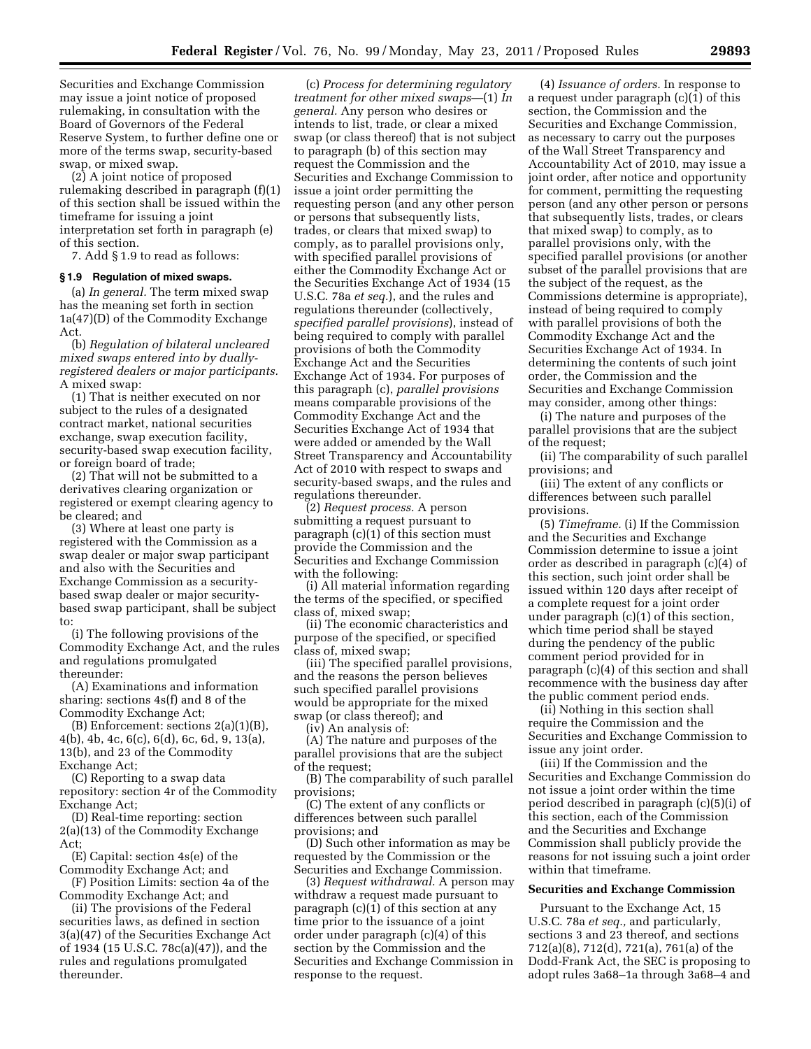Securities and Exchange Commission may issue a joint notice of proposed rulemaking, in consultation with the Board of Governors of the Federal Reserve System, to further define one or more of the terms swap, security-based swap, or mixed swap.

(2) A joint notice of proposed rulemaking described in paragraph (f)(1) of this section shall be issued within the timeframe for issuing a joint interpretation set forth in paragraph (e) of this section.

7. Add § 1.9 to read as follows:

**§ 1.9 Regulation of mixed swaps.**

(a) *In general.* The term mixed swap has the meaning set forth in section 1a(47)(D) of the Commodity Exchange Act.

(b) *Regulation of bilateral uncleared mixed swaps entered into by dually-registered dealers or major participants.* A mixed swap:

(1) That is neither executed on nor subject to the rules of a designated contract market, national securities exchange, swap execution facility, security-based swap execution facility, or foreign board of trade;

(2) That will not be submitted to a derivatives clearing organization or registered or exempt clearing agency to be cleared; and

(3) Where at least one party is registered with the Commission as a swap dealer or major swap participant and also with the Securities and Exchange Commission as a security-based swap dealer or major security-based swap participant, shall be subject to:

(i) The following provisions of the Commodity Exchange Act, and the rules and regulations promulgated thereunder:

(A) Examinations and information sharing: sections 4s(f) and 8 of the Commodity Exchange Act;

(B) Enforcement: sections 2(a)(1)(B), 4(b), 4b, 4c, 6(c), 6(d), 6c, 6d, 9, 13(a), 13(b), and 23 of the Commodity Exchange Act;

(C) Reporting to a swap data repository: section 4r of the Commodity Exchange Act;

(D) Real-time reporting: section 2(a)(13) of the Commodity Exchange Act;

(E) Capital: section 4s(e) of the Commodity Exchange Act; and

(F) Position Limits: section 4a of the Commodity Exchange Act; and

(ii) The provisions of the Federal securities laws, as defined in section 3(a)(47) of the Securities Exchange Act of 1934 (15 U.S.C. 78c(a)(47)), and the rules and regulations promulgated thereunder.

(c) *Process for determining regulatory treatment for other mixed swaps*—(1) *In general.* Any person who desires or intends to list, trade, or clear a mixed swap (or class thereof) that is not subject to paragraph (b) of this section may request the Commission and the Securities and Exchange Commission to issue a joint order permitting the requesting person (and any other person or persons that subsequently lists, trades, or clears that mixed swap) to comply, as to parallel provisions only, with specified parallel provisions of either the Commodity Exchange Act or the Securities Exchange Act of 1934 (15 U.S.C. 78a *et seq.*), and the rules and regulations thereunder (collectively, *specified parallel provisions*), instead of being required to comply with parallel provisions of both the Commodity Exchange Act and the Securities Exchange Act of 1934. For purposes of this paragraph (c), *parallel provisions* means comparable provisions of the Commodity Exchange Act and the Securities Exchange Act of 1934 that were added or amended by the Wall Street Transparency and Accountability Act of 2010 with respect to swaps and security-based swaps, and the rules and regulations thereunder.

(2) *Request process.* A person submitting a request pursuant to paragraph (c)(1) of this section must provide the Commission and the Securities and Exchange Commission with the following:

(i) All material information regarding the terms of the specified, or specified class of, mixed swap;

(ii) The economic characteristics and purpose of the specified, or specified class of, mixed swap;

(iii) The specified parallel provisions, and the reasons the person believes such specified parallel provisions would be appropriate for the mixed swap (or class thereof); and

(iv) An analysis of:

(A) The nature and purposes of the parallel provisions that are the subject of the request;

(B) The comparability of such parallel provisions;

(C) The extent of any conflicts or differences between such parallel provisions; and

(D) Such other information as may be requested by the Commission or the Securities and Exchange Commission.

(3) *Request withdrawal.* A person may withdraw a request made pursuant to paragraph (c)(1) of this section at any time prior to the issuance of a joint order under paragraph (c)(4) of this section by the Commission and the Securities and Exchange Commission in response to the request.

(4) *Issuance of orders.* In response to a request under paragraph (c)(1) of this section, the Commission and the Securities and Exchange Commission, as necessary to carry out the purposes of the Wall Street Transparency and Accountability Act of 2010, may issue a joint order, after notice and opportunity for comment, permitting the requesting person (and any other person or persons that subsequently lists, trades, or clears that mixed swap) to comply, as to parallel provisions only, with the specified parallel provisions (or another subset of the parallel provisions that are the subject of the request, as the Commissions determine is appropriate), instead of being required to comply with parallel provisions of both the Commodity Exchange Act and the Securities Exchange Act of 1934. In determining the contents of such joint order, the Commission and the Securities and Exchange Commission may consider, among other things:

(i) The nature and purposes of the parallel provisions that are the subject of the request;

(ii) The comparability of such parallel provisions; and

(iii) The extent of any conflicts or differences between such parallel provisions.

(5) *Timeframe.* (i) If the Commission and the Securities and Exchange Commission determine to issue a joint order as described in paragraph (c)(4) of this section, such joint order shall be issued within 120 days after receipt of a complete request for a joint order under paragraph (c)(1) of this section, which time period shall be stayed during the pendency of the public comment period provided for in paragraph (c)(4) of this section and shall recommence with the business day after the public comment period ends.

(ii) Nothing in this section shall require the Commission and the Securities and Exchange Commission to issue any joint order.

(iii) If the Commission and the Securities and Exchange Commission do not issue a joint order within the time period described in paragraph (c)(5)(i) of this section, each of the Commission and the Securities and Exchange Commission shall publicly provide the reasons for not issuing such a joint order within that timeframe.

**Securities and Exchange Commission**

Pursuant to the Exchange Act, 15 U.S.C. 78a *et seq.,* and particularly, sections 3 and 23 thereof, and sections 712(a)(8), 712(d), 721(a), 761(a) of the Dodd-Frank Act, the SEC is proposing to adopt rules 3a68–1a through 3a68–4 and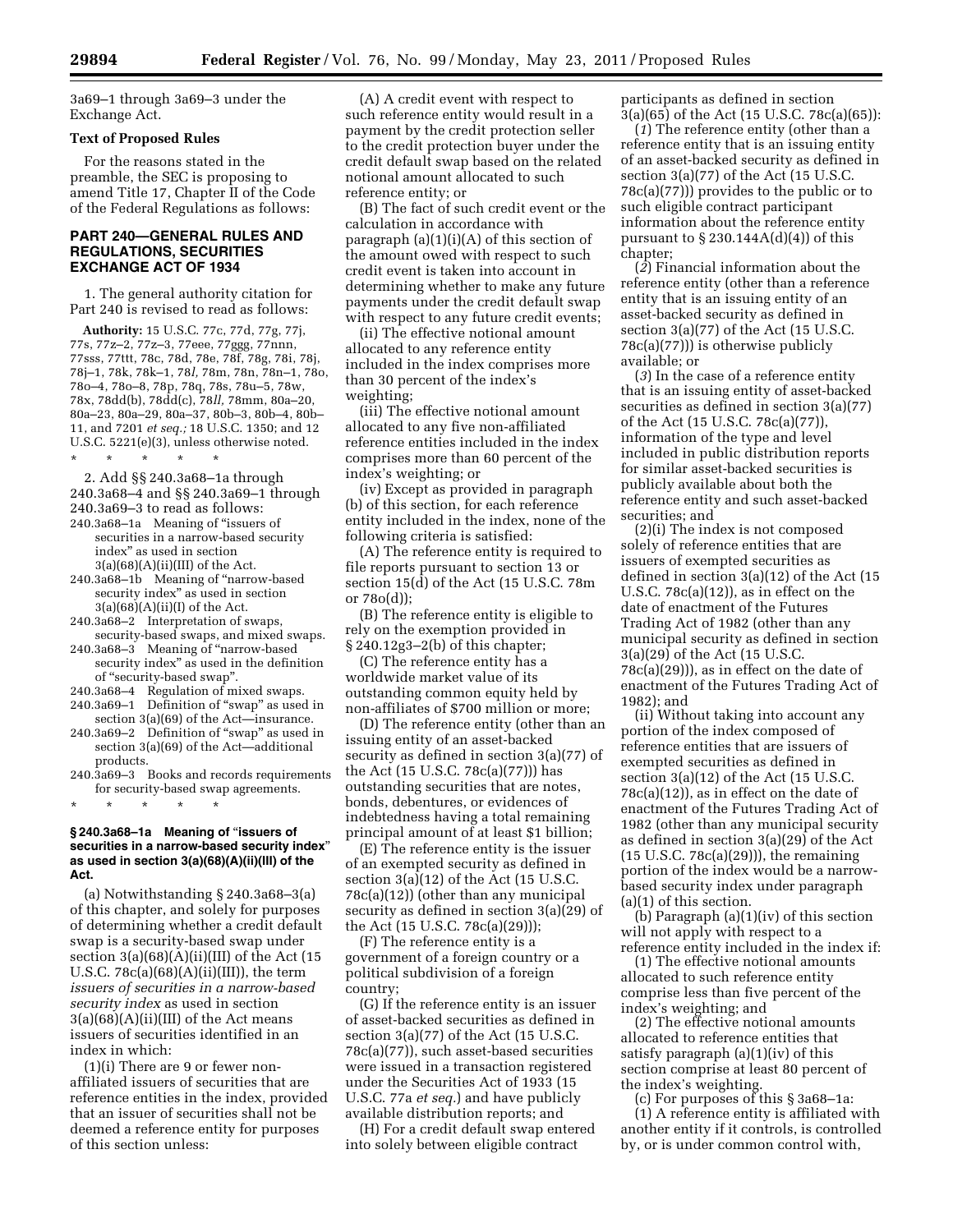3a69–1 through 3a69–3 under the Exchange Act.

**Text of Proposed Rules**

For the reasons stated in the preamble, the SEC is proposing to amend Title 17, Chapter II of the Code of the Federal Regulations as follows:

## PART 240—GENERAL RULES AND REGULATIONS, SECURITIES EXCHANGE ACT OF 1934

1. The general authority citation for Part 240 is revised to read as follows:

**Authority:** 15 U.S.C. 77c, 77d, 77g, 77j, 77s, 77z–2, 77z–3, 77eee, 77ggg, 77nnn, 77sss, 77ttt, 78c, 78d, 78e, 78f, 78g, 78i, 78j, 78j–1, 78k, 78k–1, 78*l,* 78m, 78n, 78n–1, 78o, 78o–4, 78o–8, 78p, 78q, 78s, 78u–5, 78w, 78x, 78dd(b), 78dd(c), 78*ll,* 78mm, 80a–20, 80a–23, 80a–29, 80a–37, 80b–3, 80b–4, 80b–11, and 7201 *et seq.;* 18 U.S.C. 1350; and 12 U.S.C. 5221(e)(3), unless otherwise noted.

\* \* \* \* \*

2. Add §§ 240.3a68–1a through 240.3a68–4 and §§ 240.3a69–1 through 240.3a69–3 to read as follows:

240.3a68–1a Meaning of "issuers of securities in a narrow-based security index" as used in section 3(a)(68)(A)(ii)(III) of the Act.
240.3a68–1b Meaning of "narrow-based security index" as used in section 3(a)(68)(A)(ii)(I) of the Act.
240.3a68–2 Interpretation of swaps, security-based swaps, and mixed swaps.
240.3a68–3 Meaning of "narrow-based security index" as used in the definition of "security-based swap".
240.3a68–4 Regulation of mixed swaps.
240.3a69–1 Definition of "swap" as used in section 3(a)(69) of the Act—insurance.
240.3a69–2 Definition of "swap" as used in section 3(a)(69) of the Act—additional products.
240.3a69–3 Books and records requirements for security-based swap agreements.

\* \* \* \* \*

### § 240.3a68–1a Meaning of "issuers of securities in a narrow-based security index" as used in section 3(a)(68)(A)(ii)(III) of the Act.

(a) Notwithstanding § 240.3a68–3(a) of this chapter, and solely for purposes of determining whether a credit default swap is a security-based swap under section 3(a)(68)(A)(ii)(III) of the Act (15 U.S.C. 78c(a)(68)(A)(ii)(III)), the term *issuers of securities in a narrow-based security index* as used in section 3(a)(68)(A)(ii)(III) of the Act means issuers of securities identified in an index in which:

(1)(i) There are 9 or fewer non-affiliated issuers of securities that are reference entities in the index, provided that an issuer of securities shall not be deemed a reference entity for purposes of this section unless:

(A) A credit event with respect to such reference entity would result in a payment by the credit protection seller to the credit protection buyer under the credit default swap based on the related notional amount allocated to such reference entity; or

(B) The fact of such credit event or the calculation in accordance with paragraph (a)(1)(i)(A) of this section of the amount owed with respect to such credit event is taken into account in determining whether to make any future payments under the credit default swap with respect to any future credit events;

(ii) The effective notional amount allocated to any reference entity included in the index comprises more than 30 percent of the index's weighting;

(iii) The effective notional amount allocated to any five non-affiliated reference entities included in the index comprises more than 60 percent of the index's weighting; or

(iv) Except as provided in paragraph (b) of this section, for each reference entity included in the index, none of the following criteria is satisfied:

(A) The reference entity is required to file reports pursuant to section 13 or section 15(d) of the Act (15 U.S.C. 78m or 78o(d));

(B) The reference entity is eligible to rely on the exemption provided in § 240.12g3–2(b) of this chapter;

(C) The reference entity has a worldwide market value of its outstanding common equity held by non-affiliates of $700 million or more;

(D) The reference entity (other than an issuing entity of an asset-backed security as defined in section 3(a)(77) of the Act (15 U.S.C. 78c(a)(77))) has outstanding securities that are notes, bonds, debentures, or evidences of indebtedness having a total remaining principal amount of at least $1 billion;

(E) The reference entity is the issuer of an exempted security as defined in section 3(a)(12) of the Act (15 U.S.C. 78c(a)(12)) (other than any municipal security as defined in section 3(a)(29) of the Act (15 U.S.C. 78c(a)(29)));

(F) The reference entity is a government of a foreign country or a political subdivision of a foreign country;

(G) If the reference entity is an issuer of asset-backed securities as defined in section 3(a)(77) of the Act (15 U.S.C. 78c(a)(77)), such asset-based securities were issued in a transaction registered under the Securities Act of 1933 (15 U.S.C. 77a *et seq.*) and have publicly available distribution reports; and

(H) For a credit default swap entered into solely between eligible contract participants as defined in section 3(a)(65) of the Act (15 U.S.C. 78c(a)(65)):

(*1*) The reference entity (other than a reference entity that is an issuing entity of an asset-backed security as defined in section 3(a)(77) of the Act (15 U.S.C. 78c(a)(77))) provides to the public or to such eligible contract participant information about the reference entity pursuant to § 230.144A(d)(4)) of this chapter;

(*2*) Financial information about the reference entity (other than a reference entity that is an issuing entity of an asset-backed security as defined in section 3(a)(77) of the Act (15 U.S.C. 78c(a)(77))) is otherwise publicly available; or

(*3*) In the case of a reference entity that is an issuing entity of asset-backed securities as defined in section 3(a)(77) of the Act (15 U.S.C. 78c(a)(77)), information of the type and level included in public distribution reports for similar asset-backed securities is publicly available about both the reference entity and such asset-backed securities; and

(2)(i) The index is not composed solely of reference entities that are issuers of exempted securities as defined in section 3(a)(12) of the Act (15 U.S.C. 78c(a)(12)), as in effect on the date of enactment of the Futures Trading Act of 1982 (other than any municipal security as defined in section 3(a)(29) of the Act (15 U.S.C. 78c(a)(29))), as in effect on the date of enactment of the Futures Trading Act of 1982); and

(ii) Without taking into account any portion of the index composed of reference entities that are issuers of exempted securities as defined in section 3(a)(12) of the Act (15 U.S.C. 78c(a)(12)), as in effect on the date of enactment of the Futures Trading Act of 1982 (other than any municipal security as defined in section 3(a)(29) of the Act (15 U.S.C. 78c(a)(29))), the remaining portion of the index would be a narrow-based security index under paragraph (a)(1) of this section.

(b) Paragraph (a)(1)(iv) of this section will not apply with respect to a reference entity included in the index if:

(1) The effective notional amounts allocated to such reference entity comprise less than five percent of the index's weighting; and

(2) The effective notional amounts allocated to reference entities that satisfy paragraph (a)(1)(iv) of this section comprise at least 80 percent of the index's weighting.

(c) For purposes of this § 3a68–1a:

(1) A reference entity is affiliated with another entity if it controls, is controlled by, or is under common control with,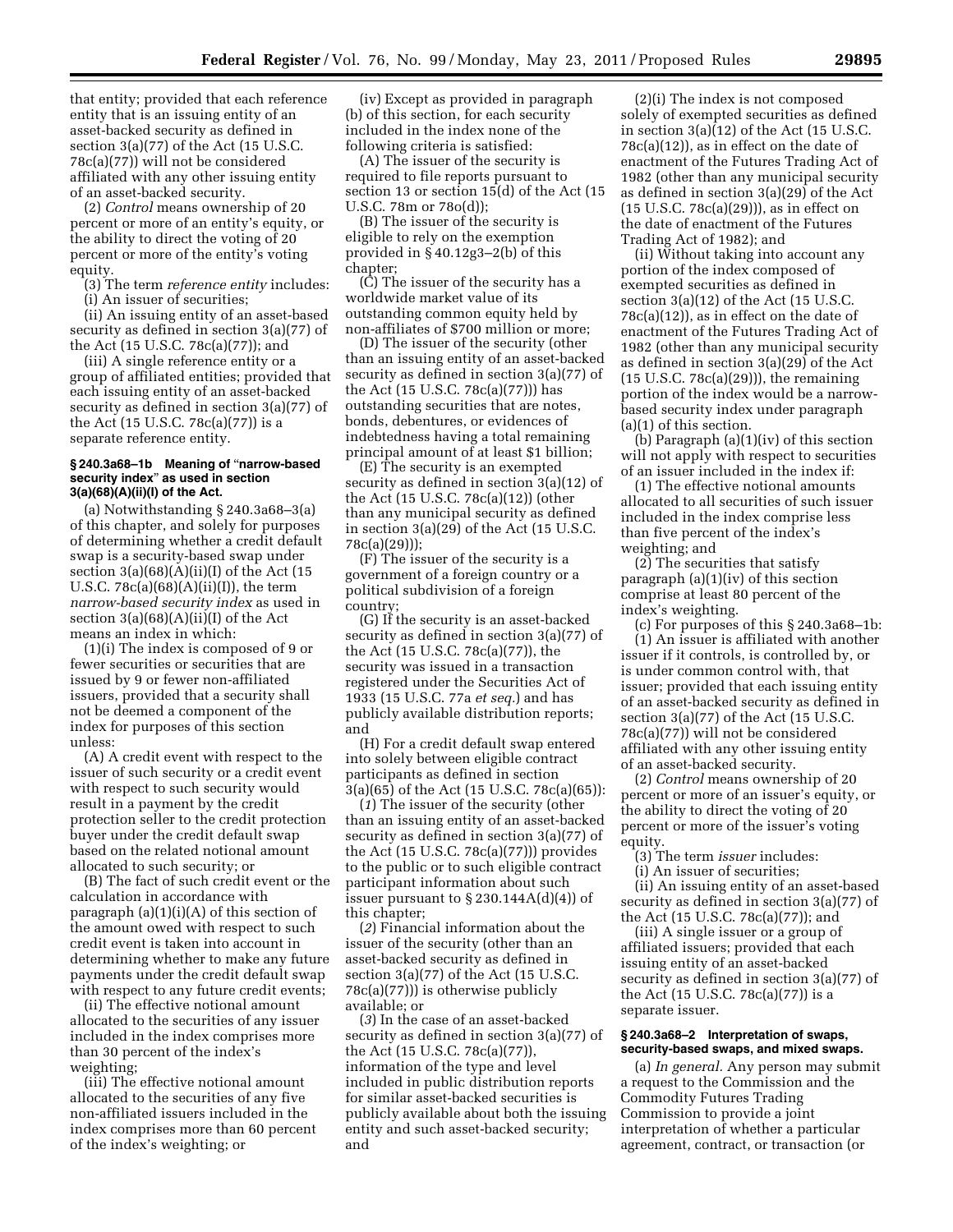that entity; provided that each reference entity that is an issuing entity of an asset-backed security as defined in section 3(a)(77) of the Act (15 U.S.C. 78c(a)(77)) will not be considered affiliated with any other issuing entity of an asset-backed security.

(2) *Control* means ownership of 20 percent or more of an entity's equity, or the ability to direct the voting of 20 percent or more of the entity's voting equity.

(3) The term *reference entity* includes:

(i) An issuer of securities;

(ii) An issuing entity of an asset-based security as defined in section 3(a)(77) of the Act (15 U.S.C. 78c(a)(77)); and

(iii) A single reference entity or a group of affiliated entities; provided that each issuing entity of an asset-backed security as defined in section 3(a)(77) of the Act (15 U.S.C. 78c(a)(77)) is a separate reference entity.

### § 240.3a68–1b Meaning of "narrow-based security index" as used in section 3(a)(68)(A)(ii)(I) of the Act.

(a) Notwithstanding § 240.3a68–3(a) of this chapter, and solely for purposes of determining whether a credit default swap is a security-based swap under section 3(a)(68)(A)(ii)(I) of the Act (15 U.S.C. 78c(a)(68)(A)(ii)(I)), the term *narrow-based security index* as used in section 3(a)(68)(A)(ii)(I) of the Act means an index in which:

(1)(i) The index is composed of 9 or fewer securities or securities that are issued by 9 or fewer non-affiliated issuers, provided that a security shall not be deemed a component of the index for purposes of this section unless:

(A) A credit event with respect to the issuer of such security or a credit event with respect to such security would result in a payment by the credit protection seller to the credit protection buyer under the credit default swap based on the related notional amount allocated to such security; or

(B) The fact of such credit event or the calculation in accordance with paragraph (a)(1)(i)(A) of this section of the amount owed with respect to such credit event is taken into account in determining whether to make any future payments under the credit default swap with respect to any future credit events;

(ii) The effective notional amount allocated to the securities of any issuer included in the index comprises more than 30 percent of the index's weighting;

(iii) The effective notional amount allocated to the securities of any five non-affiliated issuers included in the index comprises more than 60 percent of the index's weighting; or

(iv) Except as provided in paragraph (b) of this section, for each security included in the index none of the following criteria is satisfied:

(A) The issuer of the security is required to file reports pursuant to section 13 or section 15(d) of the Act (15 U.S.C. 78m or 78o(d));

(B) The issuer of the security is eligible to rely on the exemption provided in § 40.12g3–2(b) of this chapter;

(C) The issuer of the security has a worldwide market value of its outstanding common equity held by non-affiliates of $700 million or more;

(D) The issuer of the security (other than an issuing entity of an asset-backed security as defined in section 3(a)(77) of the Act (15 U.S.C. 78c(a)(77))) has outstanding securities that are notes, bonds, debentures, or evidences of indebtedness having a total remaining principal amount of at least $1 billion;

(E) The security is an exempted security as defined in section 3(a)(12) of the Act (15 U.S.C. 78c(a)(12)) (other than any municipal security as defined in section 3(a)(29) of the Act (15 U.S.C. 78c(a)(29)));

(F) The issuer of the security is a government of a foreign country or a political subdivision of a foreign country;

(G) If the security is an asset-backed security as defined in section 3(a)(77) of the Act (15 U.S.C. 78c(a)(77)), the security was issued in a transaction registered under the Securities Act of 1933 (15 U.S.C. 77a *et seq.*) and has publicly available distribution reports; and

(H) For a credit default swap entered into solely between eligible contract participants as defined in section 3(a)(65) of the Act (15 U.S.C. 78c(a)(65)):

(*1*) The issuer of the security (other than an issuing entity of an asset-backed security as defined in section 3(a)(77) of the Act (15 U.S.C. 78c(a)(77))) provides to the public or to such eligible contract participant information about such issuer pursuant to § 230.144A(d)(4)) of this chapter;

(*2*) Financial information about the issuer of the security (other than an asset-backed security as defined in section 3(a)(77) of the Act (15 U.S.C. 78c(a)(77))) is otherwise publicly available; or

(*3*) In the case of an asset-backed security as defined in section 3(a)(77) of the Act (15 U.S.C. 78c(a)(77)), information of the type and level included in public distribution reports for similar asset-backed securities is publicly available about both the issuing entity and such asset-backed security; and

(2)(i) The index is not composed solely of exempted securities as defined in section 3(a)(12) of the Act (15 U.S.C. 78c(a)(12)), as in effect on the date of enactment of the Futures Trading Act of 1982 (other than any municipal security as defined in section 3(a)(29) of the Act (15 U.S.C. 78c(a)(29))), as in effect on the date of enactment of the Futures Trading Act of 1982); and

(ii) Without taking into account any portion of the index composed of exempted securities as defined in section 3(a)(12) of the Act (15 U.S.C. 78c(a)(12)), as in effect on the date of enactment of the Futures Trading Act of 1982 (other than any municipal security as defined in section 3(a)(29) of the Act (15 U.S.C. 78c(a)(29))), the remaining portion of the index would be a narrow-based security index under paragraph (a)(1) of this section.

(b) Paragraph (a)(1)(iv) of this section will not apply with respect to securities of an issuer included in the index if:

(1) The effective notional amounts allocated to all securities of such issuer included in the index comprise less than five percent of the index's weighting; and

(2) The securities that satisfy paragraph (a)(1)(iv) of this section comprise at least 80 percent of the index's weighting.

(c) For purposes of this § 240.3a68–1b:

(1) An issuer is affiliated with another issuer if it controls, is controlled by, or is under common control with, that issuer; provided that each issuing entity of an asset-backed security as defined in section 3(a)(77) of the Act (15 U.S.C. 78c(a)(77)) will not be considered affiliated with any other issuing entity of an asset-backed security.

(2) *Control* means ownership of 20 percent or more of an issuer's equity, or the ability to direct the voting of 20 percent or more of the issuer's voting equity.

(3) The term *issuer* includes:

(i) An issuer of securities;

(ii) An issuing entity of an asset-based security as defined in section 3(a)(77) of the Act (15 U.S.C. 78c(a)(77)); and

(iii) A single issuer or a group of affiliated issuers; provided that each issuing entity of an asset-backed security as defined in section 3(a)(77) of the Act (15 U.S.C. 78c(a)(77)) is a separate issuer.

### § 240.3a68–2 Interpretation of swaps, security-based swaps, and mixed swaps.

(a) *In general.* Any person may submit a request to the Commission and the Commodity Futures Trading Commission to provide a joint interpretation of whether a particular agreement, contract, or transaction (or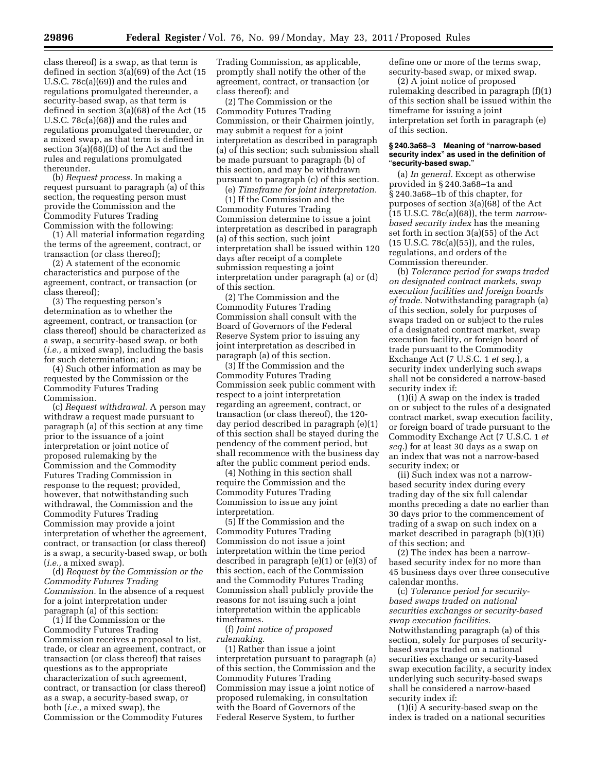class thereof) is a swap, as that term is defined in section 3(a)(69) of the Act (15 U.S.C. 78c(a)(69)) and the rules and regulations promulgated thereunder, a security-based swap, as that term is defined in section 3(a)(68) of the Act (15 U.S.C. 78c(a)(68)) and the rules and regulations promulgated thereunder, or a mixed swap, as that term is defined in section 3(a)(68)(D) of the Act and the rules and regulations promulgated thereunder.

(b) *Request process.* In making a request pursuant to paragraph (a) of this section, the requesting person must provide the Commission and the Commodity Futures Trading Commission with the following:

(1) All material information regarding the terms of the agreement, contract, or transaction (or class thereof);

(2) A statement of the economic characteristics and purpose of the agreement, contract, or transaction (or class thereof);

(3) The requesting person's determination as to whether the agreement, contract, or transaction (or class thereof) should be characterized as a swap, a security-based swap, or both (*i.e.,* a mixed swap), including the basis for such determination; and

(4) Such other information as may be requested by the Commission or the Commodity Futures Trading Commission.

(c) *Request withdrawal.* A person may withdraw a request made pursuant to paragraph (a) of this section at any time prior to the issuance of a joint interpretation or joint notice of proposed rulemaking by the Commission and the Commodity Futures Trading Commission in response to the request; provided, however, that notwithstanding such withdrawal, the Commission and the Commodity Futures Trading Commission may provide a joint interpretation of whether the agreement, contract, or transaction (or class thereof) is a swap, a security-based swap, or both (*i.e.,* a mixed swap).

(d) *Request by the Commission or the Commodity Futures Trading Commission.* In the absence of a request for a joint interpretation under paragraph (a) of this section:

(1) If the Commission or the Commodity Futures Trading Commission receives a proposal to list, trade, or clear an agreement, contract, or transaction (or class thereof) that raises questions as to the appropriate characterization of such agreement, contract, or transaction (or class thereof) as a swap, a security-based swap, or both (*i.e.,* a mixed swap), the Commission or the Commodity Futures Trading Commission, as applicable, promptly shall notify the other of the agreement, contract, or transaction (or class thereof); and

(2) The Commission or the Commodity Futures Trading Commission, or their Chairmen jointly, may submit a request for a joint interpretation as described in paragraph (a) of this section; such submission shall be made pursuant to paragraph (b) of this section, and may be withdrawn pursuant to paragraph (c) of this section.

(e) *Timeframe for joint interpretation.*

(1) If the Commission and the Commodity Futures Trading Commission determine to issue a joint interpretation as described in paragraph (a) of this section, such joint interpretation shall be issued within 120 days after receipt of a complete submission requesting a joint interpretation under paragraph (a) or (d) of this section.

(2) The Commission and the Commodity Futures Trading Commission shall consult with the Board of Governors of the Federal Reserve System prior to issuing any joint interpretation as described in paragraph (a) of this section.

(3) If the Commission and the Commodity Futures Trading Commission seek public comment with respect to a joint interpretation regarding an agreement, contract, or transaction (or class thereof), the 120-day period described in paragraph (e)(1) of this section shall be stayed during the pendency of the comment period, but shall recommence with the business day after the public comment period ends.

(4) Nothing in this section shall require the Commission and the Commodity Futures Trading Commission to issue any joint interpretation.

(5) If the Commission and the Commodity Futures Trading Commission do not issue a joint interpretation within the time period described in paragraph (e)(1) or (e)(3) of this section, each of the Commission and the Commodity Futures Trading Commission shall publicly provide the reasons for not issuing such a joint interpretation within the applicable timeframes.

(f) *Joint notice of proposed rulemaking.*

(1) Rather than issue a joint interpretation pursuant to paragraph (a) of this section, the Commission and the Commodity Futures Trading Commission may issue a joint notice of proposed rulemaking, in consultation with the Board of Governors of the Federal Reserve System, to further define one or more of the terms swap, security-based swap, or mixed swap.

(2) A joint notice of proposed rulemaking described in paragraph (f)(1) of this section shall be issued within the timeframe for issuing a joint interpretation set forth in paragraph (e) of this section.

#### § 240.3a68–3 Meaning of "narrow-based security index" as used in the definition of "security-based swap."

(a) *In general.* Except as otherwise provided in § 240.3a68–1a and § 240.3a68–1b of this chapter, for purposes of section 3(a)(68) of the Act (15 U.S.C. 78c(a)(68)), the term *narrow-based security index* has the meaning set forth in section 3(a)(55) of the Act (15 U.S.C. 78c(a)(55)), and the rules, regulations, and orders of the Commission thereunder.

(b) *Tolerance period for swaps traded on designated contract markets, swap execution facilities and foreign boards of trade.* Notwithstanding paragraph (a) of this section, solely for purposes of swaps traded on or subject to the rules of a designated contract market, swap execution facility, or foreign board of trade pursuant to the Commodity Exchange Act (7 U.S.C. 1 *et seq.*), a security index underlying such swaps shall not be considered a narrow-based security index if:

(1)(i) A swap on the index is traded on or subject to the rules of a designated contract market, swap execution facility, or foreign board of trade pursuant to the Commodity Exchange Act (7 U.S.C. 1 *et seq.*) for at least 30 days as a swap on an index that was not a narrow-based security index; or

(ii) Such index was not a narrow-based security index during every trading day of the six full calendar months preceding a date no earlier than 30 days prior to the commencement of trading of a swap on such index on a market described in paragraph (b)(1)(i) of this section; and

(2) The index has been a narrow-based security index for no more than 45 business days over three consecutive calendar months.

(c) *Tolerance period for security-based swaps traded on national securities exchanges or security-based swap execution facilities.* Notwithstanding paragraph (a) of this section, solely for purposes of security-based swaps traded on a national securities exchange or security-based swap execution facility, a security index underlying such security-based swaps shall be considered a narrow-based security index if:

(1)(i) A security-based swap on the index is traded on a national securities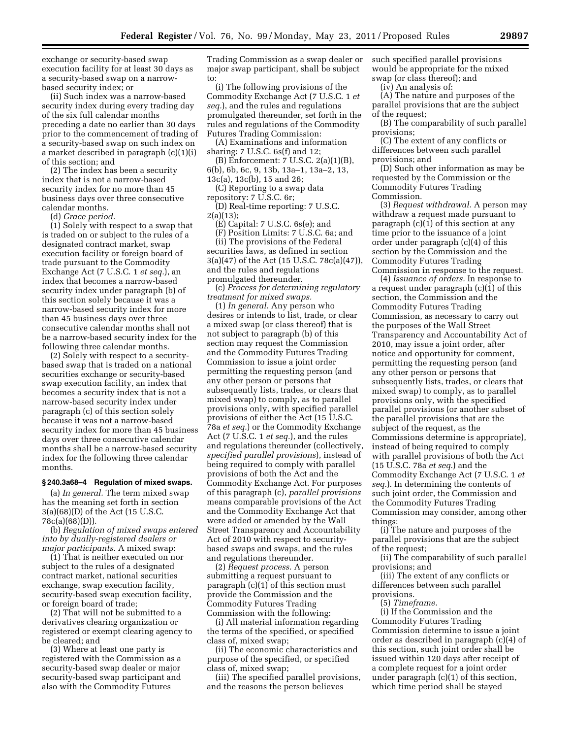exchange or security-based swap execution facility for at least 30 days as a security-based swap on a narrow-based security index; or

(ii) Such index was a narrow-based security index during every trading day of the six full calendar months preceding a date no earlier than 30 days prior to the commencement of trading of a security-based swap on such index on a market described in paragraph (c)(1)(i) of this section; and

(2) The index has been a security index that is not a narrow-based security index for no more than 45 business days over three consecutive calendar months.

(d) *Grace period.*

(1) Solely with respect to a swap that is traded on or subject to the rules of a designated contract market, swap execution facility or foreign board of trade pursuant to the Commodity Exchange Act (7 U.S.C. 1 *et seq.*), an index that becomes a narrow-based security index under paragraph (b) of this section solely because it was a narrow-based security index for more than 45 business days over three consecutive calendar months shall not be a narrow-based security index for the following three calendar months.

(2) Solely with respect to a security-based swap that is traded on a national securities exchange or security-based swap execution facility, an index that becomes a security index that is not a narrow-based security index under paragraph (c) of this section solely because it was not a narrow-based security index for more than 45 business days over three consecutive calendar months shall be a narrow-based security index for the following three calendar months.

### § 240.3a68–4 Regulation of mixed swaps.

(a) *In general.* The term mixed swap has the meaning set forth in section 3(a)(68)(D) of the Act (15 U.S.C. 78c(a)(68)(D)).

(b) *Regulation of mixed swaps entered into by dually-registered dealers or major participants.* A mixed swap:

(1) That is neither executed on nor subject to the rules of a designated contract market, national securities exchange, swap execution facility, security-based swap execution facility, or foreign board of trade;

(2) That will not be submitted to a derivatives clearing organization or registered or exempt clearing agency to be cleared; and

(3) Where at least one party is registered with the Commission as a security-based swap dealer or major security-based swap participant and also with the Commodity Futures Trading Commission as a swap dealer or major swap participant, shall be subject to:

(i) The following provisions of the Commodity Exchange Act (7 U.S.C. 1 *et seq.*), and the rules and regulations promulgated thereunder, set forth in the rules and regulations of the Commodity Futures Trading Commission:

(A) Examinations and information sharing: 7 U.S.C. 6s(f) and 12;

(B) Enforcement: 7 U.S.C. 2(a)(1)(B), 6(b), 6b, 6c, 9, 13b, 13a–1, 13a–2, 13, 13c(a), 13c(b), 15 and 26;

(C) Reporting to a swap data repository: 7 U.S.C. 6r;

(D) Real-time reporting: 7 U.S.C. 2(a)(13);

(E) Capital: 7 U.S.C. 6s(e); and

(F) Position Limits: 7 U.S.C. 6a; and

(ii) The provisions of the Federal securities laws, as defined in section 3(a)(47) of the Act (15 U.S.C. 78c(a)(47)), and the rules and regulations promulgated thereunder.

(c) *Process for determining regulatory treatment for mixed swaps.*

(1) *In general.* Any person who desires or intends to list, trade, or clear a mixed swap (or class thereof) that is not subject to paragraph (b) of this section may request the Commission and the Commodity Futures Trading Commission to issue a joint order permitting the requesting person (and any other person or persons that subsequently lists, trades, or clears that mixed swap) to comply, as to parallel provisions only, with specified parallel provisions of either the Act (15 U.S.C. 78a *et seq.*) or the Commodity Exchange Act (7 U.S.C. 1 *et seq.*), and the rules and regulations thereunder (collectively, *specified parallel provisions*), instead of being required to comply with parallel provisions of both the Act and the Commodity Exchange Act. For purposes of this paragraph (c), *parallel provisions* means comparable provisions of the Act and the Commodity Exchange Act that were added or amended by the Wall Street Transparency and Accountability Act of 2010 with respect to security-based swaps and swaps, and the rules and regulations thereunder.

(2) *Request process.* A person submitting a request pursuant to paragraph (c)(1) of this section must provide the Commission and the Commodity Futures Trading Commission with the following:

(i) All material information regarding the terms of the specified, or specified class of, mixed swap;

(ii) The economic characteristics and purpose of the specified, or specified class of, mixed swap;

(iii) The specified parallel provisions, and the reasons the person believes such specified parallel provisions would be appropriate for the mixed swap (or class thereof); and

(iv) An analysis of:

(A) The nature and purposes of the parallel provisions that are the subject of the request;

(B) The comparability of such parallel provisions;

(C) The extent of any conflicts or differences between such parallel provisions; and

(D) Such other information as may be requested by the Commission or the Commodity Futures Trading Commission.

(3) *Request withdrawal.* A person may withdraw a request made pursuant to paragraph (c)(1) of this section at any time prior to the issuance of a joint order under paragraph (c)(4) of this section by the Commission and the Commodity Futures Trading Commission in response to the request.

(4) *Issuance of orders.* In response to a request under paragraph (c)(1) of this section, the Commission and the Commodity Futures Trading Commission, as necessary to carry out the purposes of the Wall Street Transparency and Accountability Act of 2010, may issue a joint order, after notice and opportunity for comment, permitting the requesting person (and any other person or persons that subsequently lists, trades, or clears that mixed swap) to comply, as to parallel provisions only, with the specified parallel provisions (or another subset of the parallel provisions that are the subject of the request, as the Commissions determine is appropriate), instead of being required to comply with parallel provisions of both the Act (15 U.S.C. 78a *et seq.*) and the Commodity Exchange Act (7 U.S.C. 1 *et seq.*). In determining the contents of such joint order, the Commission and the Commodity Futures Trading Commission may consider, among other things:

(i) The nature and purposes of the parallel provisions that are the subject of the request;

(ii) The comparability of such parallel provisions; and

(iii) The extent of any conflicts or differences between such parallel provisions.

(5) *Timeframe.*

(i) If the Commission and the Commodity Futures Trading Commission determine to issue a joint order as described in paragraph (c)(4) of this section, such joint order shall be issued within 120 days after receipt of a complete request for a joint order under paragraph (c)(1) of this section, which time period shall be stayed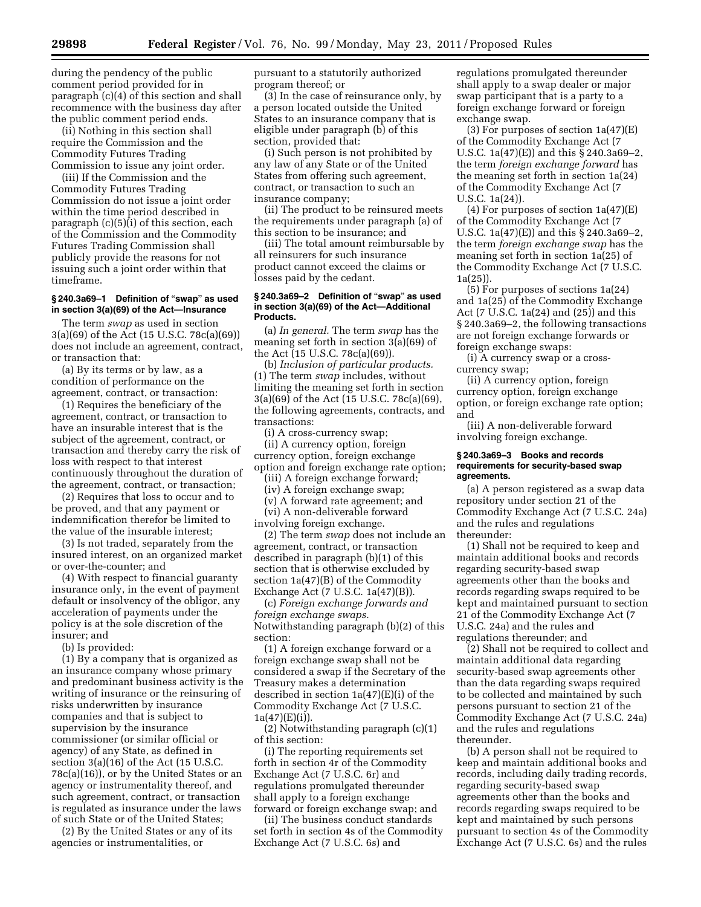during the pendency of the public comment period provided for in paragraph (c)(4) of this section and shall recommence with the business day after the public comment period ends.

(ii) Nothing in this section shall require the Commission and the Commodity Futures Trading Commission to issue any joint order.

(iii) If the Commission and the Commodity Futures Trading Commission do not issue a joint order within the time period described in paragraph (c)(5)(i) of this section, each of the Commission and the Commodity Futures Trading Commission shall publicly provide the reasons for not issuing such a joint order within that timeframe.

### § 240.3a69–1 Definition of "swap" as used in section 3(a)(69) of the Act—Insurance

The term *swap* as used in section 3(a)(69) of the Act (15 U.S.C. 78c(a)(69)) does not include an agreement, contract, or transaction that:

(a) By its terms or by law, as a condition of performance on the agreement, contract, or transaction:

(1) Requires the beneficiary of the agreement, contract, or transaction to have an insurable interest that is the subject of the agreement, contract, or transaction and thereby carry the risk of loss with respect to that interest continuously throughout the duration of the agreement, contract, or transaction;

(2) Requires that loss to occur and to be proved, and that any payment or indemnification therefor be limited to the value of the insurable interest;

(3) Is not traded, separately from the insured interest, on an organized market or over-the-counter; and

(4) With respect to financial guaranty insurance only, in the event of payment default or insolvency of the obligor, any acceleration of payments under the policy is at the sole discretion of the insurer; and

(b) Is provided:

(1) By a company that is organized as an insurance company whose primary and predominant business activity is the writing of insurance or the reinsuring of risks underwritten by insurance companies and that is subject to supervision by the insurance commissioner (or similar official or agency) of any State, as defined in section 3(a)(16) of the Act (15 U.S.C. 78c(a)(16)), or by the United States or an agency or instrumentality thereof, and such agreement, contract, or transaction is regulated as insurance under the laws of such State or of the United States;

(2) By the United States or any of its agencies or instrumentalities, or pursuant to a statutorily authorized program thereof; or

(3) In the case of reinsurance only, by a person located outside the United States to an insurance company that is eligible under paragraph (b) of this section, provided that:

(i) Such person is not prohibited by any law of any State or of the United States from offering such agreement, contract, or transaction to such an insurance company;

(ii) The product to be reinsured meets the requirements under paragraph (a) of this section to be insurance; and

(iii) The total amount reimbursable by all reinsurers for such insurance product cannot exceed the claims or losses paid by the cedant.

### § 240.3a69–2 Definition of "swap" as used in section 3(a)(69) of the Act—Additional Products.

(a) *In general.* The term *swap* has the meaning set forth in section 3(a)(69) of the Act (15 U.S.C. 78c(a)(69)).

(b) *Inclusion of particular products.* (1) The term *swap* includes, without limiting the meaning set forth in section 3(a)(69) of the Act (15 U.S.C. 78c(a)(69), the following agreements, contracts, and transactions:

(i) A cross-currency swap;

(ii) A currency option, foreign currency option, foreign exchange option and foreign exchange rate option;

(iii) A foreign exchange forward;

(iv) A foreign exchange swap;

(v) A forward rate agreement; and

(vi) A non-deliverable forward involving foreign exchange.

(2) The term *swap* does not include an agreement, contract, or transaction described in paragraph (b)(1) of this section that is otherwise excluded by section 1a(47)(B) of the Commodity Exchange Act (7 U.S.C. 1a(47)(B)).

(c) *Foreign exchange forwards and foreign exchange swaps.* Notwithstanding paragraph (b)(2) of this section:

(1) A foreign exchange forward or a foreign exchange swap shall not be considered a swap if the Secretary of the Treasury makes a determination described in section 1a(47)(E)(i) of the Commodity Exchange Act (7 U.S.C. 1a(47)(E)(i)).

(2) Notwithstanding paragraph (c)(1) of this section:

(i) The reporting requirements set forth in section 4r of the Commodity Exchange Act (7 U.S.C. 6r) and regulations promulgated thereunder shall apply to a foreign exchange forward or foreign exchange swap; and

(ii) The business conduct standards set forth in section 4s of the Commodity Exchange Act (7 U.S.C. 6s) and regulations promulgated thereunder shall apply to a swap dealer or major swap participant that is a party to a foreign exchange forward or foreign exchange swap.

(3) For purposes of section 1a(47)(E) of the Commodity Exchange Act (7 U.S.C. 1a(47)(E)) and this § 240.3a69–2, the term *foreign exchange forward* has the meaning set forth in section 1a(24) of the Commodity Exchange Act (7 U.S.C. 1a(24)).

(4) For purposes of section 1a(47)(E) of the Commodity Exchange Act (7 U.S.C. 1a(47)(E)) and this § 240.3a69–2, the term *foreign exchange swap* has the meaning set forth in section 1a(25) of the Commodity Exchange Act (7 U.S.C. 1a(25)).

(5) For purposes of sections 1a(24) and 1a(25) of the Commodity Exchange Act (7 U.S.C. 1a(24) and (25)) and this § 240.3a69–2, the following transactions are not foreign exchange forwards or foreign exchange swaps:

(i) A currency swap or a cross-currency swap;

(ii) A currency option, foreign currency option, foreign exchange option, or foreign exchange rate option; and

(iii) A non-deliverable forward involving foreign exchange.

### § 240.3a69–3 Books and records requirements for security-based swap agreements.

(a) A person registered as a swap data repository under section 21 of the Commodity Exchange Act (7 U.S.C. 24a) and the rules and regulations thereunder:

(1) Shall not be required to keep and maintain additional books and records regarding security-based swap agreements other than the books and records regarding swaps required to be kept and maintained pursuant to section 21 of the Commodity Exchange Act (7 U.S.C. 24a) and the rules and regulations thereunder; and

(2) Shall not be required to collect and maintain additional data regarding security-based swap agreements other than the data regarding swaps required to be collected and maintained by such persons pursuant to section 21 of the Commodity Exchange Act (7 U.S.C. 24a) and the rules and regulations thereunder.

(b) A person shall not be required to keep and maintain additional books and records, including daily trading records, regarding security-based swap agreements other than the books and records regarding swaps required to be kept and maintained by such persons pursuant to section 4s of the Commodity Exchange Act (7 U.S.C. 6s) and the rules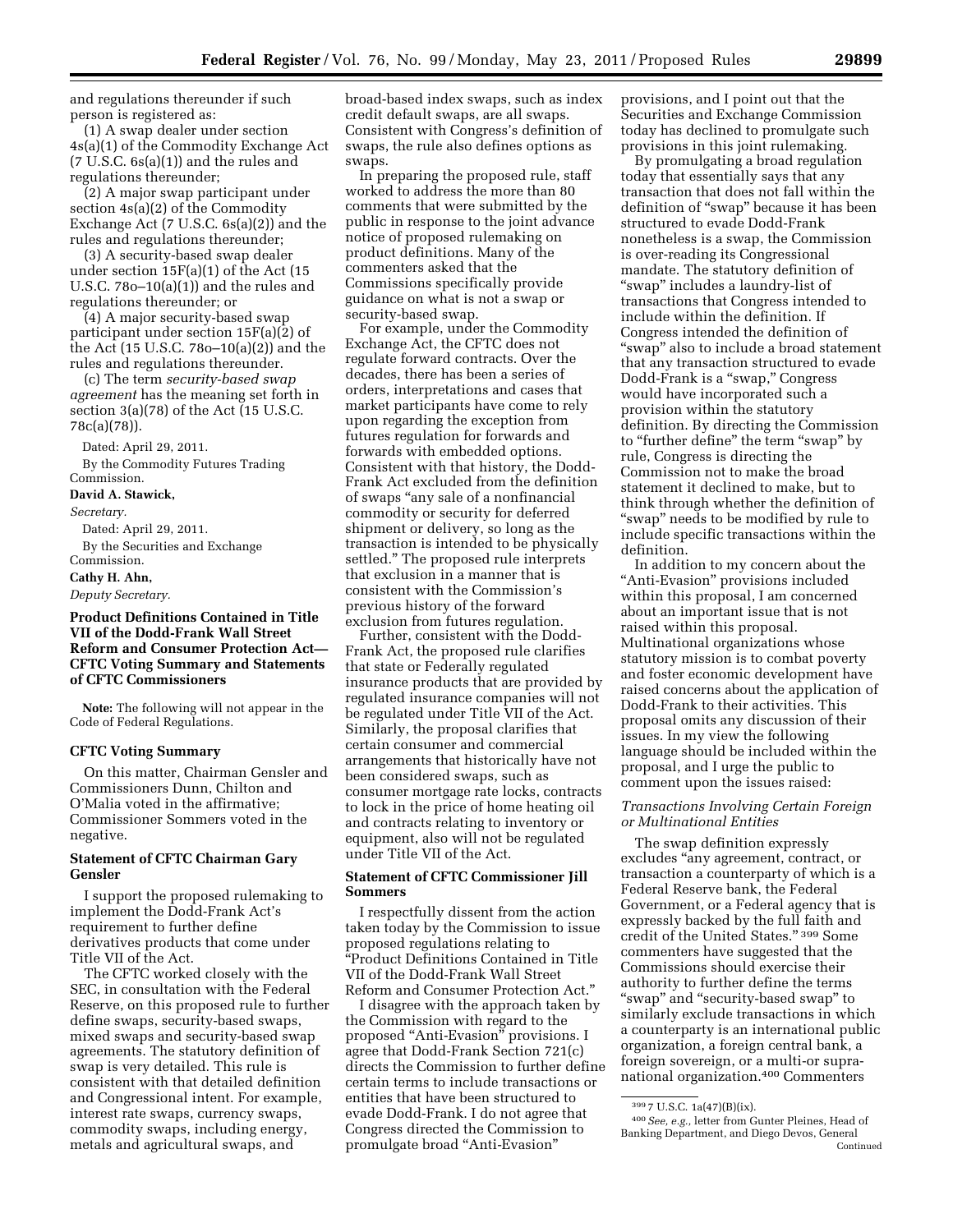and regulations thereunder if such person is registered as:

(1) A swap dealer under section 4s(a)(1) of the Commodity Exchange Act (7 U.S.C. 6s(a)(1)) and the rules and regulations thereunder;

(2) A major swap participant under section 4s(a)(2) of the Commodity Exchange Act (7 U.S.C. 6s(a)(2)) and the rules and regulations thereunder;

(3) A security-based swap dealer under section 15F(a)(1) of the Act (15 U.S.C. 78o–10(a)(1)) and the rules and regulations thereunder; or

(4) A major security-based swap participant under section 15F(a)(2) of the Act (15 U.S.C. 78o–10(a)(2)) and the rules and regulations thereunder.

(c) The term *security-based swap agreement* has the meaning set forth in section 3(a)(78) of the Act (15 U.S.C. 78c(a)(78)).

Dated: April 29, 2011.

By the Commodity Futures Trading Commission.

**David A. Stawick,**

*Secretary.*

Dated: April 29, 2011.

By the Securities and Exchange Commission.

**Cathy H. Ahn,**

*Deputy Secretary.*

## Product Definitions Contained in Title VII of the Dodd-Frank Wall Street Reform and Consumer Protection Act—CFTC Voting Summary and Statements of CFTC Commissioners

**Note:** The following will not appear in the Code of Federal Regulations.

### CFTC Voting Summary

On this matter, Chairman Gensler and Commissioners Dunn, Chilton and O'Malia voted in the affirmative; Commissioner Sommers voted in the negative.

### Statement of CFTC Chairman Gary Gensler

I support the proposed rulemaking to implement the Dodd-Frank Act's requirement to further define derivatives products that come under Title VII of the Act.

The CFTC worked closely with the SEC, in consultation with the Federal Reserve, on this proposed rule to further define swaps, security-based swaps, mixed swaps and security-based swap agreements. The statutory definition of swap is very detailed. This rule is consistent with that detailed definition and Congressional intent. For example, interest rate swaps, currency swaps, commodity swaps, including energy, metals and agricultural swaps, and broad-based index swaps, such as index credit default swaps, are all swaps. Consistent with Congress's definition of swaps, the rule also defines options as swaps.

In preparing the proposed rule, staff worked to address the more than 80 comments that were submitted by the public in response to the joint advance notice of proposed rulemaking on product definitions. Many of the commenters asked that the Commissions specifically provide guidance on what is not a swap or security-based swap.

For example, under the Commodity Exchange Act, the CFTC does not regulate forward contracts. Over the decades, there has been a series of orders, interpretations and cases that market participants have come to rely upon regarding the exception from futures regulation for forwards and forwards with embedded options. Consistent with that history, the Dodd-Frank Act excluded from the definition of swaps "any sale of a nonfinancial commodity or security for deferred shipment or delivery, so long as the transaction is intended to be physically settled." The proposed rule interprets that exclusion in a manner that is consistent with the Commission's previous history of the forward exclusion from futures regulation.

Further, consistent with the Dodd-Frank Act, the proposed rule clarifies that state or Federally regulated insurance products that are provided by regulated insurance companies will not be regulated under Title VII of the Act. Similarly, the proposal clarifies that certain consumer and commercial arrangements that historically have not been considered swaps, such as consumer mortgage rate locks, contracts to lock in the price of home heating oil and contracts relating to inventory or equipment, also will not be regulated under Title VII of the Act.

### Statement of CFTC Commissioner Jill Sommers

I respectfully dissent from the action taken today by the Commission to issue proposed regulations relating to "Product Definitions Contained in Title VII of the Dodd-Frank Wall Street Reform and Consumer Protection Act."

I disagree with the approach taken by the Commission with regard to the proposed "Anti-Evasion" provisions. I agree that Dodd-Frank Section 721(c) directs the Commission to further define certain terms to include transactions or entities that have been structured to evade Dodd-Frank. I do not agree that Congress directed the Commission to promulgate broad "Anti-Evasion" provisions, and I point out that the Securities and Exchange Commission today has declined to promulgate such provisions in this joint rulemaking.

By promulgating a broad regulation today that essentially says that any transaction that does not fall within the definition of "swap" because it has been structured to evade Dodd-Frank nonetheless is a swap, the Commission is over-reading its Congressional mandate. The statutory definition of "swap" includes a laundry-list of transactions that Congress intended to include within the definition. If Congress intended the definition of "swap" also to include a broad statement that any transaction structured to evade Dodd-Frank is a "swap," Congress would have incorporated such a provision within the statutory definition. By directing the Commission to "further define" the term "swap" by rule, Congress is directing the Commission not to make the broad statement it declined to make, but to think through whether the definition of "swap" needs to be modified by rule to include specific transactions within the definition.

In addition to my concern about the "Anti-Evasion" provisions included within this proposal, I am concerned about an important issue that is not raised within this proposal. Multinational organizations whose statutory mission is to combat poverty and foster economic development have raised concerns about the application of Dodd-Frank to their activities. This proposal omits any discussion of their issues. In my view the following language should be included within the proposal, and I urge the public to comment upon the issues raised:

*Transactions Involving Certain Foreign or Multinational Entities*

The swap definition expressly excludes "any agreement, contract, or transaction a counterparty of which is a Federal Reserve bank, the Federal Government, or a Federal agency that is expressly backed by the full faith and credit of the United States."[399] Some commenters have suggested that the Commissions should exercise their authority to further define the terms "swap" and "security-based swap" to similarly exclude transactions in which a counterparty is an international public organization, a foreign central bank, a foreign sovereign, or a multi-or supra-national organization.[400] Commenters

[399] 7 U.S.C. 1a(47)(B)(ix).

[400] *See, e.g.,* letter from Gunter Pleines, Head of Banking Department, and Diego Devos, General

Continued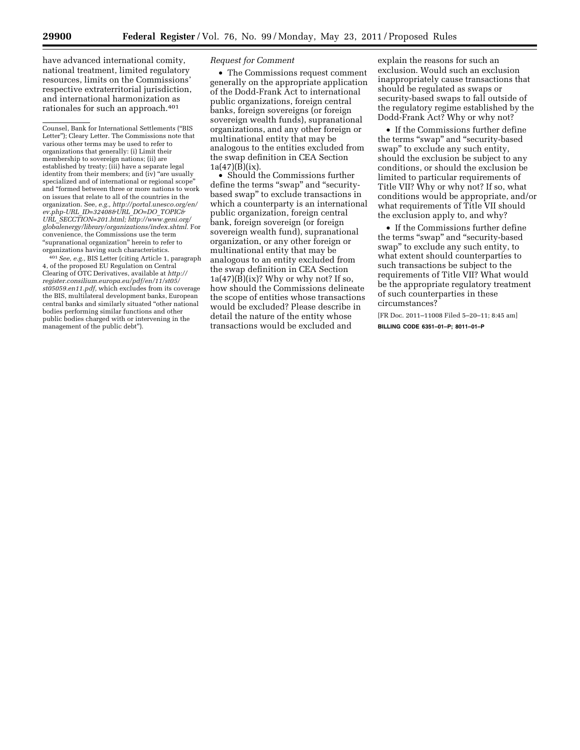have advanced international comity, national treatment, limited regulatory resources, limits on the Commissions' respective extraterritorial jurisdiction, and international harmonization as rationales for such an approach.[401]

*Request for Comment*

• The Commissions request comment generally on the appropriate application of the Dodd-Frank Act to international public organizations, foreign central banks, foreign sovereigns (or foreign sovereign wealth funds), supranational organizations, and any other foreign or multinational entity that may be analogous to the entities excluded from the swap definition in CEA Section 1a(47)(B)(ix).

• Should the Commissions further define the terms "swap" and "security-based swap" to exclude transactions in which a counterparty is an international public organization, foreign central bank, foreign sovereign (or foreign sovereign wealth fund), supranational organization, or any other foreign or multinational entity that may be analogous to an entity excluded from the swap definition in CEA Section 1a(47)(B)(ix)? Why or why not? If so, how should the Commissions delineate the scope of entities whose transactions would be excluded? Please describe in detail the nature of the entity whose transactions would be excluded and explain the reasons for such an exclusion. Would such an exclusion inappropriately cause transactions that should be regulated as swaps or security-based swaps to fall outside of the regulatory regime established by the Dodd-Frank Act? Why or why not?

• If the Commissions further define the terms "swap" and "security-based swap" to exclude any such entity, should the exclusion be subject to any conditions, or should the exclusion be limited to particular requirements of Title VII? Why or why not? If so, what conditions would be appropriate, and/or what requirements of Title VII should the exclusion apply to, and why?

• If the Commissions further define the terms "swap" and "security-based swap" to exclude any such entity, to what extent should counterparties to such transactions be subject to the requirements of Title VII? What would be the appropriate regulatory treatment of such counterparties in these circumstances?

[FR Doc. 2011–11008 Filed 5–20–11; 8:45 am]

**BILLING CODE 6351–01–P; 8011–01–P**

---

Counsel, Bank for International Settlements ("BIS Letter"); Cleary Letter. The Commissions note that various other terms may be used to refer to organizations that generally: (i) Limit their membership to sovereign nations; (ii) are established by treaty; (iii) have a separate legal identity from their members; and (iv) "are usually specialized and of international or regional scope" and "formed between three or more nations to work on issues that relate to all of the countries in the organization. See, *e.g., http://portal.unesco.org/en/ev.php-URL_ID=32408&URL_DO=DO_TOPIC&URL_SECCTION=201.html; http://www.geni.org/globalenergy/library/organizations/index.shtml.* For convenience, the Commissions use the term "supranational organization" herein to refer to organizations having such characteristics.

[401] *See, e.g.,* BIS Letter (citing Article 1, paragraph 4, of the proposed EU Regulation on Central Clearing of OTC Derivatives, available at *http://register.consilium.europa.eu/pdf/en/11/st05/st05059.en11.pdf,* which excludes from its coverage the BIS, multilateral development banks, European central banks and similarly situated "other national bodies performing similar functions and other public bodies charged with or intervening in the management of the public debt").